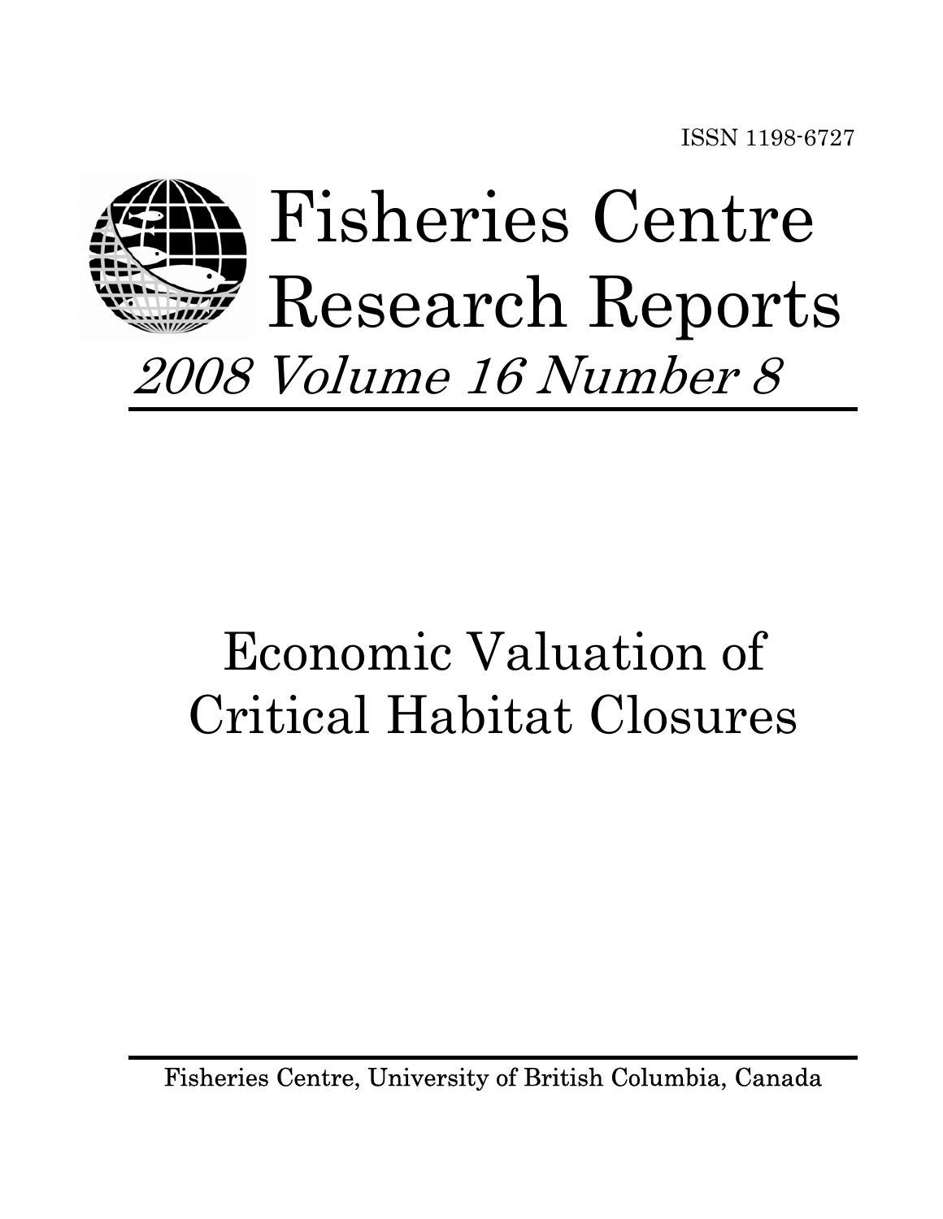ISSN 1198-6727

# Fisheries Centre Research Reports

*2008 Volume 16 Number 8*

# Economic Valuation of Critical Habitat Closures

Fisheries Centre, University of British Columbia, Canada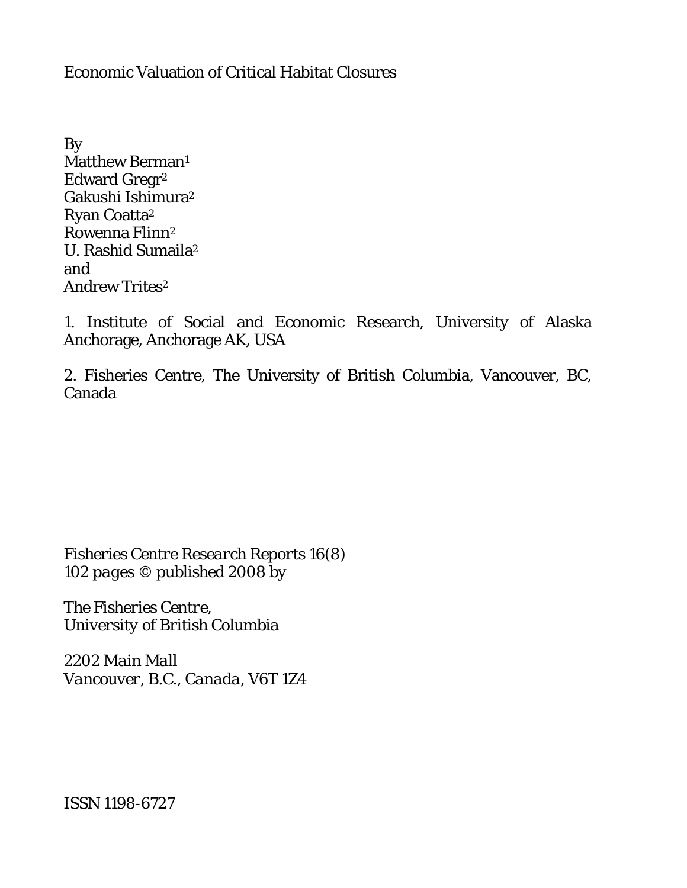Economic Valuation of Critical Habitat Closures

By
Matthew Berman[1]
Edward Gregr[2]
Gakushi Ishimura[2]
Ryan Coatta[2]
Rowenna Flinn[2]
U. Rashid Sumaila[2]
and
Andrew Trites[2]

1. Institute of Social and Economic Research, University of Alaska Anchorage, Anchorage AK, USA

2. Fisheries Centre, The University of British Columbia, Vancouver, BC, Canada

*Fisheries Centre Research Reports 16(8)*
*102 pages © published 2008 by*

*The Fisheries Centre,*
*University of British Columbia*

*2202 Main Mall*
*Vancouver, B.C., Canada, V6T 1Z4*

ISSN 1198-6727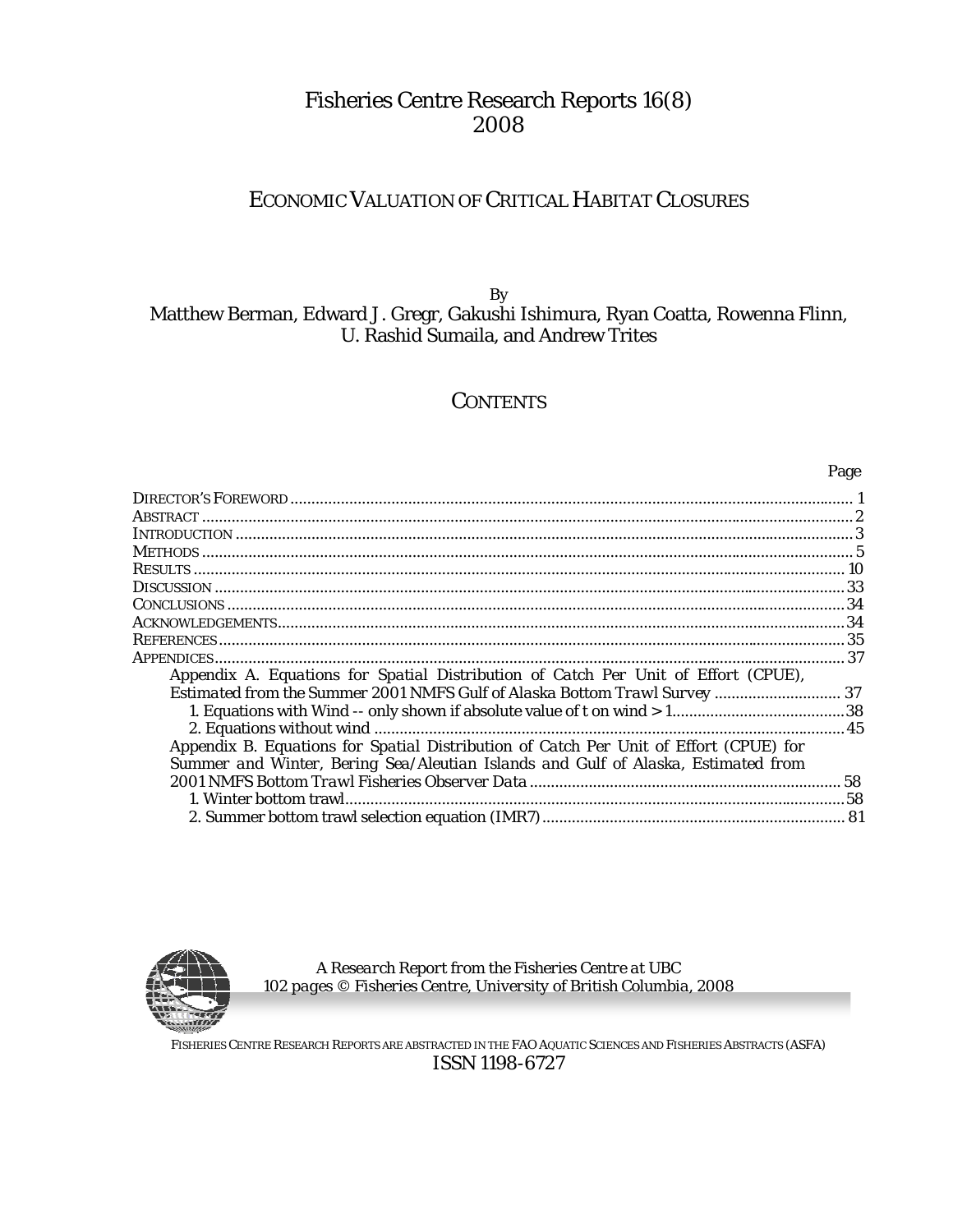# Fisheries Centre Research Reports 16(8)
# 2008

## ECONOMIC VALUATION OF CRITICAL HABITAT CLOSURES

By

Matthew Berman, Edward J. Gregr, Gakushi Ishimura, Ryan Coatta, Rowenna Flinn, U. Rashid Sumaila, and Andrew Trites

## CONTENTS

| | Page |
|---|---|
| DIRECTOR'S FOREWORD | 1 |
| ABSTRACT | 2 |
| INTRODUCTION | 3 |
| METHODS | 5 |
| RESULTS | 10 |
| DISCUSSION | 33 |
| CONCLUSIONS | 34 |
| ACKNOWLEDGEMENTS | 34 |
| REFERENCES | 35 |
| APPENDICES | 37 |
| *Appendix A. Equations for Spatial Distribution of Catch Per Unit of Effort (CPUE), Estimated from the Summer 2001 NMFS Gulf of Alaska Bottom Trawl Survey* | 37 |
| 1. Equations with Wind -- only shown if absolute value of t on wind > 1 | 38 |
| 2. Equations without wind | 45 |
| *Appendix B. Equations for Spatial Distribution of Catch Per Unit of Effort (CPUE) for Summer and Winter, Bering Sea/Aleutian Islands and Gulf of Alaska, Estimated from 2001 NMFS Bottom Trawl Fisheries Observer Data* | 58 |
| 1. Winter bottom trawl | 58 |
| 2. Summer bottom trawl selection equation (IMR7) | 81 |

*A Research Report from the Fisheries Centre at UBC*
*102 pages © Fisheries Centre, University of British Columbia, 2008*

FISHERIES CENTRE RESEARCH REPORTS ARE ABSTRACTED IN THE FAO AQUATIC SCIENCES AND FISHERIES ABSTRACTS (ASFA)

ISSN 1198-6727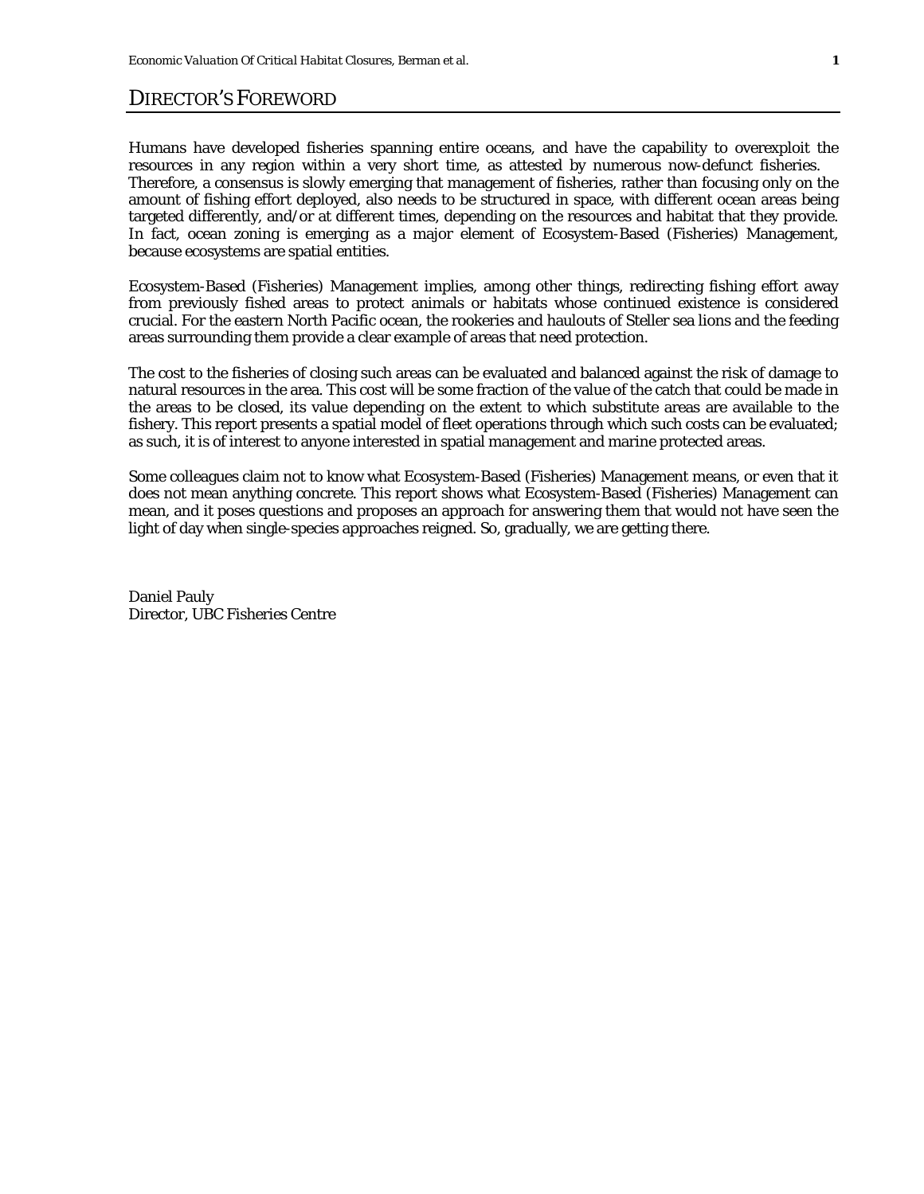# DIRECTOR'S FOREWORD

Humans have developed fisheries spanning entire oceans, and have the capability to overexploit the resources in any region within a very short time, as attested by numerous now-defunct fisheries. Therefore, a consensus is slowly emerging that management of fisheries, rather than focusing only on the amount of fishing effort deployed, also needs to be structured in space, with different ocean areas being targeted differently, and/or at different times, depending on the resources and habitat that they provide. In fact, ocean zoning is emerging as a major element of Ecosystem-Based (Fisheries) Management, because ecosystems are spatial entities.

Ecosystem-Based (Fisheries) Management implies, among other things, redirecting fishing effort away from previously fished areas to protect animals or habitats whose continued existence is considered crucial. For the eastern North Pacific ocean, the rookeries and haulouts of Steller sea lions and the feeding areas surrounding them provide a clear example of areas that need protection.

The cost to the fisheries of closing such areas can be evaluated and balanced against the risk of damage to natural resources in the area. This cost will be some fraction of the value of the catch that could be made in the areas to be closed, its value depending on the extent to which substitute areas are available to the fishery. This report presents a spatial model of fleet operations through which such costs can be evaluated; as such, it is of interest to anyone interested in spatial management and marine protected areas.

Some colleagues claim not to know what Ecosystem-Based (Fisheries) Management means, or even that it does not mean anything concrete. This report shows what Ecosystem-Based (Fisheries) Management can mean, and it poses questions and proposes an approach for answering them that would not have seen the light of day when single-species approaches reigned. So, gradually, we are getting there.

Daniel Pauly  
Director, UBC Fisheries Centre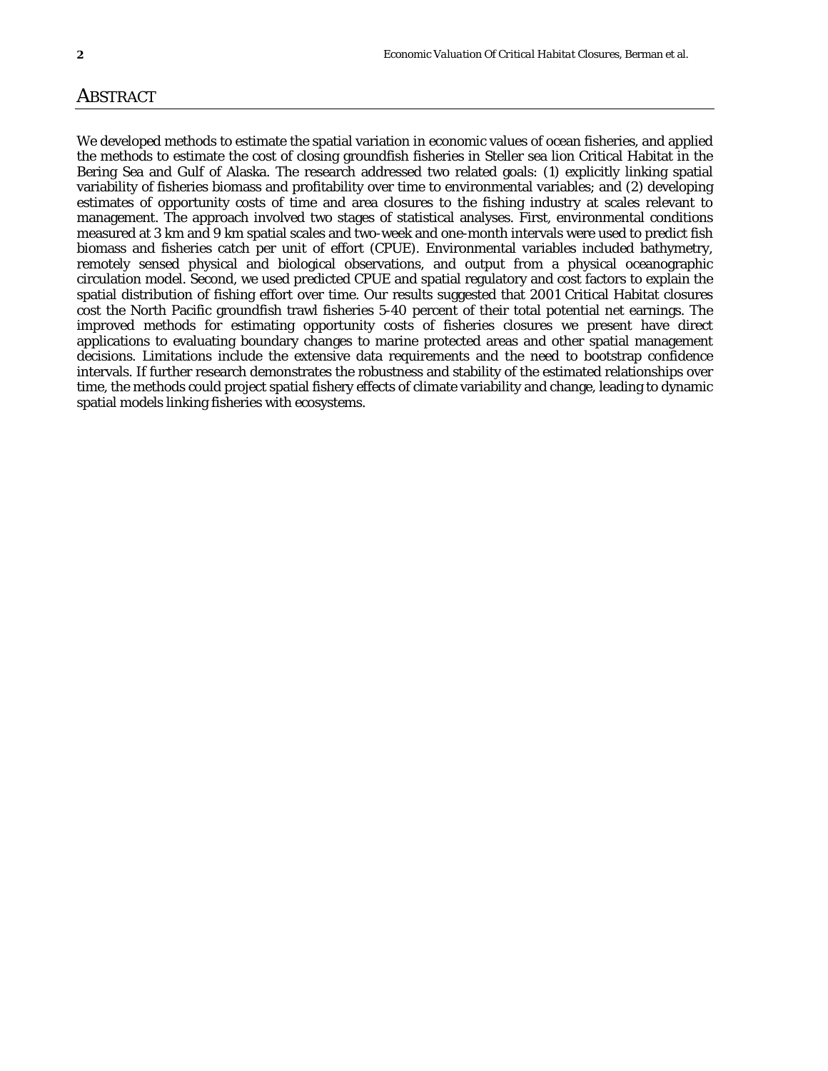## Abstract

We developed methods to estimate the spatial variation in economic values of ocean fisheries, and applied the methods to estimate the cost of closing groundfish fisheries in Steller sea lion Critical Habitat in the Bering Sea and Gulf of Alaska. The research addressed two related goals: (1) explicitly linking spatial variability of fisheries biomass and profitability over time to environmental variables; and (2) developing estimates of opportunity costs of time and area closures to the fishing industry at scales relevant to management. The approach involved two stages of statistical analyses. First, environmental conditions measured at 3 km and 9 km spatial scales and two-week and one-month intervals were used to predict fish biomass and fisheries catch per unit of effort (CPUE). Environmental variables included bathymetry, remotely sensed physical and biological observations, and output from a physical oceanographic circulation model. Second, we used predicted CPUE and spatial regulatory and cost factors to explain the spatial distribution of fishing effort over time. Our results suggested that 2001 Critical Habitat closures cost the North Pacific groundfish trawl fisheries 5-40 percent of their total potential net earnings. The improved methods for estimating opportunity costs of fisheries closures we present have direct applications to evaluating boundary changes to marine protected areas and other spatial management decisions. Limitations include the extensive data requirements and the need to bootstrap confidence intervals. If further research demonstrates the robustness and stability of the estimated relationships over time, the methods could project spatial fishery effects of climate variability and change, leading to dynamic spatial models linking fisheries with ecosystems.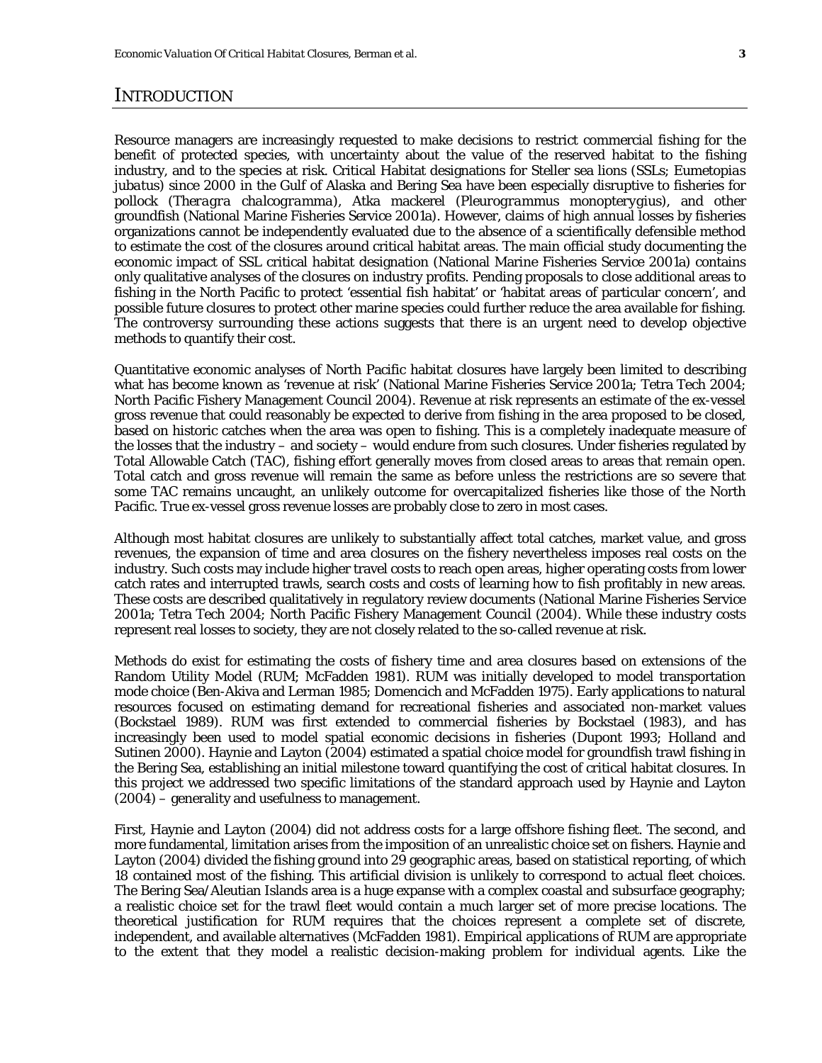# INTRODUCTION

Resource managers are increasingly requested to make decisions to restrict commercial fishing for the benefit of protected species, with uncertainty about the value of the reserved habitat to the fishing industry, and to the species at risk. Critical Habitat designations for Steller sea lions (SSLs; *Eumetopias jubatus*) since 2000 in the Gulf of Alaska and Bering Sea have been especially disruptive to fisheries for pollock (*Theragra chalcogramma*), Atka mackerel (*Pleurogrammus monopterygius*), and other groundfish (National Marine Fisheries Service 2001a). However, claims of high annual losses by fisheries organizations cannot be independently evaluated due to the absence of a scientifically defensible method to estimate the cost of the closures around critical habitat areas. The main official study documenting the economic impact of SSL critical habitat designation (National Marine Fisheries Service 2001a) contains only qualitative analyses of the closures on industry profits. Pending proposals to close additional areas to fishing in the North Pacific to protect 'essential fish habitat' or 'habitat areas of particular concern', and possible future closures to protect other marine species could further reduce the area available for fishing. The controversy surrounding these actions suggests that there is an urgent need to develop objective methods to quantify their cost.

Quantitative economic analyses of North Pacific habitat closures have largely been limited to describing what has become known as 'revenue at risk' (National Marine Fisheries Service 2001a; Tetra Tech 2004; North Pacific Fishery Management Council 2004). Revenue at risk represents an estimate of the ex-vessel gross revenue that could reasonably be expected to derive from fishing in the area proposed to be closed, based on historic catches when the area was open to fishing. This is a completely inadequate measure of the losses that the industry – and society – would endure from such closures. Under fisheries regulated by Total Allowable Catch (TAC), fishing effort generally moves from closed areas to areas that remain open. Total catch and gross revenue will remain the same as before unless the restrictions are so severe that some TAC remains uncaught, an unlikely outcome for overcapitalized fisheries like those of the North Pacific. True ex-vessel gross revenue losses are probably close to zero in most cases.

Although most habitat closures are unlikely to substantially affect total catches, market value, and gross revenues, the expansion of time and area closures on the fishery nevertheless imposes real costs on the industry. Such costs may include higher travel costs to reach open areas, higher operating costs from lower catch rates and interrupted trawls, search costs and costs of learning how to fish profitably in new areas. These costs are described qualitatively in regulatory review documents (National Marine Fisheries Service 2001a; Tetra Tech 2004; North Pacific Fishery Management Council (2004). While these industry costs represent real losses to society, they are not closely related to the so-called revenue at risk.

Methods do exist for estimating the costs of fishery time and area closures based on extensions of the Random Utility Model (RUM; McFadden 1981). RUM was initially developed to model transportation mode choice (Ben-Akiva and Lerman 1985; Domencich and McFadden 1975). Early applications to natural resources focused on estimating demand for recreational fisheries and associated non-market values (Bockstael 1989). RUM was first extended to commercial fisheries by Bockstael (1983), and has increasingly been used to model spatial economic decisions in fisheries (Dupont 1993; Holland and Sutinen 2000). Haynie and Layton (2004) estimated a spatial choice model for groundfish trawl fishing in the Bering Sea, establishing an initial milestone toward quantifying the cost of critical habitat closures. In this project we addressed two specific limitations of the standard approach used by Haynie and Layton (2004) – generality and usefulness to management.

First, Haynie and Layton (2004) did not address costs for a large offshore fishing fleet. The second, and more fundamental, limitation arises from the imposition of an unrealistic choice set on fishers. Haynie and Layton (2004) divided the fishing ground into 29 geographic areas, based on statistical reporting, of which 18 contained most of the fishing. This artificial division is unlikely to correspond to actual fleet choices. The Bering Sea/Aleutian Islands area is a huge expanse with a complex coastal and subsurface geography; a realistic choice set for the trawl fleet would contain a much larger set of more precise locations. The theoretical justification for RUM requires that the choices represent a complete set of discrete, independent, and available alternatives (McFadden 1981). Empirical applications of RUM are appropriate to the extent that they model a realistic decision-making problem for individual agents. Like the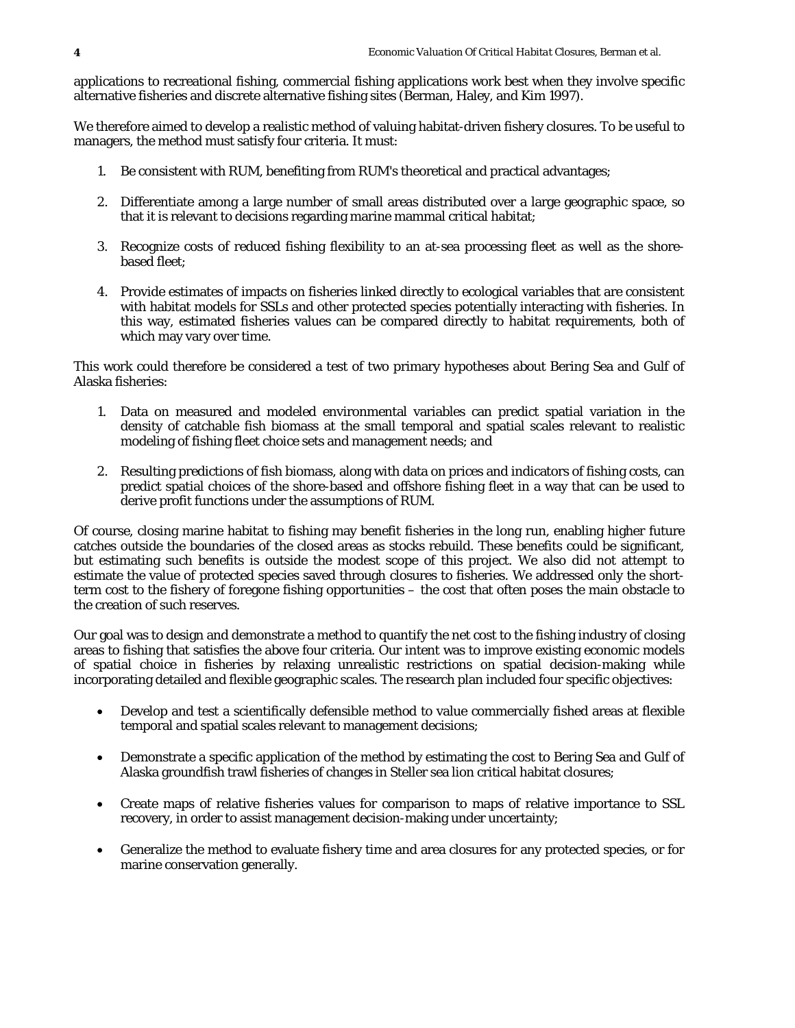applications to recreational fishing, commercial fishing applications work best when they involve specific alternative fisheries and discrete alternative fishing sites (Berman, Haley, and Kim 1997).

We therefore aimed to develop a realistic method of valuing habitat-driven fishery closures. To be useful to managers, the method must satisfy four criteria. It must:

1. Be consistent with RUM, benefiting from RUM's theoretical and practical advantages;

2. Differentiate among a large number of small areas distributed over a large geographic space, so that it is relevant to decisions regarding marine mammal critical habitat;

3. Recognize costs of reduced fishing flexibility to an at-sea processing fleet as well as the shore-based fleet;

4. Provide estimates of impacts on fisheries linked directly to ecological variables that are consistent with habitat models for SSLs and other protected species potentially interacting with fisheries. In this way, estimated fisheries values can be compared directly to habitat requirements, both of which may vary over time.

This work could therefore be considered a test of two primary hypotheses about Bering Sea and Gulf of Alaska fisheries:

1. Data on measured and modeled environmental variables can predict spatial variation in the density of catchable fish biomass at the small temporal and spatial scales relevant to realistic modeling of fishing fleet choice sets and management needs; and

2. Resulting predictions of fish biomass, along with data on prices and indicators of fishing costs, can predict spatial choices of the shore-based and offshore fishing fleet in a way that can be used to derive profit functions under the assumptions of RUM.

Of course, closing marine habitat to fishing may benefit fisheries in the long run, enabling higher future catches outside the boundaries of the closed areas as stocks rebuild. These benefits could be significant, but estimating such benefits is outside the modest scope of this project. We also did not attempt to estimate the value of protected species saved through closures to fisheries. We addressed only the short-term cost to the fishery of foregone fishing opportunities – the cost that often poses the main obstacle to the creation of such reserves.

Our goal was to design and demonstrate a method to quantify the net cost to the fishing industry of closing areas to fishing that satisfies the above four criteria. Our intent was to improve existing economic models of spatial choice in fisheries by relaxing unrealistic restrictions on spatial decision-making while incorporating detailed and flexible geographic scales. The research plan included four specific objectives:

- Develop and test a scientifically defensible method to value commercially fished areas at flexible temporal and spatial scales relevant to management decisions;

- Demonstrate a specific application of the method by estimating the cost to Bering Sea and Gulf of Alaska groundfish trawl fisheries of changes in Steller sea lion critical habitat closures;

- Create maps of relative fisheries values for comparison to maps of relative importance to SSL recovery, in order to assist management decision-making under uncertainty;

- Generalize the method to evaluate fishery time and area closures for any protected species, or for marine conservation generally.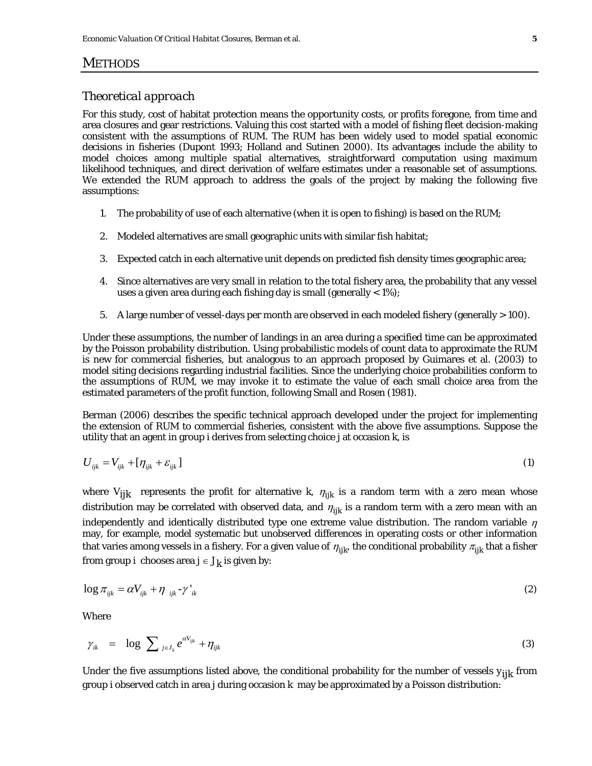## METHODS

### *Theoretical approach*

For this study, cost of habitat protection means the opportunity costs, or profits foregone, from time and area closures and gear restrictions. Valuing this cost started with a model of fishing fleet decision-making consistent with the assumptions of RUM. The RUM has been widely used to model spatial economic decisions in fisheries (Dupont 1993; Holland and Sutinen 2000). Its advantages include the ability to model choices among multiple spatial alternatives, straightforward computation using maximum likelihood techniques, and direct derivation of welfare estimates under a reasonable set of assumptions. We extended the RUM approach to address the goals of the project by making the following five assumptions:

1. The probability of use of each alternative (when it is open to fishing) is based on the RUM;
2. Modeled alternatives are small geographic units with similar fish habitat;
3. Expected catch in each alternative unit depends on predicted fish density times geographic area;
4. Since alternatives are very small in relation to the total fishery area, the probability that any vessel uses a given area during each fishing day is small (generally < 1%);
5. A large number of vessel-days per month are observed in each modeled fishery (generally > 100).

Under these assumptions, the number of landings in an area during a specified time can be approximated by the Poisson probability distribution. Using probabilistic models of count data to approximate the RUM is new for commercial fisheries, but analogous to an approach proposed by Guimares et al. (2003) to model siting decisions regarding industrial facilities. Since the underlying choice probabilities conform to the assumptions of RUM, we may invoke it to estimate the value of each small choice area from the estimated parameters of the profit function, following Small and Rosen (1981).

Berman (2006) describes the specific technical approach developed under the project for implementing the extension of RUM to commercial fisheries, consistent with the above five assumptions. Suppose the utility that an agent in group i derives from selecting choice j at occasion k, is

$$U_{ijk} = V_{ijk} + [\eta_{ijk} + \varepsilon_{ijk}] \tag{1}$$

where $V_{ijk}$ represents the profit for alternative k, $\eta_{ijk}$ is a random term with a zero mean whose distribution may be correlated with observed data, and $\eta_{ijk}$ is a random term with a zero mean with an independently and identically distributed type one extreme value distribution. The random variable $\eta$ may, for example, model systematic but unobserved differences in operating costs or other information that varies among vessels in a fishery. For a given value of $\eta_{ijk}$, the conditional probability $\pi_{ijk}$ that a fisher from group i chooses area $j \in J_k$ is given by:

$$\log \pi_{ijk} = \alpha V_{ijk} + \eta_{ijk} - \gamma'_{ik} \tag{2}$$

Where

$$\gamma_{ik} = \log \sum_{j \in J_k} e^{\alpha V_{ijk}} + \eta_{ijk} \tag{3}$$

Under the five assumptions listed above, the conditional probability for the number of vessels $y_{ijk}$ from group i observed catch in area j during occasion k may be approximated by a Poisson distribution: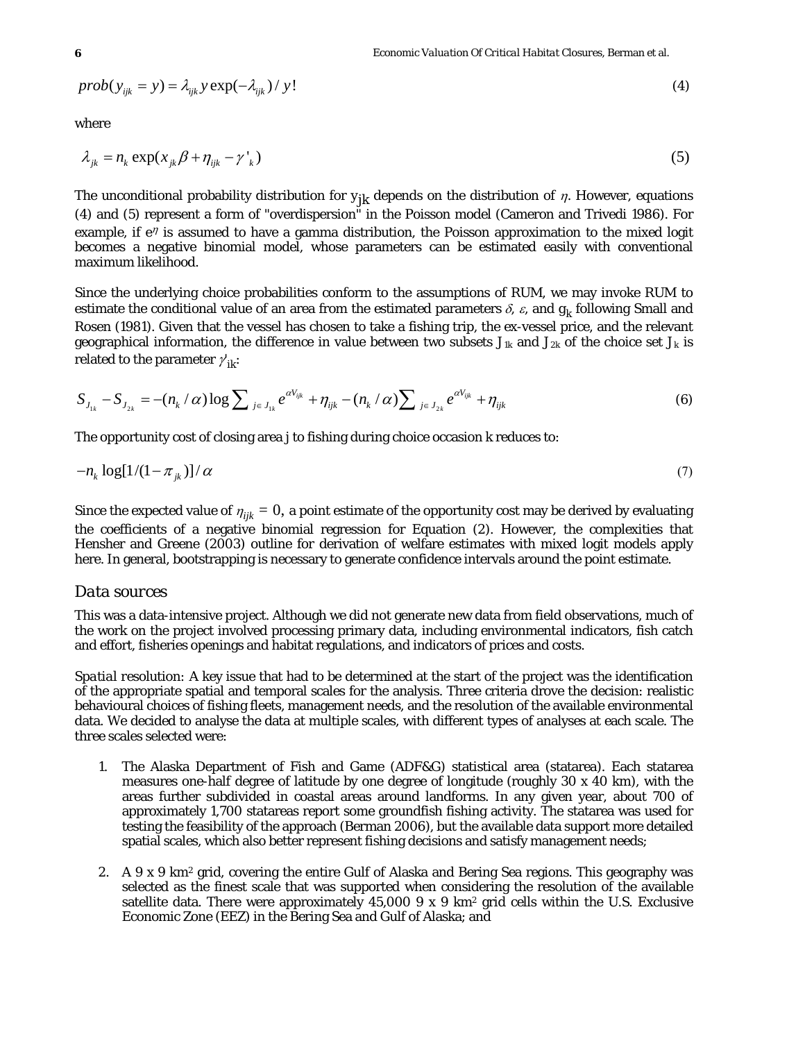$$prob(y_{ijk} = y) = \lambda_{ijk} y \exp(-\lambda_{ijk}) / y! \tag{4}$$

where

$$\lambda_{jk} = n_k \exp(x_{jk}\beta + \eta_{ijk} - \gamma'_k) \tag{5}$$

The unconditional probability distribution for $y_{jk}$ depends on the distribution of $\eta$. However, equations (4) and (5) represent a form of "overdispersion" in the Poisson model (Cameron and Trivedi 1986). For example, if $e^{\eta}$ is assumed to have a gamma distribution, the Poisson approximation to the mixed logit becomes a negative binomial model, whose parameters can be estimated easily with conventional maximum likelihood.

Since the underlying choice probabilities conform to the assumptions of RUM, we may invoke RUM to estimate the conditional value of an area from the estimated parameters $\delta$, $\varepsilon$, and $g_k$ following Small and Rosen (1981). Given that the vessel has chosen to take a fishing trip, the ex-vessel price, and the relevant geographical information, the difference in value between two subsets $J_{1k}$ and $J_{2k}$ of the choice set $J_k$ is related to the parameter $\gamma'_{ik}$:

$$S_{J_{1k}} - S_{J_{2k}} = -(n_k / \alpha) \log \sum_{j \in J_{1k}} e^{\alpha V_{ijk}} + \eta_{ijk} - (n_k / \alpha) \sum_{j \in J_{2k}} e^{\alpha V_{ijk}} + \eta_{ijk} \tag{6}$$

The opportunity cost of closing area j to fishing during choice occasion k reduces to:

$$-n_k \log[1/(1-\pi_{jk})] / \alpha \tag{7}$$

Since the expected value of $\eta_{ijk} = 0$, a point estimate of the opportunity cost may be derived by evaluating the coefficients of a negative binomial regression for Equation (2). However, the complexities that Hensher and Greene (2003) outline for derivation of welfare estimates with mixed logit models apply here. In general, bootstrapping is necessary to generate confidence intervals around the point estimate.

## Data sources

This was a data-intensive project. Although we did not generate new data from field observations, much of the work on the project involved processing primary data, including environmental indicators, fish catch and effort, fisheries openings and habitat regulations, and indicators of prices and costs.

*Spatial resolution:* A key issue that had to be determined at the start of the project was the identification of the appropriate spatial and temporal scales for the analysis. Three criteria drove the decision: realistic behavioural choices of fishing fleets, management needs, and the resolution of the available environmental data. We decided to analyse the data at multiple scales, with different types of analyses at each scale. The three scales selected were:

1. The Alaska Department of Fish and Game (ADF&G) statistical area (statarea). Each statarea measures one-half degree of latitude by one degree of longitude (roughly 30 x 40 km), with the areas further subdivided in coastal areas around landforms. In any given year, about 700 of approximately 1,700 statareas report some groundfish fishing activity. The statarea was used for testing the feasibility of the approach (Berman 2006), but the available data support more detailed spatial scales, which also better represent fishing decisions and satisfy management needs;

2. A 9 x 9 km$^2$ grid, covering the entire Gulf of Alaska and Bering Sea regions. This geography was selected as the finest scale that was supported when considering the resolution of the available satellite data. There were approximately 45,000 9 x 9 km$^2$ grid cells within the U.S. Exclusive Economic Zone (EEZ) in the Bering Sea and Gulf of Alaska; and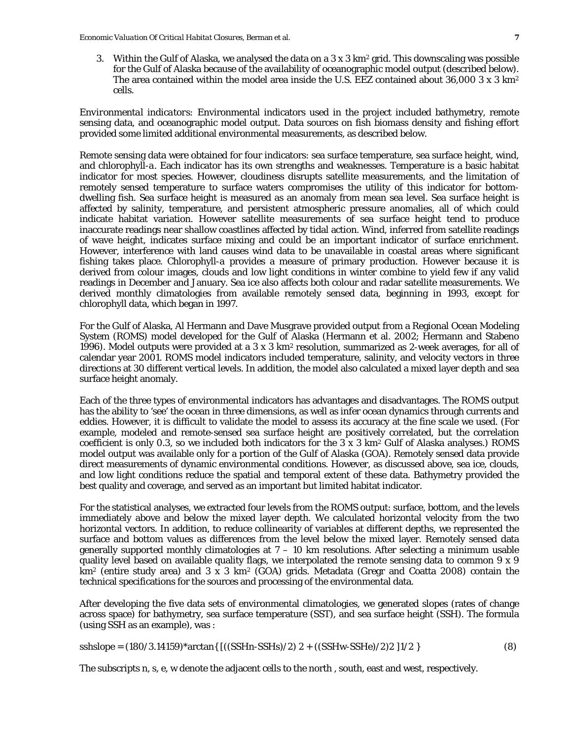3. Within the Gulf of Alaska, we analysed the data on a 3 x 3 $km^2$ grid. This downscaling was possible for the Gulf of Alaska because of the availability of oceanographic model output (described below). The area contained within the model area inside the U.S. EEZ contained about 36,000 3 x 3 $km^2$ cells.

*Environmental indicators*: Environmental indicators used in the project included bathymetry, remote sensing data, and oceanographic model output. Data sources on fish biomass density and fishing effort provided some limited additional environmental measurements, as described below.

Remote sensing data were obtained for four indicators: sea surface temperature, sea surface height, wind, and chlorophyll-*a*. Each indicator has its own strengths and weaknesses. Temperature is a basic habitat indicator for most species. However, cloudiness disrupts satellite measurements, and the limitation of remotely sensed temperature to surface waters compromises the utility of this indicator for bottom-dwelling fish. Sea surface height is measured as an anomaly from mean sea level. Sea surface height is affected by salinity, temperature, and persistent atmospheric pressure anomalies, all of which could indicate habitat variation. However satellite measurements of sea surface height tend to produce inaccurate readings near shallow coastlines affected by tidal action. Wind, inferred from satellite readings of wave height, indicates surface mixing and could be an important indicator of surface enrichment. However, interference with land causes wind data to be unavailable in coastal areas where significant fishing takes place. Chlorophyll-a provides a measure of primary production. However because it is derived from colour images, clouds and low light conditions in winter combine to yield few if any valid readings in December and January. Sea ice also affects both colour and radar satellite measurements. We derived monthly climatologies from available remotely sensed data, beginning in 1993, except for chlorophyll data, which began in 1997.

For the Gulf of Alaska, Al Hermann and Dave Musgrave provided output from a Regional Ocean Modeling System (ROMS) model developed for the Gulf of Alaska (Hermann et al. 2002; Hermann and Stabeno 1996). Model outputs were provided at a 3 x 3 $km^2$ resolution, summarized as 2-week averages, for all of calendar year 2001. ROMS model indicators included temperature, salinity, and velocity vectors in three directions at 30 different vertical levels. In addition, the model also calculated a mixed layer depth and sea surface height anomaly.

Each of the three types of environmental indicators has advantages and disadvantages. The ROMS output has the ability to 'see' the ocean in three dimensions, as well as infer ocean dynamics through currents and eddies. However, it is difficult to validate the model to assess its accuracy at the fine scale we used. (For example, modeled and remote-sensed sea surface height are positively correlated, but the correlation coefficient is only 0.3, so we included both indicators for the 3 x 3 $km^2$ Gulf of Alaska analyses.) ROMS model output was available only for a portion of the Gulf of Alaska (GOA). Remotely sensed data provide direct measurements of dynamic environmental conditions. However, as discussed above, sea ice, clouds, and low light conditions reduce the spatial and temporal extent of these data. Bathymetry provided the best quality and coverage, and served as an important but limited habitat indicator.

For the statistical analyses, we extracted four levels from the ROMS output: surface, bottom, and the levels immediately above and below the mixed layer depth. We calculated horizontal velocity from the two horizontal vectors. In addition, to reduce collinearity of variables at different depths, we represented the surface and bottom values as differences from the level below the mixed layer. Remotely sensed data generally supported monthly climatologies at 7 – 10 km resolutions. After selecting a minimum usable quality level based on available quality flags, we interpolated the remote sensing data to common 9 x 9 $km^2$ (entire study area) and 3 x 3 $km^2$ (GOA) grids. Metadata (Gregr and Coatta 2008) contain the technical specifications for the sources and processing of the environmental data.

After developing the five data sets of environmental climatologies, we generated slopes (rates of change across space) for bathymetry, sea surface temperature (SST), and sea surface height (SSH). The formula (using SSH as an example), was :

$$sshslope = (180/3.14159)*\arctan\{[((SSH_n-SSH_s)/2)^2 + ((SSH_w-SSH_e)/2)^2]^{1/2}\} \quad (8)$$

The subscripts n, s, e, w denote the adjacent cells to the north , south, east and west, respectively.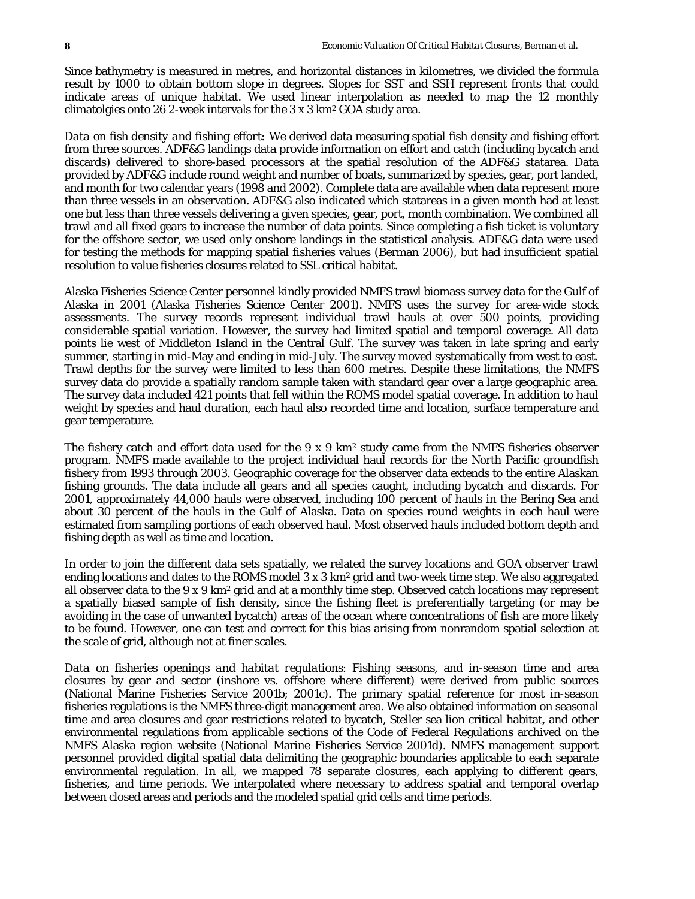Since bathymetry is measured in metres, and horizontal distances in kilometres, we divided the formula result by 1000 to obtain bottom slope in degrees. Slopes for SST and SSH represent fronts that could indicate areas of unique habitat. We used linear interpolation as needed to map the 12 monthly climatolgies onto 26 2-week intervals for the 3 x 3 km$^2$ GOA study area.

*Data on fish density and fishing effort:* We derived data measuring spatial fish density and fishing effort from three sources. ADF&G landings data provide information on effort and catch (including bycatch and discards) delivered to shore-based processors at the spatial resolution of the ADF&G statarea. Data provided by ADF&G include round weight and number of boats, summarized by species, gear, port landed, and month for two calendar years (1998 and 2002). Complete data are available when data represent more than three vessels in an observation. ADF&G also indicated which statareas in a given month had at least one but less than three vessels delivering a given species, gear, port, month combination. We combined all trawl and all fixed gears to increase the number of data points. Since completing a fish ticket is voluntary for the offshore sector, we used only onshore landings in the statistical analysis. ADF&G data were used for testing the methods for mapping spatial fisheries values (Berman 2006), but had insufficient spatial resolution to value fisheries closures related to SSL critical habitat.

Alaska Fisheries Science Center personnel kindly provided NMFS trawl biomass survey data for the Gulf of Alaska in 2001 (Alaska Fisheries Science Center 2001). NMFS uses the survey for area-wide stock assessments. The survey records represent individual trawl hauls at over 500 points, providing considerable spatial variation. However, the survey had limited spatial and temporal coverage. All data points lie west of Middleton Island in the Central Gulf. The survey was taken in late spring and early summer, starting in mid-May and ending in mid-July. The survey moved systematically from west to east. Trawl depths for the survey were limited to less than 600 metres. Despite these limitations, the NMFS survey data do provide a spatially random sample taken with standard gear over a large geographic area. The survey data included 421 points that fell within the ROMS model spatial coverage. In addition to haul weight by species and haul duration, each haul also recorded time and location, surface temperature and gear temperature.

The fishery catch and effort data used for the 9 x 9 km$^2$ study came from the NMFS fisheries observer program. NMFS made available to the project individual haul records for the North Pacific groundfish fishery from 1993 through 2003. Geographic coverage for the observer data extends to the entire Alaskan fishing grounds. The data include all gears and all species caught, including bycatch and discards. For 2001, approximately 44,000 hauls were observed, including 100 percent of hauls in the Bering Sea and about 30 percent of the hauls in the Gulf of Alaska. Data on species round weights in each haul were estimated from sampling portions of each observed haul. Most observed hauls included bottom depth and fishing depth as well as time and location.

In order to join the different data sets spatially, we related the survey locations and GOA observer trawl ending locations and dates to the ROMS model 3 x 3 km$^2$ grid and two-week time step. We also aggregated all observer data to the 9 x 9 km$^2$ grid and at a monthly time step. Observed catch locations may represent a spatially biased sample of fish density, since the fishing fleet is preferentially targeting (or may be avoiding in the case of unwanted bycatch) areas of the ocean where concentrations of fish are more likely to be found. However, one can test and correct for this bias arising from nonrandom spatial selection at the scale of grid, although not at finer scales.

*Data on fisheries openings and habitat regulations:* Fishing seasons, and in-season time and area closures by gear and sector (inshore vs. offshore where different) were derived from public sources (National Marine Fisheries Service 2001b; 2001c). The primary spatial reference for most in-season fisheries regulations is the NMFS three-digit management area. We also obtained information on seasonal time and area closures and gear restrictions related to bycatch, Steller sea lion critical habitat, and other environmental regulations from applicable sections of the Code of Federal Regulations archived on the NMFS Alaska region website (National Marine Fisheries Service 2001d). NMFS management support personnel provided digital spatial data delimiting the geographic boundaries applicable to each separate environmental regulation. In all, we mapped 78 separate closures, each applying to different gears, fisheries, and time periods. We interpolated where necessary to address spatial and temporal overlap between closed areas and periods and the modeled spatial grid cells and time periods.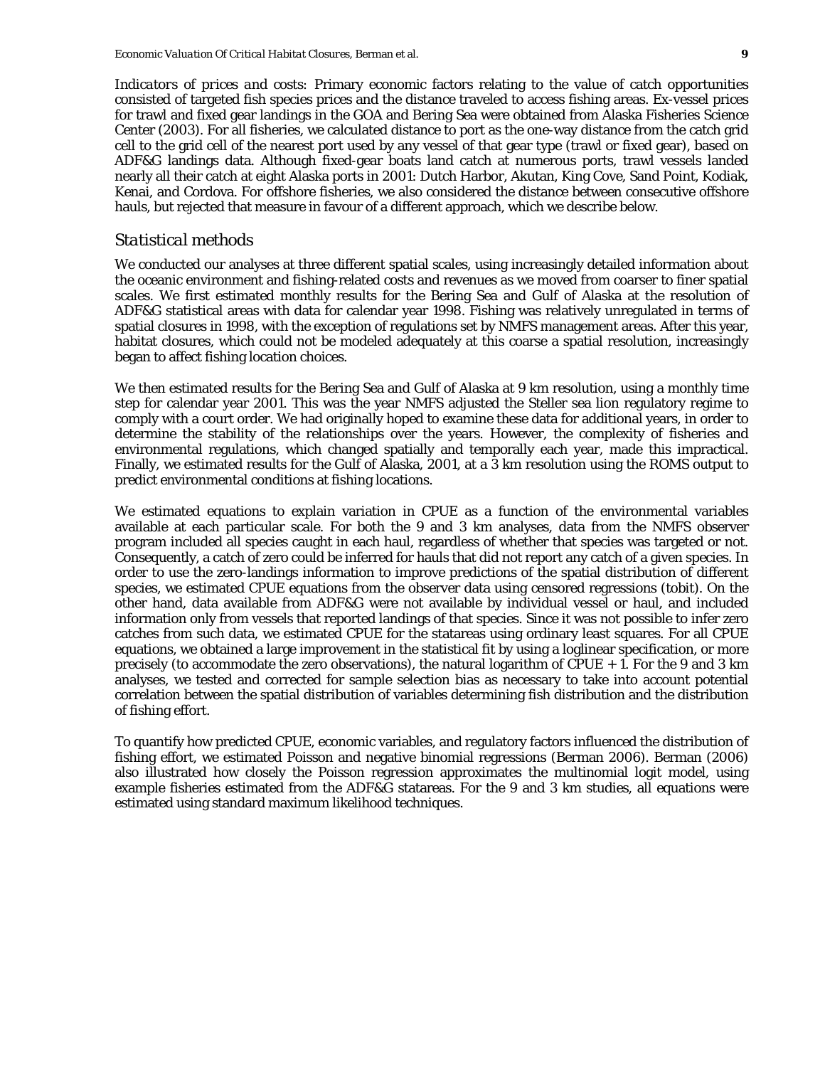*Indicators of prices and costs:* Primary economic factors relating to the value of catch opportunities consisted of targeted fish species prices and the distance traveled to access fishing areas. Ex-vessel prices for trawl and fixed gear landings in the GOA and Bering Sea were obtained from Alaska Fisheries Science Center (2003). For all fisheries, we calculated distance to port as the one-way distance from the catch grid cell to the grid cell of the nearest port used by any vessel of that gear type (trawl or fixed gear), based on ADF&G landings data. Although fixed-gear boats land catch at numerous ports, trawl vessels landed nearly all their catch at eight Alaska ports in 2001: Dutch Harbor, Akutan, King Cove, Sand Point, Kodiak, Kenai, and Cordova. For offshore fisheries, we also considered the distance between consecutive offshore hauls, but rejected that measure in favour of a different approach, which we describe below.

## Statistical methods

We conducted our analyses at three different spatial scales, using increasingly detailed information about the oceanic environment and fishing-related costs and revenues as we moved from coarser to finer spatial scales. We first estimated monthly results for the Bering Sea and Gulf of Alaska at the resolution of ADF&G statistical areas with data for calendar year 1998. Fishing was relatively unregulated in terms of spatial closures in 1998, with the exception of regulations set by NMFS management areas. After this year, habitat closures, which could not be modeled adequately at this coarse a spatial resolution, increasingly began to affect fishing location choices.

We then estimated results for the Bering Sea and Gulf of Alaska at 9 km resolution, using a monthly time step for calendar year 2001. This was the year NMFS adjusted the Steller sea lion regulatory regime to comply with a court order. We had originally hoped to examine these data for additional years, in order to determine the stability of the relationships over the years. However, the complexity of fisheries and environmental regulations, which changed spatially and temporally each year, made this impractical. Finally, we estimated results for the Gulf of Alaska, 2001, at a 3 km resolution using the ROMS output to predict environmental conditions at fishing locations.

We estimated equations to explain variation in CPUE as a function of the environmental variables available at each particular scale. For both the 9 and 3 km analyses, data from the NMFS observer program included all species caught in each haul, regardless of whether that species was targeted or not. Consequently, a catch of zero could be inferred for hauls that did not report any catch of a given species. In order to use the zero-landings information to improve predictions of the spatial distribution of different species, we estimated CPUE equations from the observer data using censored regressions (tobit). On the other hand, data available from ADF&G were not available by individual vessel or haul, and included information only from vessels that reported landings of that species. Since it was not possible to infer zero catches from such data, we estimated CPUE for the statareas using ordinary least squares. For all CPUE equations, we obtained a large improvement in the statistical fit by using a loglinear specification, or more precisely (to accommodate the zero observations), the natural logarithm of CPUE + 1. For the 9 and 3 km analyses, we tested and corrected for sample selection bias as necessary to take into account potential correlation between the spatial distribution of variables determining fish distribution and the distribution of fishing effort.

To quantify how predicted CPUE, economic variables, and regulatory factors influenced the distribution of fishing effort, we estimated Poisson and negative binomial regressions (Berman 2006). Berman (2006) also illustrated how closely the Poisson regression approximates the multinomial logit model, using example fisheries estimated from the ADF&G statareas. For the 9 and 3 km studies, all equations were estimated using standard maximum likelihood techniques.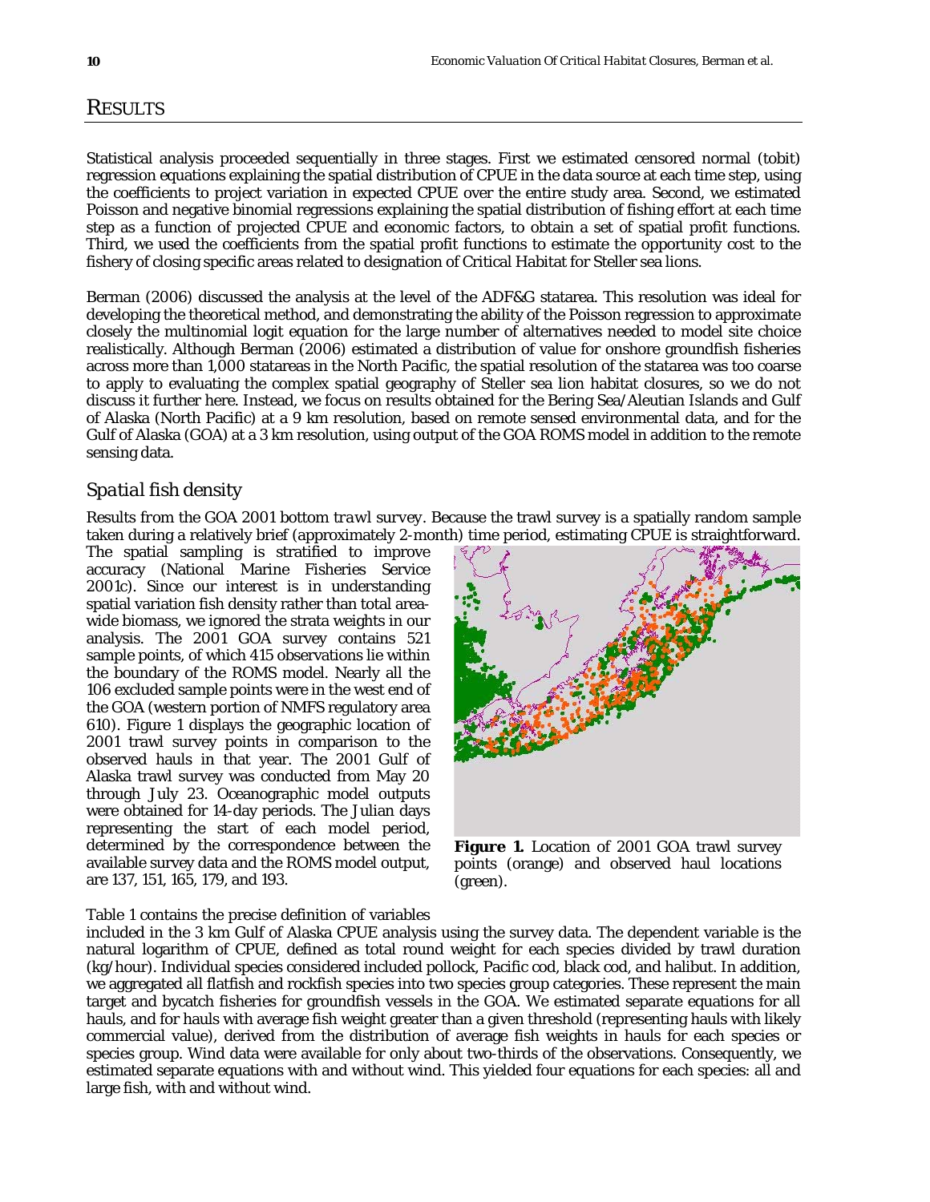# RESULTS

Statistical analysis proceeded sequentially in three stages. First we estimated censored normal (tobit) regression equations explaining the spatial distribution of CPUE in the data source at each time step, using the coefficients to project variation in expected CPUE over the entire study area. Second, we estimated Poisson and negative binomial regressions explaining the spatial distribution of fishing effort at each time step as a function of projected CPUE and economic factors, to obtain a set of spatial profit functions. Third, we used the coefficients from the spatial profit functions to estimate the opportunity cost to the fishery of closing specific areas related to designation of Critical Habitat for Steller sea lions.

Berman (2006) discussed the analysis at the level of the ADF&G statarea. This resolution was ideal for developing the theoretical method, and demonstrating the ability of the Poisson regression to approximate closely the multinomial logit equation for the large number of alternatives needed to model site choice realistically. Although Berman (2006) estimated a distribution of value for onshore groundfish fisheries across more than 1,000 statareas in the North Pacific, the spatial resolution of the statarea was too coarse to apply to evaluating the complex spatial geography of Steller sea lion habitat closures, so we do not discuss it further here. Instead, we focus on results obtained for the Bering Sea/Aleutian Islands and Gulf of Alaska (North Pacific) at a 9 km resolution, based on remote sensed environmental data, and for the Gulf of Alaska (GOA) at a 3 km resolution, using output of the GOA ROMS model in addition to the remote sensing data.

## *Spatial fish density*

*Results from the GOA 2001 bottom trawl survey.* Because the trawl survey is a spatially random sample taken during a relatively brief (approximately 2-month) time period, estimating CPUE is straightforward. The spatial sampling is stratified to improve accuracy (National Marine Fisheries Service 2001c). Since our interest is in understanding spatial variation fish density rather than total area-wide biomass, we ignored the strata weights in our analysis. The 2001 GOA survey contains 521 sample points, of which 415 observations lie within the boundary of the ROMS model. Nearly all the 106 excluded sample points were in the west end of the GOA (western portion of NMFS regulatory area 610). Figure 1 displays the geographic location of 2001 trawl survey points in comparison to the observed hauls in that year. The 2001 Gulf of Alaska trawl survey was conducted from May 20 through July 23. Oceanographic model outputs were obtained for 14-day periods. The Julian days representing the start of each model period, determined by the correspondence between the available survey data and the ROMS model output, are 137, 151, 165, 179, and 193.

**Figure 1.** Location of 2001 GOA trawl survey points (orange) and observed haul locations (green).

Table 1 contains the precise definition of variables included in the 3 km Gulf of Alaska CPUE analysis using the survey data. The dependent variable is the natural logarithm of CPUE, defined as total round weight for each species divided by trawl duration (kg/hour). Individual species considered included pollock, Pacific cod, black cod, and halibut. In addition, we aggregated all flatfish and rockfish species into two species group categories. These represent the main target and bycatch fisheries for groundfish vessels in the GOA. We estimated separate equations for all hauls, and for hauls with average fish weight greater than a given threshold (representing hauls with likely commercial value), derived from the distribution of average fish weights in hauls for each species or species group. Wind data were available for only about two-thirds of the observations. Consequently, we estimated separate equations with and without wind. This yielded four equations for each species: all and large fish, with and without wind.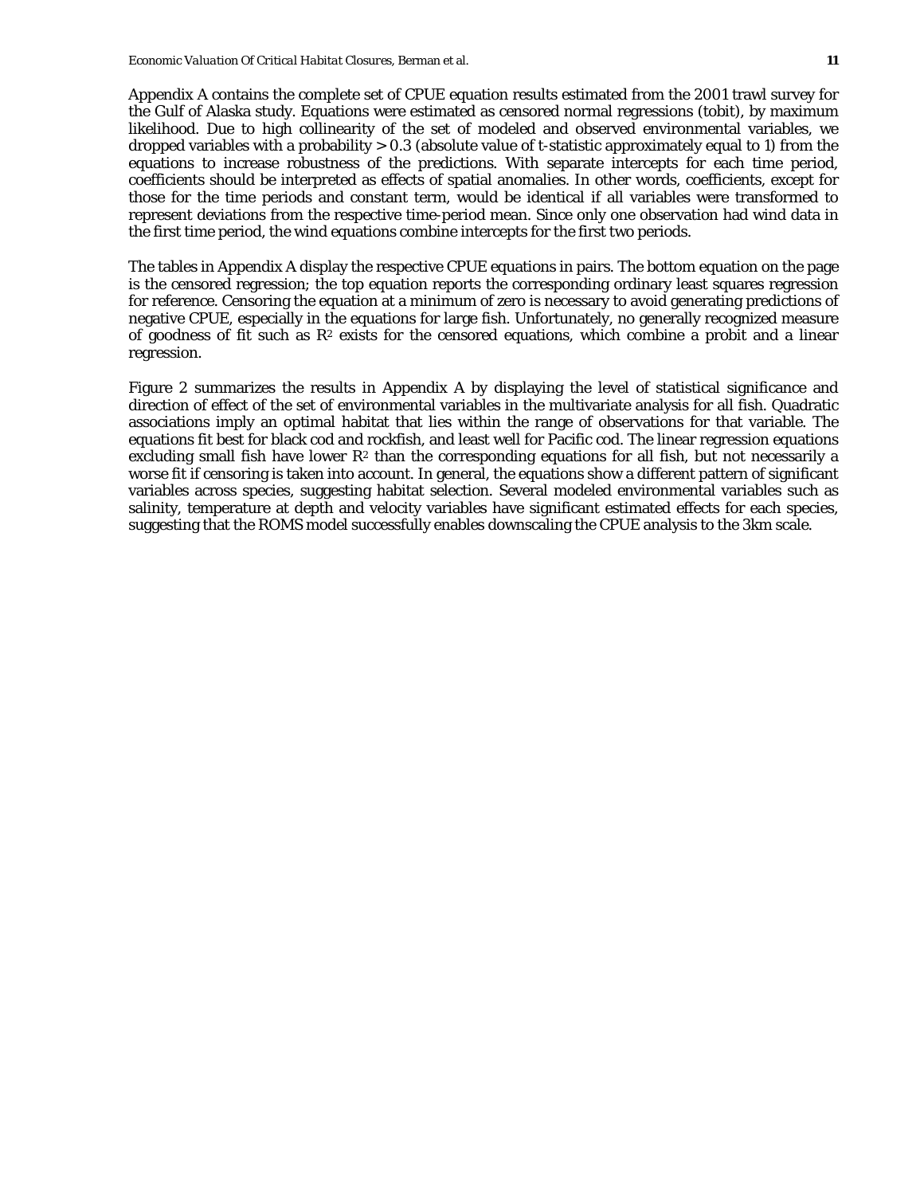Appendix A contains the complete set of CPUE equation results estimated from the 2001 trawl survey for the Gulf of Alaska study. Equations were estimated as censored normal regressions (tobit), by maximum likelihood. Due to high collinearity of the set of modeled and observed environmental variables, we dropped variables with a probability > 0.3 (absolute value of t-statistic approximately equal to 1) from the equations to increase robustness of the predictions. With separate intercepts for each time period, coefficients should be interpreted as effects of spatial anomalies. In other words, coefficients, except for those for the time periods and constant term, would be identical if all variables were transformed to represent deviations from the respective time-period mean. Since only one observation had wind data in the first time period, the wind equations combine intercepts for the first two periods.

The tables in Appendix A display the respective CPUE equations in pairs. The bottom equation on the page is the censored regression; the top equation reports the corresponding ordinary least squares regression for reference. Censoring the equation at a minimum of zero is necessary to avoid generating predictions of negative CPUE, especially in the equations for large fish. Unfortunately, no generally recognized measure of goodness of fit such as $R^2$ exists for the censored equations, which combine a probit and a linear regression.

Figure 2 summarizes the results in Appendix A by displaying the level of statistical significance and direction of effect of the set of environmental variables in the multivariate analysis for all fish. Quadratic associations imply an optimal habitat that lies within the range of observations for that variable. The equations fit best for black cod and rockfish, and least well for Pacific cod. The linear regression equations excluding small fish have lower $R^2$ than the corresponding equations for all fish, but not necessarily a worse fit if censoring is taken into account. In general, the equations show a different pattern of significant variables across species, suggesting habitat selection. Several modeled environmental variables such as salinity, temperature at depth and velocity variables have significant estimated effects for each species, suggesting that the ROMS model successfully enables downscaling the CPUE analysis to the 3km scale.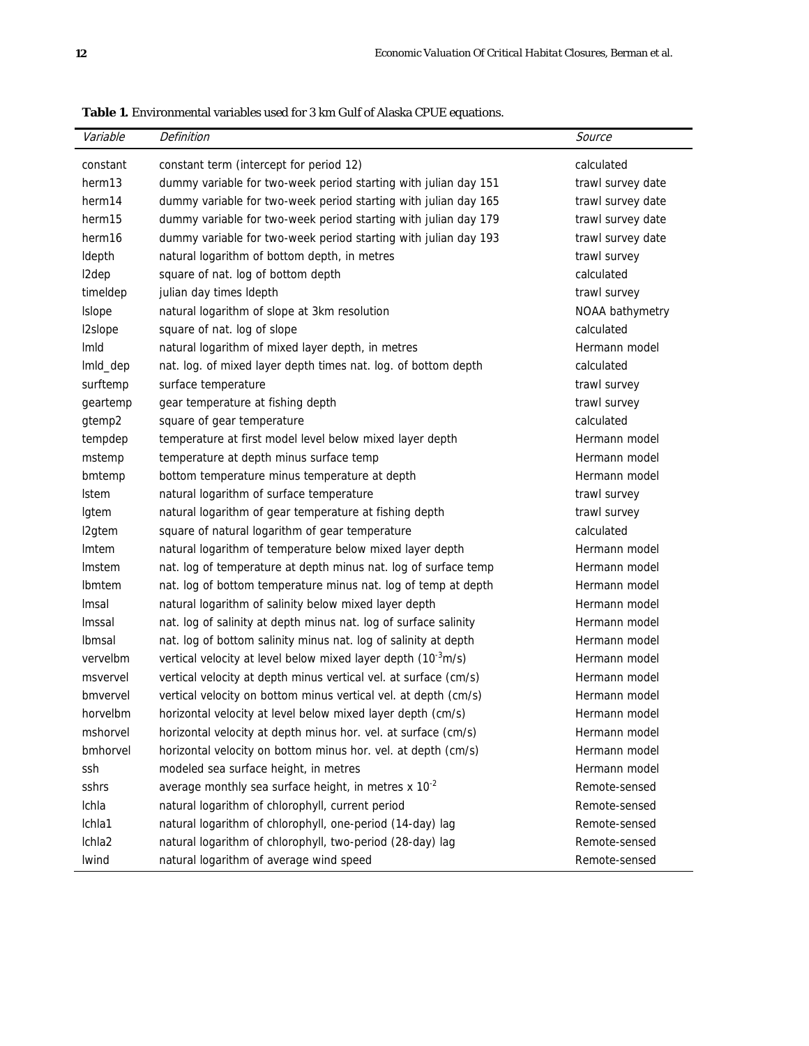**Table 1.** Environmental variables used for 3 km Gulf of Alaska CPUE equations.

| *Variable* | *Definition* | *Source* |
|---|---|---|
| constant | constant term (intercept for period 12) | calculated |
| herm13 | dummy variable for two-week period starting with julian day 151 | trawl survey date |
| herm14 | dummy variable for two-week period starting with julian day 165 | trawl survey date |
| herm15 | dummy variable for two-week period starting with julian day 179 | trawl survey date |
| herm16 | dummy variable for two-week period starting with julian day 193 | trawl survey date |
| ldepth | natural logarithm of bottom depth, in metres | trawl survey |
| l2dep | square of nat. log of bottom depth | calculated |
| timeldep | julian day times ldepth | trawl survey |
| lslope | natural logarithm of slope at 3km resolution | NOAA bathymetry |
| l2slope | square of nat. log of slope | calculated |
| lmld | natural logarithm of mixed layer depth, in metres | Hermann model |
| lmld_dep | nat. log. of mixed layer depth times nat. log. of bottom depth | calculated |
| surftemp | surface temperature | trawl survey |
| geartemp | gear temperature at fishing depth | trawl survey |
| gtemp2 | square of gear temperature | calculated |
| tempdep | temperature at first model level below mixed layer depth | Hermann model |
| mstemp | temperature at depth minus surface temp | Hermann model |
| bmtemp | bottom temperature minus temperature at depth | Hermann model |
| lstem | natural logarithm of surface temperature | trawl survey |
| lgtem | natural logarithm of gear temperature at fishing depth | trawl survey |
| l2gtem | square of natural logarithm of gear temperature | calculated |
| lmtem | natural logarithm of temperature below mixed layer depth | Hermann model |
| lmstem | nat. log of temperature at depth minus nat. log of surface temp | Hermann model |
| lbmtem | nat. log of bottom temperature minus nat. log of temp at depth | Hermann model |
| lmsal | natural logarithm of salinity below mixed layer depth | Hermann model |
| lmssal | nat. log of salinity at depth minus nat. log of surface salinity | Hermann model |
| lbmsal | nat. log of bottom salinity minus nat. log of salinity at depth | Hermann model |
| vervelbm | vertical velocity at level below mixed layer depth ($10^{-3}$m/s) | Hermann model |
| msvervel | vertical velocity at depth minus vertical vel. at surface (cm/s) | Hermann model |
| bmvervel | vertical velocity on bottom minus vertical vel. at depth (cm/s) | Hermann model |
| horvelbm | horizontal velocity at level below mixed layer depth (cm/s) | Hermann model |
| mshorvel | horizontal velocity at depth minus hor. vel. at surface (cm/s) | Hermann model |
| bmhorvel | horizontal velocity on bottom minus hor. vel. at depth (cm/s) | Hermann model |
| ssh | modeled sea surface height, in metres | Hermann model |
| sshrs | average monthly sea surface height, in metres x $10^{-2}$ | Remote-sensed |
| lchla | natural logarithm of chlorophyll, current period | Remote-sensed |
| lchla1 | natural logarithm of chlorophyll, one-period (14-day) lag | Remote-sensed |
| lchla2 | natural logarithm of chlorophyll, two-period (28-day) lag | Remote-sensed |
| lwind | natural logarithm of average wind speed | Remote-sensed |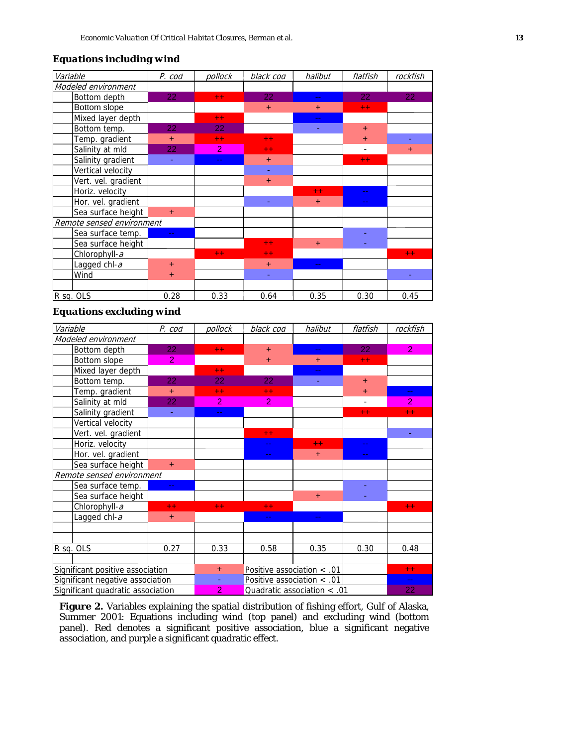**Equations including wind**

| Variable | | P. cod | pollock | black cod | halibut | flatfish | rockfish |
|---|---|---|---|---|---|---|---|
| *Modeled environment* | | | | | | | |
| | Bottom depth | 22 | ++ | 22 | -- | 22 | 22 |
| | Bottom slope | | | + | + | ++ | |
| | Mixed layer depth | | ++ | | -- | | |
| | Bottom temp. | 22 | 22 | | - | + | |
| | Temp. gradient | + | ++ | ++ | | + | - |
| | Salinity at mld | 22 | 2 | ++ | | - | + |
| | Salinity gradient | - | -- | + | | ++ | |
| | Vertical velocity | | | - | | | |
| | Vert. vel. gradient | | | + | | | |
| | Horiz. velocity | | | | ++ | -- | |
| | Hor. vel. gradient | | | - | + | -- | |
| | Sea surface height | + | | | | | |
| *Remote sensed environment* | | | | | | | |
| | Sea surface temp. | -- | | | | - | |
| | Sea surface height | | | ++ | + | - | |
| | Chlorophyll-*a* | | ++ | ++ | | | ++ |
| | Lagged chl-*a* | + | | + | -- | | |
| | Wind | + | | - | | | - |
| | | | | | | | |
| R sq. OLS | | 0.28 | 0.33 | 0.64 | 0.35 | 0.30 | 0.45 |

**Equations excluding wind**

| Variable | | P. cod | pollock | black cod | halibut | flatfish | rockfish |
|---|---|---|---|---|---|---|---|
| *Modeled environment* | | | | | | | |
| | Bottom depth | 22 | ++ | + | -- | 22 | 2 |
| | Bottom slope | 2 | | + | + | ++ | |
| | Mixed layer depth | | ++ | | -- | | |
| | Bottom temp. | 22 | 22 | 22 | - | + | |
| | Temp. gradient | + | ++ | ++ | | + | -- |
| | Salinity at mld | 22 | 2 | 2 | | - | 2 |
| | Salinity gradient | - | -- | | | ++ | ++ |
| | Vertical velocity | | | | | | |
| | Vert. vel. gradient | | | ++ | | | - |
| | Horiz. velocity | | | -- | ++ | -- | |
| | Hor. vel. gradient | | | -- | + | -- | |
| | Sea surface height | + | | | | | |
| *Remote sensed environment* | | | | | | | |
| | Sea surface temp. | -- | | | | - | |
| | Sea surface height | | | | + | - | |
| | Chlorophyll-*a* | ++ | ++ | ++ | | | ++ |
| | Lagged chl-*a* | + | | -- | -- | | |
| | | | | | | | |
| | | | | | | | |
| R sq. OLS | | 0.27 | 0.33 | 0.58 | 0.35 | 0.30 | 0.48 |

| Legend | | | |
|---|---|---|---|
| Significant positive association | + | Positive association < .01 | ++ |
| Significant negative association | - | Positive association < .01 | -- |
| Significant quadratic association | 2 | Quadratic association < .01 | 22 |

**Figure 2.** Variables explaining the spatial distribution of fishing effort, Gulf of Alaska, Summer 2001: Equations including wind (top panel) and excluding wind (bottom panel). Red denotes a significant positive association, blue a significant negative association, and purple a significant quadratic effect.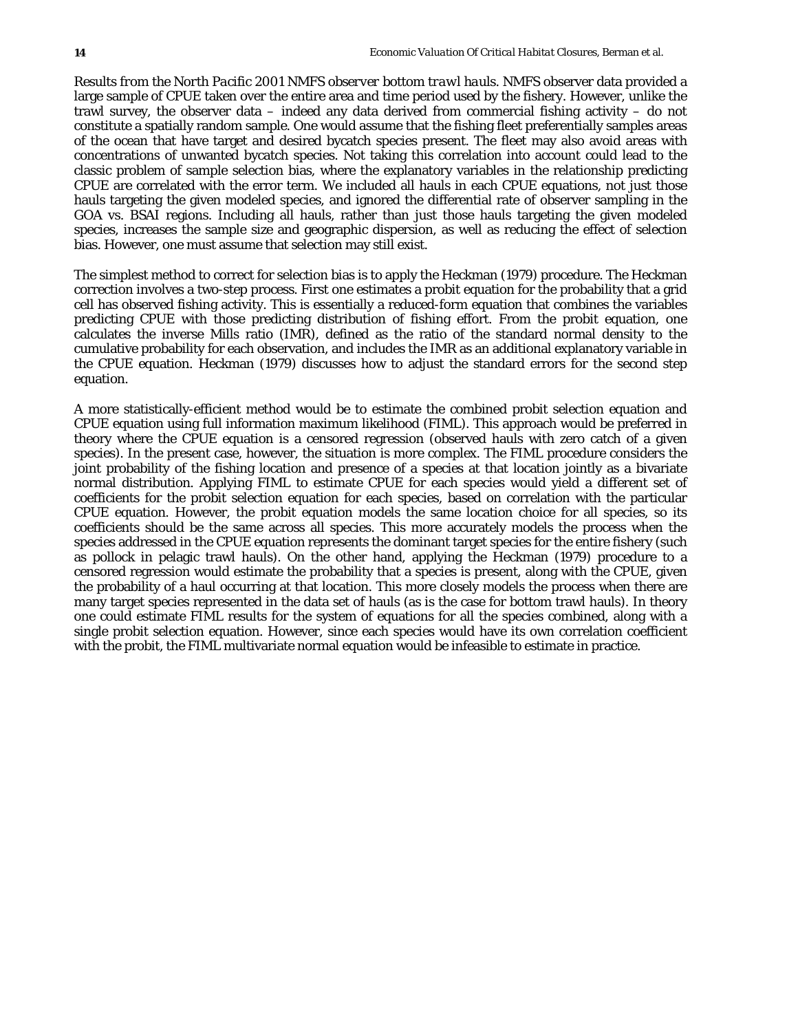*Results from the North Pacific 2001 NMFS observer bottom trawl hauls.* NMFS observer data provided a large sample of CPUE taken over the entire area and time period used by the fishery. However, unlike the trawl survey, the observer data – indeed any data derived from commercial fishing activity – do not constitute a spatially random sample. One would assume that the fishing fleet preferentially samples areas of the ocean that have target and desired bycatch species present. The fleet may also avoid areas with concentrations of unwanted bycatch species. Not taking this correlation into account could lead to the classic problem of sample selection bias, where the explanatory variables in the relationship predicting CPUE are correlated with the error term. We included all hauls in each CPUE equations, not just those hauls targeting the given modeled species, and ignored the differential rate of observer sampling in the GOA vs. BSAI regions. Including all hauls, rather than just those hauls targeting the given modeled species, increases the sample size and geographic dispersion, as well as reducing the effect of selection bias. However, one must assume that selection may still exist.

The simplest method to correct for selection bias is to apply the Heckman (1979) procedure. The Heckman correction involves a two-step process. First one estimates a probit equation for the probability that a grid cell has observed fishing activity. This is essentially a reduced-form equation that combines the variables predicting CPUE with those predicting distribution of fishing effort. From the probit equation, one calculates the inverse Mills ratio (IMR), defined as the ratio of the standard normal density to the cumulative probability for each observation, and includes the IMR as an additional explanatory variable in the CPUE equation. Heckman (1979) discusses how to adjust the standard errors for the second step equation.

A more statistically-efficient method would be to estimate the combined probit selection equation and CPUE equation using full information maximum likelihood (FIML). This approach would be preferred in theory where the CPUE equation is a censored regression (observed hauls with zero catch of a given species). In the present case, however, the situation is more complex. The FIML procedure considers the joint probability of the fishing location and presence of a species at that location jointly as a bivariate normal distribution. Applying FIML to estimate CPUE for each species would yield a different set of coefficients for the probit selection equation for each species, based on correlation with the particular CPUE equation. However, the probit equation models the same location choice for all species, so its coefficients should be the same across all species. This more accurately models the process when the species addressed in the CPUE equation represents the dominant target species for the entire fishery (such as pollock in pelagic trawl hauls). On the other hand, applying the Heckman (1979) procedure to a censored regression would estimate the probability that a species is present, along with the CPUE, given the probability of a haul occurring at that location. This more closely models the process when there are many target species represented in the data set of hauls (as is the case for bottom trawl hauls). In theory one could estimate FIML results for the system of equations for all the species combined, along with a single probit selection equation. However, since each species would have its own correlation coefficient with the probit, the FIML multivariate normal equation would be infeasible to estimate in practice.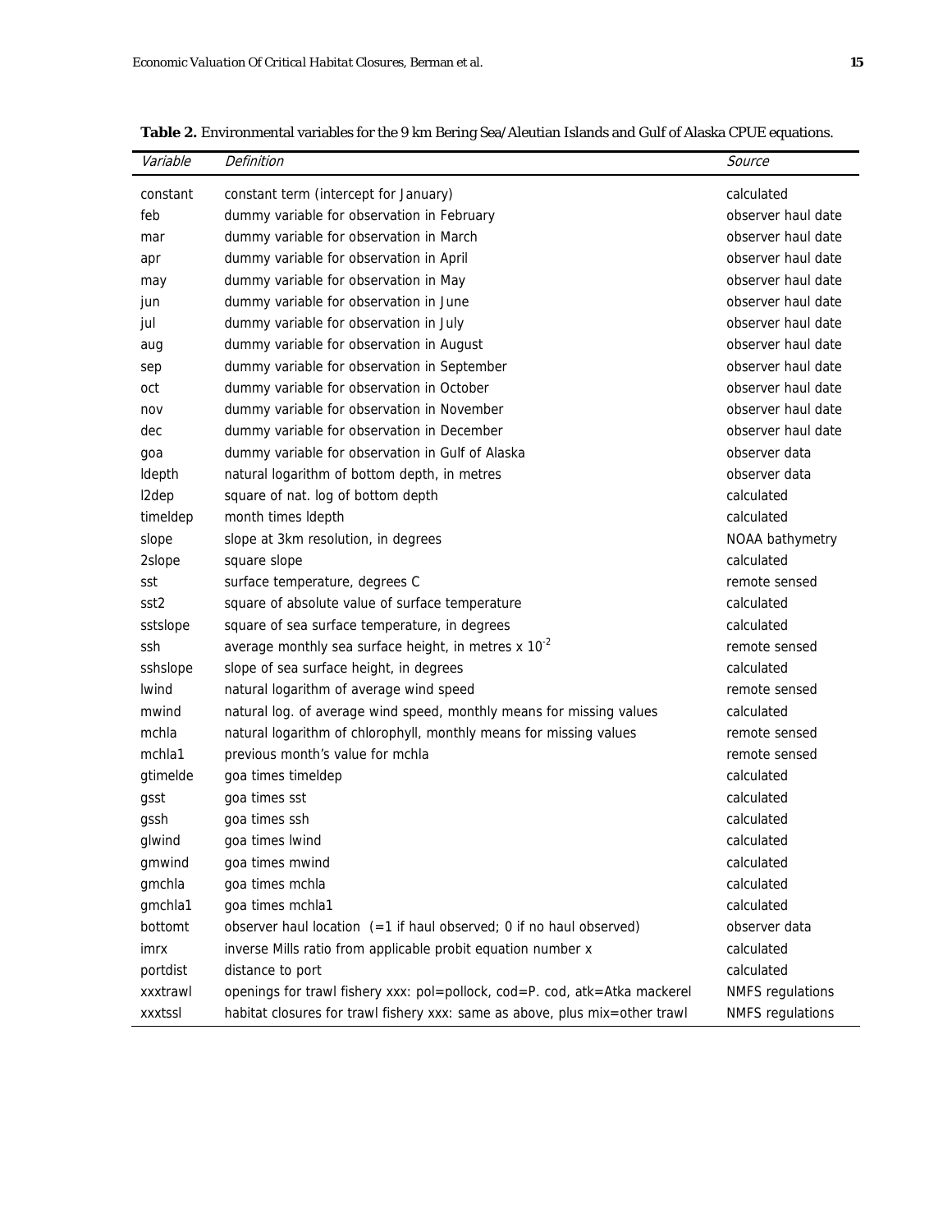**Table 2.** Environmental variables for the 9 km Bering Sea/Aleutian Islands and Gulf of Alaska CPUE equations.

| *Variable* | *Definition* | *Source* |
|---|---|---|
| constant | constant term (intercept for January) | calculated |
| feb | dummy variable for observation in February | observer haul date |
| mar | dummy variable for observation in March | observer haul date |
| apr | dummy variable for observation in April | observer haul date |
| may | dummy variable for observation in May | observer haul date |
| jun | dummy variable for observation in June | observer haul date |
| jul | dummy variable for observation in July | observer haul date |
| aug | dummy variable for observation in August | observer haul date |
| sep | dummy variable for observation in September | observer haul date |
| oct | dummy variable for observation in October | observer haul date |
| nov | dummy variable for observation in November | observer haul date |
| dec | dummy variable for observation in December | observer haul date |
| goa | dummy variable for observation in Gulf of Alaska | observer data |
| ldepth | natural logarithm of bottom depth, in metres | observer data |
| l2dep | square of nat. log of bottom depth | calculated |
| timeldep | month times ldepth | calculated |
| slope | slope at 3km resolution, in degrees | NOAA bathymetry |
| 2slope | square slope | calculated |
| sst | surface temperature, degrees C | remote sensed |
| sst2 | square of absolute value of surface temperature | calculated |
| sstslope | square of sea surface temperature, in degrees | calculated |
| ssh | average monthly sea surface height, in metres x $10^{-2}$ | remote sensed |
| sshslope | slope of sea surface height, in degrees | calculated |
| lwind | natural logarithm of average wind speed | remote sensed |
| mwind | natural log. of average wind speed, monthly means for missing values | calculated |
| mchla | natural logarithm of chlorophyll, monthly means for missing values | remote sensed |
| mchla1 | previous month's value for mchla | remote sensed |
| gtimelde | goa times timeldep | calculated |
| gsst | goa times sst | calculated |
| gssh | goa times ssh | calculated |
| glwind | goa times lwind | calculated |
| gmwind | goa times mwind | calculated |
| gmchla | goa times mchla | calculated |
| gmchla1 | goa times mchla1 | calculated |
| bottomt | observer haul location (=1 if haul observed; 0 if no haul observed) | observer data |
| imrx | inverse Mills ratio from applicable probit equation number x | calculated |
| portdist | distance to port | calculated |
| xxxtrawl | openings for trawl fishery xxx: pol=pollock, cod=P. cod, atk=Atka mackerel | NMFS regulations |
| xxxtssl | habitat closures for trawl fishery xxx: same as above, plus mix=other trawl | NMFS regulations |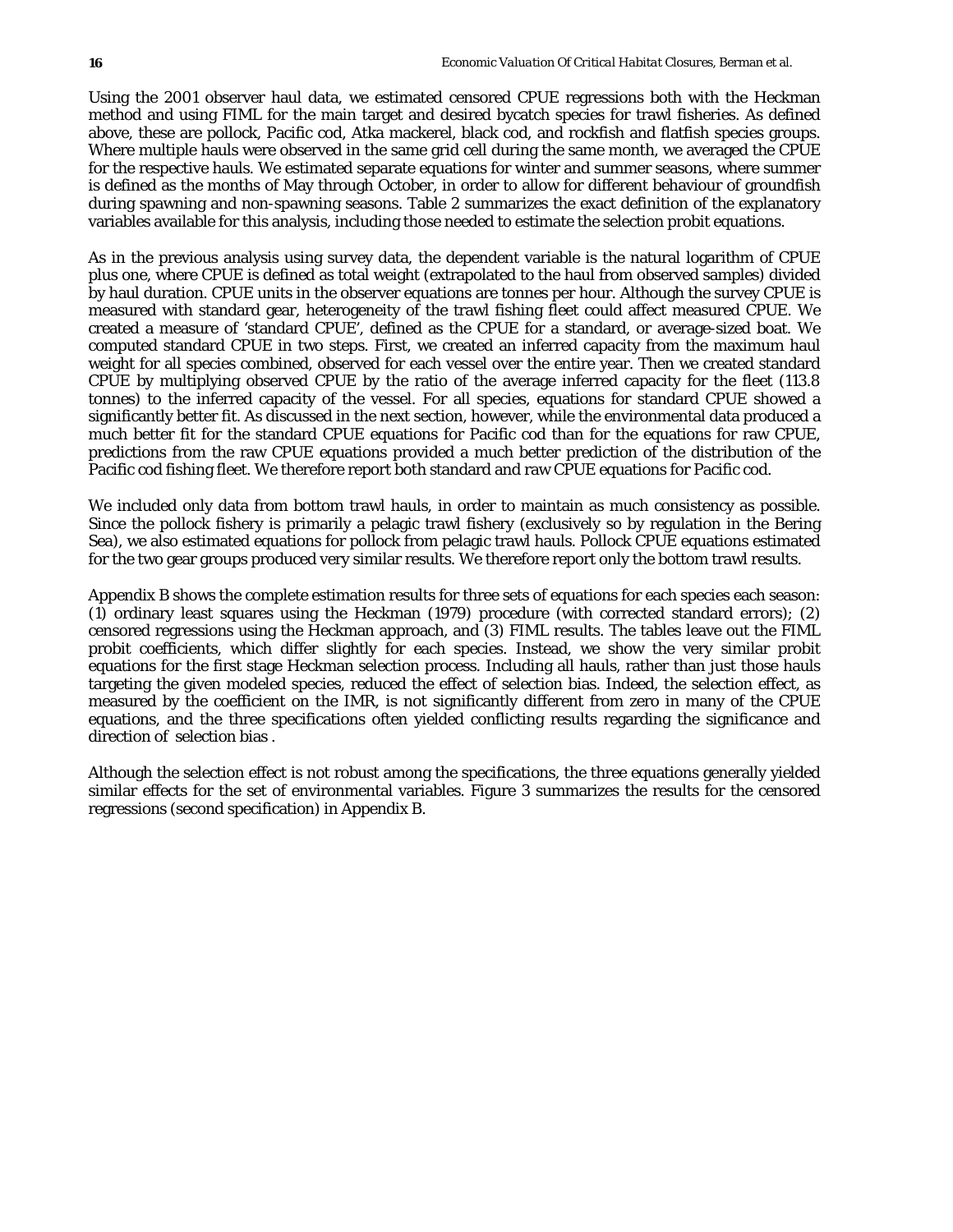Using the 2001 observer haul data, we estimated censored CPUE regressions both with the Heckman method and using FIML for the main target and desired bycatch species for trawl fisheries. As defined above, these are pollock, Pacific cod, Atka mackerel, black cod, and rockfish and flatfish species groups. Where multiple hauls were observed in the same grid cell during the same month, we averaged the CPUE for the respective hauls. We estimated separate equations for winter and summer seasons, where summer is defined as the months of May through October, in order to allow for different behaviour of groundfish during spawning and non-spawning seasons. Table 2 summarizes the exact definition of the explanatory variables available for this analysis, including those needed to estimate the selection probit equations.

As in the previous analysis using survey data, the dependent variable is the natural logarithm of CPUE plus one, where CPUE is defined as total weight (extrapolated to the haul from observed samples) divided by haul duration. CPUE units in the observer equations are tonnes per hour. Although the survey CPUE is measured with standard gear, heterogeneity of the trawl fishing fleet could affect measured CPUE. We created a measure of 'standard CPUE', defined as the CPUE for a standard, or average-sized boat. We computed standard CPUE in two steps. First, we created an inferred capacity from the maximum haul weight for all species combined, observed for each vessel over the entire year. Then we created standard CPUE by multiplying observed CPUE by the ratio of the average inferred capacity for the fleet (113.8 tonnes) to the inferred capacity of the vessel. For all species, equations for standard CPUE showed a significantly better fit. As discussed in the next section, however, while the environmental data produced a much better fit for the standard CPUE equations for Pacific cod than for the equations for raw CPUE, predictions from the raw CPUE equations provided a much better prediction of the distribution of the Pacific cod fishing fleet. We therefore report both standard and raw CPUE equations for Pacific cod.

We included only data from bottom trawl hauls, in order to maintain as much consistency as possible. Since the pollock fishery is primarily a pelagic trawl fishery (exclusively so by regulation in the Bering Sea), we also estimated equations for pollock from pelagic trawl hauls. Pollock CPUE equations estimated for the two gear groups produced very similar results. We therefore report only the bottom trawl results.

Appendix B shows the complete estimation results for three sets of equations for each species each season: (1) ordinary least squares using the Heckman (1979) procedure (with corrected standard errors); (2) censored regressions using the Heckman approach, and (3) FIML results. The tables leave out the FIML probit coefficients, which differ slightly for each species. Instead, we show the very similar probit equations for the first stage Heckman selection process. Including all hauls, rather than just those hauls targeting the given modeled species, reduced the effect of selection bias. Indeed, the selection effect, as measured by the coefficient on the IMR, is not significantly different from zero in many of the CPUE equations, and the three specifications often yielded conflicting results regarding the significance and direction of selection bias .

Although the selection effect is not robust among the specifications, the three equations generally yielded similar effects for the set of environmental variables. Figure 3 summarizes the results for the censored regressions (second specification) in Appendix B.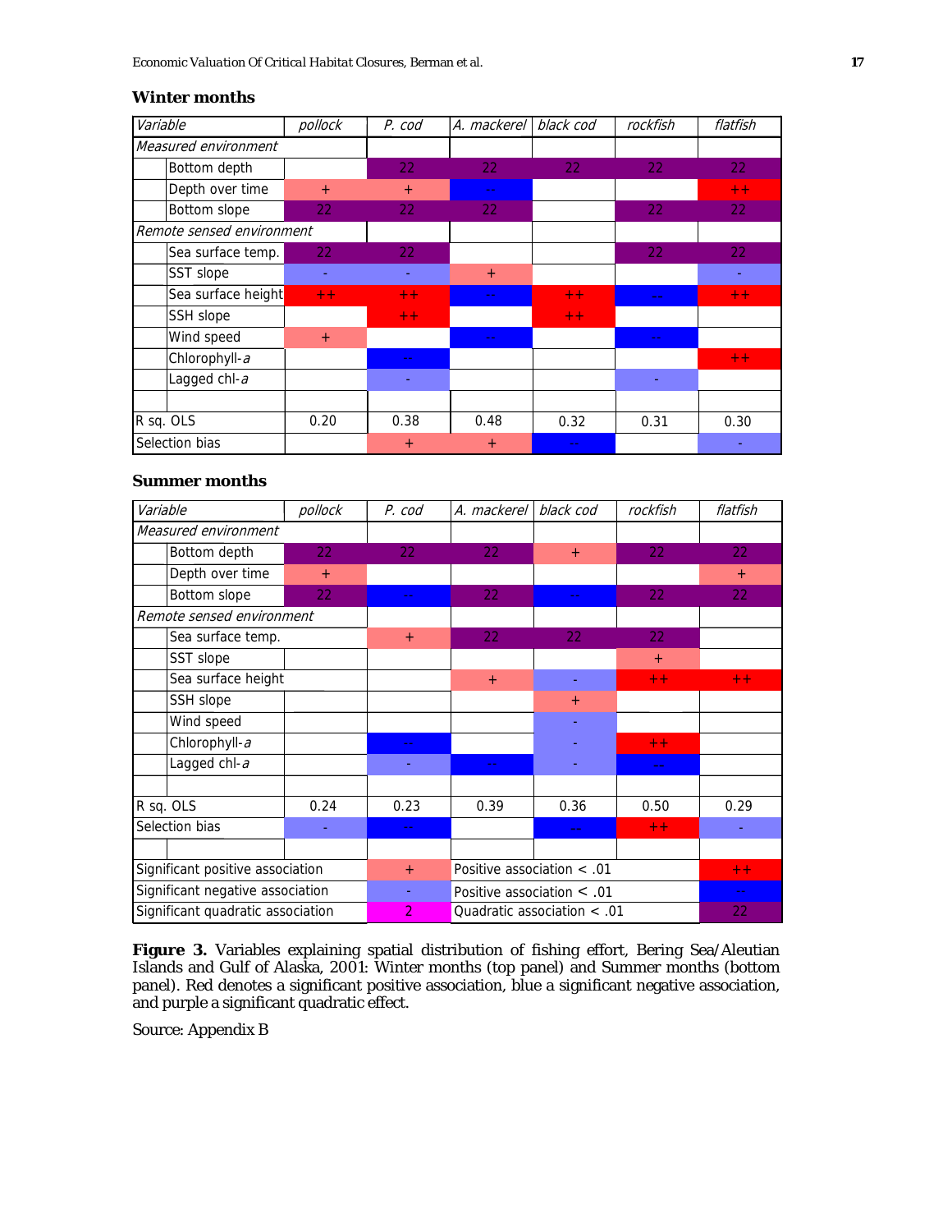**Winter months**

| *Variable* | | *pollock* | *P. cod* | *A. mackerel* | *black cod* | *rockfish* | *flatfish* |
|---|---|---|---|---|---|---|---|
| *Measured environment* | | | | | | | |
| | Bottom depth | | 22 | 22 | 22 | 22 | 22 |
| | Depth over time | + | + | -- | | | ++ |
| | Bottom slope | 22 | 22 | 22 | | 22 | 22 |
| *Remote sensed environment* | | | | | | | |
| | Sea surface temp. | 22 | 22 | | | 22 | 22 |
| | SST slope | - | - | + | | | - |
| | Sea surface height | ++ | ++ | -- | ++ | -- | ++ |
| | SSH slope | | ++ | | ++ | | |
| | Wind speed | + | | -- | | -- | |
| | Chlorophyll-*a* | | -- | | | | ++ |
| | Lagged chl-*a* | | - | | | - | |
| | | | | | | | |
| R sq. OLS | | 0.20 | 0.38 | 0.48 | 0.32 | 0.31 | 0.30 |
| Selection bias | | | + | + | -- | | - |

**Summer months**

| *Variable* | | *pollock* | *P. cod* | *A. mackerel* | *black cod* | *rockfish* | *flatfish* |
|---|---|---|---|---|---|---|---|
| *Measured environment* | | | | | | | |
| | Bottom depth | 22 | 22 | 22 | + | 22 | 22 |
| | Depth over time | + | | | | | + |
| | Bottom slope | 22 | -- | 22 | -- | 22 | 22 |
| *Remote sensed environment* | | | | | | | |
| | Sea surface temp. | | + | 22 | 22 | 22 | |
| | SST slope | | | | | + | |
| | Sea surface height | | | + | - | ++ | ++ |
| | SSH slope | | | | + | | |
| | Wind speed | | | | - | | |
| | Chlorophyll-*a* | | -- | | - | ++ | |
| | Lagged chl-*a* | | - | -- | - | -- | |
| | | | | | | | |
| R sq. OLS | | 0.24 | 0.23 | 0.39 | 0.36 | 0.50 | 0.29 |
| Selection bias | | - | -- | | -- | ++ | - |
| | | | | | | | |
| Significant positive association | | | + | Positive association < .01 | | | ++ |
| Significant negative association | | | - | Positive association < .01 | | | -- |
| Significant quadratic association | | | 2 | Quadratic association < .01 | | | 22 |

**Figure 3.** Variables explaining spatial distribution of fishing effort, Bering Sea/Aleutian Islands and Gulf of Alaska, 2001: Winter months (top panel) and Summer months (bottom panel). Red denotes a significant positive association, blue a significant negative association, and purple a significant quadratic effect.

Source: Appendix B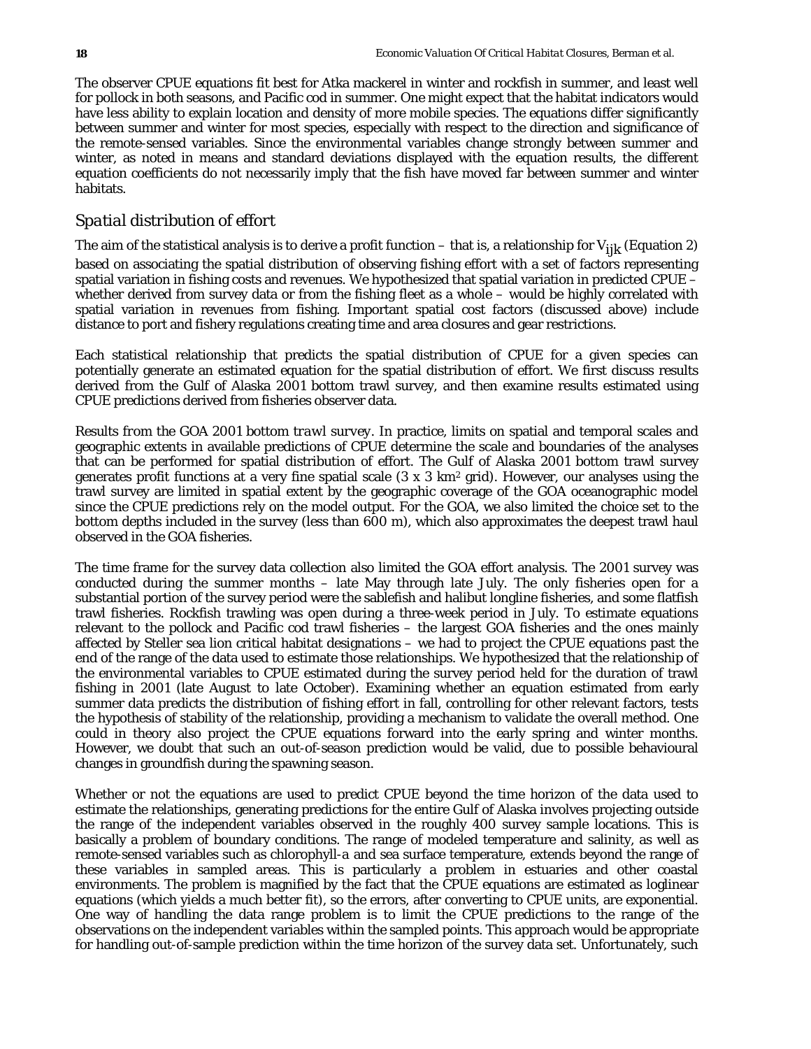The observer CPUE equations fit best for Atka mackerel in winter and rockfish in summer, and least well for pollock in both seasons, and Pacific cod in summer. One might expect that the habitat indicators would have less ability to explain location and density of more mobile species. The equations differ significantly between summer and winter for most species, especially with respect to the direction and significance of the remote-sensed variables. Since the environmental variables change strongly between summer and winter, as noted in means and standard deviations displayed with the equation results, the different equation coefficients do not necessarily imply that the fish have moved far between summer and winter habitats.

## *Spatial distribution of effort*

The aim of the statistical analysis is to derive a profit function – that is, a relationship for $V_{ijk}$ (Equation 2) based on associating the spatial distribution of observing fishing effort with a set of factors representing spatial variation in fishing costs and revenues. We hypothesized that spatial variation in predicted CPUE – whether derived from survey data or from the fishing fleet as a whole – would be highly correlated with spatial variation in revenues from fishing. Important spatial cost factors (discussed above) include distance to port and fishery regulations creating time and area closures and gear restrictions.

Each statistical relationship that predicts the spatial distribution of CPUE for a given species can potentially generate an estimated equation for the spatial distribution of effort. We first discuss results derived from the Gulf of Alaska 2001 bottom trawl survey, and then examine results estimated using CPUE predictions derived from fisheries observer data.

*Results from the GOA 2001 bottom trawl survey.* In practice, limits on spatial and temporal scales and geographic extents in available predictions of CPUE determine the scale and boundaries of the analyses that can be performed for spatial distribution of effort. The Gulf of Alaska 2001 bottom trawl survey generates profit functions at a very fine spatial scale (3 x 3 $km^2$ grid). However, our analyses using the trawl survey are limited in spatial extent by the geographic coverage of the GOA oceanographic model since the CPUE predictions rely on the model output. For the GOA, we also limited the choice set to the bottom depths included in the survey (less than 600 m), which also approximates the deepest trawl haul observed in the GOA fisheries.

The time frame for the survey data collection also limited the GOA effort analysis. The 2001 survey was conducted during the summer months – late May through late July. The only fisheries open for a substantial portion of the survey period were the sablefish and halibut longline fisheries, and some flatfish trawl fisheries. Rockfish trawling was open during a three-week period in July. To estimate equations relevant to the pollock and Pacific cod trawl fisheries – the largest GOA fisheries and the ones mainly affected by Steller sea lion critical habitat designations – we had to project the CPUE equations past the end of the range of the data used to estimate those relationships. We hypothesized that the relationship of the environmental variables to CPUE estimated during the survey period held for the duration of trawl fishing in 2001 (late August to late October). Examining whether an equation estimated from early summer data predicts the distribution of fishing effort in fall, controlling for other relevant factors, tests the hypothesis of stability of the relationship, providing a mechanism to validate the overall method. One could in theory also project the CPUE equations forward into the early spring and winter months. However, we doubt that such an out-of-season prediction would be valid, due to possible behavioural changes in groundfish during the spawning season.

Whether or not the equations are used to predict CPUE beyond the time horizon of the data used to estimate the relationships, generating predictions for the entire Gulf of Alaska involves projecting outside the range of the independent variables observed in the roughly 400 survey sample locations. This is basically a problem of boundary conditions. The range of modeled temperature and salinity, as well as remote-sensed variables such as chlorophyll-a and sea surface temperature, extends beyond the range of these variables in sampled areas. This is particularly a problem in estuaries and other coastal environments. The problem is magnified by the fact that the CPUE equations are estimated as loglinear equations (which yields a much better fit), so the errors, after converting to CPUE units, are exponential. One way of handling the data range problem is to limit the CPUE predictions to the range of the observations on the independent variables within the sampled points. This approach would be appropriate for handling out-of-sample prediction within the time horizon of the survey data set. Unfortunately, such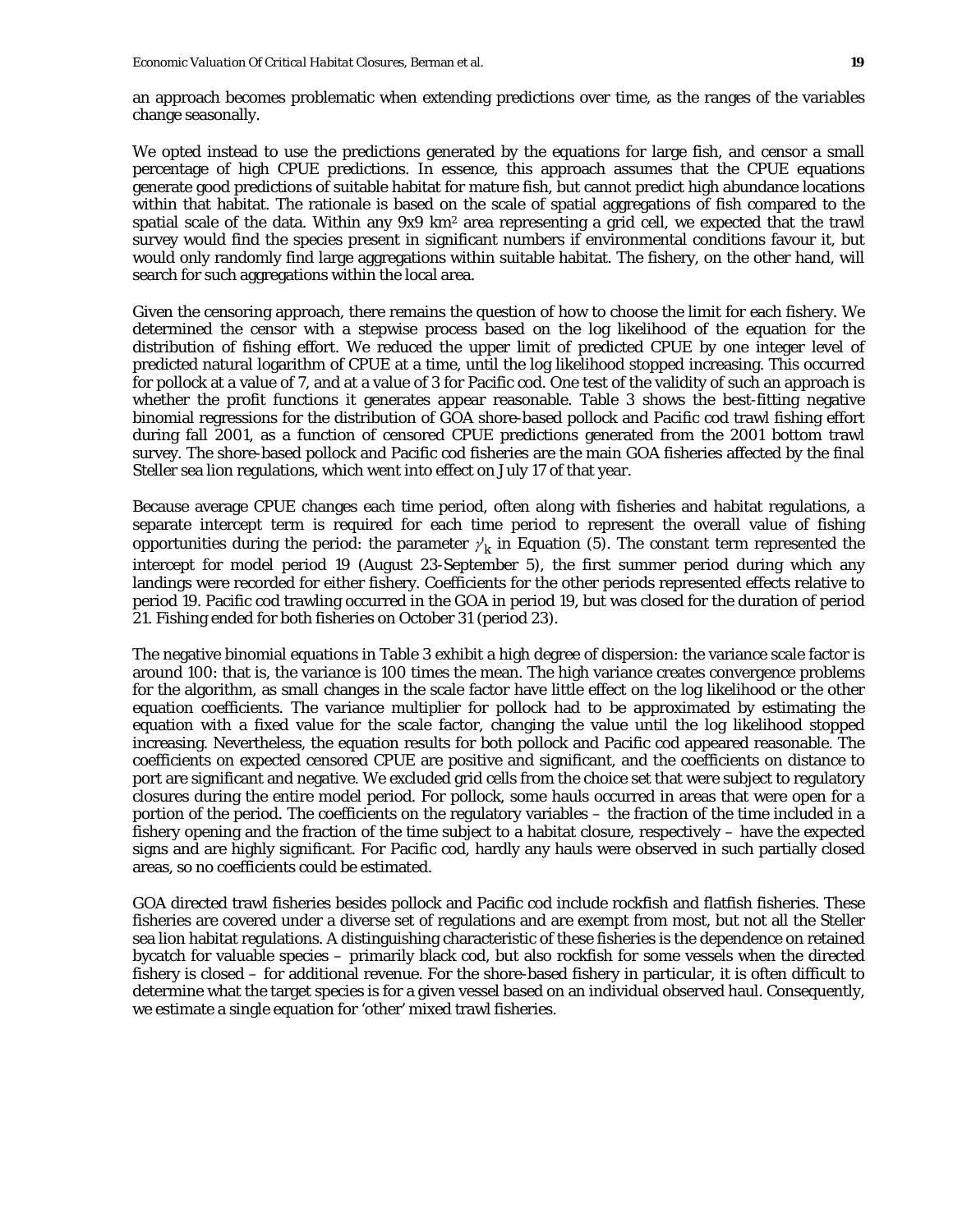an approach becomes problematic when extending predictions over time, as the ranges of the variables change seasonally.

We opted instead to use the predictions generated by the equations for large fish, and censor a small percentage of high CPUE predictions. In essence, this approach assumes that the CPUE equations generate good predictions of suitable habitat for mature fish, but cannot predict high abundance locations within that habitat. The rationale is based on the scale of spatial aggregations of fish compared to the spatial scale of the data. Within any 9x9 $km^2$ area representing a grid cell, we expected that the trawl survey would find the species present in significant numbers if environmental conditions favour it, but would only randomly find large aggregations within suitable habitat. The fishery, on the other hand, will search for such aggregations within the local area.

Given the censoring approach, there remains the question of how to choose the limit for each fishery. We determined the censor with a stepwise process based on the log likelihood of the equation for the distribution of fishing effort. We reduced the upper limit of predicted CPUE by one integer level of predicted natural logarithm of CPUE at a time, until the log likelihood stopped increasing. This occurred for pollock at a value of 7, and at a value of 3 for Pacific cod. One test of the validity of such an approach is whether the profit functions it generates appear reasonable. Table 3 shows the best-fitting negative binomial regressions for the distribution of GOA shore-based pollock and Pacific cod trawl fishing effort during fall 2001, as a function of censored CPUE predictions generated from the 2001 bottom trawl survey. The shore-based pollock and Pacific cod fisheries are the main GOA fisheries affected by the final Steller sea lion regulations, which went into effect on July 17 of that year.

Because average CPUE changes each time period, often along with fisheries and habitat regulations, a separate intercept term is required for each time period to represent the overall value of fishing opportunities during the period: the parameter $\gamma_k$ in Equation (5). The constant term represented the intercept for model period 19 (August 23-September 5), the first summer period during which any landings were recorded for either fishery. Coefficients for the other periods represented effects relative to period 19. Pacific cod trawling occurred in the GOA in period 19, but was closed for the duration of period 21. Fishing ended for both fisheries on October 31 (period 23).

The negative binomial equations in Table 3 exhibit a high degree of dispersion: the variance scale factor is around 100: that is, the variance is 100 times the mean. The high variance creates convergence problems for the algorithm, as small changes in the scale factor have little effect on the log likelihood or the other equation coefficients. The variance multiplier for pollock had to be approximated by estimating the equation with a fixed value for the scale factor, changing the value until the log likelihood stopped increasing. Nevertheless, the equation results for both pollock and Pacific cod appeared reasonable. The coefficients on expected censored CPUE are positive and significant, and the coefficients on distance to port are significant and negative. We excluded grid cells from the choice set that were subject to regulatory closures during the entire model period. For pollock, some hauls occurred in areas that were open for a portion of the period. The coefficients on the regulatory variables – the fraction of the time included in a fishery opening and the fraction of the time subject to a habitat closure, respectively – have the expected signs and are highly significant. For Pacific cod, hardly any hauls were observed in such partially closed areas, so no coefficients could be estimated.

GOA directed trawl fisheries besides pollock and Pacific cod include rockfish and flatfish fisheries. These fisheries are covered under a diverse set of regulations and are exempt from most, but not all the Steller sea lion habitat regulations. A distinguishing characteristic of these fisheries is the dependence on retained bycatch for valuable species – primarily black cod, but also rockfish for some vessels when the directed fishery is closed – for additional revenue. For the shore-based fishery in particular, it is often difficult to determine what the target species is for a given vessel based on an individual observed haul. Consequently, we estimate a single equation for 'other' mixed trawl fisheries.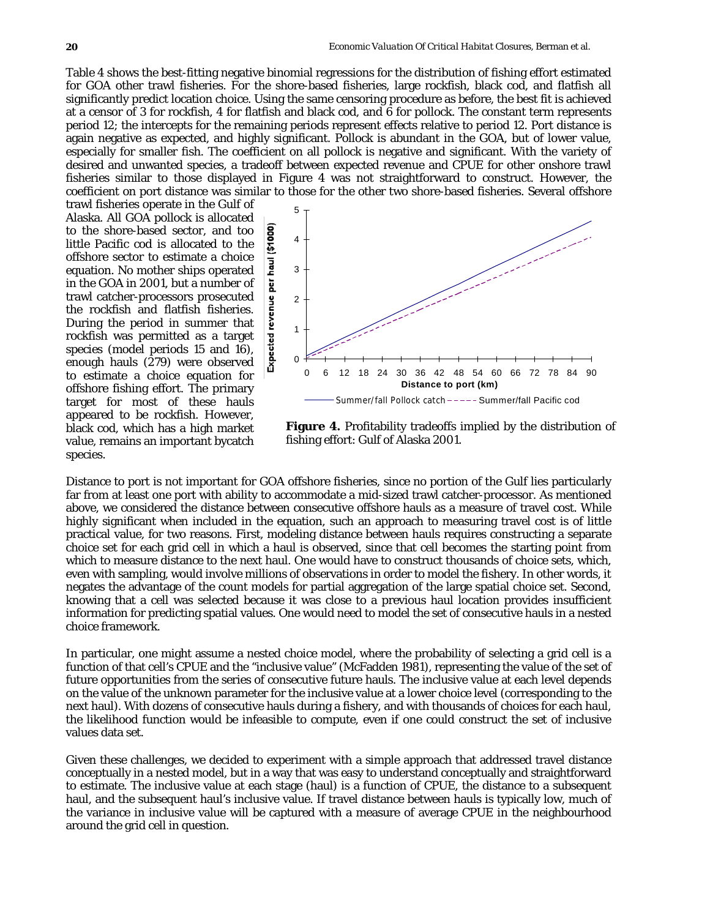Table 4 shows the best-fitting negative binomial regressions for the distribution of fishing effort estimated for GOA other trawl fisheries. For the shore-based fisheries, large rockfish, black cod, and flatfish all significantly predict location choice. Using the same censoring procedure as before, the best fit is achieved at a censor of 3 for rockfish, 4 for flatfish and black cod, and 6 for pollock. The constant term represents period 12; the intercepts for the remaining periods represent effects relative to period 12. Port distance is again negative as expected, and highly significant. Pollock is abundant in the GOA, but of lower value, especially for smaller fish. The coefficient on all pollock is negative and significant. With the variety of desired and unwanted species, a tradeoff between expected revenue and CPUE for other onshore trawl fisheries similar to those displayed in Figure 4 was not straightforward to construct. However, the coefficient on port distance was similar to those for the other two shore-based fisheries. Several offshore trawl fisheries operate in the Gulf of Alaska. All GOA pollock is allocated to the shore-based sector, and too little Pacific cod is allocated to the offshore sector to estimate a choice equation. No mother ships operated in the GOA in 2001, but a number of trawl catcher-processors prosecuted the rockfish and flatfish fisheries. During the period in summer that rockfish was permitted as a target species (model periods 15 and 16), enough hauls (279) were observed to estimate a choice equation for offshore fishing effort. The primary target for most of these hauls appeared to be rockfish. However, black cod, which has a high market value, remains an important bycatch species.

**Figure 4.** Profitability tradeoffs implied by the distribution of fishing effort: Gulf of Alaska 2001.

Distance to port is not important for GOA offshore fisheries, since no portion of the Gulf lies particularly far from at least one port with ability to accommodate a mid-sized trawl catcher-processor. As mentioned above, we considered the distance between consecutive offshore hauls as a measure of travel cost. While highly significant when included in the equation, such an approach to measuring travel cost is of little practical value, for two reasons. First, modeling distance between hauls requires constructing a separate choice set for each grid cell in which a haul is observed, since that cell becomes the starting point from which to measure distance to the next haul. One would have to construct thousands of choice sets, which, even with sampling, would involve millions of observations in order to model the fishery. In other words, it negates the advantage of the count models for partial aggregation of the large spatial choice set. Second, knowing that a cell was selected because it was close to a previous haul location provides insufficient information for predicting spatial values. One would need to model the set of consecutive hauls in a nested choice framework.

In particular, one might assume a nested choice model, where the probability of selecting a grid cell is a function of that cell's CPUE and the "inclusive value" (McFadden 1981), representing the value of the set of future opportunities from the series of consecutive future hauls. The inclusive value at each level depends on the value of the unknown parameter for the inclusive value at a lower choice level (corresponding to the next haul). With dozens of consecutive hauls during a fishery, and with thousands of choices for each haul, the likelihood function would be infeasible to compute, even if one could construct the set of inclusive values data set.

Given these challenges, we decided to experiment with a simple approach that addressed travel distance conceptually in a nested model, but in a way that was easy to understand conceptually and straightforward to estimate. The inclusive value at each stage (haul) is a function of CPUE, the distance to a subsequent haul, and the subsequent haul's inclusive value. If travel distance between hauls is typically low, much of the variance in inclusive value will be captured with a measure of average CPUE in the neighbourhood around the grid cell in question.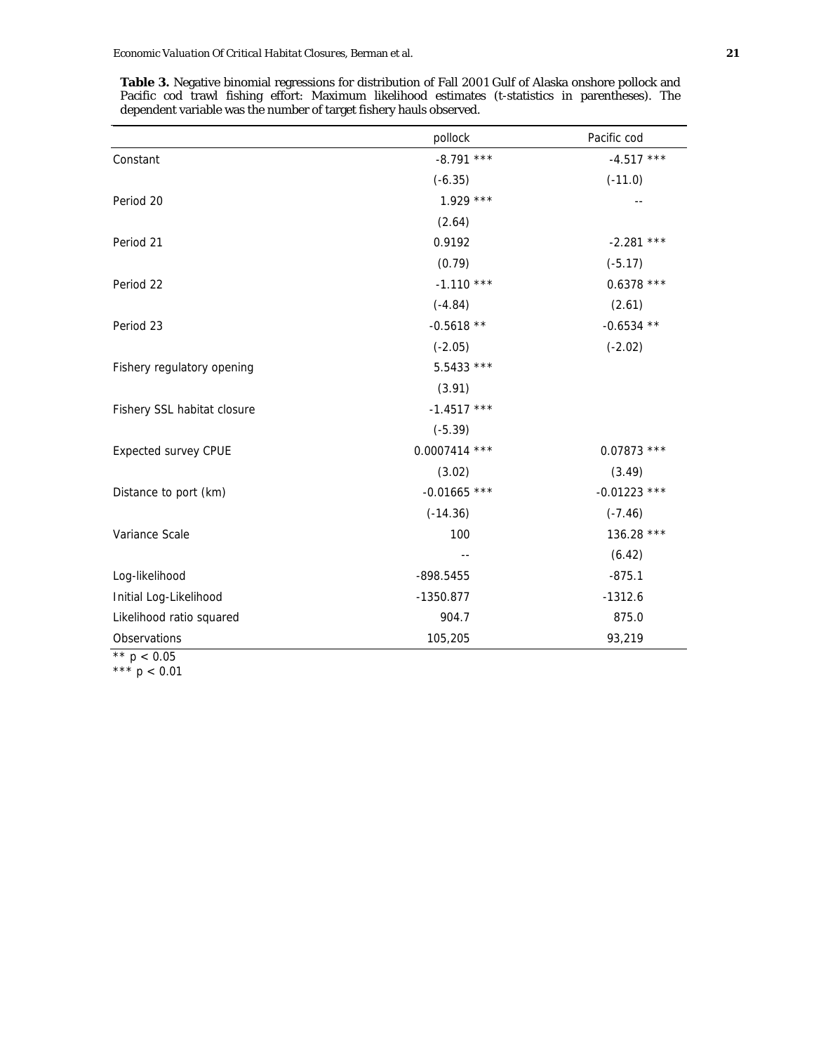**Table 3.** Negative binomial regressions for distribution of Fall 2001 Gulf of Alaska onshore pollock and Pacific cod trawl fishing effort: Maximum likelihood estimates (t-statistics in parentheses). The dependent variable was the number of target fishery hauls observed.

| | pollock | Pacific cod |
|---|---|---|
| Constant | -8.791 *** | -4.517 *** |
| | (-6.35) | (-11.0) |
| Period 20 | 1.929 *** | -- |
| | (2.64) | |
| Period 21 | 0.9192 | -2.281 *** |
| | (0.79) | (-5.17) |
| Period 22 | -1.110 *** | 0.6378 *** |
| | (-4.84) | (2.61) |
| Period 23 | -0.5618 ** | -0.6534 ** |
| | (-2.05) | (-2.02) |
| Fishery regulatory opening | 5.5433 *** | |
| | (3.91) | |
| Fishery SSL habitat closure | -1.4517 *** | |
| | (-5.39) | |
| Expected survey CPUE | 0.0007414 *** | 0.07873 *** |
| | (3.02) | (3.49) |
| Distance to port (km) | -0.01665 *** | -0.01223 *** |
| | (-14.36) | (-7.46) |
| Variance Scale | 100 | 136.28 *** |
| | -- | (6.42) |
| Log-likelihood | -898.5455 | -875.1 |
| Initial Log-Likelihood | -1350.877 | -1312.6 |
| Likelihood ratio squared | 904.7 | 875.0 |
| Observations | 105,205 | 93,219 |

** $p < 0.05$
*** $p < 0.01$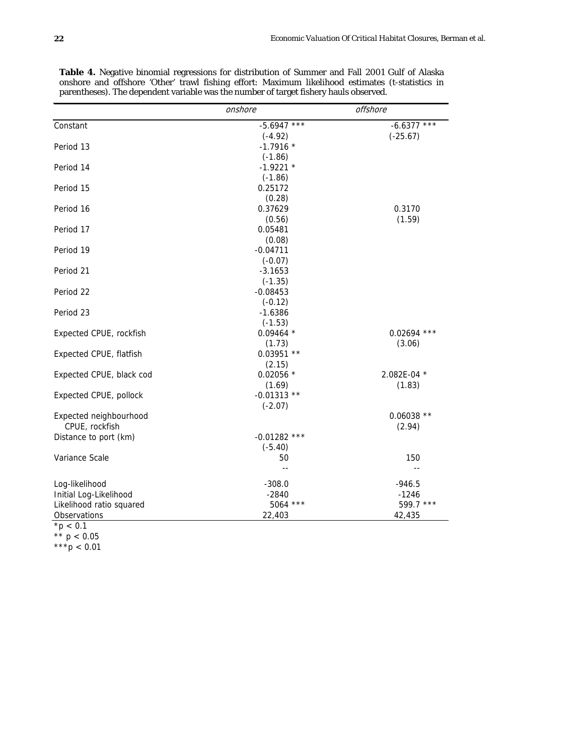**Table 4.** Negative binomial regressions for distribution of Summer and Fall 2001 Gulf of Alaska onshore and offshore 'Other' trawl fishing effort: Maximum likelihood estimates (t-statistics in parentheses). The dependent variable was the number of target fishery hauls observed.

| | *onshore* | *offshore* |
|---|---|---|
| Constant | -5.6947 *** | -6.6377 *** |
| | (-4.92) | (-25.67) |
| Period 13 | -1.7916 * | |
| | (-1.86) | |
| Period 14 | -1.9221 * | |
| | (-1.86) | |
| Period 15 | 0.25172 | |
| | (0.28) | |
| Period 16 | 0.37629 | 0.3170 |
| | (0.56) | (1.59) |
| Period 17 | 0.05481 | |
| | (0.08) | |
| Period 19 | -0.04711 | |
| | (-0.07) | |
| Period 21 | -3.1653 | |
| | (-1.35) | |
| Period 22 | -0.08453 | |
| | (-0.12) | |
| Period 23 | -1.6386 | |
| | (-1.53) | |
| Expected CPUE, rockfish | 0.09464 * | 0.02694 *** |
| | (1.73) | (3.06) |
| Expected CPUE, flatfish | 0.03951 ** | |
| | (2.15) | |
| Expected CPUE, black cod | 0.02056 * | 2.082E-04 * |
| | (1.69) | (1.83) |
| Expected CPUE, pollock | -0.01313 ** | |
| | (-2.07) | |
| Expected neighbourhood CPUE, rockfish | | 0.06038 ** |
| | | (2.94) |
| Distance to port (km) | -0.01282 *** | |
| | (-5.40) | |
| Variance Scale | 50 | 150 |
| | -- | -- |
| Log-likelihood | -308.0 | -946.5 |
| Initial Log-Likelihood | -2840 | -1246 |
| Likelihood ratio squared | 5064 *** | 599.7 *** |
| Observations | 22,403 | 42,435 |

*$p < 0.1$
** $p < 0.05$
***$p < 0.01$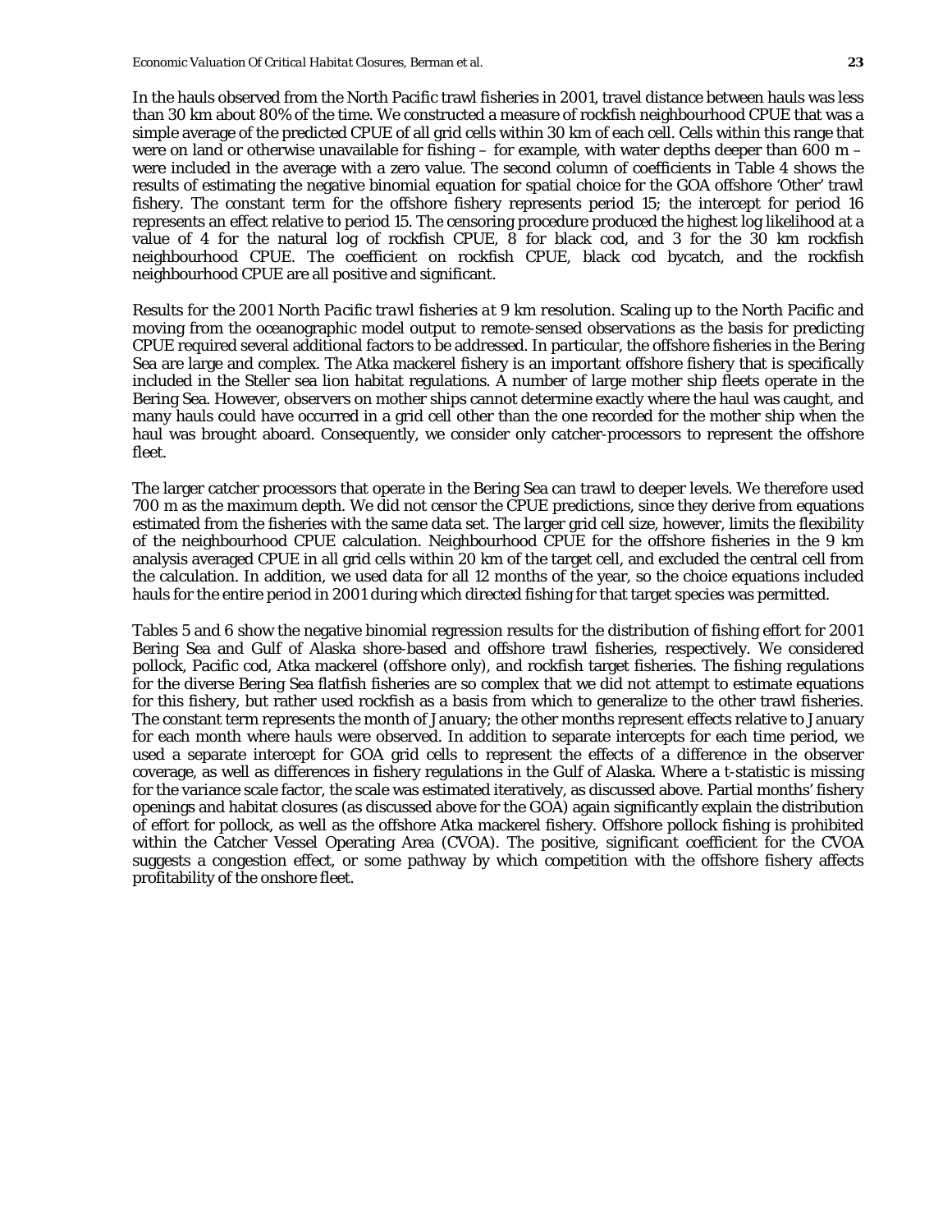In the hauls observed from the North Pacific trawl fisheries in 2001, travel distance between hauls was less than 30 km about 80% of the time. We constructed a measure of rockfish neighbourhood CPUE that was a simple average of the predicted CPUE of all grid cells within 30 km of each cell. Cells within this range that were on land or otherwise unavailable for fishing – for example, with water depths deeper than 600 m – were included in the average with a zero value. The second column of coefficients in Table 4 shows the results of estimating the negative binomial equation for spatial choice for the GOA offshore 'Other' trawl fishery. The constant term for the offshore fishery represents period 15; the intercept for period 16 represents an effect relative to period 15. The censoring procedure produced the highest log likelihood at a value of 4 for the natural log of rockfish CPUE, 8 for black cod, and 3 for the 30 km rockfish neighbourhood CPUE. The coefficient on rockfish CPUE, black cod bycatch, and the rockfish neighbourhood CPUE are all positive and significant.

*Results for the 2001 North Pacific trawl fisheries at 9 km resolution.* Scaling up to the North Pacific and moving from the oceanographic model output to remote-sensed observations as the basis for predicting CPUE required several additional factors to be addressed. In particular, the offshore fisheries in the Bering Sea are large and complex. The Atka mackerel fishery is an important offshore fishery that is specifically included in the Steller sea lion habitat regulations. A number of large mother ship fleets operate in the Bering Sea. However, observers on mother ships cannot determine exactly where the haul was caught, and many hauls could have occurred in a grid cell other than the one recorded for the mother ship when the haul was brought aboard. Consequently, we consider only catcher-processors to represent the offshore fleet.

The larger catcher processors that operate in the Bering Sea can trawl to deeper levels. We therefore used 700 m as the maximum depth. We did not censor the CPUE predictions, since they derive from equations estimated from the fisheries with the same data set. The larger grid cell size, however, limits the flexibility of the neighbourhood CPUE calculation. Neighbourhood CPUE for the offshore fisheries in the 9 km analysis averaged CPUE in all grid cells within 20 km of the target cell, and excluded the central cell from the calculation. In addition, we used data for all 12 months of the year, so the choice equations included hauls for the entire period in 2001 during which directed fishing for that target species was permitted.

Tables 5 and 6 show the negative binomial regression results for the distribution of fishing effort for 2001 Bering Sea and Gulf of Alaska shore-based and offshore trawl fisheries, respectively. We considered pollock, Pacific cod, Atka mackerel (offshore only), and rockfish target fisheries. The fishing regulations for the diverse Bering Sea flatfish fisheries are so complex that we did not attempt to estimate equations for this fishery, but rather used rockfish as a basis from which to generalize to the other trawl fisheries. The constant term represents the month of January; the other months represent effects relative to January for each month where hauls were observed. In addition to separate intercepts for each time period, we used a separate intercept for GOA grid cells to represent the effects of a difference in the observer coverage, as well as differences in fishery regulations in the Gulf of Alaska. Where a t-statistic is missing for the variance scale factor, the scale was estimated iteratively, as discussed above. Partial months' fishery openings and habitat closures (as discussed above for the GOA) again significantly explain the distribution of effort for pollock, as well as the offshore Atka mackerel fishery. Offshore pollock fishing is prohibited within the Catcher Vessel Operating Area (CVOA). The positive, significant coefficient for the CVOA suggests a congestion effect, or some pathway by which competition with the offshore fishery affects profitability of the onshore fleet.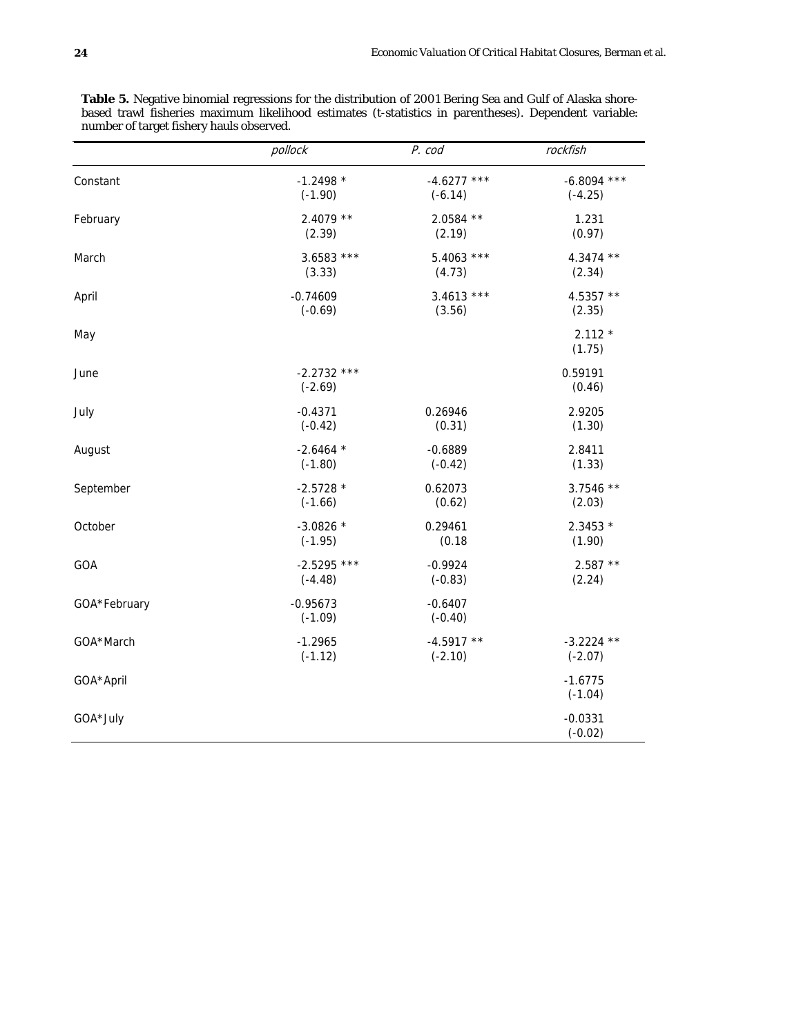**Table 5.** Negative binomial regressions for the distribution of 2001 Bering Sea and Gulf of Alaska shore-based trawl fisheries maximum likelihood estimates (t-statistics in parentheses). Dependent variable: number of target fishery hauls observed.

| | *pollock* | *P. cod* | *rockfish* |
|---|---|---|---|
| Constant | -1.2498 * | -4.6277 *** | -6.8094 *** |
| | (-1.90) | (-6.14) | (-4.25) |
| February | 2.4079 ** | 2.0584 ** | 1.231 |
| | (2.39) | (2.19) | (0.97) |
| March | 3.6583 *** | 5.4063 *** | 4.3474 ** |
| | (3.33) | (4.73) | (2.34) |
| April | -0.74609 | 3.4613 *** | 4.5357 ** |
| | (-0.69) | (3.56) | (2.35) |
| May | | | 2.112 * |
| | | | (1.75) |
| June | -2.2732 *** | | 0.59191 |
| | (-2.69) | | (0.46) |
| July | -0.4371 | 0.26946 | 2.9205 |
| | (-0.42) | (0.31) | (1.30) |
| August | -2.6464 * | -0.6889 | 2.8411 |
| | (-1.80) | (-0.42) | (1.33) |
| September | -2.5728 * | 0.62073 | 3.7546 ** |
| | (-1.66) | (0.62) | (2.03) |
| October | -3.0826 * | 0.29461 | 2.3453 * |
| | (-1.95) | (0.18 | (1.90) |
| GOA | -2.5295 *** | -0.9924 | 2.587 ** |
| | (-4.48) | (-0.83) | (2.24) |
| GOA*February | -0.95673 | -0.6407 | |
| | (-1.09) | (-0.40) | |
| GOA*March | -1.2965 | -4.5917 ** | -3.2224 ** |
| | (-1.12) | (-2.10) | (-2.07) |
| GOA*April | | | -1.6775 |
| | | | (-1.04) |
| GOA*July | | | -0.0331 |
| | | | (-0.02) |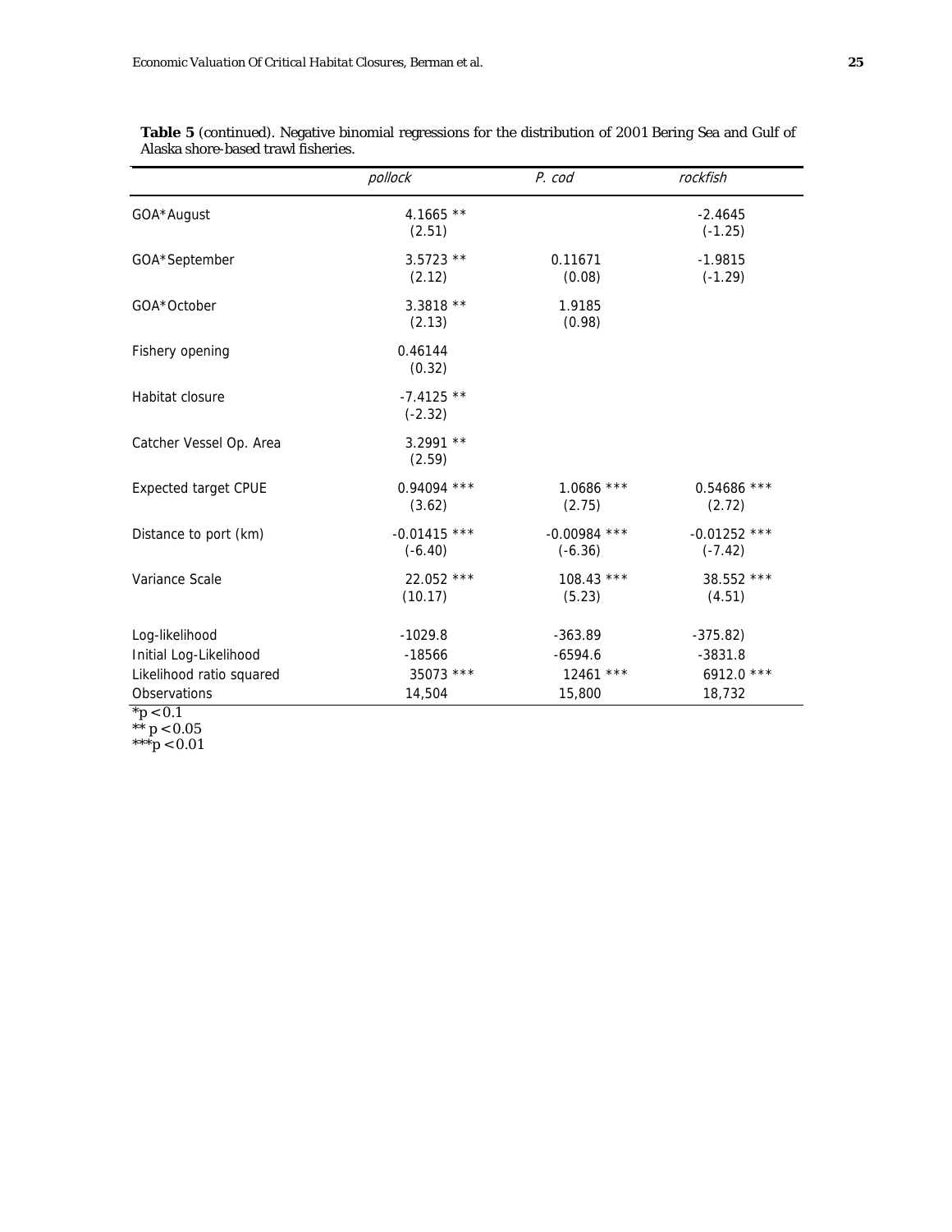**Table 5** (continued). Negative binomial regressions for the distribution of 2001 Bering Sea and Gulf of Alaska shore-based trawl fisheries.

| | *pollock* | *P. cod* | *rockfish* |
|---|---|---|---|
| GOA*August | 4.1665 ** (2.51) | | -2.4645 (-1.25) |
| GOA*September | 3.5723 ** (2.12) | 0.11671 (0.08) | -1.9815 (-1.29) |
| GOA*October | 3.3818 ** (2.13) | 1.9185 (0.98) | |
| Fishery opening | 0.46144 (0.32) | | |
| Habitat closure | -7.4125 ** (-2.32) | | |
| Catcher Vessel Op. Area | 3.2991 ** (2.59) | | |
| Expected target CPUE | 0.94094 *** (3.62) | 1.0686 *** (2.75) | 0.54686 *** (2.72) |
| Distance to port (km) | -0.01415 *** (-6.40) | -0.00984 *** (-6.36) | -0.01252 *** (-7.42) |
| Variance Scale | 22.052 *** (10.17) | 108.43 *** (5.23) | 38.552 *** (4.51) |
| Log-likelihood | -1029.8 | -363.89 | -375.82) |
| Initial Log-Likelihood | -18566 | -6594.6 | -3831.8 |
| Likelihood ratio squared | 35073 *** | 12461 *** | 6912.0 *** |
| Observations | 14,504 | 15,800 | 18,732 |

*$p < 0.1$
** $p < 0.05$
***$p < 0.01$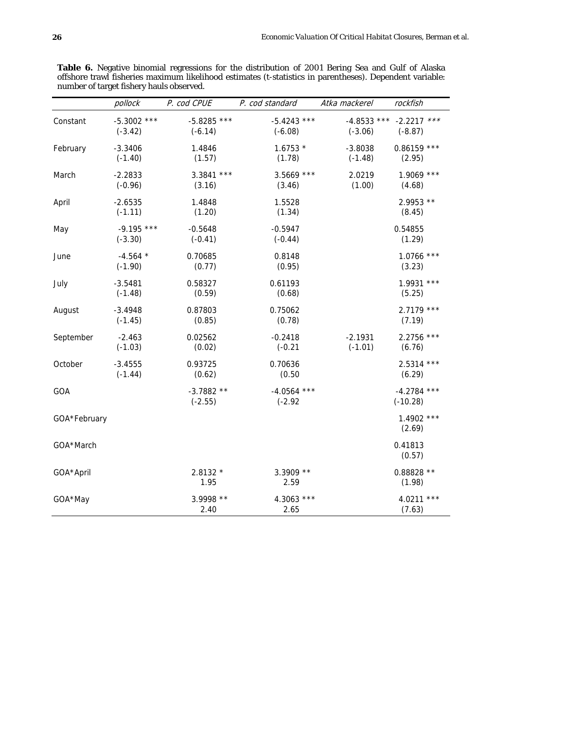**Table 6.** Negative binomial regressions for the distribution of 2001 Bering Sea and Gulf of Alaska offshore trawl fisheries maximum likelihood estimates (t-statistics in parentheses). Dependent variable: number of target fishery hauls observed.

| | *pollock* | *P. cod CPUE* | *P. cod standard* | *Atka mackerel* | *rockfish* |
|---|---|---|---|---|---|
| Constant | -5.3002 *** | -5.8285 *** | -5.4243 *** | -4.8533 *** | -2.2217 *** |
| | (-3.42) | (-6.14) | (-6.08) | (-3.06) | (-8.87) |
| February | -3.3406 | 1.4846 | 1.6753 * | -3.8038 | 0.86159 *** |
| | (-1.40) | (1.57) | (1.78) | (-1.48) | (2.95) |
| March | -2.2833 | 3.3841 *** | 3.5669 *** | 2.0219 | 1.9069 *** |
| | (-0.96) | (3.16) | (3.46) | (1.00) | (4.68) |
| April | -2.6535 | 1.4848 | 1.5528 | | 2.9953 ** |
| | (-1.11) | (1.20) | (1.34) | | (8.45) |
| May | -9.195 *** | -0.5648 | -0.5947 | | 0.54855 |
| | (-3.30) | (-0.41) | (-0.44) | | (1.29) |
| June | -4.564 * | 0.70685 | 0.8148 | | 1.0766 *** |
| | (-1.90) | (0.77) | (0.95) | | (3.23) |
| July | -3.5481 | 0.58327 | 0.61193 | | 1.9931 *** |
| | (-1.48) | (0.59) | (0.68) | | (5.25) |
| August | -3.4948 | 0.87803 | 0.75062 | | 2.7179 *** |
| | (-1.45) | (0.85) | (0.78) | | (7.19) |
| September | -2.463 | 0.02562 | -0.2418 | -2.1931 | 2.2756 *** |
| | (-1.03) | (0.02) | (-0.21 | (-1.01) | (6.76) |
| October | -3.4555 | 0.93725 | 0.70636 | | 2.5314 *** |
| | (-1.44) | (0.62) | (0.50 | | (6.29) |
| GOA | | -3.7882 ** | -4.0564 *** | | -4.2784 *** |
| | | (-2.55) | (-2.92 | | (-10.28) |
| GOA*February | | | | | 1.4902 *** |
| | | | | | (2.69) |
| GOA*March | | | | | 0.41813 |
| | | | | | (0.57) |
| GOA*April | | 2.8132 * | 3.3909 ** | | 0.88828 ** |
| | | 1.95 | 2.59 | | (1.98) |
| GOA*May | | 3.9998 ** | 4.3063 *** | | 4.0211 *** |
| | | 2.40 | 2.65 | | (7.63) |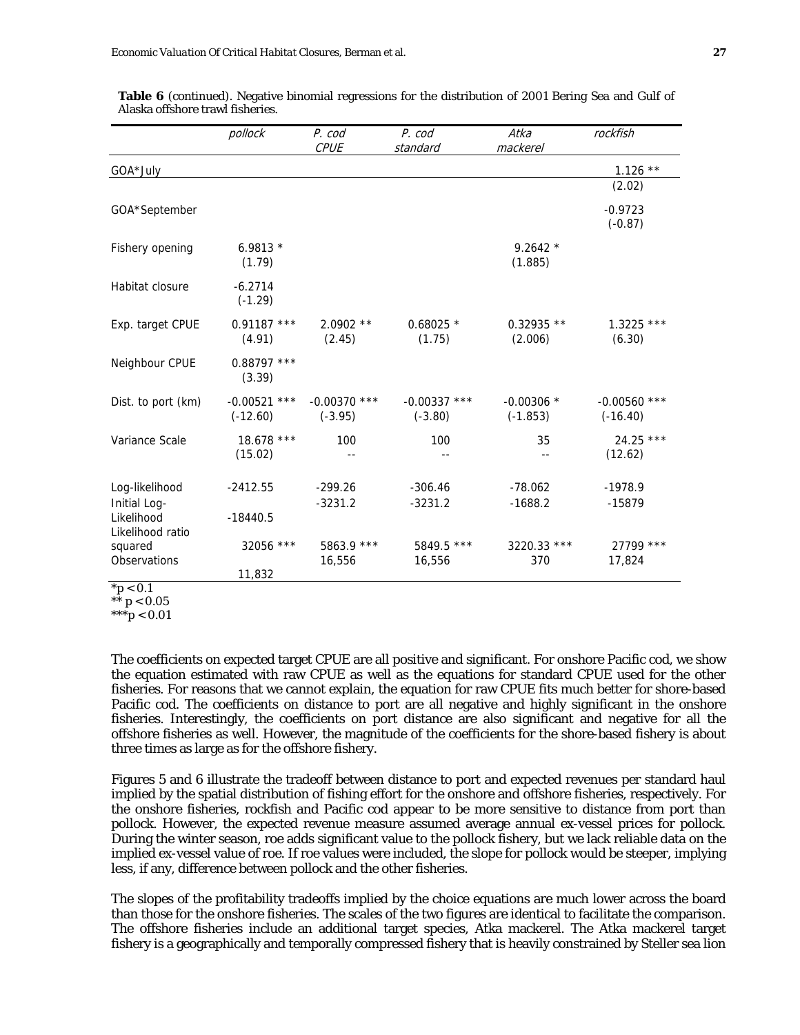**Table 6** (continued). Negative binomial regressions for the distribution of 2001 Bering Sea and Gulf of Alaska offshore trawl fisheries.

| | *pollock* | *P. cod CPUE* | *P. cod standard* | *Atka mackerel* | *rockfish* |
|---|---|---|---|---|---|
| GOA*July | | | | | 1.126 ** |
| | | | | | (2.02) |
| GOA*September | | | | | -0.9723 |
| | | | | | (-0.87) |
| Fishery opening | 6.9813 * | | | 9.2642 * | |
| | (1.79) | | | (1.885) | |
| Habitat closure | -6.2714 | | | | |
| | (-1.29) | | | | |
| Exp. target CPUE | 0.91187 *** | 2.0902 ** | 0.68025 * | 0.32935 ** | 1.3225 *** |
| | (4.91) | (2.45) | (1.75) | (2.006) | (6.30) |
| Neighbour CPUE | 0.88797 *** | | | | |
| | (3.39) | | | | |
| Dist. to port (km) | -0.00521 *** | -0.00370 *** | -0.00337 *** | -0.00306 * | -0.00560 *** |
| | (-12.60) | (-3.95) | (-3.80) | (-1.853) | (-16.40) |
| Variance Scale | 18.678 *** | 100 | 100 | 35 | 24.25 *** |
| | (15.02) | -- | -- | -- | (12.62) |
| Log-likelihood | -2412.55 | -299.26 | -306.46 | -78.062 | -1978.9 |
| Initial Log-Likelihood | -18440.5 | -3231.2 | -3231.2 | -1688.2 | -15879 |
| Likelihood ratio squared | 32056 *** | 5863.9 *** | 5849.5 *** | 3220.33 *** | 27799 *** |
| Observations | 11,832 | 16,556 | 16,556 | 370 | 17,824 |

*p < 0.1
** p < 0.05
***p < 0.01

The coefficients on expected target CPUE are all positive and significant. For onshore Pacific cod, we show the equation estimated with raw CPUE as well as the equations for standard CPUE used for the other fisheries. For reasons that we cannot explain, the equation for raw CPUE fits much better for shore-based Pacific cod. The coefficients on distance to port are all negative and highly significant in the onshore fisheries. Interestingly, the coefficients on port distance are also significant and negative for all the offshore fisheries as well. However, the magnitude of the coefficients for the shore-based fishery is about three times as large as for the offshore fishery.

Figures 5 and 6 illustrate the tradeoff between distance to port and expected revenues per standard haul implied by the spatial distribution of fishing effort for the onshore and offshore fisheries, respectively. For the onshore fisheries, rockfish and Pacific cod appear to be more sensitive to distance from port than pollock. However, the expected revenue measure assumed average annual ex-vessel prices for pollock. During the winter season, roe adds significant value to the pollock fishery, but we lack reliable data on the implied ex-vessel value of roe. If roe values were included, the slope for pollock would be steeper, implying less, if any, difference between pollock and the other fisheries.

The slopes of the profitability tradeoffs implied by the choice equations are much lower across the board than those for the onshore fisheries. The scales of the two figures are identical to facilitate the comparison. The offshore fisheries include an additional target species, Atka mackerel. The Atka mackerel target fishery is a geographically and temporally compressed fishery that is heavily constrained by Steller sea lion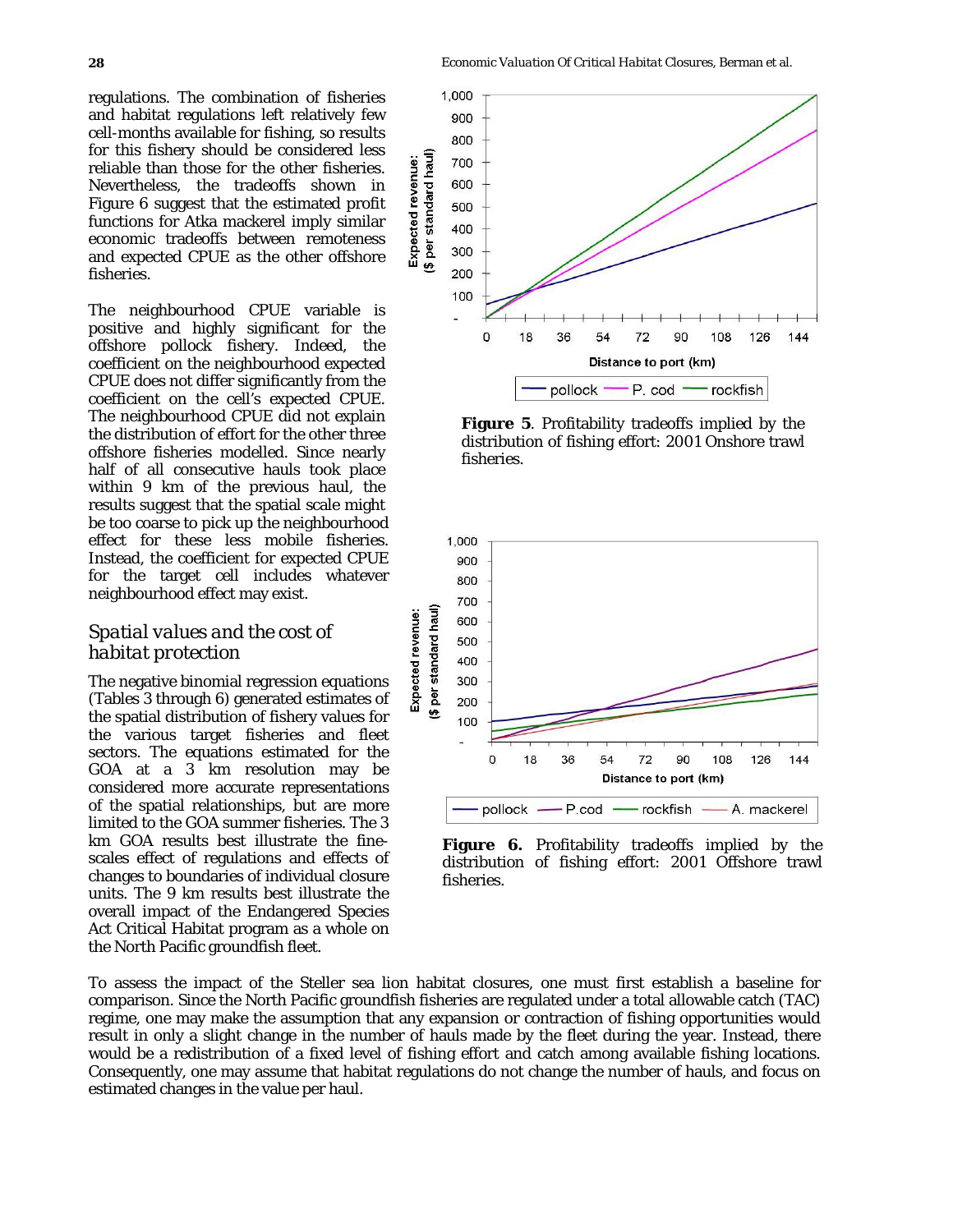regulations. The combination of fisheries and habitat regulations left relatively few cell-months available for fishing, so results for this fishery should be considered less reliable than those for the other fisheries. Nevertheless, the tradeoffs shown in Figure 6 suggest that the estimated profit functions for Atka mackerel imply similar economic tradeoffs between remoteness and expected CPUE as the other offshore fisheries.

The neighbourhood CPUE variable is positive and highly significant for the offshore pollock fishery. Indeed, the coefficient on the neighbourhood expected CPUE does not differ significantly from the coefficient on the cell's expected CPUE. The neighbourhood CPUE did not explain the distribution of effort for the other three offshore fisheries modelled. Since nearly half of all consecutive hauls took place within 9 km of the previous haul, the results suggest that the spatial scale might be too coarse to pick up the neighbourhood effect for these less mobile fisheries. Instead, the coefficient for expected CPUE for the target cell includes whatever neighbourhood effect may exist.

## *Spatial values and the cost of habitat protection*

The negative binomial regression equations (Tables 3 through 6) generated estimates of the spatial distribution of fishery values for the various target fisheries and fleet sectors. The equations estimated for the GOA at a 3 km resolution may be considered more accurate representations of the spatial relationships, but are more limited to the GOA summer fisheries. The 3 km GOA results best illustrate the fine-scales effect of regulations and effects of changes to boundaries of individual closure units. The 9 km results best illustrate the overall impact of the Endangered Species Act Critical Habitat program as a whole on the North Pacific groundfish fleet.

**Figure 5**. Profitability tradeoffs implied by the distribution of fishing effort: 2001 Onshore trawl fisheries.

**Figure 6.** Profitability tradeoffs implied by the distribution of fishing effort: 2001 Offshore trawl fisheries.

To assess the impact of the Steller sea lion habitat closures, one must first establish a baseline for comparison. Since the North Pacific groundfish fisheries are regulated under a total allowable catch (TAC) regime, one may make the assumption that any expansion or contraction of fishing opportunities would result in only a slight change in the number of hauls made by the fleet during the year. Instead, there would be a redistribution of a fixed level of fishing effort and catch among available fishing locations. Consequently, one may assume that habitat regulations do not change the number of hauls, and focus on estimated changes in the value per haul.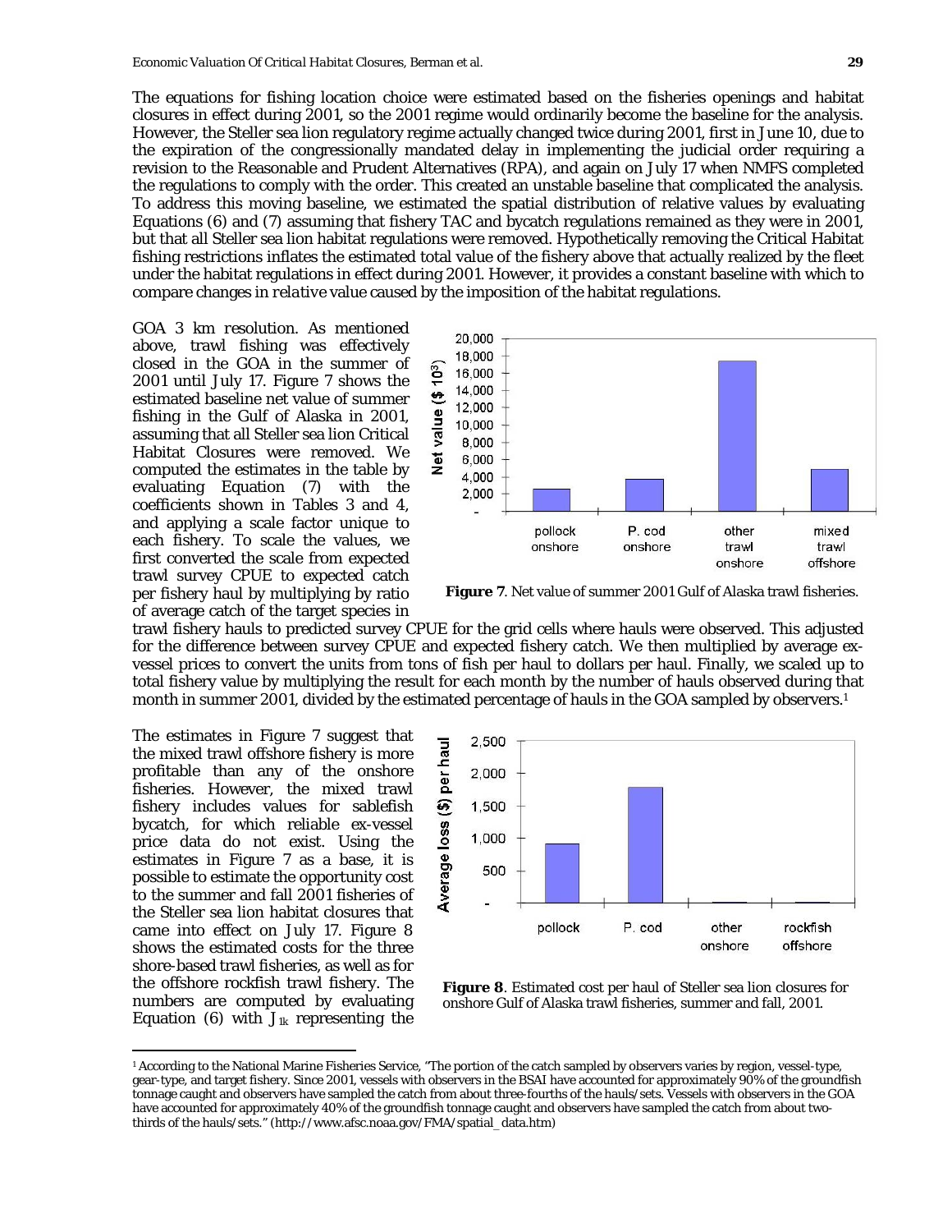The equations for fishing location choice were estimated based on the fisheries openings and habitat closures in effect during 2001, so the 2001 regime would ordinarily become the baseline for the analysis. However, the Steller sea lion regulatory regime actually changed twice during 2001, first in June 10, due to the expiration of the congressionally mandated delay in implementing the judicial order requiring a revision to the Reasonable and Prudent Alternatives (RPA), and again on July 17 when NMFS completed the regulations to comply with the order. This created an unstable baseline that complicated the analysis. To address this moving baseline, we estimated the spatial distribution of relative values by evaluating Equations (6) and (7) assuming that fishery TAC and bycatch regulations remained as they were in 2001, but that all Steller sea lion habitat regulations were removed. Hypothetically removing the Critical Habitat fishing restrictions inflates the estimated total value of the fishery above that actually realized by the fleet under the habitat regulations in effect during 2001. However, it provides a constant baseline with which to compare changes in *relative* value caused by the imposition of the habitat regulations.

GOA 3 km resolution. As mentioned above, trawl fishing was effectively closed in the GOA in the summer of 2001 until July 17. Figure 7 shows the estimated baseline net value of summer fishing in the Gulf of Alaska in 2001, assuming that all Steller sea lion Critical Habitat Closures were removed. We computed the estimates in the table by evaluating Equation (7) with the coefficients shown in Tables 3 and 4, and applying a scale factor unique to each fishery. To scale the values, we first converted the scale from expected trawl survey CPUE to expected catch per fishery haul by multiplying by ratio of average catch of the target species in trawl fishery hauls to predicted survey CPUE for the grid cells where hauls were observed. This adjusted for the difference between survey CPUE and expected fishery catch. We then multiplied by average ex-vessel prices to convert the units from tons of fish per haul to dollars per haul. Finally, we scaled up to total fishery value by multiplying the result for each month by the number of hauls observed during that month in summer 2001, divided by the estimated percentage of hauls in the GOA sampled by observers.[1]

**Figure 7**. Net value of summer 2001 Gulf of Alaska trawl fisheries.

The estimates in Figure 7 suggest that the mixed trawl offshore fishery is more profitable than any of the onshore fisheries. However, the mixed trawl fishery includes values for sablefish bycatch, for which reliable ex-vessel price data do not exist. Using the estimates in Figure 7 as a base, it is possible to estimate the opportunity cost to the summer and fall 2001 fisheries of the Steller sea lion habitat closures that came into effect on July 17. Figure 8 shows the estimated costs for the three shore-based trawl fisheries, as well as for the offshore rockfish trawl fishery. The numbers are computed by evaluating Equation (6) with $J_{1k}$ representing the

**Figure 8**. Estimated cost per haul of Steller sea lion closures for onshore Gulf of Alaska trawl fisheries, summer and fall, 2001.

[1] According to the National Marine Fisheries Service, "The portion of the catch sampled by observers varies by region, vessel-type, gear-type, and target fishery. Since 2001, vessels with observers in the BSAI have accounted for approximately 90% of the groundfish tonnage caught and observers have sampled the catch from about three-fourths of the hauls/sets. Vessels with observers in the GOA have accounted for approximately 40% of the groundfish tonnage caught and observers have sampled the catch from about two-thirds of the hauls/sets." (http://www.afsc.noaa.gov/FMA/spatial_data.htm)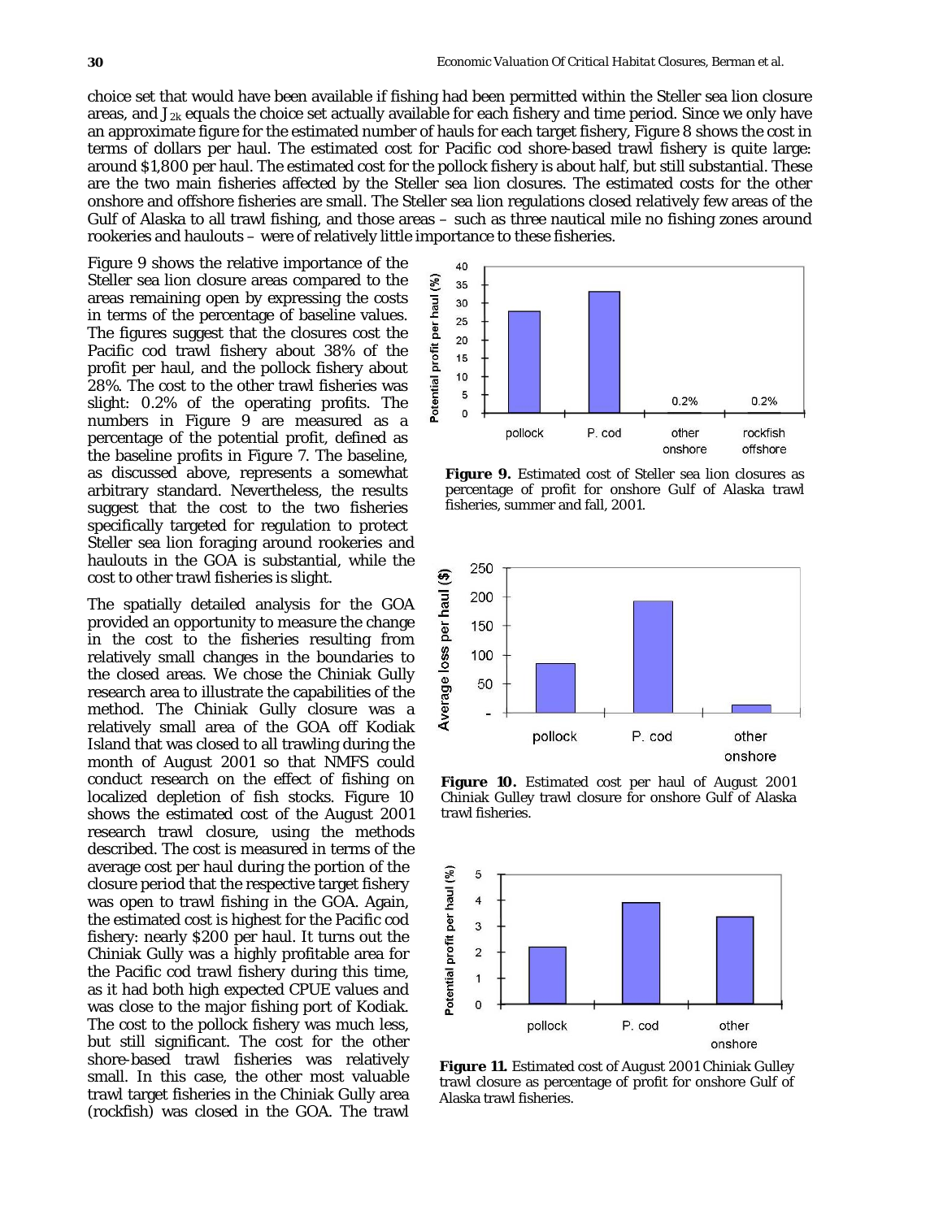choice set that would have been available if fishing had been permitted within the Steller sea lion closure areas, and $J_{2k}$ equals the choice set actually available for each fishery and time period. Since we only have an approximate figure for the estimated number of hauls for each target fishery, Figure 8 shows the cost in terms of dollars per haul. The estimated cost for Pacific cod shore-based trawl fishery is quite large: around $1,800 per haul. The estimated cost for the pollock fishery is about half, but still substantial. These are the two main fisheries affected by the Steller sea lion closures. The estimated costs for the other onshore and offshore fisheries are small. The Steller sea lion regulations closed relatively few areas of the Gulf of Alaska to all trawl fishing, and those areas – such as three nautical mile no fishing zones around rookeries and haulouts – were of relatively little importance to these fisheries.

Figure 9 shows the relative importance of the Steller sea lion closure areas compared to the areas remaining open by expressing the costs in terms of the percentage of baseline values. The figures suggest that the closures cost the Pacific cod trawl fishery about 38% of the profit per haul, and the pollock fishery about 28%. The cost to the other trawl fisheries was slight: 0.2% of the operating profits. The numbers in Figure 9 are measured as a percentage of the potential profit, defined as the baseline profits in Figure 7. The baseline, as discussed above, represents a somewhat arbitrary standard. Nevertheless, the results suggest that the cost to the two fisheries specifically targeted for regulation to protect Steller sea lion foraging around rookeries and haulouts in the GOA is substantial, while the cost to other trawl fisheries is slight.

**Figure 9.** Estimated cost of Steller sea lion closures as percentage of profit for onshore Gulf of Alaska trawl fisheries, summer and fall, 2001.

The spatially detailed analysis for the GOA provided an opportunity to measure the change in the cost to the fisheries resulting from relatively small changes in the boundaries to the closed areas. We chose the Chiniak Gully research area to illustrate the capabilities of the method. The Chiniak Gully closure was a relatively small area of the GOA off Kodiak Island that was closed to all trawling during the month of August 2001 so that NMFS could conduct research on the effect of fishing on localized depletion of fish stocks. Figure 10 shows the estimated cost of the August 2001 research trawl closure, using the methods described. The cost is measured in terms of the average cost per haul during the portion of the closure period that the respective target fishery was open to trawl fishing in the GOA. Again, the estimated cost is highest for the Pacific cod fishery: nearly $200 per haul. It turns out the Chiniak Gully was a highly profitable area for the Pacific cod trawl fishery during this time, as it had both high expected CPUE values and was close to the major fishing port of Kodiak. The cost to the pollock fishery was much less, but still significant. The cost for the other shore-based trawl fisheries was relatively small. In this case, the other most valuable trawl target fisheries in the Chiniak Gully area (rockfish) was closed in the GOA. The trawl

**Figure 10.** Estimated cost per haul of August 2001 Chiniak Gulley trawl closure for onshore Gulf of Alaska trawl fisheries.

**Figure 11.** Estimated cost of August 2001 Chiniak Gulley trawl closure as percentage of profit for onshore Gulf of Alaska trawl fisheries.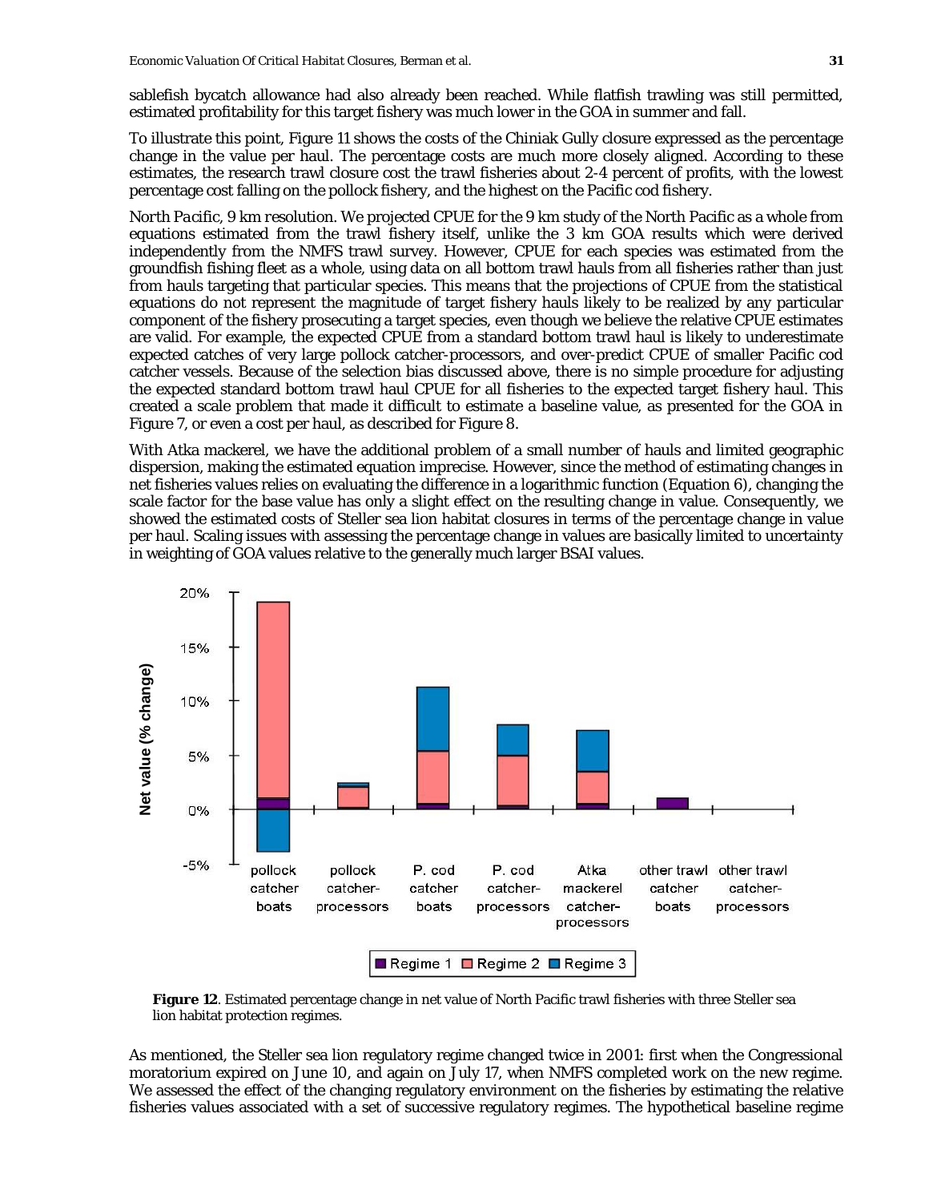sablefish bycatch allowance had also already been reached. While flatfish trawling was still permitted, estimated profitability for this target fishery was much lower in the GOA in summer and fall.

To illustrate this point, Figure 11 shows the costs of the Chiniak Gully closure expressed as the percentage change in the value per haul. The percentage costs are much more closely aligned. According to these estimates, the research trawl closure cost the trawl fisheries about 2-4 percent of profits, with the lowest percentage cost falling on the pollock fishery, and the highest on the Pacific cod fishery.

*North Pacific, 9 km resolution.* We projected CPUE for the 9 km study of the North Pacific as a whole from equations estimated from the trawl fishery itself, unlike the 3 km GOA results which were derived independently from the NMFS trawl survey. However, CPUE for each species was estimated from the groundfish fishing fleet as a whole, using data on all bottom trawl hauls from all fisheries rather than just from hauls targeting that particular species. This means that the projections of CPUE from the statistical equations do not represent the magnitude of target fishery hauls likely to be realized by any particular component of the fishery prosecuting a target species, even though we believe the relative CPUE estimates are valid. For example, the expected CPUE from a standard bottom trawl haul is likely to underestimate expected catches of very large pollock catcher-processors, and over-predict CPUE of smaller Pacific cod catcher vessels. Because of the selection bias discussed above, there is no simple procedure for adjusting the expected standard bottom trawl haul CPUE for all fisheries to the expected target fishery haul. This created a scale problem that made it difficult to estimate a baseline value, as presented for the GOA in Figure 7, or even a cost per haul, as described for Figure 8.

With Atka mackerel, we have the additional problem of a small number of hauls and limited geographic dispersion, making the estimated equation imprecise. However, since the method of estimating changes in net fisheries values relies on evaluating the difference in a logarithmic function (Equation 6), changing the scale factor for the base value has only a slight effect on the resulting change in value. Consequently, we showed the estimated costs of Steller sea lion habitat closures in terms of the percentage change in value per haul. Scaling issues with assessing the percentage change in values are basically limited to uncertainty in weighting of GOA values relative to the generally much larger BSAI values.

**Figure 12**. Estimated percentage change in net value of North Pacific trawl fisheries with three Steller sea lion habitat protection regimes.

As mentioned, the Steller sea lion regulatory regime changed twice in 2001: first when the Congressional moratorium expired on June 10, and again on July 17, when NMFS completed work on the new regime. We assessed the effect of the changing regulatory environment on the fisheries by estimating the relative fisheries values associated with a set of successive regulatory regimes. The hypothetical baseline regime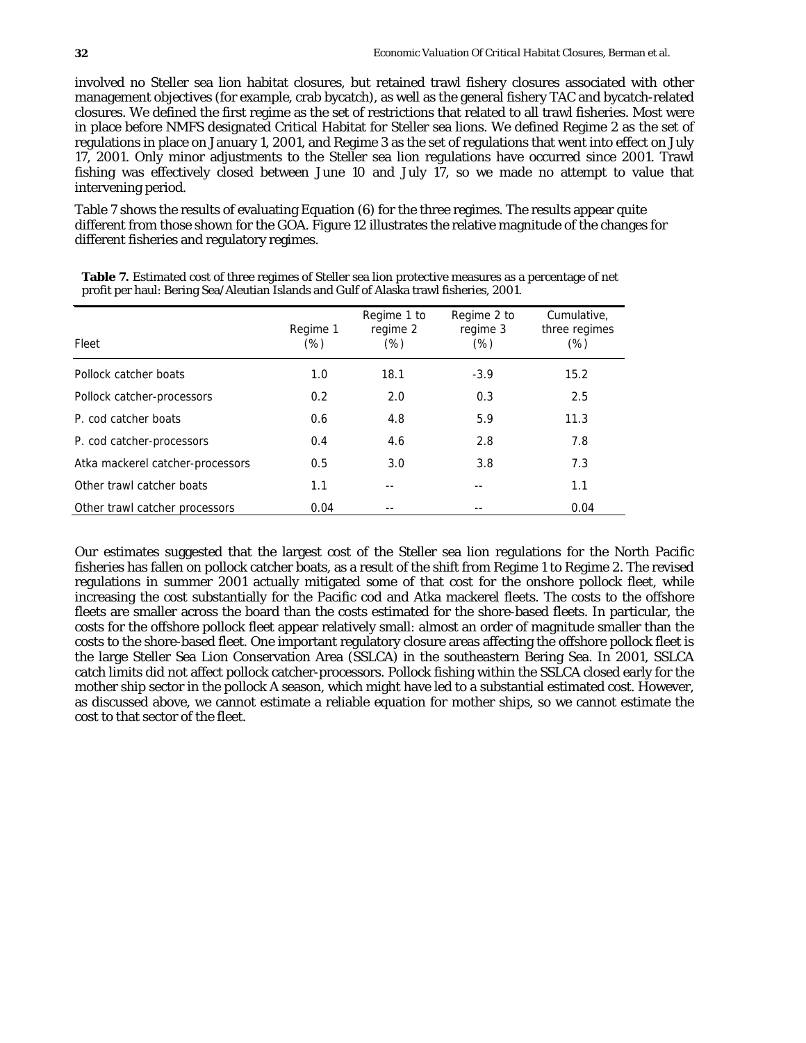involved no Steller sea lion habitat closures, but retained trawl fishery closures associated with other management objectives (for example, crab bycatch), as well as the general fishery TAC and bycatch-related closures. We defined the first regime as the set of restrictions that related to all trawl fisheries. Most were in place before NMFS designated Critical Habitat for Steller sea lions. We defined Regime 2 as the set of regulations in place on January 1, 2001, and Regime 3 as the set of regulations that went into effect on July 17, 2001. Only minor adjustments to the Steller sea lion regulations have occurred since 2001. Trawl fishing was effectively closed between June 10 and July 17, so we made no attempt to value that intervening period.

Table 7 shows the results of evaluating Equation (6) for the three regimes. The results appear quite different from those shown for the GOA. Figure 12 illustrates the relative magnitude of the changes for different fisheries and regulatory regimes.

**Table 7.** Estimated cost of three regimes of Steller sea lion protective measures as a percentage of net profit per haul: Bering Sea/Aleutian Islands and Gulf of Alaska trawl fisheries, 2001.

| Fleet | Regime 1 (%) | Regime 1 to regime 2 (%) | Regime 2 to regime 3 (%) | Cumulative, three regimes (%) |
|---|---|---|---|---|
| Pollock catcher boats | 1.0 | 18.1 | -3.9 | 15.2 |
| Pollock catcher-processors | 0.2 | 2.0 | 0.3 | 2.5 |
| P. cod catcher boats | 0.6 | 4.8 | 5.9 | 11.3 |
| P. cod catcher-processors | 0.4 | 4.6 | 2.8 | 7.8 |
| Atka mackerel catcher-processors | 0.5 | 3.0 | 3.8 | 7.3 |
| Other trawl catcher boats | 1.1 | -- | -- | 1.1 |
| Other trawl catcher processors | 0.04 | -- | -- | 0.04 |

Our estimates suggested that the largest cost of the Steller sea lion regulations for the North Pacific fisheries has fallen on pollock catcher boats, as a result of the shift from Regime 1 to Regime 2. The revised regulations in summer 2001 actually mitigated some of that cost for the onshore pollock fleet, while increasing the cost substantially for the Pacific cod and Atka mackerel fleets. The costs to the offshore fleets are smaller across the board than the costs estimated for the shore-based fleets. In particular, the costs for the offshore pollock fleet appear relatively small: almost an order of magnitude smaller than the costs to the shore-based fleet. One important regulatory closure areas affecting the offshore pollock fleet is the large Steller Sea Lion Conservation Area (SSLCA) in the southeastern Bering Sea. In 2001, SSLCA catch limits did not affect pollock catcher-processors. Pollock fishing within the SSLCA closed early for the mother ship sector in the pollock A season, which might have led to a substantial estimated cost. However, as discussed above, we cannot estimate a reliable equation for mother ships, so we cannot estimate the cost to that sector of the fleet.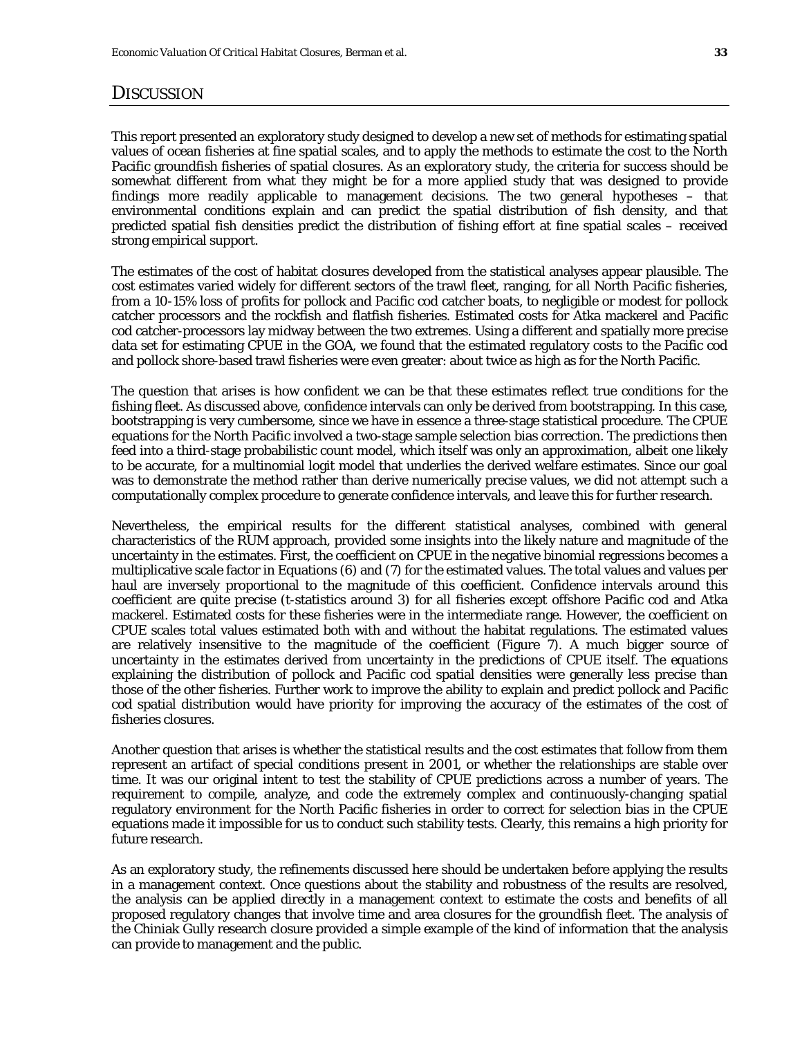## DISCUSSION

This report presented an exploratory study designed to develop a new set of methods for estimating spatial values of ocean fisheries at fine spatial scales, and to apply the methods to estimate the cost to the North Pacific groundfish fisheries of spatial closures. As an exploratory study, the criteria for success should be somewhat different from what they might be for a more applied study that was designed to provide findings more readily applicable to management decisions. The two general hypotheses – that environmental conditions explain and can predict the spatial distribution of fish density, and that predicted spatial fish densities predict the distribution of fishing effort at fine spatial scales – received strong empirical support.

The estimates of the cost of habitat closures developed from the statistical analyses appear plausible. The cost estimates varied widely for different sectors of the trawl fleet, ranging, for all North Pacific fisheries, from a 10-15% loss of profits for pollock and Pacific cod catcher boats, to negligible or modest for pollock catcher processors and the rockfish and flatfish fisheries. Estimated costs for Atka mackerel and Pacific cod catcher-processors lay midway between the two extremes. Using a different and spatially more precise data set for estimating CPUE in the GOA, we found that the estimated regulatory costs to the Pacific cod and pollock shore-based trawl fisheries were even greater: about twice as high as for the North Pacific.

The question that arises is how confident we can be that these estimates reflect true conditions for the fishing fleet. As discussed above, confidence intervals can only be derived from bootstrapping. In this case, bootstrapping is very cumbersome, since we have in essence a three-stage statistical procedure. The CPUE equations for the North Pacific involved a two-stage sample selection bias correction. The predictions then feed into a third-stage probabilistic count model, which itself was only an approximation, albeit one likely to be accurate, for a multinomial logit model that underlies the derived welfare estimates. Since our goal was to demonstrate the method rather than derive numerically precise values, we did not attempt such a computationally complex procedure to generate confidence intervals, and leave this for further research.

Nevertheless, the empirical results for the different statistical analyses, combined with general characteristics of the RUM approach, provided some insights into the likely nature and magnitude of the uncertainty in the estimates. First, the coefficient on CPUE in the negative binomial regressions becomes a multiplicative scale factor in Equations (6) and (7) for the estimated values. The total values and values per haul are inversely proportional to the magnitude of this coefficient. Confidence intervals around this coefficient are quite precise (t-statistics around 3) for all fisheries except offshore Pacific cod and Atka mackerel. Estimated costs for these fisheries were in the intermediate range. However, the coefficient on CPUE scales total values estimated both with and without the habitat regulations. The estimated values are relatively insensitive to the magnitude of the coefficient (Figure 7). A much bigger source of uncertainty in the estimates derived from uncertainty in the predictions of CPUE itself. The equations explaining the distribution of pollock and Pacific cod spatial densities were generally less precise than those of the other fisheries. Further work to improve the ability to explain and predict pollock and Pacific cod spatial distribution would have priority for improving the accuracy of the estimates of the cost of fisheries closures.

Another question that arises is whether the statistical results and the cost estimates that follow from them represent an artifact of special conditions present in 2001, or whether the relationships are stable over time. It was our original intent to test the stability of CPUE predictions across a number of years. The requirement to compile, analyze, and code the extremely complex and continuously-changing spatial regulatory environment for the North Pacific fisheries in order to correct for selection bias in the CPUE equations made it impossible for us to conduct such stability tests. Clearly, this remains a high priority for future research.

As an exploratory study, the refinements discussed here should be undertaken before applying the results in a management context. Once questions about the stability and robustness of the results are resolved, the analysis can be applied directly in a management context to estimate the costs and benefits of all proposed regulatory changes that involve time and area closures for the groundfish fleet. The analysis of the Chiniak Gully research closure provided a simple example of the kind of information that the analysis can provide to management and the public.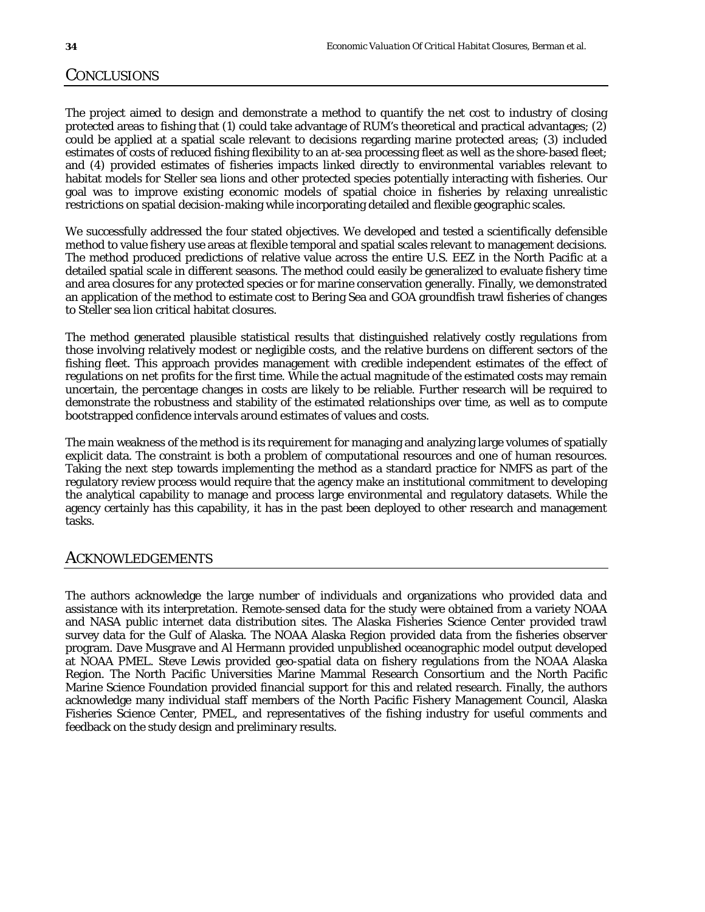## CONCLUSIONS

The project aimed to design and demonstrate a method to quantify the net cost to industry of closing protected areas to fishing that (1) could take advantage of RUM's theoretical and practical advantages; (2) could be applied at a spatial scale relevant to decisions regarding marine protected areas; (3) included estimates of costs of reduced fishing flexibility to an at-sea processing fleet as well as the shore-based fleet; and (4) provided estimates of fisheries impacts linked directly to environmental variables relevant to habitat models for Steller sea lions and other protected species potentially interacting with fisheries. Our goal was to improve existing economic models of spatial choice in fisheries by relaxing unrealistic restrictions on spatial decision-making while incorporating detailed and flexible geographic scales.

We successfully addressed the four stated objectives. We developed and tested a scientifically defensible method to value fishery use areas at flexible temporal and spatial scales relevant to management decisions. The method produced predictions of relative value across the entire U.S. EEZ in the North Pacific at a detailed spatial scale in different seasons. The method could easily be generalized to evaluate fishery time and area closures for any protected species or for marine conservation generally. Finally, we demonstrated an application of the method to estimate cost to Bering Sea and GOA groundfish trawl fisheries of changes to Steller sea lion critical habitat closures.

The method generated plausible statistical results that distinguished relatively costly regulations from those involving relatively modest or negligible costs, and the relative burdens on different sectors of the fishing fleet. This approach provides management with credible independent estimates of the effect of regulations on net profits for the first time. While the actual magnitude of the estimated costs may remain uncertain, the percentage changes in costs are likely to be reliable. Further research will be required to demonstrate the robustness and stability of the estimated relationships over time, as well as to compute bootstrapped confidence intervals around estimates of values and costs.

The main weakness of the method is its requirement for managing and analyzing large volumes of spatially explicit data. The constraint is both a problem of computational resources and one of human resources. Taking the next step towards implementing the method as a standard practice for NMFS as part of the regulatory review process would require that the agency make an institutional commitment to developing the analytical capability to manage and process large environmental and regulatory datasets. While the agency certainly has this capability, it has in the past been deployed to other research and management tasks.

## ACKNOWLEDGEMENTS

The authors acknowledge the large number of individuals and organizations who provided data and assistance with its interpretation. Remote-sensed data for the study were obtained from a variety NOAA and NASA public internet data distribution sites. The Alaska Fisheries Science Center provided trawl survey data for the Gulf of Alaska. The NOAA Alaska Region provided data from the fisheries observer program. Dave Musgrave and Al Hermann provided unpublished oceanographic model output developed at NOAA PMEL. Steve Lewis provided geo-spatial data on fishery regulations from the NOAA Alaska Region. The North Pacific Universities Marine Mammal Research Consortium and the North Pacific Marine Science Foundation provided financial support for this and related research. Finally, the authors acknowledge many individual staff members of the North Pacific Fishery Management Council, Alaska Fisheries Science Center, PMEL, and representatives of the fishing industry for useful comments and feedback on the study design and preliminary results.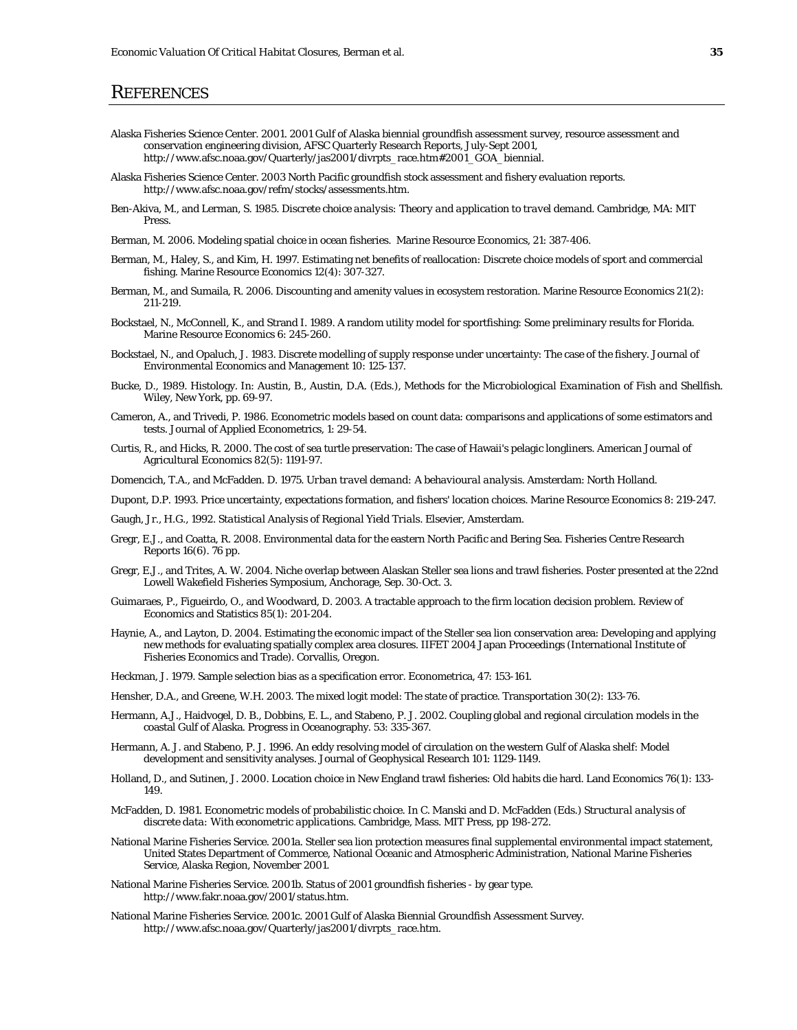# REFERENCES

Alaska Fisheries Science Center. 2001. 2001 Gulf of Alaska biennial groundfish assessment survey, resource assessment and conservation engineering division, AFSC Quarterly Research Reports, July-Sept 2001, http://www.afsc.noaa.gov/Quarterly/jas2001/divrpts_race.htm#2001_GOA_biennial.

Alaska Fisheries Science Center. 2003 North Pacific groundfish stock assessment and fishery evaluation reports. http://www.afsc.noaa.gov/refm/stocks/assessments.htm.

Ben-Akiva, M., and Lerman, S. 1985. *Discrete choice analysis: Theory and application to travel demand*. Cambridge, MA: MIT Press.

Berman, M. 2006. Modeling spatial choice in ocean fisheries. Marine Resource Economics, 21: 387-406.

Berman, M., Haley, S., and Kim, H. 1997. Estimating net benefits of reallocation: Discrete choice models of sport and commercial fishing. Marine Resource Economics 12(4): 307-327.

Berman, M., and Sumaila, R. 2006. Discounting and amenity values in ecosystem restoration. Marine Resource Economics 21(2): 211-219.

Bockstael, N., McConnell, K., and Strand I. 1989. A random utility model for sportfishing: Some preliminary results for Florida. Marine Resource Economics 6: 245-260.

Bockstael, N., and Opaluch, J. 1983. Discrete modelling of supply response under uncertainty: The case of the fishery. Journal of Environmental Economics and Management 10: 125-137.

Bucke, D., 1989. Histology. In: Austin, B., Austin, D.A. (Eds.), *Methods for the Microbiological Examination of Fish and Shellfish*. Wiley, New York, pp. 69-97.

Cameron, A., and Trivedi, P. 1986. Econometric models based on count data: comparisons and applications of some estimators and tests. Journal of Applied Econometrics, 1: 29-54.

Curtis, R., and Hicks, R. 2000. The cost of sea turtle preservation: The case of Hawaii's pelagic longliners. American Journal of Agricultural Economics 82(5): 1191-97.

Domencich, T.A., and McFadden. D. 1975. *Urban travel demand: A behavioural analysis*. Amsterdam: North Holland.

Dupont, D.P. 1993. Price uncertainty, expectations formation, and fishers' location choices. Marine Resource Economics 8: 219-247.

Gaugh, Jr., H.G., 1992. *Statistical Analysis of Regional Yield Trials*. Elsevier, Amsterdam.

Gregr, E.J., and Coatta, R. 2008. Environmental data for the eastern North Pacific and Bering Sea. Fisheries Centre Research Reports 16(6). 76 pp.

Gregr, E.J., and Trites, A. W. 2004. Niche overlap between Alaskan Steller sea lions and trawl fisheries. Poster presented at the 22nd Lowell Wakefield Fisheries Symposium, Anchorage, Sep. 30-Oct. 3.

Guimaraes, P., Figueirdo, O., and Woodward, D. 2003. A tractable approach to the firm location decision problem. Review of Economics and Statistics 85(1): 201-204.

Haynie, A., and Layton, D. 2004. Estimating the economic impact of the Steller sea lion conservation area: Developing and applying new methods for evaluating spatially complex area closures. IIFET 2004 Japan Proceedings (International Institute of Fisheries Economics and Trade). Corvallis, Oregon.

Heckman, J. 1979. Sample selection bias as a specification error. Econometrica, 47: 153-161.

Hensher, D.A., and Greene, W.H. 2003. The mixed logit model: The state of practice. Transportation 30(2): 133-76.

Hermann, A.J., Haidvogel, D. B., Dobbins, E. L., and Stabeno, P. J. 2002. Coupling global and regional circulation models in the coastal Gulf of Alaska. Progress in Oceanography. 53: 335-367.

Hermann, A. J. and Stabeno, P. J. 1996. An eddy resolving model of circulation on the western Gulf of Alaska shelf: Model development and sensitivity analyses. Journal of Geophysical Research 101: 1129-1149.

Holland, D., and Sutinen, J. 2000. Location choice in New England trawl fisheries: Old habits die hard. Land Economics 76(1): 133-149.

McFadden, D. 1981. Econometric models of probabilistic choice. In C. Manski and D. McFadden (Eds.) *Structural analysis of discrete data: With econometric applications*. Cambridge, Mass. MIT Press, pp 198-272.

National Marine Fisheries Service. 2001a. Steller sea lion protection measures final supplemental environmental impact statement, United States Department of Commerce, National Oceanic and Atmospheric Administration, National Marine Fisheries Service, Alaska Region, November 2001.

National Marine Fisheries Service. 2001b. Status of 2001 groundfish fisheries - by gear type. http://www.fakr.noaa.gov/2001/status.htm.

National Marine Fisheries Service. 2001c. 2001 Gulf of Alaska Biennial Groundfish Assessment Survey. http://www.afsc.noaa.gov/Quarterly/jas2001/divrpts_race.htm.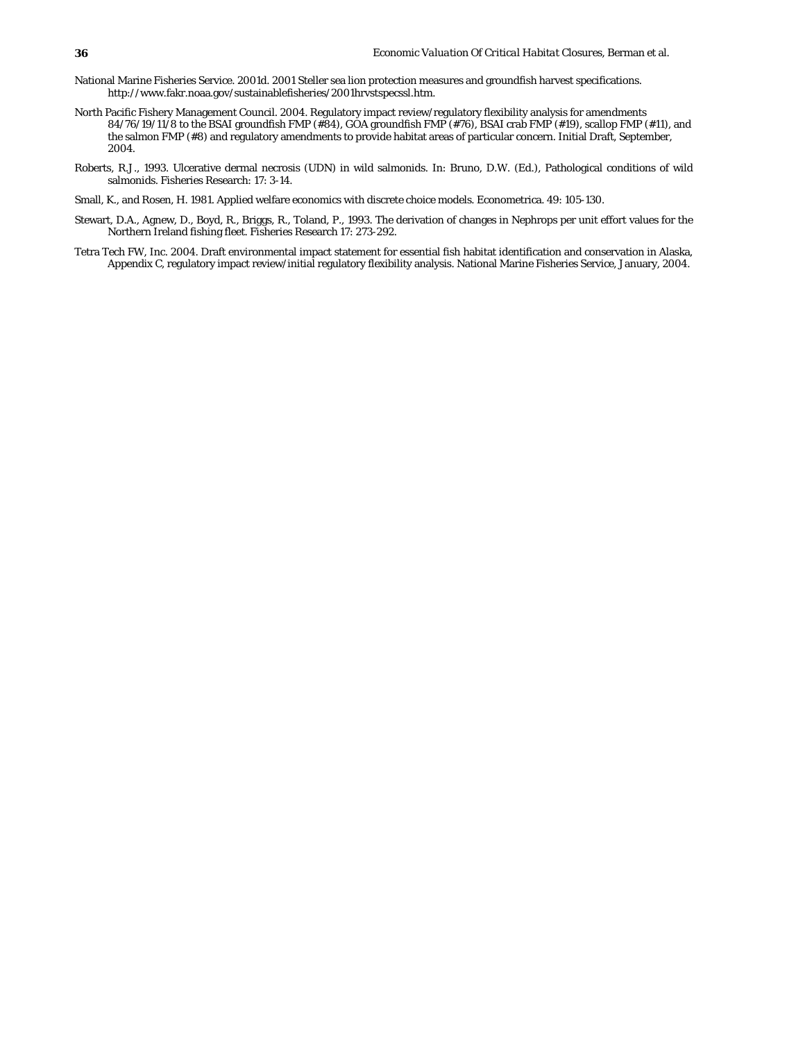National Marine Fisheries Service. 2001d. 2001 Steller sea lion protection measures and groundfish harvest specifications. http://www.fakr.noaa.gov/sustainablefisheries/2001hrvstspecssl.htm.

North Pacific Fishery Management Council. 2004. Regulatory impact review/regulatory flexibility analysis for amendments 84/76/19/11/8 to the BSAI groundfish FMP (#84), GOA groundfish FMP (#76), BSAI crab FMP (#19), scallop FMP (#11), and the salmon FMP (#8) and regulatory amendments to provide habitat areas of particular concern. Initial Draft, September, 2004.

Roberts, R.J., 1993. Ulcerative dermal necrosis (UDN) in wild salmonids. In: Bruno, D.W. (Ed.), Pathological conditions of wild salmonids. Fisheries Research: 17: 3-14.

Small, K., and Rosen, H. 1981. Applied welfare economics with discrete choice models. Econometrica. 49: 105-130.

Stewart, D.A., Agnew, D., Boyd, R., Briggs, R., Toland, P., 1993. The derivation of changes in Nephrops per unit effort values for the Northern Ireland fishing fleet. Fisheries Research 17: 273-292.

Tetra Tech FW, Inc. 2004. Draft environmental impact statement for essential fish habitat identification and conservation in Alaska, Appendix C, regulatory impact review/initial regulatory flexibility analysis. National Marine Fisheries Service, January, 2004.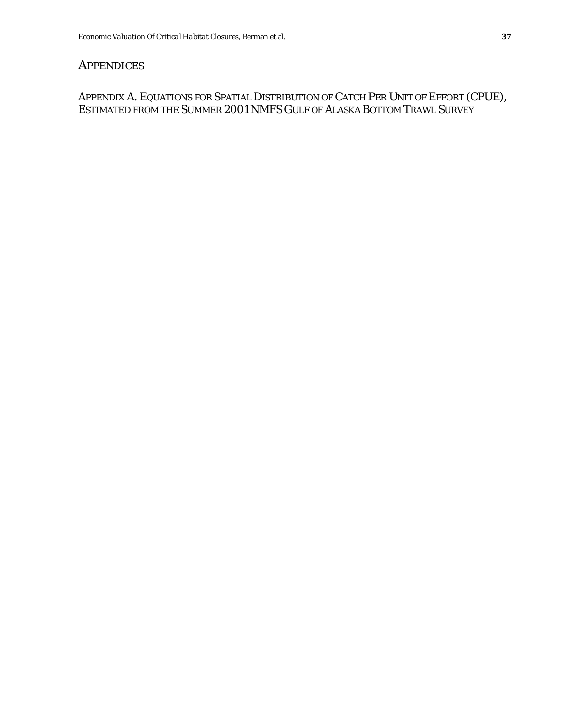# APPENDICES

## APPENDIX A. EQUATIONS FOR SPATIAL DISTRIBUTION OF CATCH PER UNIT OF EFFORT (CPUE), ESTIMATED FROM THE SUMMER 2001 NMFS GULF OF ALASKA BOTTOM TRAWL SURVEY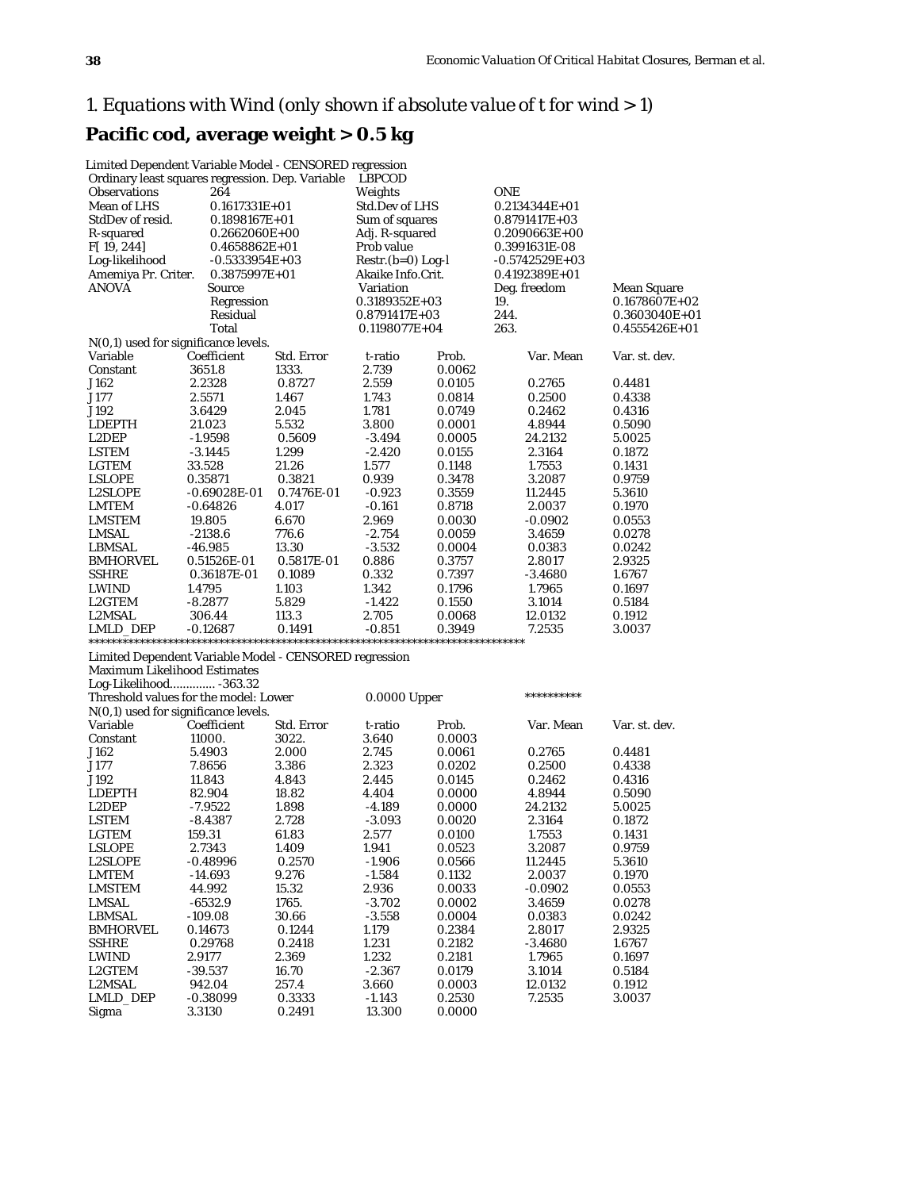## 1. *Equations with Wind (only shown if absolute value of t for wind > 1)*

## Pacific cod, average weight > 0.5 kg

Limited Dependent Variable Model - CENSORED regression

| Ordinary least squares regression. Dep. Variable | | LBPCOD | | |
|---|---|---|---|---|
| Observations | 264 | Weights | ONE | |
| Mean of LHS | 0.1617331E+01 | Std.Dev of LHS | 0.2134344E+01 | |
| StdDev of resid. | 0.1898167E+01 | Sum of squares | 0.8791417E+03 | |
| R-squared | 0.2662060E+00 | Adj. R-squared | 0.2090663E+00 | |
| F[ 19, 244] | 0.4658862E+01 | Prob value | 0.3991631E-08 | |
| Log-likelihood | -0.5333954E+03 | Restr.(b=0) Log-l | -0.5742529E+03 | |
| Amemiya Pr. Criter. | 0.3875997E+01 | Akaike Info.Crit. | 0.4192389E+01 | |
| ANOVA | Source | Variation | Deg. freedom | Mean Square |
| | Regression | 0.3189352E+03 | 19. | 0.1678607E+02 |
| | Residual | 0.8791417E+03 | 244. | 0.3603040E+01 |
| | Total | 0.1198077E+04 | 263. | 0.4555426E+01 |

N(0,1) used for significance levels.

| Variable | Coefficient | Std. Error | t-ratio | Prob. | Var. Mean | Var. st. dev. |
|---|---|---|---|---|---|---|
| Constant | 3651.8 | 1333. | 2.739 | 0.0062 | | |
| J162 | 2.2328 | 0.8727 | 2.559 | 0.0105 | 0.2765 | 0.4481 |
| J177 | 2.5571 | 1.467 | 1.743 | 0.0814 | 0.2500 | 0.4338 |
| J192 | 3.6429 | 2.045 | 1.781 | 0.0749 | 0.2462 | 0.4316 |
| LDEPTH | 21.023 | 5.532 | 3.800 | 0.0001 | 4.8944 | 0.5090 |
| L2DEP | -1.9598 | 0.5609 | -3.494 | 0.0005 | 24.2132 | 5.0025 |
| LSTEM | -3.1445 | 1.299 | -2.420 | 0.0155 | 2.3164 | 0.1872 |
| LGTEM | 33.528 | 21.26 | 1.577 | 0.1148 | 1.7553 | 0.1431 |
| LSLOPE | 0.35871 | 0.3821 | 0.939 | 0.3478 | 3.2087 | 0.9759 |
| L2SLOPE | -0.69028E-01 | 0.7476E-01 | -0.923 | 0.3559 | 11.2445 | 5.3610 |
| LMTEM | -0.64826 | 4.017 | -0.161 | 0.8718 | 2.0037 | 0.1970 |
| LMSTEM | 19.805 | 6.670 | 2.969 | 0.0030 | -0.0902 | 0.0553 |
| LMSAL | -2138.6 | 776.6 | -2.754 | 0.0059 | 3.4659 | 0.0278 |
| LBMSAL | -46.985 | 13.30 | -3.532 | 0.0004 | 0.0383 | 0.0242 |
| BMHORVEL | 0.51526E-01 | 0.5817E-01 | 0.886 | 0.3757 | 2.8017 | 2.9325 |
| SSHRE | 0.36187E-01 | 0.1089 | 0.332 | 0.7397 | -3.4680 | 1.6767 |
| LWIND | 1.4795 | 1.103 | 1.342 | 0.1796 | 1.7965 | 0.1697 |
| L2GTEM | -8.2877 | 5.829 | -1.422 | 0.1550 | 3.1014 | 0.5184 |
| L2MSAL | 306.44 | 113.3 | 2.705 | 0.0068 | 12.0132 | 0.1912 |
| LMLD_DEP | -0.12687 | 0.1491 | -0.851 | 0.3949 | 7.2535 | 3.0037 |

*****************************************************************************

Limited Dependent Variable Model - CENSORED regression

Maximum Likelihood Estimates

Log-Likelihood.............. -363.32

Threshold values for the model: Lower 0.0000 Upper **********

N(0,1) used for significance levels.

| Variable | Coefficient | Std. Error | t-ratio | Prob. | Var. Mean | Var. st. dev. |
|---|---|---|---|---|---|---|
| Constant | 11000. | 3022. | 3.640 | 0.0003 | | |
| J162 | 5.4903 | 2.000 | 2.745 | 0.0061 | 0.2765 | 0.4481 |
| J177 | 7.8656 | 3.386 | 2.323 | 0.0202 | 0.2500 | 0.4338 |
| J192 | 11.843 | 4.843 | 2.445 | 0.0145 | 0.2462 | 0.4316 |
| LDEPTH | 82.904 | 18.82 | 4.404 | 0.0000 | 4.8944 | 0.5090 |
| L2DEP | -7.9522 | 1.898 | -4.189 | 0.0000 | 24.2132 | 5.0025 |
| LSTEM | -8.4387 | 2.728 | -3.093 | 0.0020 | 2.3164 | 0.1872 |
| LGTEM | 159.31 | 61.83 | 2.577 | 0.0100 | 1.7553 | 0.1431 |
| LSLOPE | 2.7343 | 1.409 | 1.941 | 0.0523 | 3.2087 | 0.9759 |
| L2SLOPE | -0.48996 | 0.2570 | -1.906 | 0.0566 | 11.2445 | 5.3610 |
| LMTEM | -14.693 | 9.276 | -1.584 | 0.1132 | 2.0037 | 0.1970 |
| LMSTEM | 44.992 | 15.32 | 2.936 | 0.0033 | -0.0902 | 0.0553 |
| LMSAL | -6532.9 | 1765. | -3.702 | 0.0002 | 3.4659 | 0.0278 |
| LBMSAL | -109.08 | 30.66 | -3.558 | 0.0004 | 0.0383 | 0.0242 |
| BMHORVEL | 0.14673 | 0.1244 | 1.179 | 0.2384 | 2.8017 | 2.9325 |
| SSHRE | 0.29768 | 0.2418 | 1.231 | 0.2182 | -3.4680 | 1.6767 |
| LWIND | 2.9177 | 2.369 | 1.232 | 0.2181 | 1.7965 | 0.1697 |
| L2GTEM | -39.537 | 16.70 | -2.367 | 0.0179 | 3.1014 | 0.5184 |
| L2MSAL | 942.04 | 257.4 | 3.660 | 0.0003 | 12.0132 | 0.1912 |
| LMLD_DEP | -0.38099 | 0.3333 | -1.143 | 0.2530 | 7.2535 | 3.0037 |
| Sigma | 3.3130 | 0.2491 | 13.300 | 0.0000 | | |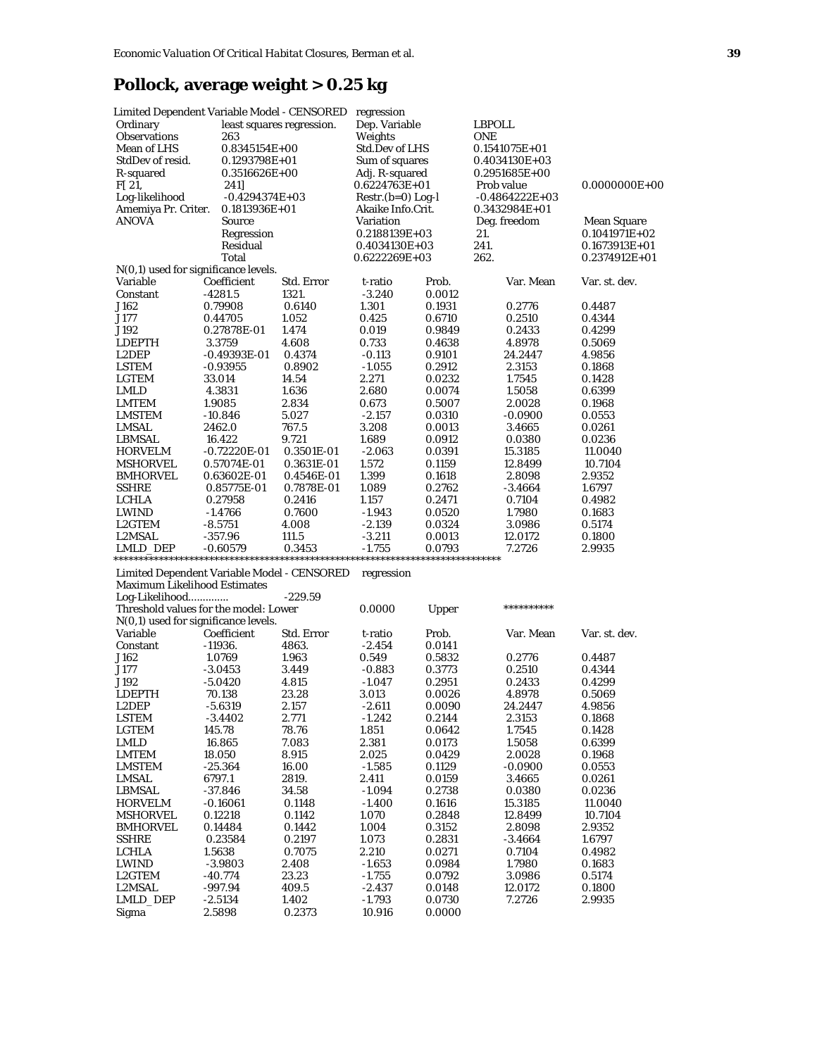## Pollock, average weight > 0.25 kg

| Limited Dependent Variable Model - CENSORED | | regression | | | |
|---|---|---|---|---|---|
| Ordinary | least squares regression. | Dep. Variable | | LBPOLL | |
| Observations | 263 | Weights | | ONE | |
| Mean of LHS | 0.8345154E+00 | Std.Dev of LHS | | 0.1541075E+01 | |
| StdDev of resid. | 0.1293798E+01 | Sum of squares | | 0.4034130E+03 | |
| R-squared | 0.3516626E+00 | Adj. R-squared | | 0.2951685E+00 | |
| F[ 21, | 241] | 0.6224763E+01 | | Prob value | 0.0000000E+00 |
| Log-likelihood | -0.4294374E+03 | Restr.(b=0) Log-l | | -0.4864222E+03 | |
| Amemiya Pr. Criter. | 0.1813936E+01 | Akaike Info.Crit. | | 0.3432984E+01 | |
| ANOVA | Source | Variation | | Deg. freedom | Mean Square |
| | Regression | 0.2188139E+03 | | 21. | 0.1041971E+02 |
| | Residual | 0.4034130E+03 | | 241. | 0.1673913E+01 |
| | Total | 0.6222269E+03 | | 262. | 0.2374912E+01 |

N(0,1) used for significance levels.

| Variable | Coefficient | Std. Error | t-ratio | Prob. | Var. Mean | Var. st. dev. |
|---|---|---|---|---|---|---|
| Constant | -4281.5 | 1321. | -3.240 | 0.0012 | | |
| J162 | 0.79908 | 0.6140 | 1.301 | 0.1931 | 0.2776 | 0.4487 |
| J177 | 0.44705 | 1.052 | 0.425 | 0.6710 | 0.2510 | 0.4344 |
| J192 | 0.27878E-01 | 1.474 | 0.019 | 0.9849 | 0.2433 | 0.4299 |
| LDEPTH | 3.3759 | 4.608 | 0.733 | 0.4638 | 4.8978 | 0.5069 |
| L2DEP | -0.49393E-01 | 0.4374 | -0.113 | 0.9101 | 24.2447 | 4.9856 |
| LSTEM | -0.93955 | 0.8902 | -1.055 | 0.2912 | 2.3153 | 0.1868 |
| LGTEM | 33.014 | 14.54 | 2.271 | 0.0232 | 1.7545 | 0.1428 |
| LMLD | 4.3831 | 1.636 | 2.680 | 0.0074 | 1.5058 | 0.6399 |
| LMTEM | 1.9085 | 2.834 | 0.673 | 0.5007 | 2.0028 | 0.1968 |
| LMSTEM | -10.846 | 5.027 | -2.157 | 0.0310 | -0.0900 | 0.0553 |
| LMSAL | 2462.0 | 767.5 | 3.208 | 0.0013 | 3.4665 | 0.0261 |
| LBMSAL | 16.422 | 9.721 | 1.689 | 0.0912 | 0.0380 | 0.0236 |
| HORVELM | -0.72220E-01 | 0.3501E-01 | -2.063 | 0.0391 | 15.3185 | 11.0040 |
| MSHORVEL | 0.57074E-01 | 0.3631E-01 | 1.572 | 0.1159 | 12.8499 | 10.7104 |
| BMHORVEL | 0.63602E-01 | 0.4546E-01 | 1.399 | 0.1618 | 2.8098 | 2.9352 |
| SSHRE | 0.85775E-01 | 0.7878E-01 | 1.089 | 0.2762 | -3.4664 | 1.6797 |
| LCHLA | 0.27958 | 0.2416 | 1.157 | 0.2471 | 0.7104 | 0.4982 |
| LWIND | -1.4766 | 0.7600 | -1.943 | 0.0520 | 1.7980 | 0.1683 |
| L2GTEM | -8.5751 | 4.008 | -2.139 | 0.0324 | 3.0986 | 0.5174 |
| L2MSAL | -357.96 | 111.5 | -3.211 | 0.0013 | 12.0172 | 0.1800 |
| LMLD_DEP | -0.60579 | 0.3453 | -1.755 | 0.0793 | 7.2726 | 2.9935 |

***************************************************************************

Limited Dependent Variable Model - CENSORED regression
Maximum Likelihood Estimates
Log-Likelihood.............. -229.59
Threshold values for the model: Lower 0.0000 Upper **********
N(0,1) used for significance levels.

| Variable | Coefficient | Std. Error | t-ratio | Prob. | Var. Mean | Var. st. dev. |
|---|---|---|---|---|---|---|
| Constant | -11936. | 4863. | -2.454 | 0.0141 | | |
| J162 | 1.0769 | 1.963 | 0.549 | 0.5832 | 0.2776 | 0.4487 |
| J177 | -3.0453 | 3.449 | -0.883 | 0.3773 | 0.2510 | 0.4344 |
| J192 | -5.0420 | 4.815 | -1.047 | 0.2951 | 0.2433 | 0.4299 |
| LDEPTH | 70.138 | 23.28 | 3.013 | 0.0026 | 4.8978 | 0.5069 |
| L2DEP | -5.6319 | 2.157 | -2.611 | 0.0090 | 24.2447 | 4.9856 |
| LSTEM | -3.4402 | 2.771 | -1.242 | 0.2144 | 2.3153 | 0.1868 |
| LGTEM | 145.78 | 78.76 | 1.851 | 0.0642 | 1.7545 | 0.1428 |
| LMLD | 16.865 | 7.083 | 2.381 | 0.0173 | 1.5058 | 0.6399 |
| LMTEM | 18.050 | 8.915 | 2.025 | 0.0429 | 2.0028 | 0.1968 |
| LMSTEM | -25.364 | 16.00 | -1.585 | 0.1129 | -0.0900 | 0.0553 |
| LMSAL | 6797.1 | 2819. | 2.411 | 0.0159 | 3.4665 | 0.0261 |
| LBMSAL | -37.846 | 34.58 | -1.094 | 0.2738 | 0.0380 | 0.0236 |
| HORVELM | -0.16061 | 0.1148 | -1.400 | 0.1616 | 15.3185 | 11.0040 |
| MSHORVEL | 0.12218 | 0.1142 | 1.070 | 0.2848 | 12.8499 | 10.7104 |
| BMHORVEL | 0.14484 | 0.1442 | 1.004 | 0.3152 | 2.8098 | 2.9352 |
| SSHRE | 0.23584 | 0.2197 | 1.073 | 0.2831 | -3.4664 | 1.6797 |
| LCHLA | 1.5638 | 0.7075 | 2.210 | 0.0271 | 0.7104 | 0.4982 |
| LWIND | -3.9803 | 2.408 | -1.653 | 0.0984 | 1.7980 | 0.1683 |
| L2GTEM | -40.774 | 23.23 | -1.755 | 0.0792 | 3.0986 | 0.5174 |
| L2MSAL | -997.94 | 409.5 | -2.437 | 0.0148 | 12.0172 | 0.1800 |
| LMLD_DEP | -2.5134 | 1.402 | -1.793 | 0.0730 | 7.2726 | 2.9935 |
| Sigma | 2.5898 | 0.2373 | 10.916 | 0.0000 | | |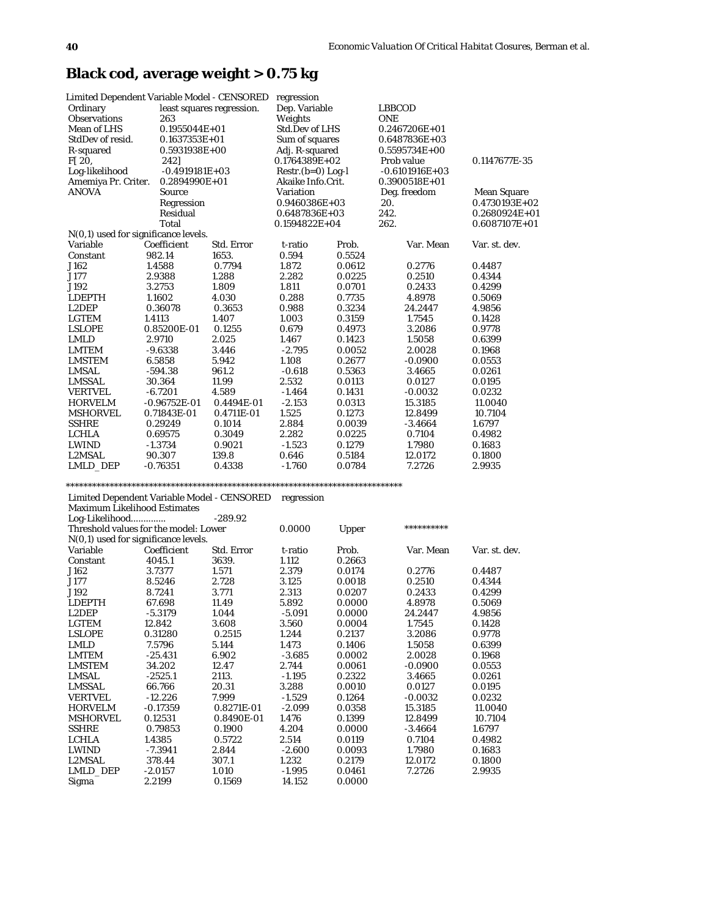## Black cod, average weight > 0.75 kg

| Limited Dependent Variable Model - CENSORED | | regression | | |
|---|---|---|---|---|
| Ordinary | least squares regression. | Dep. Variable | LBBCOD | |
| Observations | 263 | Weights | ONE | |
| Mean of LHS | 0.1955044E+01 | Std.Dev of LHS | 0.2467206E+01 | |
| StdDev of resid. | 0.1637353E+01 | Sum of squares | 0.6487836E+03 | |
| R-squared | 0.5931938E+00 | Adj. R-squared | 0.5595734E+00 | |
| F[ 20, | 242] | 0.1764389E+02 | Prob value | 0.1147677E-35 |
| Log-likelihood | -0.4919181E+03 | Restr.(b=0) Log-l | -0.6101916E+03 | |
| Amemiya Pr. Criter. | 0.2894990E+01 | Akaike Info.Crit. | 0.3900518E+01 | |
| ANOVA | Source | Variation | Deg. freedom | Mean Square |
| | Regression | 0.9460386E+03 | 20. | 0.4730193E+02 |
| | Residual | 0.6487836E+03 | 242. | 0.2680924E+01 |
| | Total | 0.1594822E+04 | 262. | 0.6087107E+01 |

N(0,1) used for significance levels.

| Variable | Coefficient | Std. Error | t-ratio | Prob. | Var. Mean | Var. st. dev. |
|---|---|---|---|---|---|---|
| Constant | 982.14 | 1653. | 0.594 | 0.5524 | | |
| J162 | 1.4588 | 0.7794 | 1.872 | 0.0612 | 0.2776 | 0.4487 |
| J177 | 2.9388 | 1.288 | 2.282 | 0.0225 | 0.2510 | 0.4344 |
| J192 | 3.2753 | 1.809 | 1.811 | 0.0701 | 0.2433 | 0.4299 |
| LDEPTH | 1.1602 | 4.030 | 0.288 | 0.7735 | 4.8978 | 0.5069 |
| L2DEP | 0.36078 | 0.3653 | 0.988 | 0.3234 | 24.2447 | 4.9856 |
| LGTEM | 1.4113 | 1.407 | 1.003 | 0.3159 | 1.7545 | 0.1428 |
| LSLOPE | 0.85200E-01 | 0.1255 | 0.679 | 0.4973 | 3.2086 | 0.9778 |
| LMLD | 2.9710 | 2.025 | 1.467 | 0.1423 | 1.5058 | 0.6399 |
| LMTEM | -9.6338 | 3.446 | -2.795 | 0.0052 | 2.0028 | 0.1968 |
| LMSTEM | 6.5858 | 5.942 | 1.108 | 0.2677 | -0.0900 | 0.0553 |
| LMSAL | -594.38 | 961.2 | -0.618 | 0.5363 | 3.4665 | 0.0261 |
| LMSSAL | 30.364 | 11.99 | 2.532 | 0.0113 | 0.0127 | 0.0195 |
| VERTVEL | -6.7201 | 4.589 | -1.464 | 0.1431 | -0.0032 | 0.0232 |
| HORVELM | -0.96752E-01 | 0.4494E-01 | -2.153 | 0.0313 | 15.3185 | 11.0040 |
| MSHORVEL | 0.71843E-01 | 0.4711E-01 | 1.525 | 0.1273 | 12.8499 | 10.7104 |
| SSHRE | 0.29249 | 0.1014 | 2.884 | 0.0039 | -3.4664 | 1.6797 |
| LCHLA | 0.69575 | 0.3049 | 2.282 | 0.0225 | 0.7104 | 0.4982 |
| LWIND | -1.3734 | 0.9021 | -1.523 | 0.1279 | 1.7980 | 0.1683 |
| L2MSAL | 90.307 | 139.8 | 0.646 | 0.5184 | 12.0172 | 0.1800 |
| LMLD_DEP | -0.76351 | 0.4338 | -1.760 | 0.0784 | 7.2726 | 2.9935 |

\*\*\*\*\*\*\*\*\*\*\*\*\*\*\*\*\*\*\*\*\*\*\*\*\*\*\*\*\*\*\*\*\*\*\*\*\*\*\*\*\*\*\*\*\*\*\*\*\*\*\*\*\*\*\*\*\*\*\*\*\*\*\*\*\*\*\*\*\*\*\*\*\*\*\*\*

Limited Dependent Variable Model - CENSORED regression
Maximum Likelihood Estimates
Log-Likelihood............. -289.92
Threshold values for the model: Lower 0.0000 Upper \*\*\*\*\*\*\*\*\*\*
N(0,1) used for significance levels.

| Variable | Coefficient | Std. Error | t-ratio | Prob. | Var. Mean | Var. st. dev. |
|---|---|---|---|---|---|---|
| Constant | 4045.1 | 3639. | 1.112 | 0.2663 | | |
| J162 | 3.7377 | 1.571 | 2.379 | 0.0174 | 0.2776 | 0.4487 |
| J177 | 8.5246 | 2.728 | 3.125 | 0.0018 | 0.2510 | 0.4344 |
| J192 | 8.7241 | 3.771 | 2.313 | 0.0207 | 0.2433 | 0.4299 |
| LDEPTH | 67.698 | 11.49 | 5.892 | 0.0000 | 4.8978 | 0.5069 |
| L2DEP | -5.3179 | 1.044 | -5.091 | 0.0000 | 24.2447 | 4.9856 |
| LGTEM | 12.842 | 3.608 | 3.560 | 0.0004 | 1.7545 | 0.1428 |
| LSLOPE | 0.31280 | 0.2515 | 1.244 | 0.2137 | 3.2086 | 0.9778 |
| LMLD | 7.5796 | 5.144 | 1.473 | 0.1406 | 1.5058 | 0.6399 |
| LMTEM | -25.431 | 6.902 | -3.685 | 0.0002 | 2.0028 | 0.1968 |
| LMSTEM | 34.202 | 12.47 | 2.744 | 0.0061 | -0.0900 | 0.0553 |
| LMSAL | -2525.1 | 2113. | -1.195 | 0.2322 | 3.4665 | 0.0261 |
| LMSSAL | 66.766 | 20.31 | 3.288 | 0.0010 | 0.0127 | 0.0195 |
| VERTVEL | -12.226 | 7.999 | -1.529 | 0.1264 | -0.0032 | 0.0232 |
| HORVELM | -0.17359 | 0.8271E-01 | -2.099 | 0.0358 | 15.3185 | 11.0040 |
| MSHORVEL | 0.12531 | 0.8490E-01 | 1.476 | 0.1399 | 12.8499 | 10.7104 |
| SSHRE | 0.79853 | 0.1900 | 4.204 | 0.0000 | -3.4664 | 1.6797 |
| LCHLA | 1.4385 | 0.5722 | 2.514 | 0.0119 | 0.7104 | 0.4982 |
| LWIND | -7.3941 | 2.844 | -2.600 | 0.0093 | 1.7980 | 0.1683 |
| L2MSAL | 378.44 | 307.1 | 1.232 | 0.2179 | 12.0172 | 0.1800 |
| LMLD_DEP | -2.0157 | 1.010 | -1.995 | 0.0461 | 7.2726 | 2.9935 |
| Sigma | 2.2199 | 0.1569 | 14.152 | 0.0000 | | |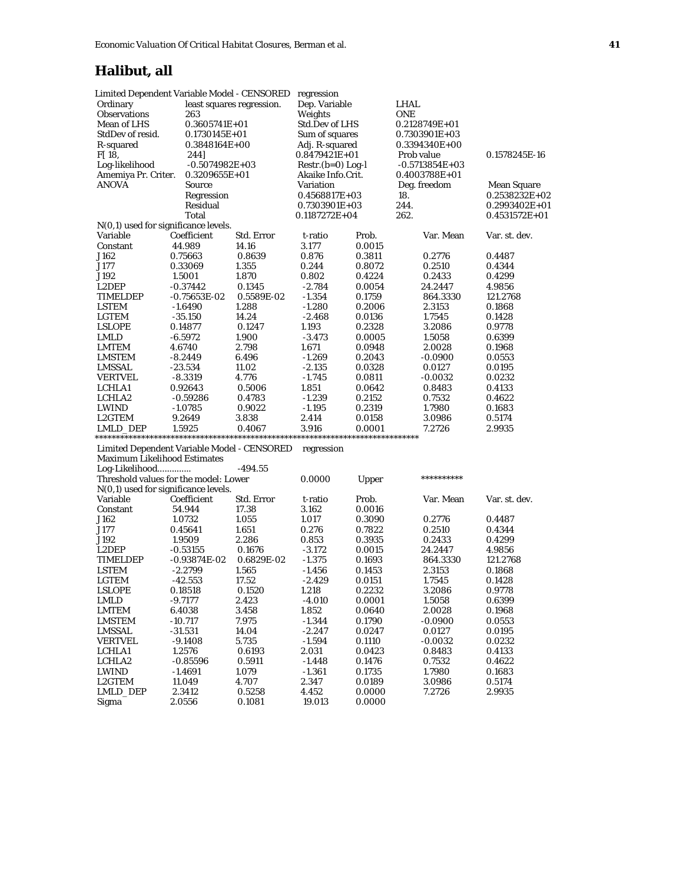# Halibut, all

Limited Dependent Variable Model - CENSORED regression

| | | | | | |
|---|---|---|---|---|---|
| Ordinary | least squares regression. | Dep. Variable | LHAL | | |
| Observations | 263 | Weights | ONE | | |
| Mean of LHS | 0.3605741E+01 | Std.Dev of LHS | 0.2128749E+01 | | |
| StdDev of resid. | 0.1730145E+01 | Sum of squares | 0.7303901E+03 | | |
| R-squared | 0.3848164E+00 | Adj. R-squared | 0.3394340E+00 | | |
| F[ 18, | 244] | 0.8479421E+01 | Prob value | | 0.1578245E-16 |
| Log-likelihood | -0.5074982E+03 | Restr.(b=0) Log-l | -0.5713854E+03 | | |
| Amemiya Pr. Criter. | 0.3209655E+01 | Akaike Info.Crit. | 0.4003788E+01 | | |
| ANOVA | Source | Variation | Deg. freedom | | Mean Square |
| | Regression | 0.4568817E+03 | 18. | | 0.2538232E+02 |
| | Residual | 0.7303901E+03 | 244. | | 0.2993402E+01 |
| | Total | 0.1187272E+04 | 262. | | 0.4531572E+01 |

N(0,1) used for significance levels.

| Variable | Coefficient | Std. Error | t-ratio | Prob. | Var. Mean | Var. st. dev. |
|---|---|---|---|---|---|---|
| Constant | 44.989 | 14.16 | 3.177 | 0.0015 | | |
| J162 | 0.75663 | 0.8639 | 0.876 | 0.3811 | 0.2776 | 0.4487 |
| J177 | 0.33069 | 1.355 | 0.244 | 0.8072 | 0.2510 | 0.4344 |
| J192 | 1.5001 | 1.870 | 0.802 | 0.4224 | 0.2433 | 0.4299 |
| L2DEP | -0.37442 | 0.1345 | -2.784 | 0.0054 | 24.2447 | 4.9856 |
| TIMELDEP | -0.75653E-02 | 0.5589E-02 | -1.354 | 0.1759 | 864.3330 | 121.2768 |
| LSTEM | -1.6490 | 1.288 | -1.280 | 0.2006 | 2.3153 | 0.1868 |
| LGTEM | -35.150 | 14.24 | -2.468 | 0.0136 | 1.7545 | 0.1428 |
| LSLOPE | 0.14877 | 0.1247 | 1.193 | 0.2328 | 3.2086 | 0.9778 |
| LMLD | -6.5972 | 1.900 | -3.473 | 0.0005 | 1.5058 | 0.6399 |
| LMTEM | 4.6740 | 2.798 | 1.671 | 0.0948 | 2.0028 | 0.1968 |
| LMSTEM | -8.2449 | 6.496 | -1.269 | 0.2043 | -0.0900 | 0.0553 |
| LMSSAL | -23.534 | 11.02 | -2.135 | 0.0328 | 0.0127 | 0.0195 |
| VERTVEL | -8.3319 | 4.776 | -1.745 | 0.0811 | -0.0032 | 0.0232 |
| LCHLA1 | 0.92643 | 0.5006 | 1.851 | 0.0642 | 0.8483 | 0.4133 |
| LCHLA2 | -0.59286 | 0.4783 | -1.239 | 0.2152 | 0.7532 | 0.4622 |
| LWIND | -1.0785 | 0.9022 | -1.195 | 0.2319 | 1.7980 | 0.1683 |
| L2GTEM | 9.2649 | 3.838 | 2.414 | 0.0158 | 3.0986 | 0.5174 |
| LMLD_DEP | 1.5925 | 0.4067 | 3.916 | 0.0001 | 7.2726 | 2.9935 |

*******************************************************************************

Limited Dependent Variable Model - CENSORED regression

Maximum Likelihood Estimates

Log-Likelihood............. -494.55

Threshold values for the model: Lower 0.0000 Upper **********

N(0,1) used for significance levels.

| Variable | Coefficient | Std. Error | t-ratio | Prob. | Var. Mean | Var. st. dev. |
|---|---|---|---|---|---|---|
| Constant | 54.944 | 17.38 | 3.162 | 0.0016 | | |
| J162 | 1.0732 | 1.055 | 1.017 | 0.3090 | 0.2776 | 0.4487 |
| J177 | 0.45641 | 1.651 | 0.276 | 0.7822 | 0.2510 | 0.4344 |
| J192 | 1.9509 | 2.286 | 0.853 | 0.3935 | 0.2433 | 0.4299 |
| L2DEP | -0.53155 | 0.1676 | -3.172 | 0.0015 | 24.2447 | 4.9856 |
| TIMELDEP | -0.93874E-02 | 0.6829E-02 | -1.375 | 0.1693 | 864.3330 | 121.2768 |
| LSTEM | -2.2799 | 1.565 | -1.456 | 0.1453 | 2.3153 | 0.1868 |
| LGTEM | -42.553 | 17.52 | -2.429 | 0.0151 | 1.7545 | 0.1428 |
| LSLOPE | 0.18518 | 0.1520 | 1.218 | 0.2232 | 3.2086 | 0.9778 |
| LMLD | -9.7177 | 2.423 | -4.010 | 0.0001 | 1.5058 | 0.6399 |
| LMTEM | 6.4038 | 3.458 | 1.852 | 0.0640 | 2.0028 | 0.1968 |
| LMSTEM | -10.717 | 7.975 | -1.344 | 0.1790 | -0.0900 | 0.0553 |
| LMSSAL | -31.531 | 14.04 | -2.247 | 0.0247 | 0.0127 | 0.0195 |
| VERTVEL | -9.1408 | 5.735 | -1.594 | 0.1110 | -0.0032 | 0.0232 |
| LCHLA1 | 1.2576 | 0.6193 | 2.031 | 0.0423 | 0.8483 | 0.4133 |
| LCHLA2 | -0.85596 | 0.5911 | -1.448 | 0.1476 | 0.7532 | 0.4622 |
| LWIND | -1.4691 | 1.079 | -1.361 | 0.1735 | 1.7980 | 0.1683 |
| L2GTEM | 11.049 | 4.707 | 2.347 | 0.0189 | 3.0986 | 0.5174 |
| LMLD_DEP | 2.3412 | 0.5258 | 4.452 | 0.0000 | 7.2726 | 2.9935 |
| Sigma | 2.0556 | 0.1081 | 19.013 | 0.0000 | | |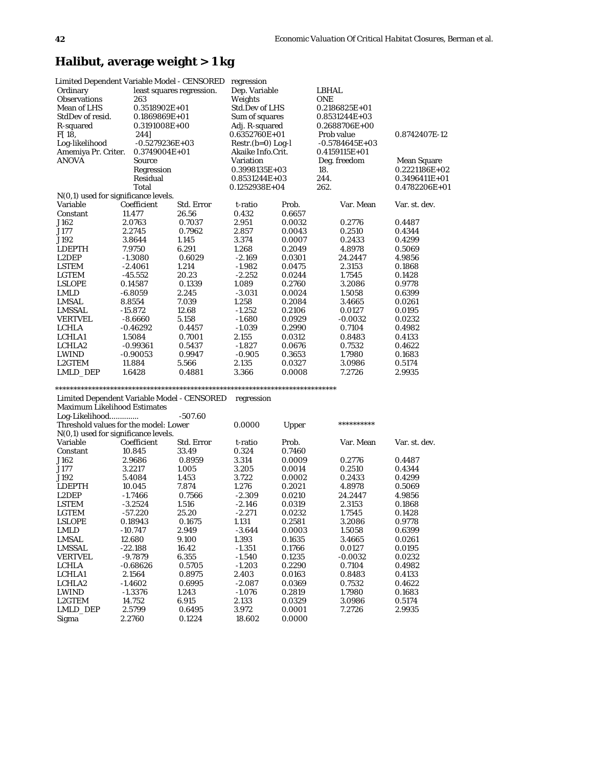## Halibut, average weight > 1 kg

Limited Dependent Variable Model - CENSORED regression

| | | | | | |
|---|---|---|---|---|---|
| Ordinary | least squares regression. | Dep. Variable | LBHAL | | |
| Observations | 263 | Weights | ONE | | |
| Mean of LHS | 0.3518902E+01 | Std.Dev of LHS | 0.2186825E+01 | | |
| StdDev of resid. | 0.1869869E+01 | Sum of squares | 0.8531244E+03 | | |
| R-squared | 0.3191008E+00 | Adj. R-squared | 0.2688706E+00 | | |
| F[ 18, | 244] | 0.6352760E+01 | Prob value | 0.8742407E-12 | |
| Log-likelihood | -0.5279236E+03 | Restr.(b=0) Log-l | -0.5784645E+03 | | |
| Amemiya Pr. Criter. | 0.3749004E+01 | Akaike Info.Crit. | 0.4159115E+01 | | |
| ANOVA | Source | Variation | Deg. freedom | Mean Square | |
| | Regression | 0.3998135E+03 | 18. | 0.2221186E+02 | |
| | Residual | 0.8531244E+03 | 244. | 0.3496411E+01 | |
| | Total | 0.1252938E+04 | 262. | 0.4782206E+01 | |

N(0,1) used for significance levels.

| Variable | Coefficient | Std. Error | t-ratio | Prob. | Var. Mean | Var. st. dev. |
|---|---|---|---|---|---|---|
| Constant | 11.477 | 26.56 | 0.432 | 0.6657 | | |
| J162 | 2.0763 | 0.7037 | 2.951 | 0.0032 | 0.2776 | 0.4487 |
| J177 | 2.2745 | 0.7962 | 2.857 | 0.0043 | 0.2510 | 0.4344 |
| J192 | 3.8644 | 1.145 | 3.374 | 0.0007 | 0.2433 | 0.4299 |
| LDEPTH | 7.9750 | 6.291 | 1.268 | 0.2049 | 4.8978 | 0.5069 |
| L2DEP | -1.3080 | 0.6029 | -2.169 | 0.0301 | 24.2447 | 4.9856 |
| LSTEM | -2.4061 | 1.214 | -1.982 | 0.0475 | 2.3153 | 0.1868 |
| LGTEM | -45.552 | 20.23 | -2.252 | 0.0244 | 1.7545 | 0.1428 |
| LSLOPE | 0.14587 | 0.1339 | 1.089 | 0.2760 | 3.2086 | 0.9778 |
| LMLD | -6.8059 | 2.245 | -3.031 | 0.0024 | 1.5058 | 0.6399 |
| LMSAL | 8.8554 | 7.039 | 1.258 | 0.2084 | 3.4665 | 0.0261 |
| LMSSAL | -15.872 | 12.68 | -1.252 | 0.2106 | 0.0127 | 0.0195 |
| VERTVEL | -8.6660 | 5.158 | -1.680 | 0.0929 | -0.0032 | 0.0232 |
| LCHLA | -0.46292 | 0.4457 | -1.039 | 0.2990 | 0.7104 | 0.4982 |
| LCHLA1 | 1.5084 | 0.7001 | 2.155 | 0.0312 | 0.8483 | 0.4133 |
| LCHLA2 | -0.99361 | 0.5437 | -1.827 | 0.0676 | 0.7532 | 0.4622 |
| LWIND | -0.90053 | 0.9947 | -0.905 | 0.3653 | 1.7980 | 0.1683 |
| L2GTEM | 11.884 | 5.566 | 2.135 | 0.0327 | 3.0986 | 0.5174 |
| LMLD_DEP | 1.6428 | 0.4881 | 3.366 | 0.0008 | 7.2726 | 2.9935 |

*******************************************************************************

Limited Dependent Variable Model - CENSORED regression

Maximum Likelihood Estimates

Log-Likelihood............. -507.60

Threshold values for the model: Lower 0.0000 Upper **********

N(0,1) used for significance levels.

| Variable | Coefficient | Std. Error | t-ratio | Prob. | Var. Mean | Var. st. dev. |
|---|---|---|---|---|---|---|
| Constant | 10.845 | 33.49 | 0.324 | 0.7460 | | |
| J162 | 2.9686 | 0.8959 | 3.314 | 0.0009 | 0.2776 | 0.4487 |
| J177 | 3.2217 | 1.005 | 3.205 | 0.0014 | 0.2510 | 0.4344 |
| J192 | 5.4084 | 1.453 | 3.722 | 0.0002 | 0.2433 | 0.4299 |
| LDEPTH | 10.045 | 7.874 | 1.276 | 0.2021 | 4.8978 | 0.5069 |
| L2DEP | -1.7466 | 0.7566 | -2.309 | 0.0210 | 24.2447 | 4.9856 |
| LSTEM | -3.2524 | 1.516 | -2.146 | 0.0319 | 2.3153 | 0.1868 |
| LGTEM | -57.220 | 25.20 | -2.271 | 0.0232 | 1.7545 | 0.1428 |
| LSLOPE | 0.18943 | 0.1675 | 1.131 | 0.2581 | 3.2086 | 0.9778 |
| LMLD | -10.747 | 2.949 | -3.644 | 0.0003 | 1.5058 | 0.6399 |
| LMSAL | 12.680 | 9.100 | 1.393 | 0.1635 | 3.4665 | 0.0261 |
| LMSSAL | -22.188 | 16.42 | -1.351 | 0.1766 | 0.0127 | 0.0195 |
| VERTVEL | -9.7879 | 6.355 | -1.540 | 0.1235 | -0.0032 | 0.0232 |
| LCHLA | -0.68626 | 0.5705 | -1.203 | 0.2290 | 0.7104 | 0.4982 |
| LCHLA1 | 2.1564 | 0.8975 | 2.403 | 0.0163 | 0.8483 | 0.4133 |
| LCHLA2 | -1.4602 | 0.6995 | -2.087 | 0.0369 | 0.7532 | 0.4622 |
| LWIND | -1.3376 | 1.243 | -1.076 | 0.2819 | 1.7980 | 0.1683 |
| L2GTEM | 14.752 | 6.915 | 2.133 | 0.0329 | 3.0986 | 0.5174 |
| LMLD_DEP | 2.5799 | 0.6495 | 3.972 | 0.0001 | 7.2726 | 2.9935 |
| Sigma | 2.2760 | 0.1224 | 18.602 | 0.0000 | | |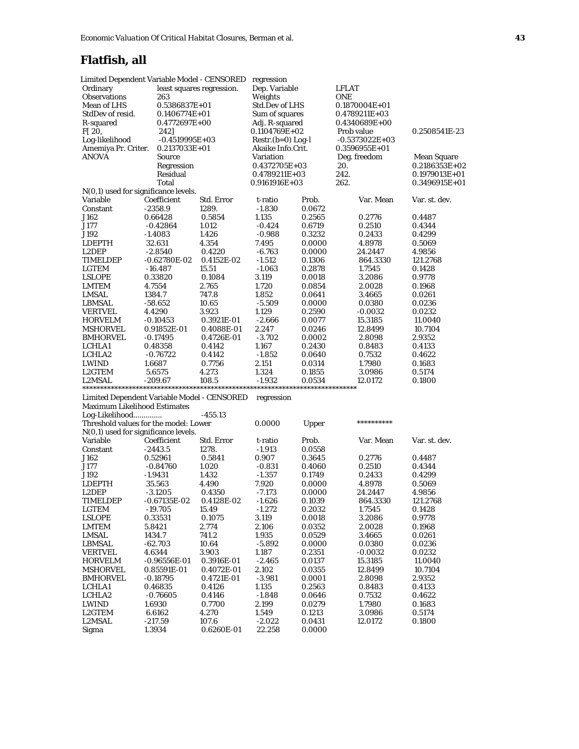## Flatfish, all

Limited Dependent Variable Model - CENSORED regression

| | | | | | |
|---|---|---|---|---|---|
| Ordinary | least squares regression. | Dep. Variable | LFLAT | | |
| Observations | 263 | Weights | ONE | | |
| Mean of LHS | 0.5386837E+01 | Std.Dev of LHS | 0.1870004E+01 | | |
| StdDev of resid. | 0.1406774E+01 | Sum of squares | 0.4789211E+03 | | |
| R-squared | 0.4772697E+00 | Adj. R-squared | 0.4340689E+00 | | |
| F[ 20, | 242] | 0.1104769E+02 | Prob value | | 0.2508541E-23 |
| Log-likelihood | -0.4519995E+03 | Restr.(b=0) Log-l | -0.5373022E+03 | | |
| Amemiya Pr. Criter. | 0.2137033E+01 | Akaike Info.Crit. | 0.3596955E+01 | | |
| ANOVA | Source | Variation | Deg. freedom | | Mean Square |
| | Regression | 0.4372705E+03 | 20. | | 0.2186353E+02 |
| | Residual | 0.4789211E+03 | 242. | | 0.1979013E+01 |
| | Total | 0.9161916E+03 | 262. | | 0.3496915E+01 |

N(0,1) used for significance levels.

| Variable | Coefficient | Std. Error | t-ratio | Prob. | Var. Mean | Var. st. dev. |
|---|---|---|---|---|---|---|
| Constant | -2358.9 | 1289. | -1.830 | 0.0672 | | |
| J162 | 0.66428 | 0.5854 | 1.135 | 0.2565 | 0.2776 | 0.4487 |
| J177 | -0.42864 | 1.012 | -0.424 | 0.6719 | 0.2510 | 0.4344 |
| J192 | -1.4083 | 1.426 | -0.988 | 0.3232 | 0.2433 | 0.4299 |
| LDEPTH | 32.631 | 4.354 | 7.495 | 0.0000 | 4.8978 | 0.5069 |
| L2DEP | -2.8540 | 0.4220 | -6.763 | 0.0000 | 24.2447 | 4.9856 |
| TIMELDEP | -0.62780E-02 | 0.4152E-02 | -1.512 | 0.1306 | 864.3330 | 121.2768 |
| LGTEM | -16.487 | 15.51 | -1.063 | 0.2878 | 1.7545 | 0.1428 |
| LSLOPE | 0.33820 | 0.1084 | 3.119 | 0.0018 | 3.2086 | 0.9778 |
| LMTEM | 4.7554 | 2.765 | 1.720 | 0.0854 | 2.0028 | 0.1968 |
| LMSAL | 1384.7 | 747.8 | 1.852 | 0.0641 | 3.4665 | 0.0261 |
| LBMSAL | -58.652 | 10.65 | -5.509 | 0.0000 | 0.0380 | 0.0236 |
| VERTVEL | 4.4290 | 3.923 | 1.129 | 0.2590 | -0.0032 | 0.0232 |
| HORVELM | -0.10453 | 0.3921E-01 | -2.666 | 0.0077 | 15.3185 | 11.0040 |
| MSHORVEL | 0.91852E-01 | 0.4088E-01 | 2.247 | 0.0246 | 12.8499 | 10.7104 |
| BMHORVEL | -0.17495 | 0.4726E-01 | -3.702 | 0.0002 | 2.8098 | 2.9352 |
| LCHLA1 | 0.48358 | 0.4142 | 1.167 | 0.2430 | 0.8483 | 0.4133 |
| LCHLA2 | -0.76722 | 0.4142 | -1.852 | 0.0640 | 0.7532 | 0.4622 |
| LWIND | 1.6687 | 0.7756 | 2.151 | 0.0314 | 1.7980 | 0.1683 |
| L2GTEM | 5.6575 | 4.273 | 1.324 | 0.1855 | 3.0986 | 0.5174 |
| L2MSAL | -209.67 | 108.5 | -1.932 | 0.0534 | 12.0172 | 0.1800 |

*******************************************************************************

Limited Dependent Variable Model - CENSORED regression
Maximum Likelihood Estimates
Log-Likelihood............. -455.13
Threshold values for the model: Lower 0.0000 Upper **********
N(0,1) used for significance levels.

| Variable | Coefficient | Std. Error | t-ratio | Prob. | Var. Mean | Var. st. dev. |
|---|---|---|---|---|---|---|
| Constant | -2443.5 | 1278. | -1.913 | 0.0558 | | |
| J162 | 0.52961 | 0.5841 | 0.907 | 0.3645 | 0.2776 | 0.4487 |
| J177 | -0.84760 | 1.020 | -0.831 | 0.4060 | 0.2510 | 0.4344 |
| J192 | -1.9431 | 1.432 | -1.357 | 0.1749 | 0.2433 | 0.4299 |
| LDEPTH | 35.563 | 4.490 | 7.920 | 0.0000 | 4.8978 | 0.5069 |
| L2DEP | -3.1205 | 0.4350 | -7.173 | 0.0000 | 24.2447 | 4.9856 |
| TIMELDEP | -0.67135E-02 | 0.4128E-02 | -1.626 | 0.1039 | 864.3330 | 121.2768 |
| LGTEM | -19.705 | 15.49 | -1.272 | 0.2032 | 1.7545 | 0.1428 |
| LSLOPE | 0.33531 | 0.1075 | 3.119 | 0.0018 | 3.2086 | 0.9778 |
| LMTEM | 5.8421 | 2.774 | 2.106 | 0.0352 | 2.0028 | 0.1968 |
| LMSAL | 1434.7 | 741.2 | 1.935 | 0.0529 | 3.4665 | 0.0261 |
| LBMSAL | -62.703 | 10.64 | -5.892 | 0.0000 | 0.0380 | 0.0236 |
| VERTVEL | 4.6344 | 3.903 | 1.187 | 0.2351 | -0.0032 | 0.0232 |
| HORVELM | -0.96556E-01 | 0.3916E-01 | -2.465 | 0.0137 | 15.3185 | 11.0040 |
| MSHORVEL | 0.85591E-01 | 0.4072E-01 | 2.102 | 0.0355 | 12.8499 | 10.7104 |
| BMHORVEL | -0.18795 | 0.4721E-01 | -3.981 | 0.0001 | 2.8098 | 2.9352 |
| LCHLA1 | 0.46835 | 0.4126 | 1.135 | 0.2563 | 0.8483 | 0.4133 |
| LCHLA2 | -0.76605 | 0.4146 | -1.848 | 0.0646 | 0.7532 | 0.4622 |
| LWIND | 1.6930 | 0.7700 | 2.199 | 0.0279 | 1.7980 | 0.1683 |
| L2GTEM | 6.6162 | 4.270 | 1.549 | 0.1213 | 3.0986 | 0.5174 |
| L2MSAL | -217.59 | 107.6 | -2.022 | 0.0431 | 12.0172 | 0.1800 |
| Sigma | 1.3934 | 0.6260E-01 | 22.258 | 0.0000 | | |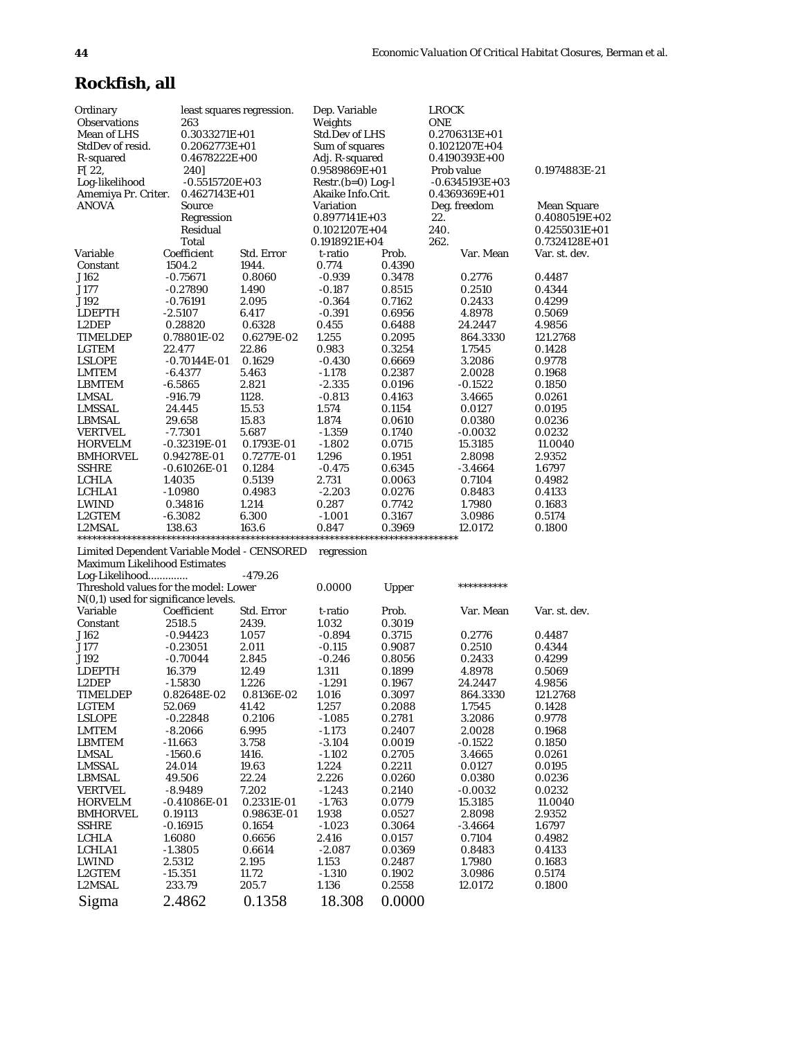## Rockfish, all

| Ordinary | least squares regression. | Dep. Variable | LROCK | |
|---|---|---|---|---|
| Observations | 263 | Weights | ONE | |
| Mean of LHS | 0.3033271E+01 | Std.Dev of LHS | 0.2706313E+01 | |
| StdDev of resid. | 0.2062773E+01 | Sum of squares | 0.1021207E+04 | |
| R-squared | 0.4678222E+00 | Adj. R-squared | 0.4190393E+00 | |
| F[ 22, | 240] | 0.9589869E+01 | Prob value | 0.1974883E-21 |
| Log-likelihood | -0.5515720E+03 | Restr.(b=0) Log-l | -0.6345193E+03 | |
| Amemiya Pr. Criter. | 0.4627143E+01 | Akaike Info.Crit. | 0.4369369E+01 | |
| ANOVA | Source | Variation | Deg. freedom | Mean Square |
| | Regression | 0.8977141E+03 | 22. | 0.4080519E+02 |
| | Residual | 0.1021207E+04 | 240. | 0.4255031E+01 |
| | Total | 0.1918921E+04 | 262. | 0.7324128E+01 |

| Variable | Coefficient | Std. Error | t-ratio | Prob. | Var. Mean | Var. st. dev. |
|---|---|---|---|---|---|---|
| Constant | 1504.2 | 1944. | 0.774 | 0.4390 | | |
| J162 | -0.75671 | 0.8060 | -0.939 | 0.3478 | 0.2776 | 0.4487 |
| J177 | -0.27890 | 1.490 | -0.187 | 0.8515 | 0.2510 | 0.4344 |
| J192 | -0.76191 | 2.095 | -0.364 | 0.7162 | 0.2433 | 0.4299 |
| LDEPTH | -2.5107 | 6.417 | -0.391 | 0.6956 | 4.8978 | 0.5069 |
| L2DEP | 0.28820 | 0.6328 | 0.455 | 0.6488 | 24.2447 | 4.9856 |
| TIMELDEP | 0.78801E-02 | 0.6279E-02 | 1.255 | 0.2095 | 864.3330 | 121.2768 |
| LGTEM | 22.477 | 22.86 | 0.983 | 0.3254 | 1.7545 | 0.1428 |
| LSLOPE | -0.70144E-01 | 0.1629 | -0.430 | 0.6669 | 3.2086 | 0.9778 |
| LMTEM | -6.4377 | 5.463 | -1.178 | 0.2387 | 2.0028 | 0.1968 |
| LBMTEM | -6.5865 | 2.821 | -2.335 | 0.0196 | -0.1522 | 0.1850 |
| LMSAL | -916.79 | 1128. | -0.813 | 0.4163 | 3.4665 | 0.0261 |
| LMSSAL | 24.445 | 15.53 | 1.574 | 0.1154 | 0.0127 | 0.0195 |
| LBMSAL | 29.658 | 15.83 | 1.874 | 0.0610 | 0.0380 | 0.0236 |
| VERTVEL | -7.7301 | 5.687 | -1.359 | 0.1740 | -0.0032 | 0.0232 |
| HORVELM | -0.32319E-01 | 0.1793E-01 | -1.802 | 0.0715 | 15.3185 | 11.0040 |
| BMHORVEL | 0.94278E-01 | 0.7277E-01 | 1.296 | 0.1951 | 2.8098 | 2.9352 |
| SSHRE | -0.61026E-01 | 0.1284 | -0.475 | 0.6345 | -3.4664 | 1.6797 |
| LCHLA | 1.4035 | 0.5139 | 2.731 | 0.0063 | 0.7104 | 0.4982 |
| LCHLA1 | -1.0980 | 0.4983 | -2.203 | 0.0276 | 0.8483 | 0.4133 |
| LWIND | 0.34816 | 1.214 | 0.287 | 0.7742 | 1.7980 | 0.1683 |
| L2GTEM | -6.3082 | 6.300 | -1.001 | 0.3167 | 3.0986 | 0.5174 |
| L2MSAL | 138.63 | 163.6 | 0.847 | 0.3969 | 12.0172 | 0.1800 |

******************************************************************************

Limited Dependent Variable Model - CENSORED regression
Maximum Likelihood Estimates
Log-Likelihood............. -479.26
Threshold values for the model: Lower 0.0000 Upper **********
N(0,1) used for significance levels.

| Variable | Coefficient | Std. Error | t-ratio | Prob. | Var. Mean | Var. st. dev. |
|---|---|---|---|---|---|---|
| Constant | 2518.5 | 2439. | 1.032 | 0.3019 | | |
| J162 | -0.94423 | 1.057 | -0.894 | 0.3715 | 0.2776 | 0.4487 |
| J177 | -0.23051 | 2.011 | -0.115 | 0.9087 | 0.2510 | 0.4344 |
| J192 | -0.70044 | 2.845 | -0.246 | 0.8056 | 0.2433 | 0.4299 |
| LDEPTH | 16.379 | 12.49 | 1.311 | 0.1899 | 4.8978 | 0.5069 |
| L2DEP | -1.5830 | 1.226 | -1.291 | 0.1967 | 24.2447 | 4.9856 |
| TIMELDEP | 0.82648E-02 | 0.8136E-02 | 1.016 | 0.3097 | 864.3330 | 121.2768 |
| LGTEM | 52.069 | 41.42 | 1.257 | 0.2088 | 1.7545 | 0.1428 |
| LSLOPE | -0.22848 | 0.2106 | -1.085 | 0.2781 | 3.2086 | 0.9778 |
| LMTEM | -8.2066 | 6.995 | -1.173 | 0.2407 | 2.0028 | 0.1968 |
| LBMTEM | -11.663 | 3.758 | -3.104 | 0.0019 | -0.1522 | 0.1850 |
| LMSAL | -1560.6 | 1416. | -1.102 | 0.2705 | 3.4665 | 0.0261 |
| LMSSAL | 24.014 | 19.63 | 1.224 | 0.2211 | 0.0127 | 0.0195 |
| LBMSAL | 49.506 | 22.24 | 2.226 | 0.0260 | 0.0380 | 0.0236 |
| VERTVEL | -8.9489 | 7.202 | -1.243 | 0.2140 | -0.0032 | 0.0232 |
| HORVELM | -0.41086E-01 | 0.2331E-01 | -1.763 | 0.0779 | 15.3185 | 11.0040 |
| BMHORVEL | 0.19113 | 0.9863E-01 | 1.938 | 0.0527 | 2.8098 | 2.9352 |
| SSHRE | -0.16915 | 0.1654 | -1.023 | 0.3064 | -3.4664 | 1.6797 |
| LCHLA | 1.6080 | 0.6656 | 2.416 | 0.0157 | 0.7104 | 0.4982 |
| LCHLA1 | -1.3805 | 0.6614 | -2.087 | 0.0369 | 0.8483 | 0.4133 |
| LWIND | 2.5312 | 2.195 | 1.153 | 0.2487 | 1.7980 | 0.1683 |
| L2GTEM | -15.351 | 11.72 | -1.310 | 0.1902 | 3.0986 | 0.5174 |
| L2MSAL | 233.79 | 205.7 | 1.136 | 0.2558 | 12.0172 | 0.1800 |
| Sigma | 2.4862 | 0.1358 | 18.308 | 0.0000 | | |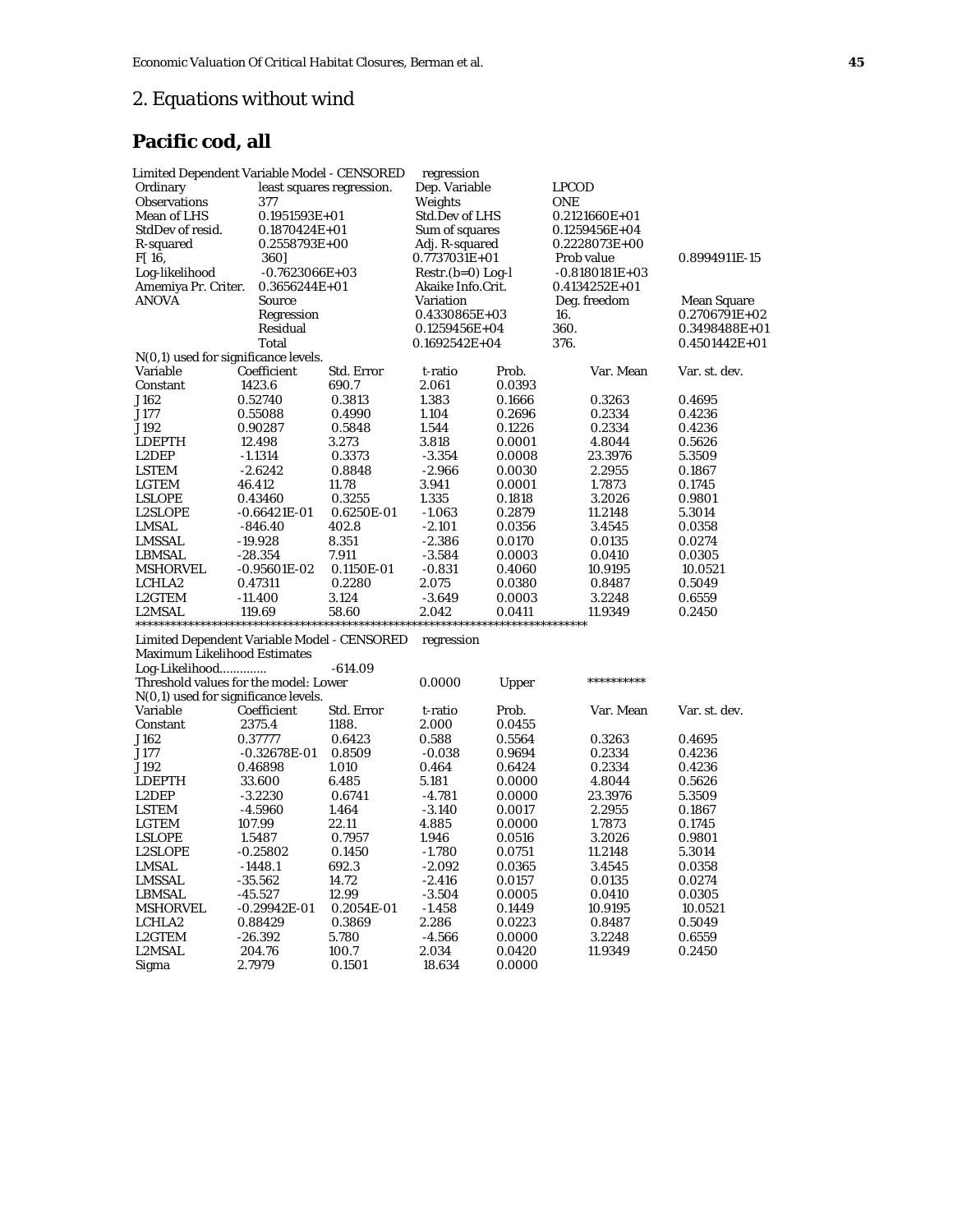## 2. Equations without wind

## Pacific cod, all

Limited Dependent Variable Model - CENSORED regression

| | | | | |
|---|---|---|---|---|
| Ordinary | least squares regression. | Dep. Variable | LPCOD | |
| Observations | 377 | Weights | ONE | |
| Mean of LHS | 0.1951593E+01 | Std.Dev of LHS | 0.2121660E+01 | |
| StdDev of resid. | 0.1870424E+01 | Sum of squares | 0.1259456E+04 | |
| R-squared | 0.2558793E+00 | Adj. R-squared | 0.2228073E+00 | |
| F[ 16, | 360] | 0.7737031E+01 | Prob value | 0.8994911E-15 |
| Log-likelihood | -0.7623066E+03 | Restr.(b=0) Log-l | -0.8180181E+03 | |
| Amemiya Pr. Criter. | 0.3656244E+01 | Akaike Info.Crit. | 0.4134252E+01 | |
| ANOVA | Source | Variation | Deg. freedom | Mean Square |
| | Regression | 0.4330865E+03 | 16. | 0.2706791E+02 |
| | Residual | 0.1259456E+04 | 360. | 0.3498488E+01 |
| | Total | 0.1692542E+04 | 376. | 0.4501442E+01 |

N(0,1) used for significance levels.

| Variable | Coefficient | Std. Error | t-ratio | Prob. | Var. Mean | Var. st. dev. |
|---|---|---|---|---|---|---|
| Constant | 1423.6 | 690.7 | 2.061 | 0.0393 | | |
| J162 | 0.52740 | 0.3813 | 1.383 | 0.1666 | 0.3263 | 0.4695 |
| J177 | 0.55088 | 0.4990 | 1.104 | 0.2696 | 0.2334 | 0.4236 |
| J192 | 0.90287 | 0.5848 | 1.544 | 0.1226 | 0.2334 | 0.4236 |
| LDEPTH | 12.498 | 3.273 | 3.818 | 0.0001 | 4.8044 | 0.5626 |
| L2DEP | -1.1314 | 0.3373 | -3.354 | 0.0008 | 23.3976 | 5.3509 |
| LSTEM | -2.6242 | 0.8848 | -2.966 | 0.0030 | 2.2955 | 0.1867 |
| LGTEM | 46.412 | 11.78 | 3.941 | 0.0001 | 1.7873 | 0.1745 |
| LSLOPE | 0.43460 | 0.3255 | 1.335 | 0.1818 | 3.2026 | 0.9801 |
| L2SLOPE | -0.66421E-01 | 0.6250E-01 | -1.063 | 0.2879 | 11.2148 | 5.3014 |
| LMSAL | -846.40 | 402.8 | -2.101 | 0.0356 | 3.4545 | 0.0358 |
| LMSSAL | -19.928 | 8.351 | -2.386 | 0.0170 | 0.0135 | 0.0274 |
| LBMSAL | -28.354 | 7.911 | -3.584 | 0.0003 | 0.0410 | 0.0305 |
| MSHORVEL | -0.95601E-02 | 0.1150E-01 | -0.831 | 0.4060 | 10.9195 | 10.0521 |
| LCHLA2 | 0.47311 | 0.2280 | 2.075 | 0.0380 | 0.8487 | 0.5049 |
| L2GTEM | -11.400 | 3.124 | -3.649 | 0.0003 | 3.2248 | 0.6559 |
| L2MSAL | 119.69 | 58.60 | 2.042 | 0.0411 | 11.9349 | 0.2450 |

*******************************************************************************

Limited Dependent Variable Model - CENSORED regression

Maximum Likelihood Estimates

Log-Likelihood.............. -614.09

Threshold values for the model: Lower 0.0000 Upper **********

N(0,1) used for significance levels.

| Variable | Coefficient | Std. Error | t-ratio | Prob. | Var. Mean | Var. st. dev. |
|---|---|---|---|---|---|---|
| Constant | 2375.4 | 1188. | 2.000 | 0.0455 | | |
| J162 | 0.37777 | 0.6423 | 0.588 | 0.5564 | 0.3263 | 0.4695 |
| J177 | -0.32678E-01 | 0.8509 | -0.038 | 0.9694 | 0.2334 | 0.4236 |
| J192 | 0.46898 | 1.010 | 0.464 | 0.6424 | 0.2334 | 0.4236 |
| LDEPTH | 33.600 | 6.485 | 5.181 | 0.0000 | 4.8044 | 0.5626 |
| L2DEP | -3.2230 | 0.6741 | -4.781 | 0.0000 | 23.3976 | 5.3509 |
| LSTEM | -4.5960 | 1.464 | -3.140 | 0.0017 | 2.2955 | 0.1867 |
| LGTEM | 107.99 | 22.11 | 4.885 | 0.0000 | 1.7873 | 0.1745 |
| LSLOPE | 1.5487 | 0.7957 | 1.946 | 0.0516 | 3.2026 | 0.9801 |
| L2SLOPE | -0.25802 | 0.1450 | -1.780 | 0.0751 | 11.2148 | 5.3014 |
| LMSAL | -1448.1 | 692.3 | -2.092 | 0.0365 | 3.4545 | 0.0358 |
| LMSSAL | -35.562 | 14.72 | -2.416 | 0.0157 | 0.0135 | 0.0274 |
| LBMSAL | -45.527 | 12.99 | -3.504 | 0.0005 | 0.0410 | 0.0305 |
| MSHORVEL | -0.29942E-01 | 0.2054E-01 | -1.458 | 0.1449 | 10.9195 | 10.0521 |
| LCHLA2 | 0.88429 | 0.3869 | 2.286 | 0.0223 | 0.8487 | 0.5049 |
| L2GTEM | -26.392 | 5.780 | -4.566 | 0.0000 | 3.2248 | 0.6559 |
| L2MSAL | 204.76 | 100.7 | 2.034 | 0.0420 | 11.9349 | 0.2450 |
| Sigma | 2.7979 | 0.1501 | 18.634 | 0.0000 | | |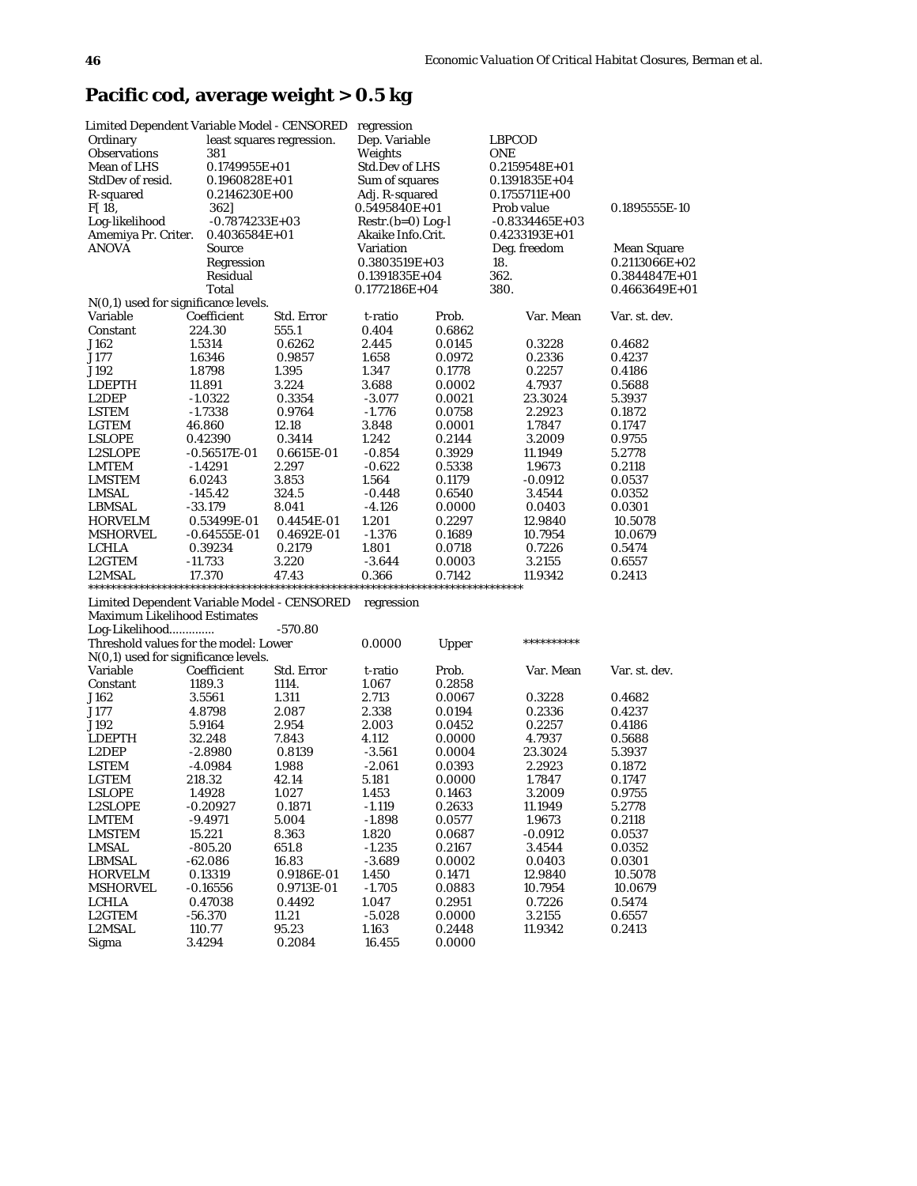## Pacific cod, average weight > 0.5 kg

Limited Dependent Variable Model - CENSORED regression

| | | | | |
|---|---|---|---|---|
| Ordinary | least squares regression. | Dep. Variable | LBPCOD | |
| Observations | 381 | Weights | ONE | |
| Mean of LHS | 0.1749955E+01 | Std.Dev of LHS | 0.2159548E+01 | |
| StdDev of resid. | 0.1960828E+01 | Sum of squares | 0.1391835E+04 | |
| R-squared | 0.2146230E+00 | Adj. R-squared | 0.1755711E+00 | |
| F[ 18, | 362] | 0.5495840E+01 | Prob value | 0.1895555E-10 |
| Log-likelihood | -0.7874233E+03 | Restr.(b=0) Log-l | -0.8334465E+03 | |
| Amemiya Pr. Criter. | 0.4036584E+01 | Akaike Info.Crit. | 0.4233193E+01 | |
| ANOVA | Source | Variation | Deg. freedom | Mean Square |
| | Regression | 0.3803519E+03 | 18. | 0.2113066E+02 |
| | Residual | 0.1391835E+04 | 362. | 0.3844847E+01 |
| | Total | 0.1772186E+04 | 380. | 0.4663649E+01 |

N(0,1) used for significance levels.

| Variable | Coefficient | Std. Error | t-ratio | Prob. | Var. Mean | Var. st. dev. |
|---|---|---|---|---|---|---|
| Constant | 224.30 | 555.1 | 0.404 | 0.6862 | | |
| J162 | 1.5314 | 0.6262 | 2.445 | 0.0145 | 0.3228 | 0.4682 |
| J177 | 1.6346 | 0.9857 | 1.658 | 0.0972 | 0.2336 | 0.4237 |
| J192 | 1.8798 | 1.395 | 1.347 | 0.1778 | 0.2257 | 0.4186 |
| LDEPTH | 11.891 | 3.224 | 3.688 | 0.0002 | 4.7937 | 0.5688 |
| L2DEP | -1.0322 | 0.3354 | -3.077 | 0.0021 | 23.3024 | 5.3937 |
| LSTEM | -1.7338 | 0.9764 | -1.776 | 0.0758 | 2.2923 | 0.1872 |
| LGTEM | 46.860 | 12.18 | 3.848 | 0.0001 | 1.7847 | 0.1747 |
| LSLOPE | 0.42390 | 0.3414 | 1.242 | 0.2144 | 3.2009 | 0.9755 |
| L2SLOPE | -0.56517E-01 | 0.6615E-01 | -0.854 | 0.3929 | 11.1949 | 5.2778 |
| LMTEM | -1.4291 | 2.297 | -0.622 | 0.5338 | 1.9673 | 0.2118 |
| LMSTEM | 6.0243 | 3.853 | 1.564 | 0.1179 | -0.0912 | 0.0537 |
| LMSAL | -145.42 | 324.5 | -0.448 | 0.6540 | 3.4544 | 0.0352 |
| LBMSAL | -33.179 | 8.041 | -4.126 | 0.0000 | 0.0403 | 0.0301 |
| HORVELM | 0.53499E-01 | 0.4454E-01 | 1.201 | 0.2297 | 12.9840 | 10.5078 |
| MSHORVEL | -0.64555E-01 | 0.4692E-01 | -1.376 | 0.1689 | 10.7954 | 10.0679 |
| LCHLA | 0.39234 | 0.2179 | 1.801 | 0.0718 | 0.7226 | 0.5474 |
| L2GTEM | -11.733 | 3.220 | -3.644 | 0.0003 | 3.2155 | 0.6557 |
| L2MSAL | 17.370 | 47.43 | 0.366 | 0.7142 | 11.9342 | 0.2413 |

*******************************************************************************

Limited Dependent Variable Model - CENSORED regression

Maximum Likelihood Estimates

Log-Likelihood............. -570.80

Threshold values for the model: Lower 0.0000 Upper **********

N(0,1) used for significance levels.

| Variable | Coefficient | Std. Error | t-ratio | Prob. | Var. Mean | Var. st. dev. |
|---|---|---|---|---|---|---|
| Constant | 1189.3 | 1114. | 1.067 | 0.2858 | | |
| J162 | 3.5561 | 1.311 | 2.713 | 0.0067 | 0.3228 | 0.4682 |
| J177 | 4.8798 | 2.087 | 2.338 | 0.0194 | 0.2336 | 0.4237 |
| J192 | 5.9164 | 2.954 | 2.003 | 0.0452 | 0.2257 | 0.4186 |
| LDEPTH | 32.248 | 7.843 | 4.112 | 0.0000 | 4.7937 | 0.5688 |
| L2DEP | -2.8980 | 0.8139 | -3.561 | 0.0004 | 23.3024 | 5.3937 |
| LSTEM | -4.0984 | 1.988 | -2.061 | 0.0393 | 2.2923 | 0.1872 |
| LGTEM | 218.32 | 42.14 | 5.181 | 0.0000 | 1.7847 | 0.1747 |
| LSLOPE | 1.4928 | 1.027 | 1.453 | 0.1463 | 3.2009 | 0.9755 |
| L2SLOPE | -0.20927 | 0.1871 | -1.119 | 0.2633 | 11.1949 | 5.2778 |
| LMTEM | -9.4971 | 5.004 | -1.898 | 0.0577 | 1.9673 | 0.2118 |
| LMSTEM | 15.221 | 8.363 | 1.820 | 0.0687 | -0.0912 | 0.0537 |
| LMSAL | -805.20 | 651.8 | -1.235 | 0.2167 | 3.4544 | 0.0352 |
| LBMSAL | -62.086 | 16.83 | -3.689 | 0.0002 | 0.0403 | 0.0301 |
| HORVELM | 0.13319 | 0.9186E-01 | 1.450 | 0.1471 | 12.9840 | 10.5078 |
| MSHORVEL | -0.16556 | 0.9713E-01 | -1.705 | 0.0883 | 10.7954 | 10.0679 |
| LCHLA | 0.47038 | 0.4492 | 1.047 | 0.2951 | 0.7226 | 0.5474 |
| L2GTEM | -56.370 | 11.21 | -5.028 | 0.0000 | 3.2155 | 0.6557 |
| L2MSAL | 110.77 | 95.23 | 1.163 | 0.2448 | 11.9342 | 0.2413 |
| Sigma | 3.4294 | 0.2084 | 16.455 | 0.0000 | | |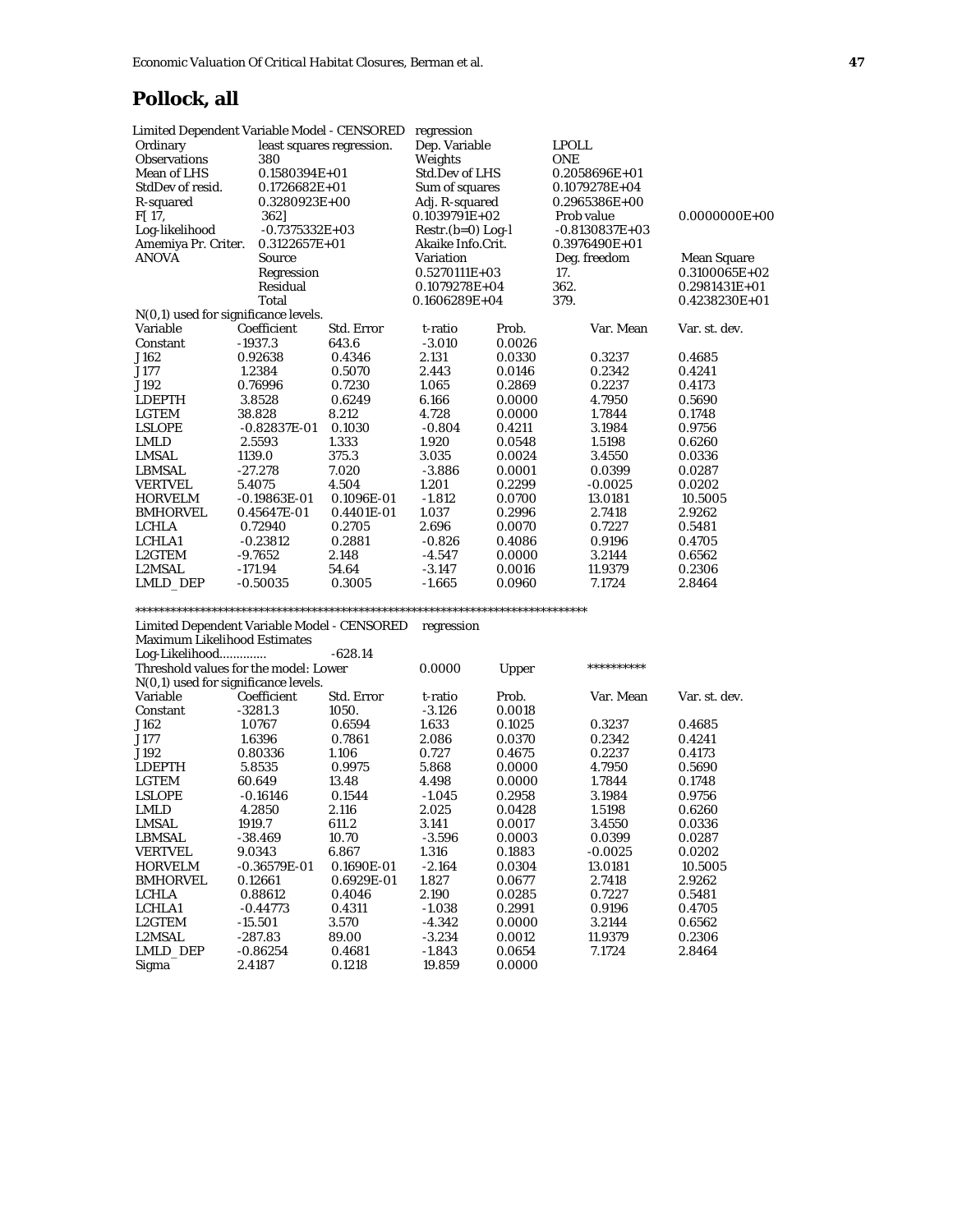## Pollock, all

Limited Dependent Variable Model - CENSORED regression

| Ordinary | least squares regression. | Dep. Variable | LPOLL | |
|---|---|---|---|---|
| Observations | 380 | Weights | ONE | |
| Mean of LHS | 0.1580394E+01 | Std.Dev of LHS | 0.2058696E+01 | |
| StdDev of resid. | 0.1726682E+01 | Sum of squares | 0.1079278E+04 | |
| R-squared | 0.3280923E+00 | Adj. R-squared | 0.2965386E+00 | |
| F[ 17, | 362] | 0.1039791E+02 | Prob value | 0.0000000E+00 |
| Log-likelihood | -0.7375332E+03 | Restr.(b=0) Log-l | -0.8130837E+03 | |
| Amemiya Pr. Criter. | 0.3122657E+01 | Akaike Info.Crit. | 0.3976490E+01 | |
| ANOVA | Source | Variation | Deg. freedom | Mean Square |
| | Regression | 0.5270111E+03 | 17. | 0.3100065E+02 |
| | Residual | 0.1079278E+04 | 362. | 0.2981431E+01 |
| | Total | 0.1606289E+04 | 379. | 0.4238230E+01 |

N(0,1) used for significance levels.

| Variable | Coefficient | Std. Error | t-ratio | Prob. | Var. Mean | Var. st. dev. |
|---|---|---|---|---|---|---|
| Constant | -1937.3 | 643.6 | -3.010 | 0.0026 | | |
| J162 | 0.92638 | 0.4346 | 2.131 | 0.0330 | 0.3237 | 0.4685 |
| J177 | 1.2384 | 0.5070 | 2.443 | 0.0146 | 0.2342 | 0.4241 |
| J192 | 0.76996 | 0.7230 | 1.065 | 0.2869 | 0.2237 | 0.4173 |
| LDEPTH | 3.8528 | 0.6249 | 6.166 | 0.0000 | 4.7950 | 0.5690 |
| LGTEM | 38.828 | 8.212 | 4.728 | 0.0000 | 1.7844 | 0.1748 |
| LSLOPE | -0.82837E-01 | 0.1030 | -0.804 | 0.4211 | 3.1984 | 0.9756 |
| LMLD | 2.5593 | 1.333 | 1.920 | 0.0548 | 1.5198 | 0.6260 |
| LMSAL | 1139.0 | 375.3 | 3.035 | 0.0024 | 3.4550 | 0.0336 |
| LBMSAL | -27.278 | 7.020 | -3.886 | 0.0001 | 0.0399 | 0.0287 |
| VERTVEL | 5.4075 | 4.504 | 1.201 | 0.2299 | -0.0025 | 0.0202 |
| HORVELM | -0.19863E-01 | 0.1096E-01 | -1.812 | 0.0700 | 13.0181 | 10.5005 |
| BMHORVEL | 0.45647E-01 | 0.4401E-01 | 1.037 | 0.2996 | 2.7418 | 2.9262 |
| LCHLA | 0.72940 | 0.2705 | 2.696 | 0.0070 | 0.7227 | 0.5481 |
| LCHLA1 | -0.23812 | 0.2881 | -0.826 | 0.4086 | 0.9196 | 0.4705 |
| L2GTEM | -9.7652 | 2.148 | -4.547 | 0.0000 | 3.2144 | 0.6562 |
| L2MSAL | -171.94 | 54.64 | -3.147 | 0.0016 | 11.9379 | 0.2306 |
| LMLD_DEP | -0.50035 | 0.3005 | -1.665 | 0.0960 | 7.1724 | 2.8464 |

*******************************************************************************

Limited Dependent Variable Model - CENSORED regression
Maximum Likelihood Estimates
Log-Likelihood............. -628.14
Threshold values for the model: Lower 0.0000 Upper **********
N(0,1) used for significance levels.

| Variable | Coefficient | Std. Error | t-ratio | Prob. | Var. Mean | Var. st. dev. |
|---|---|---|---|---|---|---|
| Constant | -3281.3 | 1050. | -3.126 | 0.0018 | | |
| J162 | 1.0767 | 0.6594 | 1.633 | 0.1025 | 0.3237 | 0.4685 |
| J177 | 1.6396 | 0.7861 | 2.086 | 0.0370 | 0.2342 | 0.4241 |
| J192 | 0.80336 | 1.106 | 0.727 | 0.4675 | 0.2237 | 0.4173 |
| LDEPTH | 5.8535 | 0.9975 | 5.868 | 0.0000 | 4.7950 | 0.5690 |
| LGTEM | 60.649 | 13.48 | 4.498 | 0.0000 | 1.7844 | 0.1748 |
| LSLOPE | -0.16146 | 0.1544 | -1.045 | 0.2958 | 3.1984 | 0.9756 |
| LMLD | 4.2850 | 2.116 | 2.025 | 0.0428 | 1.5198 | 0.6260 |
| LMSAL | 1919.7 | 611.2 | 3.141 | 0.0017 | 3.4550 | 0.0336 |
| LBMSAL | -38.469 | 10.70 | -3.596 | 0.0003 | 0.0399 | 0.0287 |
| VERTVEL | 9.0343 | 6.867 | 1.316 | 0.1883 | -0.0025 | 0.0202 |
| HORVELM | -0.36579E-01 | 0.1690E-01 | -2.164 | 0.0304 | 13.0181 | 10.5005 |
| BMHORVEL | 0.12661 | 0.6929E-01 | 1.827 | 0.0677 | 2.7418 | 2.9262 |
| LCHLA | 0.88612 | 0.4046 | 2.190 | 0.0285 | 0.7227 | 0.5481 |
| LCHLA1 | -0.44773 | 0.4311 | -1.038 | 0.2991 | 0.9196 | 0.4705 |
| L2GTEM | -15.501 | 3.570 | -4.342 | 0.0000 | 3.2144 | 0.6562 |
| L2MSAL | -287.83 | 89.00 | -3.234 | 0.0012 | 11.9379 | 0.2306 |
| LMLD_DEP | -0.86254 | 0.4681 | -1.843 | 0.0654 | 7.1724 | 2.8464 |
| Sigma | 2.4187 | 0.1218 | 19.859 | 0.0000 | | |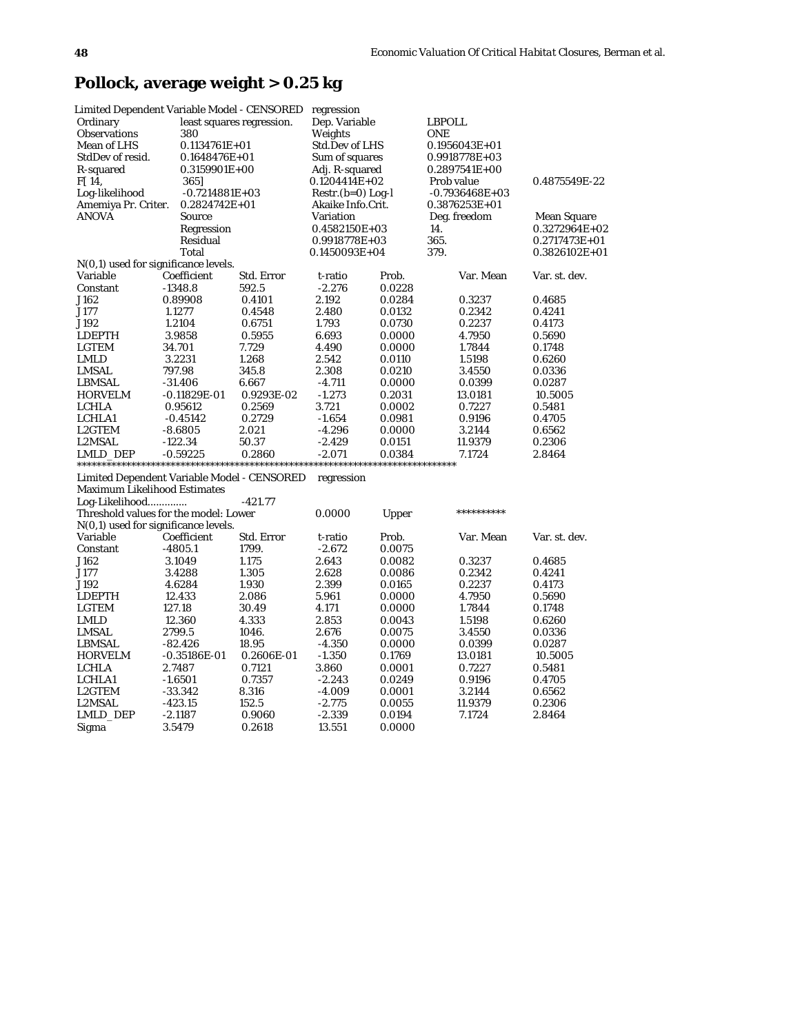## Pollock, average weight > 0.25 kg

Limited Dependent Variable Model - CENSORED regression

| Ordinary | least squares regression. | Dep. Variable | LBPOLL | |
|---|---|---|---|---|
| Observations | 380 | Weights | ONE | |
| Mean of LHS | 0.1134761E+01 | Std.Dev of LHS | 0.1956043E+01 | |
| StdDev of resid. | 0.1648476E+01 | Sum of squares | 0.9918778E+03 | |
| R-squared | 0.3159901E+00 | Adj. R-squared | 0.2897541E+00 | |
| F[ 14, 365] | | 0.1204414E+02 | Prob value | 0.4875549E-22 |
| Log-likelihood | -0.7214881E+03 | Restr.(b=0) Log-l | -0.7936468E+03 | |
| Amemiya Pr. Criter. | 0.2824742E+01 | Akaike Info.Crit. | 0.3876253E+01 | |
| ANOVA | Source | Variation | Deg. freedom | Mean Square |
| | Regression | 0.4582150E+03 | 14. | 0.3272964E+02 |
| | Residual | 0.9918778E+03 | 365. | 0.2717473E+01 |
| | Total | 0.1450093E+04 | 379. | 0.3826102E+01 |

N(0,1) used for significance levels.

| Variable | Coefficient | Std. Error | t-ratio | Prob. | Var. Mean | Var. st. dev. |
|---|---|---|---|---|---|---|
| Constant | -1348.8 | 592.5 | -2.276 | 0.0228 | | |
| J162 | 0.89908 | 0.4101 | 2.192 | 0.0284 | 0.3237 | 0.4685 |
| J177 | 1.1277 | 0.4548 | 2.480 | 0.0132 | 0.2342 | 0.4241 |
| J192 | 1.2104 | 0.6751 | 1.793 | 0.0730 | 0.2237 | 0.4173 |
| LDEPTH | 3.9858 | 0.5955 | 6.693 | 0.0000 | 4.7950 | 0.5690 |
| LGTEM | 34.701 | 7.729 | 4.490 | 0.0000 | 1.7844 | 0.1748 |
| LMLD | 3.2231 | 1.268 | 2.542 | 0.0110 | 1.5198 | 0.6260 |
| LMSAL | 797.98 | 345.8 | 2.308 | 0.0210 | 3.4550 | 0.0336 |
| LBMSAL | -31.406 | 6.667 | -4.711 | 0.0000 | 0.0399 | 0.0287 |
| HORVELM | -0.11829E-01 | 0.9293E-02 | -1.273 | 0.2031 | 13.0181 | 10.5005 |
| LCHLA | 0.95612 | 0.2569 | 3.721 | 0.0002 | 0.7227 | 0.5481 |
| LCHLA1 | -0.45142 | 0.2729 | -1.654 | 0.0981 | 0.9196 | 0.4705 |
| L2GTEM | -8.6805 | 2.021 | -4.296 | 0.0000 | 3.2144 | 0.6562 |
| L2MSAL | -122.34 | 50.37 | -2.429 | 0.0151 | 11.9379 | 0.2306 |
| LMLD_DEP | -0.59225 | 0.2860 | -2.071 | 0.0384 | 7.1724 | 2.8464 |

*******************************************************************************

Limited Dependent Variable Model - CENSORED regression

Maximum Likelihood Estimates

Log-Likelihood............. -421.77

Threshold values for the model: Lower 0.0000 Upper **********

N(0,1) used for significance levels.

| Variable | Coefficient | Std. Error | t-ratio | Prob. | Var. Mean | Var. st. dev. |
|---|---|---|---|---|---|---|
| Constant | -4805.1 | 1799. | -2.672 | 0.0075 | | |
| J162 | 3.1049 | 1.175 | 2.643 | 0.0082 | 0.3237 | 0.4685 |
| J177 | 3.4288 | 1.305 | 2.628 | 0.0086 | 0.2342 | 0.4241 |
| J192 | 4.6284 | 1.930 | 2.399 | 0.0165 | 0.2237 | 0.4173 |
| LDEPTH | 12.433 | 2.086 | 5.961 | 0.0000 | 4.7950 | 0.5690 |
| LGTEM | 127.18 | 30.49 | 4.171 | 0.0000 | 1.7844 | 0.1748 |
| LMLD | 12.360 | 4.333 | 2.853 | 0.0043 | 1.5198 | 0.6260 |
| LMSAL | 2799.5 | 1046. | 2.676 | 0.0075 | 3.4550 | 0.0336 |
| LBMSAL | -82.426 | 18.95 | -4.350 | 0.0000 | 0.0399 | 0.0287 |
| HORVELM | -0.35186E-01 | 0.2606E-01 | -1.350 | 0.1769 | 13.0181 | 10.5005 |
| LCHLA | 2.7487 | 0.7121 | 3.860 | 0.0001 | 0.7227 | 0.5481 |
| LCHLA1 | -1.6501 | 0.7357 | -2.243 | 0.0249 | 0.9196 | 0.4705 |
| L2GTEM | -33.342 | 8.316 | -4.009 | 0.0001 | 3.2144 | 0.6562 |
| L2MSAL | -423.15 | 152.5 | -2.775 | 0.0055 | 11.9379 | 0.2306 |
| LMLD_DEP | -2.1187 | 0.9060 | -2.339 | 0.0194 | 7.1724 | 2.8464 |
| Sigma | 3.5479 | 0.2618 | 13.551 | 0.0000 | | |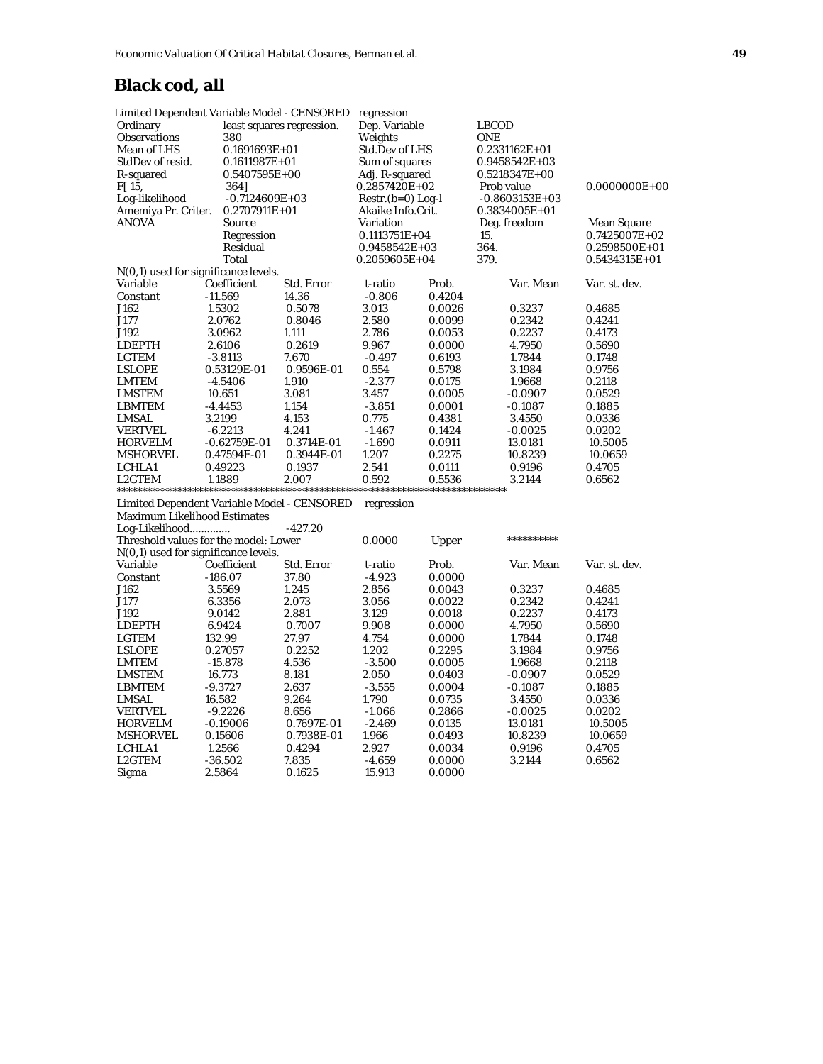## Black cod, all

Limited Dependent Variable Model - CENSORED regression

| | | | | |
|---|---|---|---|---|
| Ordinary | least squares regression. | Dep. Variable | LBCOD | |
| Observations | 380 | Weights | ONE | |
| Mean of LHS | 0.1691693E+01 | Std.Dev of LHS | 0.2331162E+01 | |
| StdDev of resid. | 0.1611987E+01 | Sum of squares | 0.9458542E+03 | |
| R-squared | 0.5407595E+00 | Adj. R-squared | 0.5218347E+00 | |
| F[ 15, | 364] | 0.2857420E+02 | Prob value | 0.0000000E+00 |
| Log-likelihood | -0.7124609E+03 | Restr.(b=0) Log-l | -0.8603153E+03 | |
| Amemiya Pr. Criter. | 0.2707911E+01 | Akaike Info.Crit. | 0.3834005E+01 | |
| ANOVA | Source | Variation | Deg. freedom | Mean Square |
| | Regression | 0.1113751E+04 | 15. | 0.7425007E+02 |
| | Residual | 0.9458542E+03 | 364. | 0.2598500E+01 |
| | Total | 0.2059605E+04 | 379. | 0.5434315E+01 |

N(0,1) used for significance levels.

| Variable | Coefficient | Std. Error | t-ratio | Prob. | Var. Mean | Var. st. dev. |
|---|---|---|---|---|---|---|
| Constant | -11.569 | 14.36 | -0.806 | 0.4204 | | |
| J162 | 1.5302 | 0.5078 | 3.013 | 0.0026 | 0.3237 | 0.4685 |
| J177 | 2.0762 | 0.8046 | 2.580 | 0.0099 | 0.2342 | 0.4241 |
| J192 | 3.0962 | 1.111 | 2.786 | 0.0053 | 0.2237 | 0.4173 |
| LDEPTH | 2.6106 | 0.2619 | 9.967 | 0.0000 | 4.7950 | 0.5690 |
| LGTEM | -3.8113 | 7.670 | -0.497 | 0.6193 | 1.7844 | 0.1748 |
| LSLOPE | 0.53129E-01 | 0.9596E-01 | 0.554 | 0.5798 | 3.1984 | 0.9756 |
| LMTEM | -4.5406 | 1.910 | -2.377 | 0.0175 | 1.9668 | 0.2118 |
| LMSTEM | 10.651 | 3.081 | 3.457 | 0.0005 | -0.0907 | 0.0529 |
| LBMTEM | -4.4453 | 1.154 | -3.851 | 0.0001 | -0.1087 | 0.1885 |
| LMSAL | 3.2199 | 4.153 | 0.775 | 0.4381 | 3.4550 | 0.0336 |
| VERTVEL | -6.2213 | 4.241 | -1.467 | 0.1424 | -0.0025 | 0.0202 |
| HORVELM | -0.62759E-01 | 0.3714E-01 | -1.690 | 0.0911 | 13.0181 | 10.5005 |
| MSHORVEL | 0.47594E-01 | 0.3944E-01 | 1.207 | 0.2275 | 10.8239 | 10.0659 |
| LCHLA1 | 0.49223 | 0.1937 | 2.541 | 0.0111 | 0.9196 | 0.4705 |
| L2GTEM | 1.1889 | 2.007 | 0.592 | 0.5536 | 3.2144 | 0.6562 |

*****************************************************************************

Limited Dependent Variable Model - CENSORED regression
Maximum Likelihood Estimates
Log-Likelihood............. -427.20
Threshold values for the model: Lower 0.0000 Upper **********
N(0,1) used for significance levels.

| Variable | Coefficient | Std. Error | t-ratio | Prob. | Var. Mean | Var. st. dev. |
|---|---|---|---|---|---|---|
| Constant | -186.07 | 37.80 | -4.923 | 0.0000 | | |
| J162 | 3.5569 | 1.245 | 2.856 | 0.0043 | 0.3237 | 0.4685 |
| J177 | 6.3356 | 2.073 | 3.056 | 0.0022 | 0.2342 | 0.4241 |
| J192 | 9.0142 | 2.881 | 3.129 | 0.0018 | 0.2237 | 0.4173 |
| LDEPTH | 6.9424 | 0.7007 | 9.908 | 0.0000 | 4.7950 | 0.5690 |
| LGTEM | 132.99 | 27.97 | 4.754 | 0.0000 | 1.7844 | 0.1748 |
| LSLOPE | 0.27057 | 0.2252 | 1.202 | 0.2295 | 3.1984 | 0.9756 |
| LMTEM | -15.878 | 4.536 | -3.500 | 0.0005 | 1.9668 | 0.2118 |
| LMSTEM | 16.773 | 8.181 | 2.050 | 0.0403 | -0.0907 | 0.0529 |
| LBMTEM | -9.3727 | 2.637 | -3.555 | 0.0004 | -0.1087 | 0.1885 |
| LMSAL | 16.582 | 9.264 | 1.790 | 0.0735 | 3.4550 | 0.0336 |
| VERTVEL | -9.2226 | 8.656 | -1.066 | 0.2866 | -0.0025 | 0.0202 |
| HORVELM | -0.19006 | 0.7697E-01 | -2.469 | 0.0135 | 13.0181 | 10.5005 |
| MSHORVEL | 0.15606 | 0.7938E-01 | 1.966 | 0.0493 | 10.8239 | 10.0659 |
| LCHLA1 | 1.2566 | 0.4294 | 2.927 | 0.0034 | 0.9196 | 0.4705 |
| L2GTEM | -36.502 | 7.835 | -4.659 | 0.0000 | 3.2144 | 0.6562 |
| Sigma | 2.5864 | 0.1625 | 15.913 | 0.0000 | | |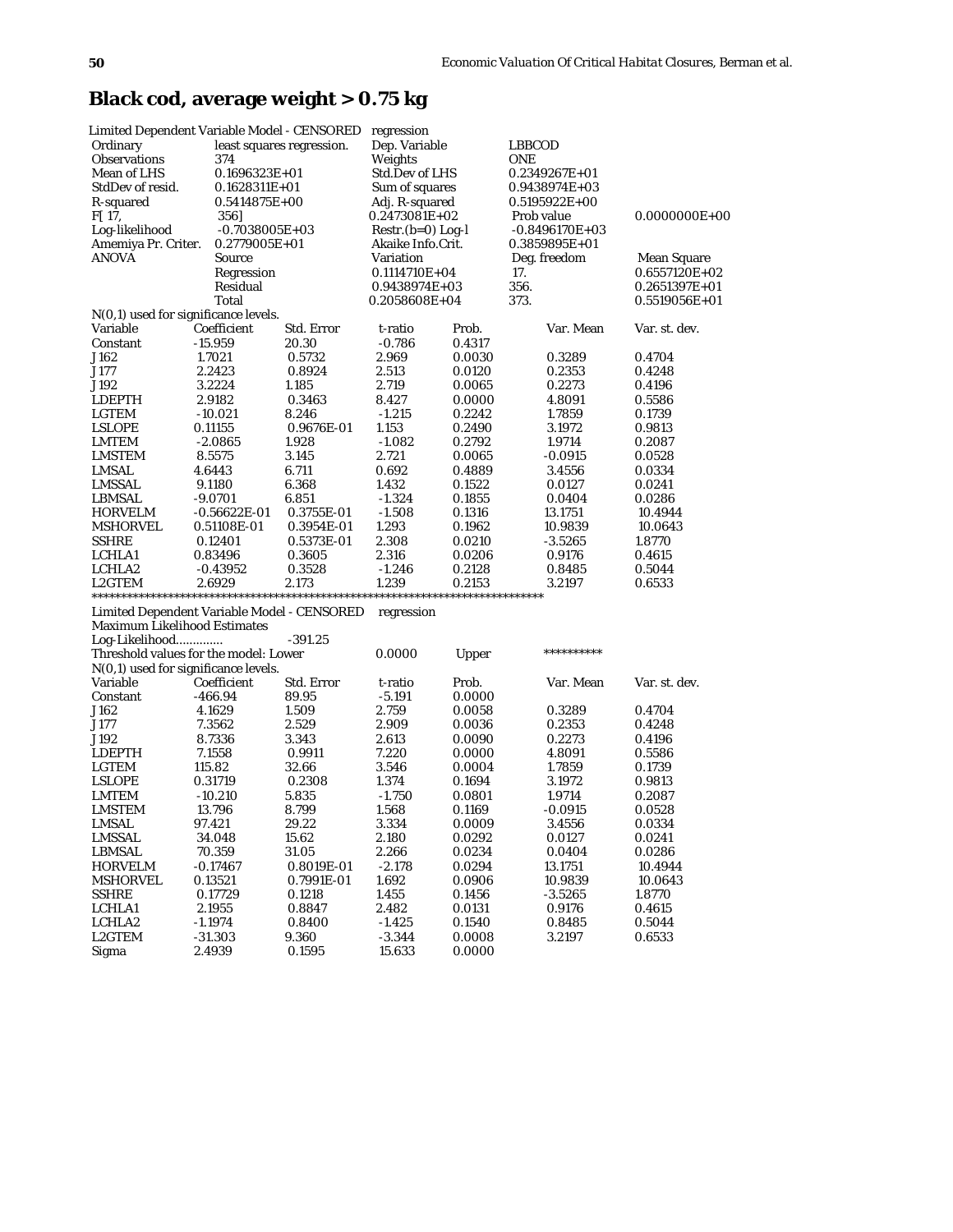# Black cod, average weight > 0.75 kg

| Limited Dependent Variable Model - CENSORED | | regression | | |
|---|---|---|---|---|
| Ordinary | least squares regression. | Dep. Variable | LBBCOD | |
| Observations | 374 | Weights | ONE | |
| Mean of LHS | 0.1696323E+01 | Std.Dev of LHS | 0.2349267E+01 | |
| StdDev of resid. | 0.1628311E+01 | Sum of squares | 0.9438974E+03 | |
| R-squared | 0.5414875E+00 | Adj. R-squared | 0.5195922E+00 | |
| F[ 17, | 356] | 0.2473081E+02 | Prob value | 0.0000000E+00 |
| Log-likelihood | -0.7038005E+03 | Restr.(b=0) Log-l | -0.8496170E+03 | |
| Amemiya Pr. Criter. | 0.2779005E+01 | Akaike Info.Crit. | 0.3859895E+01 | |
| ANOVA | Source | Variation | Deg. freedom | Mean Square |
| | Regression | 0.1114710E+04 | 17. | 0.6557120E+02 |
| | Residual | 0.9438974E+03 | 356. | 0.2651397E+01 |
| | Total | 0.2058608E+04 | 373. | 0.5519056E+01 |

N(0,1) used for significance levels.

| Variable | Coefficient | Std. Error | t-ratio | Prob. | Var. Mean | Var. st. dev. |
|---|---|---|---|---|---|---|
| Constant | -15.959 | 20.30 | -0.786 | 0.4317 | | |
| J162 | 1.7021 | 0.5732 | 2.969 | 0.0030 | 0.3289 | 0.4704 |
| J177 | 2.2423 | 0.8924 | 2.513 | 0.0120 | 0.2353 | 0.4248 |
| J192 | 3.2224 | 1.185 | 2.719 | 0.0065 | 0.2273 | 0.4196 |
| LDEPTH | 2.9182 | 0.3463 | 8.427 | 0.0000 | 4.8091 | 0.5586 |
| LGTEM | -10.021 | 8.246 | -1.215 | 0.2242 | 1.7859 | 0.1739 |
| LSLOPE | 0.11155 | 0.9676E-01 | 1.153 | 0.2490 | 3.1972 | 0.9813 |
| LMTEM | -2.0865 | 1.928 | -1.082 | 0.2792 | 1.9714 | 0.2087 |
| LMSTEM | 8.5575 | 3.145 | 2.721 | 0.0065 | -0.0915 | 0.0528 |
| LMSAL | 4.6443 | 6.711 | 0.692 | 0.4889 | 3.4556 | 0.0334 |
| LMSSAL | 9.1180 | 6.368 | 1.432 | 0.1522 | 0.0127 | 0.0241 |
| LBMSAL | -9.0701 | 6.851 | -1.324 | 0.1855 | 0.0404 | 0.0286 |
| HORVELM | -0.56622E-01 | 0.3755E-01 | -1.508 | 0.1316 | 13.1751 | 10.4944 |
| MSHORVEL | 0.51108E-01 | 0.3954E-01 | 1.293 | 0.1962 | 10.9839 | 10.0643 |
| SSHRE | 0.12401 | 0.5373E-01 | 2.308 | 0.0210 | -3.5265 | 1.8770 |
| LCHLA1 | 0.83496 | 0.3605 | 2.316 | 0.0206 | 0.9176 | 0.4615 |
| LCHLA2 | -0.43952 | 0.3528 | -1.246 | 0.2128 | 0.8485 | 0.5044 |
| L2GTEM | 2.6929 | 2.173 | 1.239 | 0.2153 | 3.2197 | 0.6533 |

******************************************************************************

Limited Dependent Variable Model - CENSORED regression

Maximum Likelihood Estimates

Log-Likelihood............. -391.25

Threshold values for the model: Lower 0.0000 Upper **********

N(0,1) used for significance levels.

| Variable | Coefficient | Std. Error | t-ratio | Prob. | Var. Mean | Var. st. dev. |
|---|---|---|---|---|---|---|
| Constant | -466.94 | 89.95 | -5.191 | 0.0000 | | |
| J162 | 4.1629 | 1.509 | 2.759 | 0.0058 | 0.3289 | 0.4704 |
| J177 | 7.3562 | 2.529 | 2.909 | 0.0036 | 0.2353 | 0.4248 |
| J192 | 8.7336 | 3.343 | 2.613 | 0.0090 | 0.2273 | 0.4196 |
| LDEPTH | 7.1558 | 0.9911 | 7.220 | 0.0000 | 4.8091 | 0.5586 |
| LGTEM | 115.82 | 32.66 | 3.546 | 0.0004 | 1.7859 | 0.1739 |
| LSLOPE | 0.31719 | 0.2308 | 1.374 | 0.1694 | 3.1972 | 0.9813 |
| LMTEM | -10.210 | 5.835 | -1.750 | 0.0801 | 1.9714 | 0.2087 |
| LMSTEM | 13.796 | 8.799 | 1.568 | 0.1169 | -0.0915 | 0.0528 |
| LMSAL | 97.421 | 29.22 | 3.334 | 0.0009 | 3.4556 | 0.0334 |
| LMSSAL | 34.048 | 15.62 | 2.180 | 0.0292 | 0.0127 | 0.0241 |
| LBMSAL | 70.359 | 31.05 | 2.266 | 0.0234 | 0.0404 | 0.0286 |
| HORVELM | -0.17467 | 0.8019E-01 | -2.178 | 0.0294 | 13.1751 | 10.4944 |
| MSHORVEL | 0.13521 | 0.7991E-01 | 1.692 | 0.0906 | 10.9839 | 10.0643 |
| SSHRE | 0.17729 | 0.1218 | 1.455 | 0.1456 | -3.5265 | 1.8770 |
| LCHLA1 | 2.1955 | 0.8847 | 2.482 | 0.0131 | 0.9176 | 0.4615 |
| LCHLA2 | -1.1974 | 0.8400 | -1.425 | 0.1540 | 0.8485 | 0.5044 |
| L2GTEM | -31.303 | 9.360 | -3.344 | 0.0008 | 3.2197 | 0.6533 |
| Sigma | 2.4939 | 0.1595 | 15.633 | 0.0000 | | |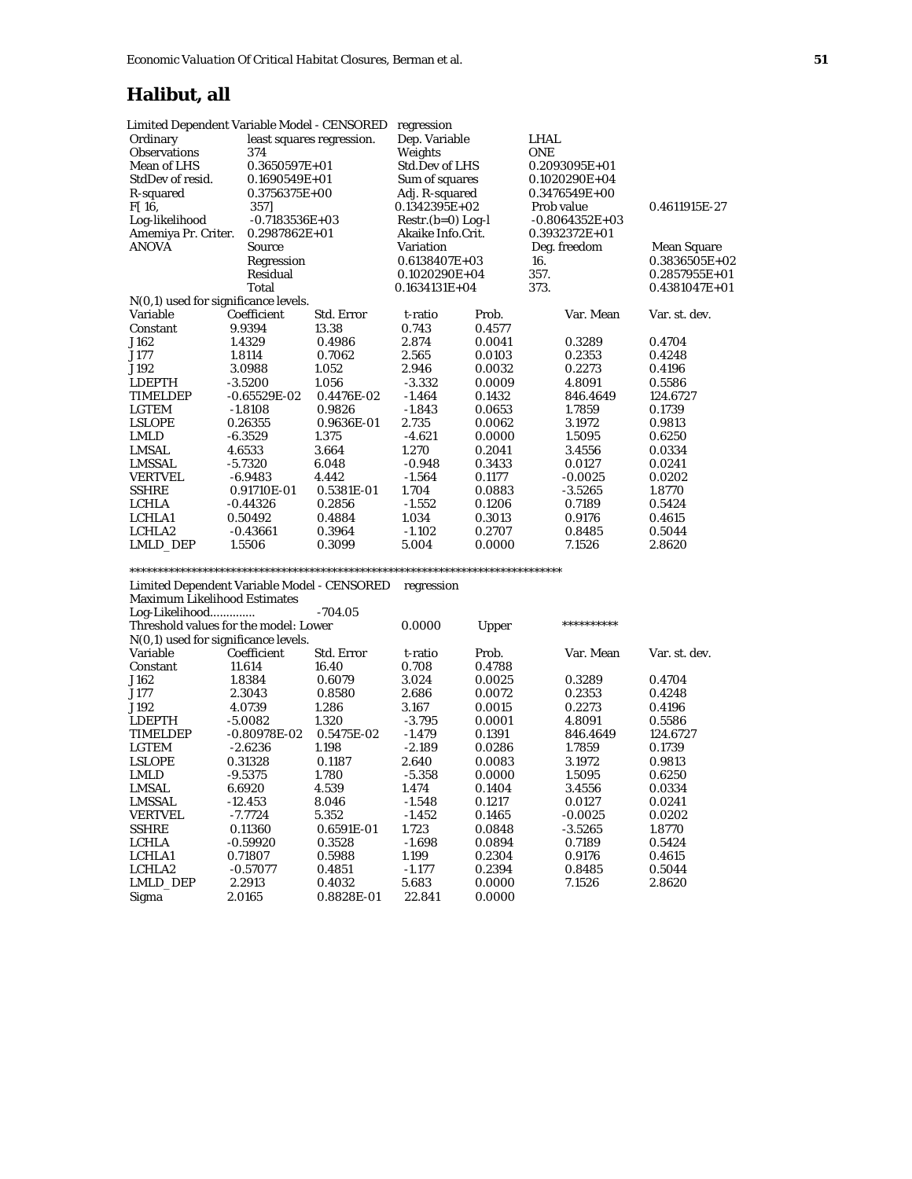# Halibut, all

| Limited Dependent Variable Model - CENSORED | | regression | | |
|---|---|---|---|---|
| Ordinary | least squares regression. | Dep. Variable | LHAL | |
| Observations | 374 | Weights | ONE | |
| Mean of LHS | 0.3650597E+01 | Std.Dev of LHS | 0.2093095E+01 | |
| StdDev of resid. | 0.1690549E+01 | Sum of squares | 0.1020290E+04 | |
| R-squared | 0.3756375E+00 | Adj. R-squared | 0.3476549E+00 | |
| F[ 16, | 357] | 0.1342395E+02 | Prob value | 0.4611915E-27 |
| Log-likelihood | -0.7183536E+03 | Restr.(b=0) Log-l | -0.8064352E+03 | |
| Amemiya Pr. Criter. | 0.2987862E+01 | Akaike Info.Crit. | 0.3932372E+01 | |
| ANOVA | Source | Variation | Deg. freedom | Mean Square |
| | Regression | 0.6138407E+03 | 16. | 0.3836505E+02 |
| | Residual | 0.1020290E+04 | 357. | 0.2857955E+01 |
| | Total | 0.1634131E+04 | 373. | 0.4381047E+01 |

N(0,1) used for significance levels.

| Variable | Coefficient | Std. Error | t-ratio | Prob. | Var. Mean | Var. st. dev. |
|---|---|---|---|---|---|---|
| Constant | 9.9394 | 13.38 | 0.743 | 0.4577 | | |
| J162 | 1.4329 | 0.4986 | 2.874 | 0.0041 | 0.3289 | 0.4704 |
| J177 | 1.8114 | 0.7062 | 2.565 | 0.0103 | 0.2353 | 0.4248 |
| J192 | 3.0988 | 1.052 | 2.946 | 0.0032 | 0.2273 | 0.4196 |
| LDEPTH | -3.5200 | 1.056 | -3.332 | 0.0009 | 4.8091 | 0.5586 |
| TIMELDEP | -0.65529E-02 | 0.4476E-02 | -1.464 | 0.1432 | 846.4649 | 124.6727 |
| LGTEM | -1.8108 | 0.9826 | -1.843 | 0.0653 | 1.7859 | 0.1739 |
| LSLOPE | 0.26355 | 0.9636E-01 | 2.735 | 0.0062 | 3.1972 | 0.9813 |
| LMLD | -6.3529 | 1.375 | -4.621 | 0.0000 | 1.5095 | 0.6250 |
| LMSAL | 4.6533 | 3.664 | 1.270 | 0.2041 | 3.4556 | 0.0334 |
| LMSSAL | -5.7320 | 6.048 | -0.948 | 0.3433 | 0.0127 | 0.0241 |
| VERTVEL | -6.9483 | 4.442 | -1.564 | 0.1177 | -0.0025 | 0.0202 |
| SSHRE | 0.91710E-01 | 0.5381E-01 | 1.704 | 0.0883 | -3.5265 | 1.8770 |
| LCHLA | -0.44326 | 0.2856 | -1.552 | 0.1206 | 0.7189 | 0.5424 |
| LCHLA1 | 0.50492 | 0.4884 | 1.034 | 0.3013 | 0.9176 | 0.4615 |
| LCHLA2 | -0.43661 | 0.3964 | -1.102 | 0.2707 | 0.8485 | 0.5044 |
| LMLD_DEP | 1.5506 | 0.3099 | 5.004 | 0.0000 | 7.1526 | 2.8620 |

*****************************************************************************

Limited Dependent Variable Model - CENSORED regression
Maximum Likelihood Estimates
Log-Likelihood............. -704.05
Threshold values for the model: Lower 0.0000 Upper **********
N(0,1) used for significance levels.

| Variable | Coefficient | Std. Error | t-ratio | Prob. | Var. Mean | Var. st. dev. |
|---|---|---|---|---|---|---|
| Constant | 11.614 | 16.40 | 0.708 | 0.4788 | | |
| J162 | 1.8384 | 0.6079 | 3.024 | 0.0025 | 0.3289 | 0.4704 |
| J177 | 2.3043 | 0.8580 | 2.686 | 0.0072 | 0.2353 | 0.4248 |
| J192 | 4.0739 | 1.286 | 3.167 | 0.0015 | 0.2273 | 0.4196 |
| LDEPTH | -5.0082 | 1.320 | -3.795 | 0.0001 | 4.8091 | 0.5586 |
| TIMELDEP | -0.80978E-02 | 0.5475E-02 | -1.479 | 0.1391 | 846.4649 | 124.6727 |
| LGTEM | -2.6236 | 1.198 | -2.189 | 0.0286 | 1.7859 | 0.1739 |
| LSLOPE | 0.31328 | 0.1187 | 2.640 | 0.0083 | 3.1972 | 0.9813 |
| LMLD | -9.5375 | 1.780 | -5.358 | 0.0000 | 1.5095 | 0.6250 |
| LMSAL | 6.6920 | 4.539 | 1.474 | 0.1404 | 3.4556 | 0.0334 |
| LMSSAL | -12.453 | 8.046 | -1.548 | 0.1217 | 0.0127 | 0.0241 |
| VERTVEL | -7.7724 | 5.352 | -1.452 | 0.1465 | -0.0025 | 0.0202 |
| SSHRE | 0.11360 | 0.6591E-01 | 1.723 | 0.0848 | -3.5265 | 1.8770 |
| LCHLA | -0.59920 | 0.3528 | -1.698 | 0.0894 | 0.7189 | 0.5424 |
| LCHLA1 | 0.71807 | 0.5988 | 1.199 | 0.2304 | 0.9176 | 0.4615 |
| LCHLA2 | -0.57077 | 0.4851 | -1.177 | 0.2394 | 0.8485 | 0.5044 |
| LMLD_DEP | 2.2913 | 0.4032 | 5.683 | 0.0000 | 7.1526 | 2.8620 |
| Sigma | 2.0165 | 0.8828E-01 | 22.841 | 0.0000 | | |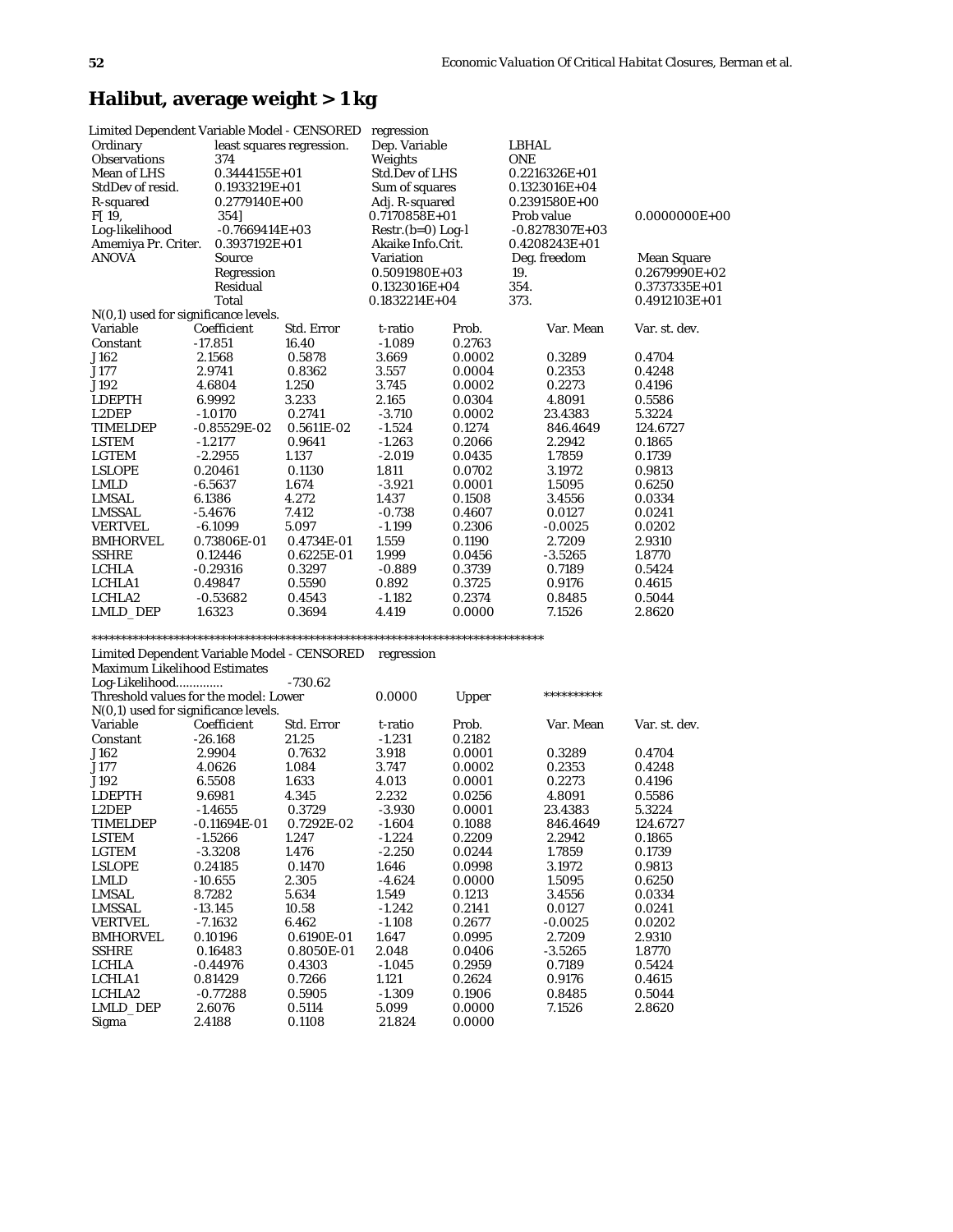## Halibut, average weight > 1 kg

| Limited Dependent Variable Model - CENSORED | | regression | | |
|---|---|---|---|---|
| Ordinary | least squares regression. | Dep. Variable | LBHAL | |
| Observations | 374 | Weights | ONE | |
| Mean of LHS | 0.3444155E+01 | Std.Dev of LHS | 0.2216326E+01 | |
| StdDev of resid. | 0.1933219E+01 | Sum of squares | 0.1323016E+04 | |
| R-squared | 0.2779140E+00 | Adj. R-squared | 0.2391580E+00 | |
| F[ 19, | 354] | 0.7170858E+01 | Prob value | 0.0000000E+00 |
| Log-likelihood | -0.7669414E+03 | Restr.(b=0) Log-l | -0.8278307E+03 | |
| Amemiya Pr. Criter. | 0.3937192E+01 | Akaike Info.Crit. | 0.4208243E+01 | |
| ANOVA | Source | Variation | Deg. freedom | Mean Square |
| | Regression | 0.5091980E+03 | 19. | 0.2679990E+02 |
| | Residual | 0.1323016E+04 | 354. | 0.3737335E+01 |
| | Total | 0.1832214E+04 | 373. | 0.4912103E+01 |

N(0,1) used for significance levels.

| Variable | Coefficient | Std. Error | t-ratio | Prob. | Var. Mean | Var. st. dev. |
|---|---|---|---|---|---|---|
| Constant | -17.851 | 16.40 | -1.089 | 0.2763 | | |
| J162 | 2.1568 | 0.5878 | 3.669 | 0.0002 | 0.3289 | 0.4704 |
| J177 | 2.9741 | 0.8362 | 3.557 | 0.0004 | 0.2353 | 0.4248 |
| J192 | 4.6804 | 1.250 | 3.745 | 0.0002 | 0.2273 | 0.4196 |
| LDEPTH | 6.9992 | 3.233 | 2.165 | 0.0304 | 4.8091 | 0.5586 |
| L2DEP | -1.0170 | 0.2741 | -3.710 | 0.0002 | 23.4383 | 5.3224 |
| TIMELDEP | -0.85529E-02 | 0.5611E-02 | -1.524 | 0.1274 | 846.4649 | 124.6727 |
| LSTEM | -1.2177 | 0.9641 | -1.263 | 0.2066 | 2.2942 | 0.1865 |
| LGTEM | -2.2955 | 1.137 | -2.019 | 0.0435 | 1.7859 | 0.1739 |
| LSLOPE | 0.20461 | 0.1130 | 1.811 | 0.0702 | 3.1972 | 0.9813 |
| LMLD | -6.5637 | 1.674 | -3.921 | 0.0001 | 1.5095 | 0.6250 |
| LMSAL | 6.1386 | 4.272 | 1.437 | 0.1508 | 3.4556 | 0.0334 |
| LMSSAL | -5.4676 | 7.412 | -0.738 | 0.4607 | 0.0127 | 0.0241 |
| VERTVEL | -6.1099 | 5.097 | -1.199 | 0.2306 | -0.0025 | 0.0202 |
| BMHORVEL | 0.73806E-01 | 0.4734E-01 | 1.559 | 0.1190 | 2.7209 | 2.9310 |
| SSHRE | 0.12446 | 0.6225E-01 | 1.999 | 0.0456 | -3.5265 | 1.8770 |
| LCHLA | -0.29316 | 0.3297 | -0.889 | 0.3739 | 0.7189 | 0.5424 |
| LCHLA1 | 0.49847 | 0.5590 | 0.892 | 0.3725 | 0.9176 | 0.4615 |
| LCHLA2 | -0.53682 | 0.4543 | -1.182 | 0.2374 | 0.8485 | 0.5044 |
| LMLD_DEP | 1.6323 | 0.3694 | 4.419 | 0.0000 | 7.1526 | 2.8620 |

*****************************************************************************

Limited Dependent Variable Model - CENSORED regression
Maximum Likelihood Estimates
Log-Likelihood............. -730.62
Threshold values for the model: Lower 0.0000 Upper **********
N(0,1) used for significance levels.

| Variable | Coefficient | Std. Error | t-ratio | Prob. | Var. Mean | Var. st. dev. |
|---|---|---|---|---|---|---|
| Constant | -26.168 | 21.25 | -1.231 | 0.2182 | | |
| J162 | 2.9904 | 0.7632 | 3.918 | 0.0001 | 0.3289 | 0.4704 |
| J177 | 4.0626 | 1.084 | 3.747 | 0.0002 | 0.2353 | 0.4248 |
| J192 | 6.5508 | 1.633 | 4.013 | 0.0001 | 0.2273 | 0.4196 |
| LDEPTH | 9.6981 | 4.345 | 2.232 | 0.0256 | 4.8091 | 0.5586 |
| L2DEP | -1.4655 | 0.3729 | -3.930 | 0.0001 | 23.4383 | 5.3224 |
| TIMELDEP | -0.11694E-01 | 0.7292E-02 | -1.604 | 0.1088 | 846.4649 | 124.6727 |
| LSTEM | -1.5266 | 1.247 | -1.224 | 0.2209 | 2.2942 | 0.1865 |
| LGTEM | -3.3208 | 1.476 | -2.250 | 0.0244 | 1.7859 | 0.1739 |
| LSLOPE | 0.24185 | 0.1470 | 1.646 | 0.0998 | 3.1972 | 0.9813 |
| LMLD | -10.655 | 2.305 | -4.624 | 0.0000 | 1.5095 | 0.6250 |
| LMSAL | 8.7282 | 5.634 | 1.549 | 0.1213 | 3.4556 | 0.0334 |
| LMSSAL | -13.145 | 10.58 | -1.242 | 0.2141 | 0.0127 | 0.0241 |
| VERTVEL | -7.1632 | 6.462 | -1.108 | 0.2677 | -0.0025 | 0.0202 |
| BMHORVEL | 0.10196 | 0.6190E-01 | 1.647 | 0.0995 | 2.7209 | 2.9310 |
| SSHRE | 0.16483 | 0.8050E-01 | 2.048 | 0.0406 | -3.5265 | 1.8770 |
| LCHLA | -0.44976 | 0.4303 | -1.045 | 0.2959 | 0.7189 | 0.5424 |
| LCHLA1 | 0.81429 | 0.7266 | 1.121 | 0.2624 | 0.9176 | 0.4615 |
| LCHLA2 | -0.77288 | 0.5905 | -1.309 | 0.1906 | 0.8485 | 0.5044 |
| LMLD_DEP | 2.6076 | 0.5114 | 5.099 | 0.0000 | 7.1526 | 2.8620 |
| Sigma | 2.4188 | 0.1108 | 21.824 | 0.0000 | | |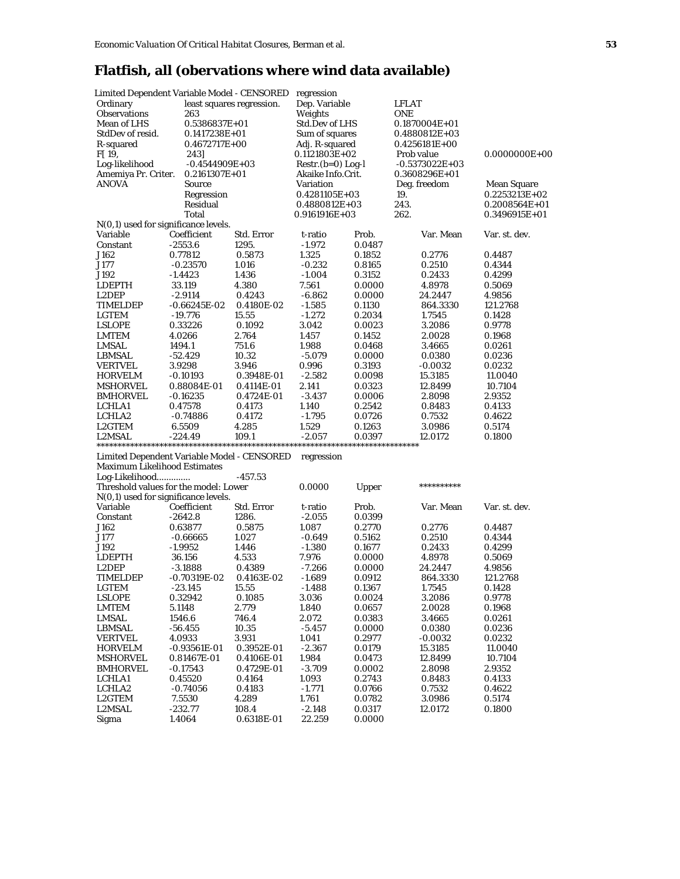## Flatfish, all (obervations where wind data available)

| Limited Dependent Variable Model - CENSORED | | regression | | |
|---|---|---|---|---|
| Ordinary | least squares regression. | Dep. Variable | LFLAT | |
| Observations | 263 | Weights | ONE | |
| Mean of LHS | 0.5386837E+01 | Std.Dev of LHS | 0.1870004E+01 | |
| StdDev of resid. | 0.1417238E+01 | Sum of squares | 0.4880812E+03 | |
| R-squared | 0.4672717E+00 | Adj. R-squared | 0.4256181E+00 | |
| F[ 19, | 243] | 0.1121803E+02 | Prob value | 0.0000000E+00 |
| Log-likelihood | -0.4544909E+03 | Restr.(b=0) Log-l | -0.5373022E+03 | |
| Amemiya Pr. Criter. | 0.2161307E+01 | Akaike Info.Crit. | 0.3608296E+01 | |
| ANOVA | Source | Variation | Deg. freedom | Mean Square |
| | Regression | 0.4281105E+03 | 19. | 0.2253213E+02 |
| | Residual | 0.4880812E+03 | 243. | 0.2008564E+01 |
| | Total | 0.9161916E+03 | 262. | 0.3496915E+01 |

N(0,1) used for significance levels.

| Variable | Coefficient | Std. Error | t-ratio | Prob. | Var. Mean | Var. st. dev. |
|---|---|---|---|---|---|---|
| Constant | -2553.6 | 1295. | -1.972 | 0.0487 | | |
| J162 | 0.77812 | 0.5873 | 1.325 | 0.1852 | 0.2776 | 0.4487 |
| J177 | -0.23570 | 1.016 | -0.232 | 0.8165 | 0.2510 | 0.4344 |
| J192 | -1.4423 | 1.436 | -1.004 | 0.3152 | 0.2433 | 0.4299 |
| LDEPTH | 33.119 | 4.380 | 7.561 | 0.0000 | 4.8978 | 0.5069 |
| L2DEP | -2.9114 | 0.4243 | -6.862 | 0.0000 | 24.2447 | 4.9856 |
| TIMELDEP | -0.66245E-02 | 0.4180E-02 | -1.585 | 0.1130 | 864.3330 | 121.2768 |
| LGTEM | -19.776 | 15.55 | -1.272 | 0.2034 | 1.7545 | 0.1428 |
| LSLOPE | 0.33226 | 0.1092 | 3.042 | 0.0023 | 3.2086 | 0.9778 |
| LMTEM | 4.0266 | 2.764 | 1.457 | 0.1452 | 2.0028 | 0.1968 |
| LMSAL | 1494.1 | 751.6 | 1.988 | 0.0468 | 3.4665 | 0.0261 |
| LBMSAL | -52.429 | 10.32 | -5.079 | 0.0000 | 0.0380 | 0.0236 |
| VERTVEL | 3.9298 | 3.946 | 0.996 | 0.3193 | -0.0032 | 0.0232 |
| HORVELM | -0.10193 | 0.3948E-01 | -2.582 | 0.0098 | 15.3185 | 11.0040 |
| MSHORVEL | 0.88084E-01 | 0.4114E-01 | 2.141 | 0.0323 | 12.8499 | 10.7104 |
| BMHORVEL | -0.16235 | 0.4724E-01 | -3.437 | 0.0006 | 2.8098 | 2.9352 |
| LCHLA1 | 0.47578 | 0.4173 | 1.140 | 0.2542 | 0.8483 | 0.4133 |
| LCHLA2 | -0.74886 | 0.4172 | -1.795 | 0.0726 | 0.7532 | 0.4622 |
| L2GTEM | 6.5509 | 4.285 | 1.529 | 0.1263 | 3.0986 | 0.5174 |
| L2MSAL | -224.49 | 109.1 | -2.057 | 0.0397 | 12.0172 | 0.1800 |

*******************************************************************************

Limited Dependent Variable Model - CENSORED regression
Maximum Likelihood Estimates
Log-Likelihood............. -457.53
Threshold values for the model: Lower 0.0000 Upper **********
N(0,1) used for significance levels.

| Variable | Coefficient | Std. Error | t-ratio | Prob. | Var. Mean | Var. st. dev. |
|---|---|---|---|---|---|---|
| Constant | -2642.8 | 1286. | -2.055 | 0.0399 | | |
| J162 | 0.63877 | 0.5875 | 1.087 | 0.2770 | 0.2776 | 0.4487 |
| J177 | -0.66665 | 1.027 | -0.649 | 0.5162 | 0.2510 | 0.4344 |
| J192 | -1.9952 | 1.446 | -1.380 | 0.1677 | 0.2433 | 0.4299 |
| LDEPTH | 36.156 | 4.533 | 7.976 | 0.0000 | 4.8978 | 0.5069 |
| L2DEP | -3.1888 | 0.4389 | -7.266 | 0.0000 | 24.2447 | 4.9856 |
| TIMELDEP | -0.70319E-02 | 0.4163E-02 | -1.689 | 0.0912 | 864.3330 | 121.2768 |
| LGTEM | -23.145 | 15.55 | -1.488 | 0.1367 | 1.7545 | 0.1428 |
| LSLOPE | 0.32942 | 0.1085 | 3.036 | 0.0024 | 3.2086 | 0.9778 |
| LMTEM | 5.1148 | 2.779 | 1.840 | 0.0657 | 2.0028 | 0.1968 |
| LMSAL | 1546.6 | 746.4 | 2.072 | 0.0383 | 3.4665 | 0.0261 |
| LBMSAL | -56.455 | 10.35 | -5.457 | 0.0000 | 0.0380 | 0.0236 |
| VERTVEL | 4.0933 | 3.931 | 1.041 | 0.2977 | -0.0032 | 0.0232 |
| HORVELM | -0.93561E-01 | 0.3952E-01 | -2.367 | 0.0179 | 15.3185 | 11.0040 |
| MSHORVEL | 0.81467E-01 | 0.4106E-01 | 1.984 | 0.0473 | 12.8499 | 10.7104 |
| BMHORVEL | -0.17543 | 0.4729E-01 | -3.709 | 0.0002 | 2.8098 | 2.9352 |
| LCHLA1 | 0.45520 | 0.4164 | 1.093 | 0.2743 | 0.8483 | 0.4133 |
| LCHLA2 | -0.74056 | 0.4183 | -1.771 | 0.0766 | 0.7532 | 0.4622 |
| L2GTEM | 7.5530 | 4.289 | 1.761 | 0.0782 | 3.0986 | 0.5174 |
| L2MSAL | -232.77 | 108.4 | -2.148 | 0.0317 | 12.0172 | 0.1800 |
| Sigma | 1.4064 | 0.6318E-01 | 22.259 | 0.0000 | | |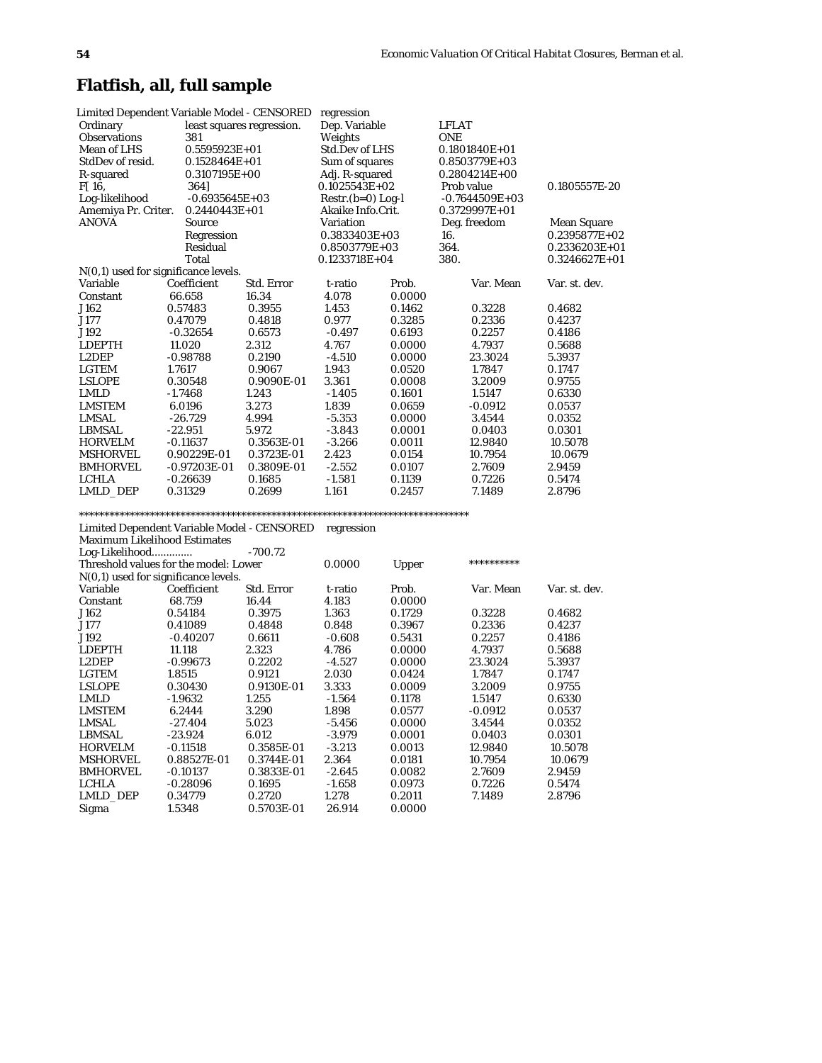## Flatfish, all, full sample

Limited Dependent Variable Model - CENSORED regression

| | | | | | |
|---|---|---|---|---|---|
| Ordinary | least squares regression. | Dep. Variable | LFLAT | | |
| Observations | 381 | Weights | ONE | | |
| Mean of LHS | 0.5595923E+01 | Std.Dev of LHS | 0.1801840E+01 | | |
| StdDev of resid. | 0.1528464E+01 | Sum of squares | 0.8503779E+03 | | |
| R-squared | 0.3107195E+00 | Adj. R-squared | 0.2804214E+00 | | |
| F[ 16, | 364] | 0.1025543E+02 | Prob value | 0.1805557E-20 | |
| Log-likelihood | -0.6935645E+03 | Restr.(b=0) Log-l | -0.7644509E+03 | | |
| Amemiya Pr. Criter. | 0.2440443E+01 | Akaike Info.Crit. | 0.3729997E+01 | | |
| ANOVA | Source | Variation | Deg. freedom | Mean Square | |
| | Regression | 0.3833403E+03 | 16. | 0.2395877E+02 | |
| | Residual | 0.8503779E+03 | 364. | 0.2336203E+01 | |
| | Total | 0.1233718E+04 | 380. | 0.3246627E+01 | |

N(0,1) used for significance levels.

| Variable | Coefficient | Std. Error | t-ratio | Prob. | Var. Mean | Var. st. dev. |
|---|---|---|---|---|---|---|
| Constant | 66.658 | 16.34 | 4.078 | 0.0000 | | |
| J162 | 0.57483 | 0.3955 | 1.453 | 0.1462 | 0.3228 | 0.4682 |
| J177 | 0.47079 | 0.4818 | 0.977 | 0.3285 | 0.2336 | 0.4237 |
| J192 | -0.32654 | 0.6573 | -0.497 | 0.6193 | 0.2257 | 0.4186 |
| LDEPTH | 11.020 | 2.312 | 4.767 | 0.0000 | 4.7937 | 0.5688 |
| L2DEP | -0.98788 | 0.2190 | -4.510 | 0.0000 | 23.3024 | 5.3937 |
| LGTEM | 1.7617 | 0.9067 | 1.943 | 0.0520 | 1.7847 | 0.1747 |
| LSLOPE | 0.30548 | 0.9090E-01 | 3.361 | 0.0008 | 3.2009 | 0.9755 |
| LMLD | -1.7468 | 1.243 | -1.405 | 0.1601 | 1.5147 | 0.6330 |
| LMSTEM | 6.0196 | 3.273 | 1.839 | 0.0659 | -0.0912 | 0.0537 |
| LMSAL | -26.729 | 4.994 | -5.353 | 0.0000 | 3.4544 | 0.0352 |
| LBMSAL | -22.951 | 5.972 | -3.843 | 0.0001 | 0.0403 | 0.0301 |
| HORVELM | -0.11637 | 0.3563E-01 | -3.266 | 0.0011 | 12.9840 | 10.5078 |
| MSHORVEL | 0.90229E-01 | 0.3723E-01 | 2.423 | 0.0154 | 10.7954 | 10.0679 |
| BMHORVEL | -0.97203E-01 | 0.3809E-01 | -2.552 | 0.0107 | 2.7609 | 2.9459 |
| LCHLA | -0.26639 | 0.1685 | -1.581 | 0.1139 | 0.7226 | 0.5474 |
| LMLD_DEP | 0.31329 | 0.2699 | 1.161 | 0.2457 | 7.1489 | 2.8796 |

****************************************************************************

Limited Dependent Variable Model - CENSORED regression

Maximum Likelihood Estimates

Log-Likelihood............. -700.72

Threshold values for the model: Lower 0.0000 Upper **********

N(0,1) used for significance levels.

| Variable | Coefficient | Std. Error | t-ratio | Prob. | Var. Mean | Var. st. dev. |
|---|---|---|---|---|---|---|
| Constant | 68.759 | 16.44 | 4.183 | 0.0000 | | |
| J162 | 0.54184 | 0.3975 | 1.363 | 0.1729 | 0.3228 | 0.4682 |
| J177 | 0.41089 | 0.4848 | 0.848 | 0.3967 | 0.2336 | 0.4237 |
| J192 | -0.40207 | 0.6611 | -0.608 | 0.5431 | 0.2257 | 0.4186 |
| LDEPTH | 11.118 | 2.323 | 4.786 | 0.0000 | 4.7937 | 0.5688 |
| L2DEP | -0.99673 | 0.2202 | -4.527 | 0.0000 | 23.3024 | 5.3937 |
| LGTEM | 1.8515 | 0.9121 | 2.030 | 0.0424 | 1.7847 | 0.1747 |
| LSLOPE | 0.30430 | 0.9130E-01 | 3.333 | 0.0009 | 3.2009 | 0.9755 |
| LMLD | -1.9632 | 1.255 | -1.564 | 0.1178 | 1.5147 | 0.6330 |
| LMSTEM | 6.2444 | 3.290 | 1.898 | 0.0577 | -0.0912 | 0.0537 |
| LMSAL | -27.404 | 5.023 | -5.456 | 0.0000 | 3.4544 | 0.0352 |
| LBMSAL | -23.924 | 6.012 | -3.979 | 0.0001 | 0.0403 | 0.0301 |
| HORVELM | -0.11518 | 0.3585E-01 | -3.213 | 0.0013 | 12.9840 | 10.5078 |
| MSHORVEL | 0.88527E-01 | 0.3744E-01 | 2.364 | 0.0181 | 10.7954 | 10.0679 |
| BMHORVEL | -0.10137 | 0.3833E-01 | -2.645 | 0.0082 | 2.7609 | 2.9459 |
| LCHLA | -0.28096 | 0.1695 | -1.658 | 0.0973 | 0.7226 | 0.5474 |
| LMLD_DEP | 0.34779 | 0.2720 | 1.278 | 0.2011 | 7.1489 | 2.8796 |
| Sigma | 1.5348 | 0.5703E-01 | 26.914 | 0.0000 | | |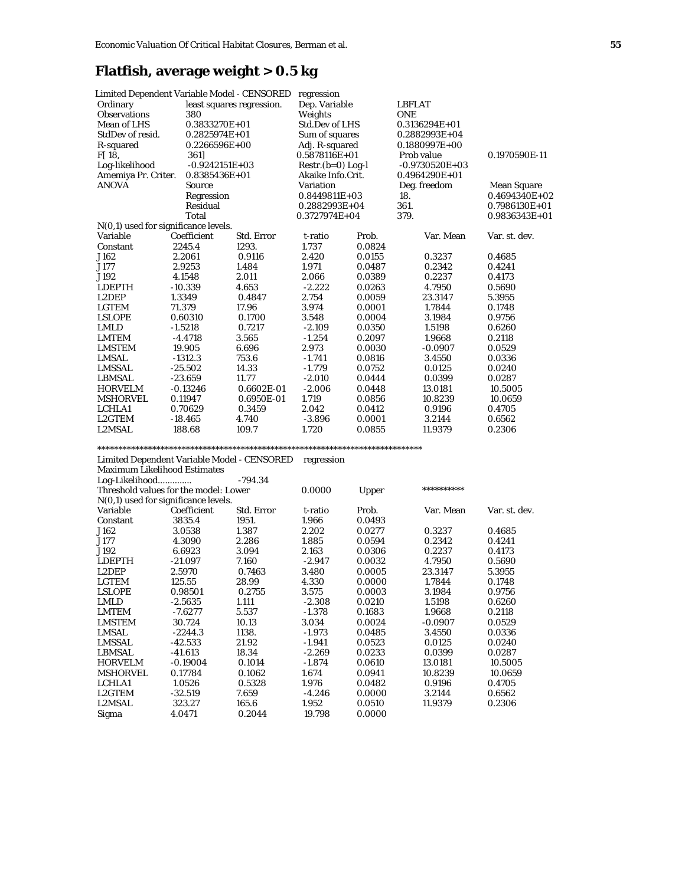# Flatfish, average weight > 0.5 kg

| Limited Dependent Variable Model - CENSORED | | regression | | |
|---|---|---|---|---|
| Ordinary | least squares regression. | Dep. Variable | LBFLAT | |
| Observations | 380 | Weights | ONE | |
| Mean of LHS | 0.3833270E+01 | Std.Dev of LHS | 0.3136294E+01 | |
| StdDev of resid. | 0.2825974E+01 | Sum of squares | 0.2882993E+04 | |
| R-squared | 0.2266596E+00 | Adj. R-squared | 0.1880997E+00 | |
| F[ 18, | 361] | 0.5878116E+01 | Prob value | 0.1970590E-11 |
| Log-likelihood | -0.9242151E+03 | Restr.(b=0) Log-l | -0.9730520E+03 | |
| Amemiya Pr. Criter. | 0.8385436E+01 | Akaike Info.Crit. | 0.4964290E+01 | |
| ANOVA | Source | Variation | Deg. freedom | Mean Square |
| | Regression | 0.8449811E+03 | 18. | 0.4694340E+02 |
| | Residual | 0.2882993E+04 | 361. | 0.7986130E+01 |
| | Total | 0.3727974E+04 | 379. | 0.9836343E+01 |

N(0,1) used for significance levels.

| Variable | Coefficient | Std. Error | t-ratio | Prob. | Var. Mean | Var. st. dev. |
|---|---|---|---|---|---|---|
| Constant | 2245.4 | 1293. | 1.737 | 0.0824 | | |
| J162 | 2.2061 | 0.9116 | 2.420 | 0.0155 | 0.3237 | 0.4685 |
| J177 | 2.9253 | 1.484 | 1.971 | 0.0487 | 0.2342 | 0.4241 |
| J192 | 4.1548 | 2.011 | 2.066 | 0.0389 | 0.2237 | 0.4173 |
| LDEPTH | -10.339 | 4.653 | -2.222 | 0.0263 | 4.7950 | 0.5690 |
| L2DEP | 1.3349 | 0.4847 | 2.754 | 0.0059 | 23.3147 | 5.3955 |
| LGTEM | 71.379 | 17.96 | 3.974 | 0.0001 | 1.7844 | 0.1748 |
| LSLOPE | 0.60310 | 0.1700 | 3.548 | 0.0004 | 3.1984 | 0.9756 |
| LMLD | -1.5218 | 0.7217 | -2.109 | 0.0350 | 1.5198 | 0.6260 |
| LMTEM | -4.4718 | 3.565 | -1.254 | 0.2097 | 1.9668 | 0.2118 |
| LMSTEM | 19.905 | 6.696 | 2.973 | 0.0030 | -0.0907 | 0.0529 |
| LMSAL | -1312.3 | 753.6 | -1.741 | 0.0816 | 3.4550 | 0.0336 |
| LMSSAL | -25.502 | 14.33 | -1.779 | 0.0752 | 0.0125 | 0.0240 |
| LBMSAL | -23.659 | 11.77 | -2.010 | 0.0444 | 0.0399 | 0.0287 |
| HORVELM | -0.13246 | 0.6602E-01 | -2.006 | 0.0448 | 13.0181 | 10.5005 |
| MSHORVEL | 0.11947 | 0.6950E-01 | 1.719 | 0.0856 | 10.8239 | 10.0659 |
| LCHLA1 | 0.70629 | 0.3459 | 2.042 | 0.0412 | 0.9196 | 0.4705 |
| L2GTEM | -18.465 | 4.740 | -3.896 | 0.0001 | 3.2144 | 0.6562 |
| L2MSAL | 188.68 | 109.7 | 1.720 | 0.0855 | 11.9379 | 0.2306 |

*******************************************************************************

Limited Dependent Variable Model - CENSORED regression
Maximum Likelihood Estimates
Log-Likelihood............. -794.34
Threshold values for the model: Lower 0.0000 Upper **********
N(0,1) used for significance levels.

| Variable | Coefficient | Std. Error | t-ratio | Prob. | Var. Mean | Var. st. dev. |
|---|---|---|---|---|---|---|
| Constant | 3835.4 | 1951. | 1.966 | 0.0493 | | |
| J162 | 3.0538 | 1.387 | 2.202 | 0.0277 | 0.3237 | 0.4685 |
| J177 | 4.3090 | 2.286 | 1.885 | 0.0594 | 0.2342 | 0.4241 |
| J192 | 6.6923 | 3.094 | 2.163 | 0.0306 | 0.2237 | 0.4173 |
| LDEPTH | -21.097 | 7.160 | -2.947 | 0.0032 | 4.7950 | 0.5690 |
| L2DEP | 2.5970 | 0.7463 | 3.480 | 0.0005 | 23.3147 | 5.3955 |
| LGTEM | 125.55 | 28.99 | 4.330 | 0.0000 | 1.7844 | 0.1748 |
| LSLOPE | 0.98501 | 0.2755 | 3.575 | 0.0003 | 3.1984 | 0.9756 |
| LMLD | -2.5635 | 1.111 | -2.308 | 0.0210 | 1.5198 | 0.6260 |
| LMTEM | -7.6277 | 5.537 | -1.378 | 0.1683 | 1.9668 | 0.2118 |
| LMSTEM | 30.724 | 10.13 | 3.034 | 0.0024 | -0.0907 | 0.0529 |
| LMSAL | -2244.3 | 1138. | -1.973 | 0.0485 | 3.4550 | 0.0336 |
| LMSSAL | -42.533 | 21.92 | -1.941 | 0.0523 | 0.0125 | 0.0240 |
| LBMSAL | -41.613 | 18.34 | -2.269 | 0.0233 | 0.0399 | 0.0287 |
| HORVELM | -0.19004 | 0.1014 | -1.874 | 0.0610 | 13.0181 | 10.5005 |
| MSHORVEL | 0.17784 | 0.1062 | 1.674 | 0.0941 | 10.8239 | 10.0659 |
| LCHLA1 | 1.0526 | 0.5328 | 1.976 | 0.0482 | 0.9196 | 0.4705 |
| L2GTEM | -32.519 | 7.659 | -4.246 | 0.0000 | 3.2144 | 0.6562 |
| L2MSAL | 323.27 | 165.6 | 1.952 | 0.0510 | 11.9379 | 0.2306 |
| Sigma | 4.0471 | 0.2044 | 19.798 | 0.0000 | | |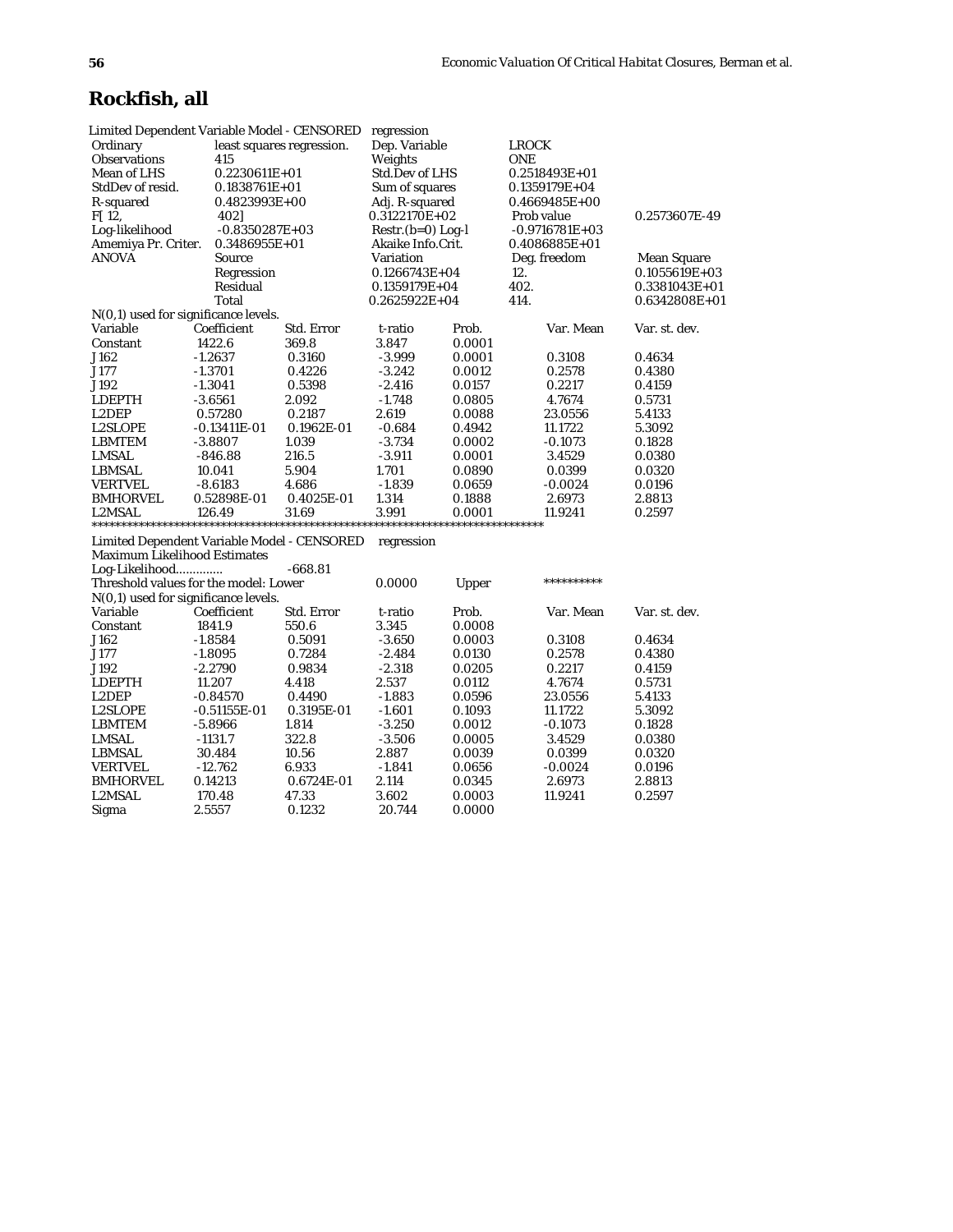# Rockfish, all

Limited Dependent Variable Model - CENSORED regression

| | | | | | |
|---|---|---|---|---|---|
| Ordinary | least squares regression. | Dep. Variable | LROCK | | |
| Observations | 415 | Weights | ONE | | |
| Mean of LHS | 0.2230611E+01 | Std.Dev of LHS | 0.2518493E+01 | | |
| StdDev of resid. | 0.1838761E+01 | Sum of squares | 0.1359179E+04 | | |
| R-squared | 0.4823993E+00 | Adj. R-squared | 0.4669485E+00 | | |
| F[ 12, | 402] | 0.3122170E+02 | Prob value | 0.2573607E-49 | |
| Log-likelihood | -0.8350287E+03 | Restr.(b=0) Log-l | -0.9716781E+03 | | |
| Amemiya Pr. Criter. | 0.3486955E+01 | Akaike Info.Crit. | 0.4086885E+01 | | |
| ANOVA | Source | Variation | Deg. freedom | Mean Square | |
| | Regression | 0.1266743E+04 | 12. | 0.1055619E+03 | |
| | Residual | 0.1359179E+04 | 402. | 0.3381043E+01 | |
| | Total | 0.2625922E+04 | 414. | 0.6342808E+01 | |

N(0,1) used for significance levels.

| Variable | Coefficient | Std. Error | t-ratio | Prob. | Var. Mean | Var. st. dev. |
|---|---|---|---|---|---|---|
| Constant | 1422.6 | 369.8 | 3.847 | 0.0001 | | |
| J162 | -1.2637 | 0.3160 | -3.999 | 0.0001 | 0.3108 | 0.4634 |
| J177 | -1.3701 | 0.4226 | -3.242 | 0.0012 | 0.2578 | 0.4380 |
| J192 | -1.3041 | 0.5398 | -2.416 | 0.0157 | 0.2217 | 0.4159 |
| LDEPTH | -3.6561 | 2.092 | -1.748 | 0.0805 | 4.7674 | 0.5731 |
| L2DEP | 0.57280 | 0.2187 | 2.619 | 0.0088 | 23.0556 | 5.4133 |
| L2SLOPE | -0.13411E-01 | 0.1962E-01 | -0.684 | 0.4942 | 11.1722 | 5.3092 |
| LBMTEM | -3.8807 | 1.039 | -3.734 | 0.0002 | -0.1073 | 0.1828 |
| LMSAL | -846.88 | 216.5 | -3.911 | 0.0001 | 3.4529 | 0.0380 |
| LBMSAL | 10.041 | 5.904 | 1.701 | 0.0890 | 0.0399 | 0.0320 |
| VERTVEL | -8.6183 | 4.686 | -1.839 | 0.0659 | -0.0024 | 0.0196 |
| BMHORVEL | 0.52898E-01 | 0.4025E-01 | 1.314 | 0.1888 | 2.6973 | 2.8813 |
| L2MSAL | 126.49 | 31.69 | 3.991 | 0.0001 | 11.9241 | 0.2597 |

***************************************************************************

Limited Dependent Variable Model - CENSORED regression

Maximum Likelihood Estimates

Log-Likelihood............. -668.81

Threshold values for the model: Lower 0.0000 Upper **********

N(0,1) used for significance levels.

| Variable | Coefficient | Std. Error | t-ratio | Prob. | Var. Mean | Var. st. dev. |
|---|---|---|---|---|---|---|
| Constant | 1841.9 | 550.6 | 3.345 | 0.0008 | | |
| J162 | -1.8584 | 0.5091 | -3.650 | 0.0003 | 0.3108 | 0.4634 |
| J177 | -1.8095 | 0.7284 | -2.484 | 0.0130 | 0.2578 | 0.4380 |
| J192 | -2.2790 | 0.9834 | -2.318 | 0.0205 | 0.2217 | 0.4159 |
| LDEPTH | 11.207 | 4.418 | 2.537 | 0.0112 | 4.7674 | 0.5731 |
| L2DEP | -0.84570 | 0.4490 | -1.883 | 0.0596 | 23.0556 | 5.4133 |
| L2SLOPE | -0.51155E-01 | 0.3195E-01 | -1.601 | 0.1093 | 11.1722 | 5.3092 |
| LBMTEM | -5.8966 | 1.814 | -3.250 | 0.0012 | -0.1073 | 0.1828 |
| LMSAL | -1131.7 | 322.8 | -3.506 | 0.0005 | 3.4529 | 0.0380 |
| LBMSAL | 30.484 | 10.56 | 2.887 | 0.0039 | 0.0399 | 0.0320 |
| VERTVEL | -12.762 | 6.933 | -1.841 | 0.0656 | -0.0024 | 0.0196 |
| BMHORVEL | 0.14213 | 0.6724E-01 | 2.114 | 0.0345 | 2.6973 | 2.8813 |
| L2MSAL | 170.48 | 47.33 | 3.602 | 0.0003 | 11.9241 | 0.2597 |
| Sigma | 2.5557 | 0.1232 | 20.744 | 0.0000 | | |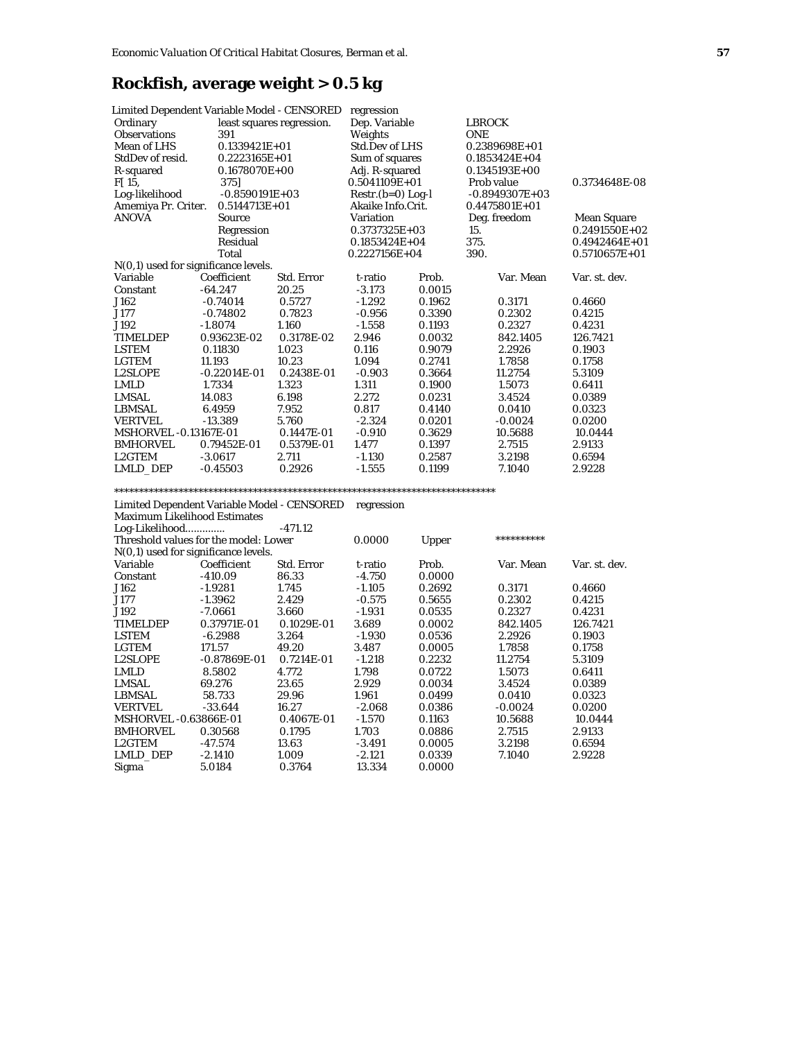## Rockfish, average weight > 0.5 kg

| Limited Dependent Variable Model - CENSORED | | regression | | |
|---|---|---|---|---|
| Ordinary | least squares regression. | Dep. Variable | LBROCK | |
| Observations | 391 | Weights | ONE | |
| Mean of LHS | 0.1339421E+01 | Std.Dev of LHS | 0.2389698E+01 | |
| StdDev of resid. | 0.2223165E+01 | Sum of squares | 0.1853424E+04 | |
| R-squared | 0.1678070E+00 | Adj. R-squared | 0.1345193E+00 | |
| F[ 15, | 375] | 0.5041109E+01 | Prob value | 0.3734648E-08 |
| Log-likelihood | -0.8590191E+03 | Restr.(b=0) Log-l | -0.8949307E+03 | |
| Amemiya Pr. Criter. | 0.5144713E+01 | Akaike Info.Crit. | 0.4475801E+01 | |
| ANOVA | Source | Variation | Deg. freedom | Mean Square |
| | Regression | 0.3737325E+03 | 15. | 0.2491550E+02 |
| | Residual | 0.1853424E+04 | 375. | 0.4942464E+01 |
| | Total | 0.2227156E+04 | 390. | 0.5710657E+01 |

N(0,1) used for significance levels.

| Variable | Coefficient | Std. Error | t-ratio | Prob. | Var. Mean | Var. st. dev. |
|---|---|---|---|---|---|---|
| Constant | -64.247 | 20.25 | -3.173 | 0.0015 | | |
| J162 | -0.74014 | 0.5727 | -1.292 | 0.1962 | 0.3171 | 0.4660 |
| J177 | -0.74802 | 0.7823 | -0.956 | 0.3390 | 0.2302 | 0.4215 |
| J192 | -1.8074 | 1.160 | -1.558 | 0.1193 | 0.2327 | 0.4231 |
| TIMELDEP | 0.93623E-02 | 0.3178E-02 | 2.946 | 0.0032 | 842.1405 | 126.7421 |
| LSTEM | 0.11830 | 1.023 | 0.116 | 0.9079 | 2.2926 | 0.1903 |
| LGTEM | 11.193 | 10.23 | 1.094 | 0.2741 | 1.7858 | 0.1758 |
| L2SLOPE | -0.22014E-01 | 0.2438E-01 | -0.903 | 0.3664 | 11.2754 | 5.3109 |
| LMLD | 1.7334 | 1.323 | 1.311 | 0.1900 | 1.5073 | 0.6411 |
| LMSAL | 14.083 | 6.198 | 2.272 | 0.0231 | 3.4524 | 0.0389 |
| LBMSAL | 6.4959 | 7.952 | 0.817 | 0.4140 | 0.0410 | 0.0323 |
| VERTVEL | -13.389 | 5.760 | -2.324 | 0.0201 | -0.0024 | 0.0200 |
| MSHORVEL | -0.13167E-01 | 0.1447E-01 | -0.910 | 0.3629 | 10.5688 | 10.0444 |
| BMHORVEL | 0.79452E-01 | 0.5379E-01 | 1.477 | 0.1397 | 2.7515 | 2.9133 |
| L2GTEM | -3.0617 | 2.711 | -1.130 | 0.2587 | 3.2198 | 0.6594 |
| LMLD_DEP | -0.45503 | 0.2926 | -1.555 | 0.1199 | 7.1040 | 2.9228 |

******************************************************************************

Limited Dependent Variable Model - CENSORED regression
Maximum Likelihood Estimates
Log-Likelihood............. -471.12
Threshold values for the model: Lower 0.0000 Upper **********
N(0,1) used for significance levels.

| Variable | Coefficient | Std. Error | t-ratio | Prob. | Var. Mean | Var. st. dev. |
|---|---|---|---|---|---|---|
| Constant | -410.09 | 86.33 | -4.750 | 0.0000 | | |
| J162 | -1.9281 | 1.745 | -1.105 | 0.2692 | 0.3171 | 0.4660 |
| J177 | -1.3962 | 2.429 | -0.575 | 0.5655 | 0.2302 | 0.4215 |
| J192 | -7.0661 | 3.660 | -1.931 | 0.0535 | 0.2327 | 0.4231 |
| TIMELDEP | 0.37971E-01 | 0.1029E-01 | 3.689 | 0.0002 | 842.1405 | 126.7421 |
| LSTEM | -6.2988 | 3.264 | -1.930 | 0.0536 | 2.2926 | 0.1903 |
| LGTEM | 171.57 | 49.20 | 3.487 | 0.0005 | 1.7858 | 0.1758 |
| L2SLOPE | -0.87869E-01 | 0.7214E-01 | -1.218 | 0.2232 | 11.2754 | 5.3109 |
| LMLD | 8.5802 | 4.772 | 1.798 | 0.0722 | 1.5073 | 0.6411 |
| LMSAL | 69.276 | 23.65 | 2.929 | 0.0034 | 3.4524 | 0.0389 |
| LBMSAL | 58.733 | 29.96 | 1.961 | 0.0499 | 0.0410 | 0.0323 |
| VERTVEL | -33.644 | 16.27 | -2.068 | 0.0386 | -0.0024 | 0.0200 |
| MSHORVEL | -0.63866E-01 | 0.4067E-01 | -1.570 | 0.1163 | 10.5688 | 10.0444 |
| BMHORVEL | 0.30568 | 0.1795 | 1.703 | 0.0886 | 2.7515 | 2.9133 |
| L2GTEM | -47.574 | 13.63 | -3.491 | 0.0005 | 3.2198 | 0.6594 |
| LMLD_DEP | -2.1410 | 1.009 | -2.121 | 0.0339 | 7.1040 | 2.9228 |
| Sigma | 5.0184 | 0.3764 | 13.334 | 0.0000 | | |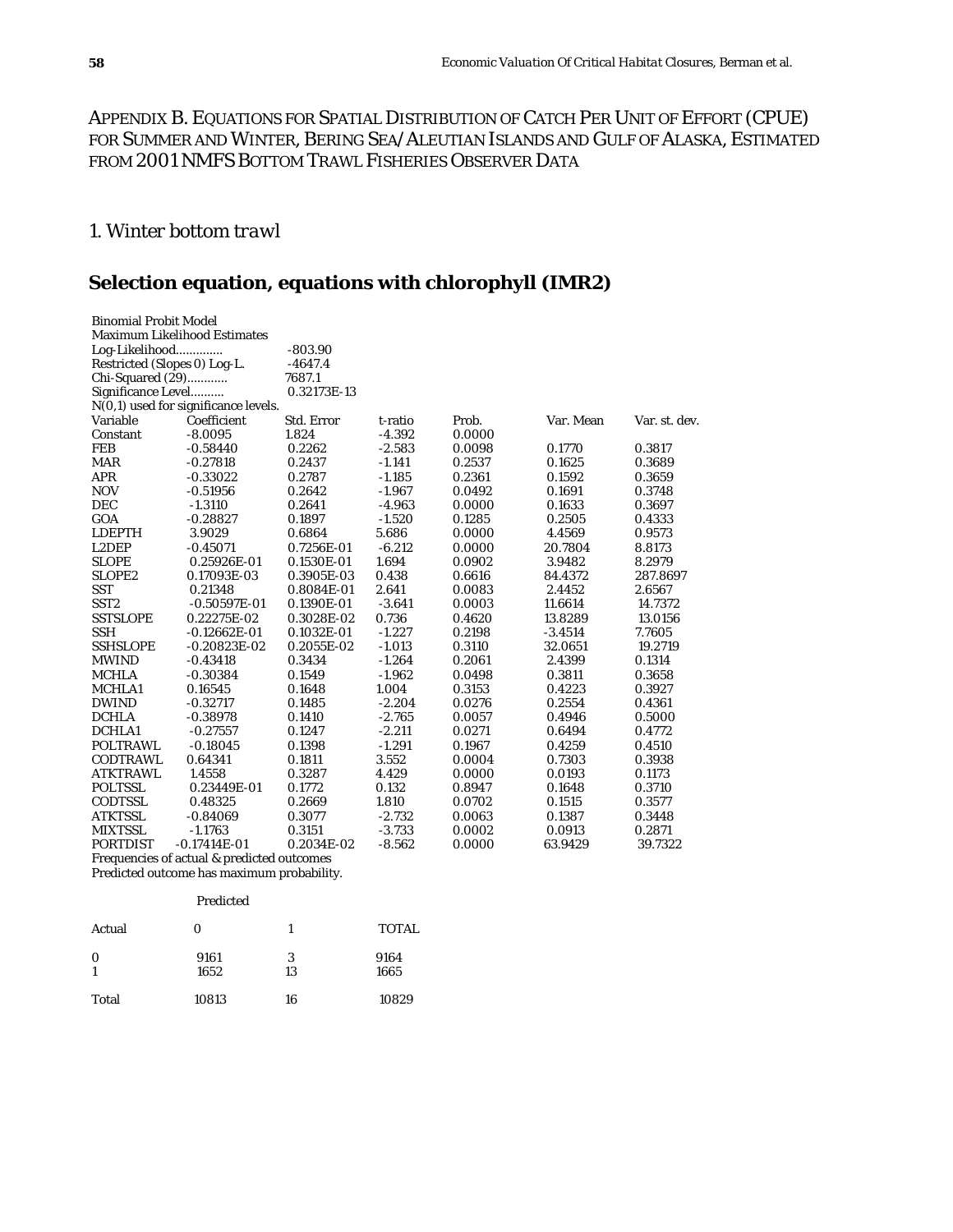# Appendix B. Equations for Spatial Distribution of Catch Per Unit of Effort (CPUE) for Summer and Winter, Bering Sea/Aleutian Islands and Gulf of Alaska, Estimated from 2001 NMFS Bottom Trawl Fisheries Observer Data

## 1. *Winter bottom trawl*

### Selection equation, equations with chlorophyll (IMR2)

Binomial Probit Model
Maximum Likelihood Estimates
Log-Likelihood............. -803.90
Restricted (Slopes 0) Log-L. -4647.4
Chi-Squared (29)........... 7687.1
Significance Level.......... 0.32173E-13
N(0,1) used for significance levels.

| Variable | Coefficient | Std. Error | t-ratio | Prob. | Var. Mean | Var. st. dev. |
|---|---|---|---|---|---|---|
| Constant | -8.0095 | 1.824 | -4.392 | 0.0000 | | |
| FEB | -0.58440 | 0.2262 | -2.583 | 0.0098 | 0.1770 | 0.3817 |
| MAR | -0.27818 | 0.2437 | -1.141 | 0.2537 | 0.1625 | 0.3689 |
| APR | -0.33022 | 0.2787 | -1.185 | 0.2361 | 0.1592 | 0.3659 |
| NOV | -0.51956 | 0.2642 | -1.967 | 0.0492 | 0.1691 | 0.3748 |
| DEC | -1.3110 | 0.2641 | -4.963 | 0.0000 | 0.1633 | 0.3697 |
| GOA | -0.28827 | 0.1897 | -1.520 | 0.1285 | 0.2505 | 0.4333 |
| LDEPTH | 3.9029 | 0.6864 | 5.686 | 0.0000 | 4.4569 | 0.9573 |
| L2DEP | -0.45071 | 0.7256E-01 | -6.212 | 0.0000 | 20.7804 | 8.8173 |
| SLOPE | 0.25926E-01 | 0.1530E-01 | 1.694 | 0.0902 | 3.9482 | 8.2979 |
| SLOPE2 | 0.17093E-03 | 0.3905E-03 | 0.438 | 0.6616 | 84.4372 | 287.8697 |
| SST | 0.21348 | 0.8084E-01 | 2.641 | 0.0083 | 2.4452 | 2.6567 |
| SST2 | -0.50597E-01 | 0.1390E-01 | -3.641 | 0.0003 | 11.6614 | 14.7372 |
| SSTSLOPE | 0.22275E-02 | 0.3028E-02 | 0.736 | 0.4620 | 13.8289 | 13.0156 |
| SSH | -0.12662E-01 | 0.1032E-01 | -1.227 | 0.2198 | -3.4514 | 7.7605 |
| SSHSLOPE | -0.20823E-02 | 0.2055E-02 | -1.013 | 0.3110 | 32.0651 | 19.2719 |
| MWIND | -0.43418 | 0.3434 | -1.264 | 0.2061 | 2.4399 | 0.1314 |
| MCHLA | -0.30384 | 0.1549 | -1.962 | 0.0498 | 0.3811 | 0.3658 |
| MCHLA1 | 0.16545 | 0.1648 | 1.004 | 0.3153 | 0.4223 | 0.3927 |
| DWIND | -0.32717 | 0.1485 | -2.204 | 0.0276 | 0.2554 | 0.4361 |
| DCHLA | -0.38978 | 0.1410 | -2.765 | 0.0057 | 0.4946 | 0.5000 |
| DCHLA1 | -0.27557 | 0.1247 | -2.211 | 0.0271 | 0.6494 | 0.4772 |
| POLTRAWL | -0.18045 | 0.1398 | -1.291 | 0.1967 | 0.4259 | 0.4510 |
| CODTRAWL | 0.64341 | 0.1811 | 3.552 | 0.0004 | 0.7303 | 0.3938 |
| ATKTRAWL | 1.4558 | 0.3287 | 4.429 | 0.0000 | 0.0193 | 0.1173 |
| POLTSSL | 0.23449E-01 | 0.1772 | 0.132 | 0.8947 | 0.1648 | 0.3710 |
| CODTSSL | 0.48325 | 0.2669 | 1.810 | 0.0702 | 0.1515 | 0.3577 |
| ATKTSSL | -0.84069 | 0.3077 | -2.732 | 0.0063 | 0.1387 | 0.3448 |
| MIXTSSL | -1.1763 | 0.3151 | -3.733 | 0.0002 | 0.0913 | 0.2871 |
| PORTDIST | -0.17414E-01 | 0.2034E-02 | -8.562 | 0.0000 | 63.9429 | 39.7322 |

Frequencies of actual & predicted outcomes
Predicted outcome has maximum probability.

| | Predicted | | |
|---|---|---|---|
| Actual | 0 | 1 | TOTAL |
| 0 | 9161 | 3 | 9164 |
| 1 | 1652 | 13 | 1665 |
| Total | 10813 | 16 | 10829 |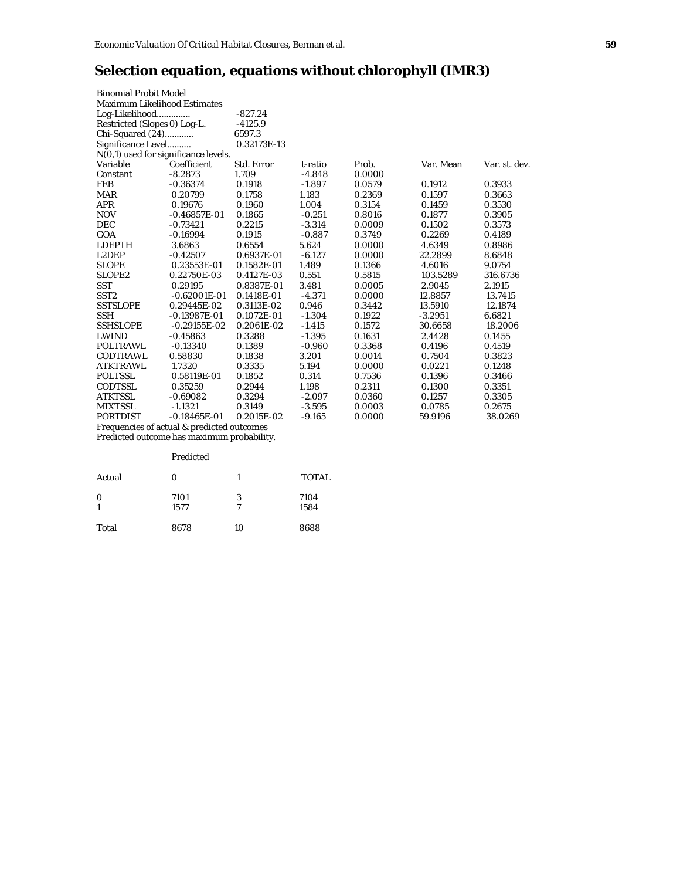## Selection equation, equations without chlorophyll (IMR3)

Binomial Probit Model
Maximum Likelihood Estimates

| | |
|---|---|
| Log-Likelihood............. | -827.24 |
| Restricted (Slopes 0) Log-L. | -4125.9 |
| Chi-Squared (24)............ | 6597.3 |
| Significance Level.......... | 0.32173E-13 |

N(0,1) used for significance levels.

| Variable | Coefficient | Std. Error | t-ratio | Prob. | Var. Mean | Var. st. dev. |
|---|---|---|---|---|---|---|
| Constant | -8.2873 | 1.709 | -4.848 | 0.0000 | | |
| FEB | -0.36374 | 0.1918 | -1.897 | 0.0579 | 0.1912 | 0.3933 |
| MAR | 0.20799 | 0.1758 | 1.183 | 0.2369 | 0.1597 | 0.3663 |
| APR | 0.19676 | 0.1960 | 1.004 | 0.3154 | 0.1459 | 0.3530 |
| NOV | -0.46857E-01 | 0.1865 | -0.251 | 0.8016 | 0.1877 | 0.3905 |
| DEC | -0.73421 | 0.2215 | -3.314 | 0.0009 | 0.1502 | 0.3573 |
| GOA | -0.16994 | 0.1915 | -0.887 | 0.3749 | 0.2269 | 0.4189 |
| LDEPTH | 3.6863 | 0.6554 | 5.624 | 0.0000 | 4.6349 | 0.8986 |
| L2DEP | -0.42507 | 0.6937E-01 | -6.127 | 0.0000 | 22.2899 | 8.6848 |
| SLOPE | 0.23553E-01 | 0.1582E-01 | 1.489 | 0.1366 | 4.6016 | 9.0754 |
| SLOPE2 | 0.22750E-03 | 0.4127E-03 | 0.551 | 0.5815 | 103.5289 | 316.6736 |
| SST | 0.29195 | 0.8387E-01 | 3.481 | 0.0005 | 2.9045 | 2.1915 |
| SST2 | -0.62001E-01 | 0.1418E-01 | -4.371 | 0.0000 | 12.8857 | 13.7415 |
| SSTSLOPE | 0.29445E-02 | 0.3113E-02 | 0.946 | 0.3442 | 13.5910 | 12.1874 |
| SSH | -0.13987E-01 | 0.1072E-01 | -1.304 | 0.1922 | -3.2951 | 6.6821 |
| SSHSLOPE | -0.29155E-02 | 0.2061E-02 | -1.415 | 0.1572 | 30.6658 | 18.2006 |
| LWIND | -0.45863 | 0.3288 | -1.395 | 0.1631 | 2.4428 | 0.1455 |
| POLTRAWL | -0.13340 | 0.1389 | -0.960 | 0.3368 | 0.4196 | 0.4519 |
| CODTRAWL | 0.58830 | 0.1838 | 3.201 | 0.0014 | 0.7504 | 0.3823 |
| ATKTRAWL | 1.7320 | 0.3335 | 5.194 | 0.0000 | 0.0221 | 0.1248 |
| POLTSSL | 0.58119E-01 | 0.1852 | 0.314 | 0.7536 | 0.1396 | 0.3466 |
| CODTSSL | 0.35259 | 0.2944 | 1.198 | 0.2311 | 0.1300 | 0.3351 |
| ATKTSSL | -0.69082 | 0.3294 | -2.097 | 0.0360 | 0.1257 | 0.3305 |
| MIXTSSL | -1.1321 | 0.3149 | -3.595 | 0.0003 | 0.0785 | 0.2675 |
| PORTDIST | -0.18465E-01 | 0.2015E-02 | -9.165 | 0.0000 | 59.9196 | 38.0269 |

Frequencies of actual & predicted outcomes
Predicted outcome has maximum probability.

| | Predicted | | |
|---|---|---|---|
| Actual | 0 | 1 | TOTAL |
| 0 | 7101 | 3 | 7104 |
| 1 | 1577 | 7 | 1584 |
| Total | 8678 | 10 | 8688 |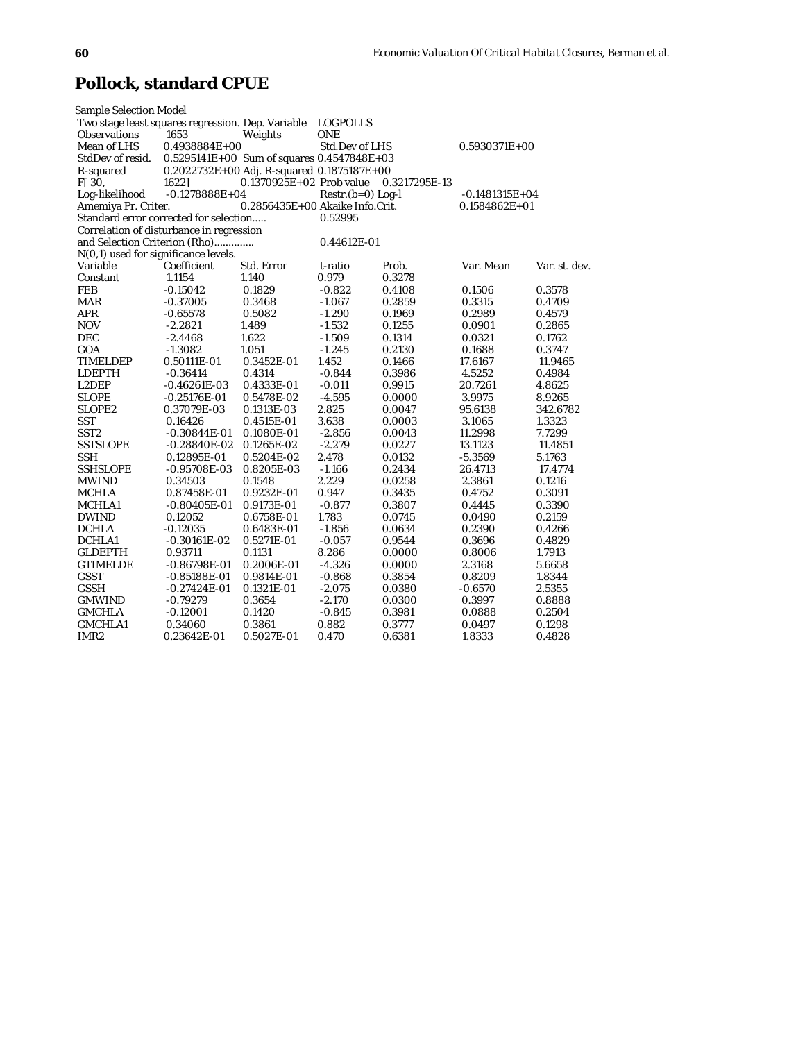## Pollock, standard CPUE

Sample Selection Model

| | | | | | |
|---|---|---|---|---|---|
| Two stage least squares regression. Dep. Variable | | | LOGPOLLS | | |
| Observations | 1653 | Weights | ONE | | |
| Mean of LHS | 0.4938884E+00 | | Std.Dev of LHS | | 0.5930371E+00 |
| StdDev of resid. | 0.5295141E+00 | Sum of squares | 0.4547848E+03 | | |
| R-squared | 0.2022732E+00 | Adj. R-squared | 0.1875187E+00 | | |
| F[ 30, | 1622] | 0.1370925E+02 | Prob value | 0.3217295E-13 | |
| Log-likelihood | -0.1278888E+04 | | Restr.(b=0) Log-l | | -0.1481315E+04 |
| Amemiya Pr. Criter. | | 0.2856435E+00 | Akaike Info.Crit. | | 0.1584862E+01 |
| Standard error corrected for selection..... | | | 0.52995 | | |
| Correlation of disturbance in regression | | | | | |
| and Selection Criterion (Rho)............. | | | 0.44612E-01 | | |
| N(0,1) used for significance levels. | | | | | |

| Variable | Coefficient | Std. Error | t-ratio | Prob. | Var. Mean | Var. st. dev. |
|---|---|---|---|---|---|---|
| Constant | 1.1154 | 1.140 | 0.979 | 0.3278 | | |
| FEB | -0.15042 | 0.1829 | -0.822 | 0.4108 | 0.1506 | 0.3578 |
| MAR | -0.37005 | 0.3468 | -1.067 | 0.2859 | 0.3315 | 0.4709 |
| APR | -0.65578 | 0.5082 | -1.290 | 0.1969 | 0.2989 | 0.4579 |
| NOV | -2.2821 | 1.489 | -1.532 | 0.1255 | 0.0901 | 0.2865 |
| DEC | -2.4468 | 1.622 | -1.509 | 0.1314 | 0.0321 | 0.1762 |
| GOA | -1.3082 | 1.051 | -1.245 | 0.2130 | 0.1688 | 0.3747 |
| TIMELDEP | 0.50111E-01 | 0.3452E-01 | 1.452 | 0.1466 | 17.6167 | 11.9465 |
| LDEPTH | -0.36414 | 0.4314 | -0.844 | 0.3986 | 4.5252 | 0.4984 |
| L2DEP | -0.46261E-03 | 0.4333E-01 | -0.011 | 0.9915 | 20.7261 | 4.8625 |
| SLOPE | -0.25176E-01 | 0.5478E-02 | -4.595 | 0.0000 | 3.9975 | 8.9265 |
| SLOPE2 | 0.37079E-03 | 0.1313E-03 | 2.825 | 0.0047 | 95.6138 | 342.6782 |
| SST | 0.16426 | 0.4515E-01 | 3.638 | 0.0003 | 3.1065 | 1.3323 |
| SST2 | -0.30844E-01 | 0.1080E-01 | -2.856 | 0.0043 | 11.2998 | 7.7299 |
| SSTSLOPE | -0.28840E-02 | 0.1265E-02 | -2.279 | 0.0227 | 13.1123 | 11.4851 |
| SSH | 0.12895E-01 | 0.5204E-02 | 2.478 | 0.0132 | -5.3569 | 5.1763 |
| SSHSLOPE | -0.95708E-03 | 0.8205E-03 | -1.166 | 0.2434 | 26.4713 | 17.4774 |
| MWIND | 0.34503 | 0.1548 | 2.229 | 0.0258 | 2.3861 | 0.1216 |
| MCHLA | 0.87458E-01 | 0.9232E-01 | 0.947 | 0.3435 | 0.4752 | 0.3091 |
| MCHLA1 | -0.80405E-01 | 0.9173E-01 | -0.877 | 0.3807 | 0.4445 | 0.3390 |
| DWIND | 0.12052 | 0.6758E-01 | 1.783 | 0.0745 | 0.0490 | 0.2159 |
| DCHLA | -0.12035 | 0.6483E-01 | -1.856 | 0.0634 | 0.2390 | 0.4266 |
| DCHLA1 | -0.30161E-02 | 0.5271E-01 | -0.057 | 0.9544 | 0.3696 | 0.4829 |
| GLDEPTH | 0.93711 | 0.1131 | 8.286 | 0.0000 | 0.8006 | 1.7913 |
| GTIMELDE | -0.86798E-01 | 0.2006E-01 | -4.326 | 0.0000 | 2.3168 | 5.6658 |
| GSST | -0.85188E-01 | 0.9814E-01 | -0.868 | 0.3854 | 0.8209 | 1.8344 |
| GSSH | -0.27424E-01 | 0.1321E-01 | -2.075 | 0.0380 | -0.6570 | 2.5355 |
| GMWIND | -0.79279 | 0.3654 | -2.170 | 0.0300 | 0.3997 | 0.8888 |
| GMCHLA | -0.12001 | 0.1420 | -0.845 | 0.3981 | 0.0888 | 0.2504 |
| GMCHLA1 | 0.34060 | 0.3861 | 0.882 | 0.3777 | 0.0497 | 0.1298 |
| IMR2 | 0.23642E-01 | 0.5027E-01 | 0.470 | 0.6381 | 1.8333 | 0.4828 |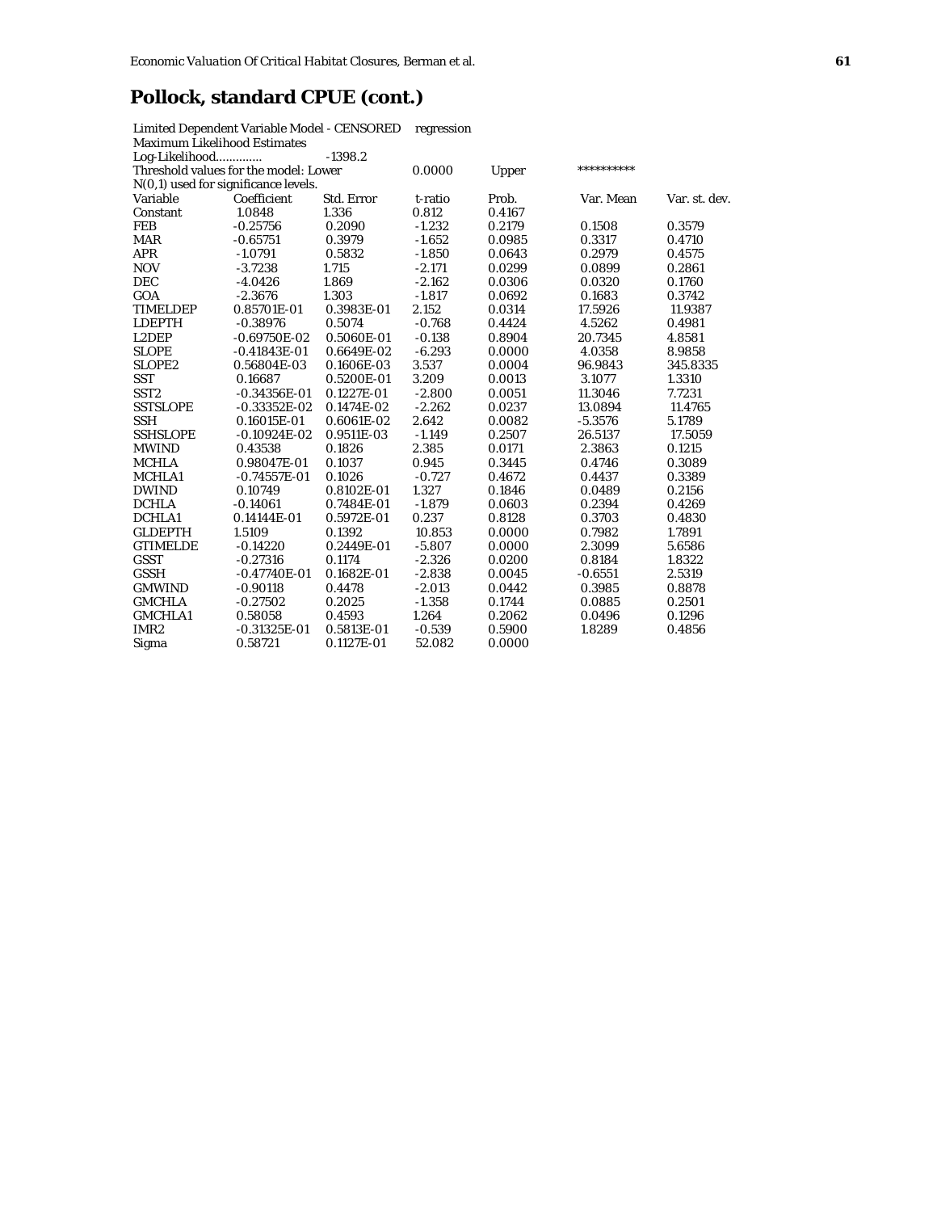## Pollock, standard CPUE (cont.)

Limited Dependent Variable Model - CENSORED regression
Maximum Likelihood Estimates
Log-Likelihood............. -1398.2
Threshold values for the model: Lower 0.0000 Upper **********
N(0,1) used for significance levels.

| Variable | Coefficient | Std. Error | t-ratio | Prob. | Var. Mean | Var. st. dev. |
|---|---|---|---|---|---|---|
| Constant | 1.0848 | 1.336 | 0.812 | 0.4167 | | |
| FEB | -0.25756 | 0.2090 | -1.232 | 0.2179 | 0.1508 | 0.3579 |
| MAR | -0.65751 | 0.3979 | -1.652 | 0.0985 | 0.3317 | 0.4710 |
| APR | -1.0791 | 0.5832 | -1.850 | 0.0643 | 0.2979 | 0.4575 |
| NOV | -3.7238 | 1.715 | -2.171 | 0.0299 | 0.0899 | 0.2861 |
| DEC | -4.0426 | 1.869 | -2.162 | 0.0306 | 0.0320 | 0.1760 |
| GOA | -2.3676 | 1.303 | -1.817 | 0.0692 | 0.1683 | 0.3742 |
| TIMELDEP | 0.85701E-01 | 0.3983E-01 | 2.152 | 0.0314 | 17.5926 | 11.9387 |
| LDEPTH | -0.38976 | 0.5074 | -0.768 | 0.4424 | 4.5262 | 0.4981 |
| L2DEP | -0.69750E-02 | 0.5060E-01 | -0.138 | 0.8904 | 20.7345 | 4.8581 |
| SLOPE | -0.41843E-01 | 0.6649E-02 | -6.293 | 0.0000 | 4.0358 | 8.9858 |
| SLOPE2 | 0.56804E-03 | 0.1606E-03 | 3.537 | 0.0004 | 96.9843 | 345.8335 |
| SST | 0.16687 | 0.5200E-01 | 3.209 | 0.0013 | 3.1077 | 1.3310 |
| SST2 | -0.34356E-01 | 0.1227E-01 | -2.800 | 0.0051 | 11.3046 | 7.7231 |
| SSTSLOPE | -0.33352E-02 | 0.1474E-02 | -2.262 | 0.0237 | 13.0894 | 11.4765 |
| SSH | 0.16015E-01 | 0.6061E-02 | 2.642 | 0.0082 | -5.3576 | 5.1789 |
| SSHSLOPE | -0.10924E-02 | 0.9511E-03 | -1.149 | 0.2507 | 26.5137 | 17.5059 |
| MWIND | 0.43538 | 0.1826 | 2.385 | 0.0171 | 2.3863 | 0.1215 |
| MCHLA | 0.98047E-01 | 0.1037 | 0.945 | 0.3445 | 0.4746 | 0.3089 |
| MCHLA1 | -0.74557E-01 | 0.1026 | -0.727 | 0.4672 | 0.4437 | 0.3389 |
| DWIND | 0.10749 | 0.8102E-01 | 1.327 | 0.1846 | 0.0489 | 0.2156 |
| DCHLA | -0.14061 | 0.7484E-01 | -1.879 | 0.0603 | 0.2394 | 0.4269 |
| DCHLA1 | 0.14144E-01 | 0.5972E-01 | 0.237 | 0.8128 | 0.3703 | 0.4830 |
| GLDEPTH | 1.5109 | 0.1392 | 10.853 | 0.0000 | 0.7982 | 1.7891 |
| GTIMELDE | -0.14220 | 0.2449E-01 | -5.807 | 0.0000 | 2.3099 | 5.6586 |
| GSST | -0.27316 | 0.1174 | -2.326 | 0.0200 | 0.8184 | 1.8322 |
| GSSH | -0.47740E-01 | 0.1682E-01 | -2.838 | 0.0045 | -0.6551 | 2.5319 |
| GMWIND | -0.90118 | 0.4478 | -2.013 | 0.0442 | 0.3985 | 0.8878 |
| GMCHLA | -0.27502 | 0.2025 | -1.358 | 0.1744 | 0.0885 | 0.2501 |
| GMCHLA1 | 0.58058 | 0.4593 | 1.264 | 0.2062 | 0.0496 | 0.1296 |
| IMR2 | -0.31325E-01 | 0.5813E-01 | -0.539 | 0.5900 | 1.8289 | 0.4856 |
| Sigma | 0.58721 | 0.1127E-01 | 52.082 | 0.0000 | | |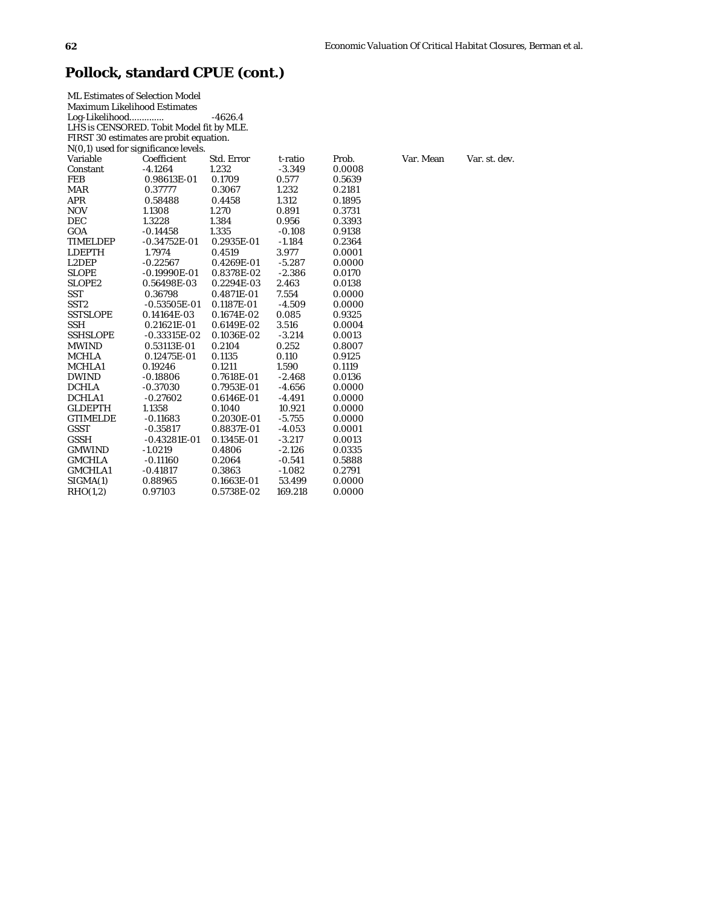# Pollock, standard CPUE (cont.)

ML Estimates of Selection Model
Maximum Likelihood Estimates
Log-Likelihood............. -4626.4
LHS is CENSORED. Tobit Model fit by MLE.
FIRST 30 estimates are probit equation.
N(0,1) used for significance levels.

| Variable | Coefficient | Std. Error | t-ratio | Prob. | Var. Mean | Var. st. dev. |
|---|---|---|---|---|---|---|
| Constant | -4.1264 | 1.232 | -3.349 | 0.0008 | | |
| FEB | 0.98613E-01 | 0.1709 | 0.577 | 0.5639 | | |
| MAR | 0.37777 | 0.3067 | 1.232 | 0.2181 | | |
| APR | 0.58488 | 0.4458 | 1.312 | 0.1895 | | |
| NOV | 1.1308 | 1.270 | 0.891 | 0.3731 | | |
| DEC | 1.3228 | 1.384 | 0.956 | 0.3393 | | |
| GOA | -0.14458 | 1.335 | -0.108 | 0.9138 | | |
| TIMELDEP | -0.34752E-01 | 0.2935E-01 | -1.184 | 0.2364 | | |
| LDEPTH | 1.7974 | 0.4519 | 3.977 | 0.0001 | | |
| L2DEP | -0.22567 | 0.4269E-01 | -5.287 | 0.0000 | | |
| SLOPE | -0.19990E-01 | 0.8378E-02 | -2.386 | 0.0170 | | |
| SLOPE2 | 0.56498E-03 | 0.2294E-03 | 2.463 | 0.0138 | | |
| SST | 0.36798 | 0.4871E-01 | 7.554 | 0.0000 | | |
| SST2 | -0.53505E-01 | 0.1187E-01 | -4.509 | 0.0000 | | |
| SSTSLOPE | 0.14164E-03 | 0.1674E-02 | 0.085 | 0.9325 | | |
| SSH | 0.21621E-01 | 0.6149E-02 | 3.516 | 0.0004 | | |
| SSHSLOPE | -0.33315E-02 | 0.1036E-02 | -3.214 | 0.0013 | | |
| MWIND | 0.53113E-01 | 0.2104 | 0.252 | 0.8007 | | |
| MCHLA | 0.12475E-01 | 0.1135 | 0.110 | 0.9125 | | |
| MCHLA1 | 0.19246 | 0.1211 | 1.590 | 0.1119 | | |
| DWIND | -0.18806 | 0.7618E-01 | -2.468 | 0.0136 | | |
| DCHLA | -0.37030 | 0.7953E-01 | -4.656 | 0.0000 | | |
| DCHLA1 | -0.27602 | 0.6146E-01 | -4.491 | 0.0000 | | |
| GLDEPTH | 1.1358 | 0.1040 | 10.921 | 0.0000 | | |
| GTIMELDE | -0.11683 | 0.2030E-01 | -5.755 | 0.0000 | | |
| GSST | -0.35817 | 0.8837E-01 | -4.053 | 0.0001 | | |
| GSSH | -0.43281E-01 | 0.1345E-01 | -3.217 | 0.0013 | | |
| GMWIND | -1.0219 | 0.4806 | -2.126 | 0.0335 | | |
| GMCHLA | -0.11160 | 0.2064 | -0.541 | 0.5888 | | |
| GMCHLA1 | -0.41817 | 0.3863 | -1.082 | 0.2791 | | |
| SIGMA(1) | 0.88965 | 0.1663E-01 | 53.499 | 0.0000 | | |
| RHO(1,2) | 0.97103 | 0.5738E-02 | 169.218 | 0.0000 | | |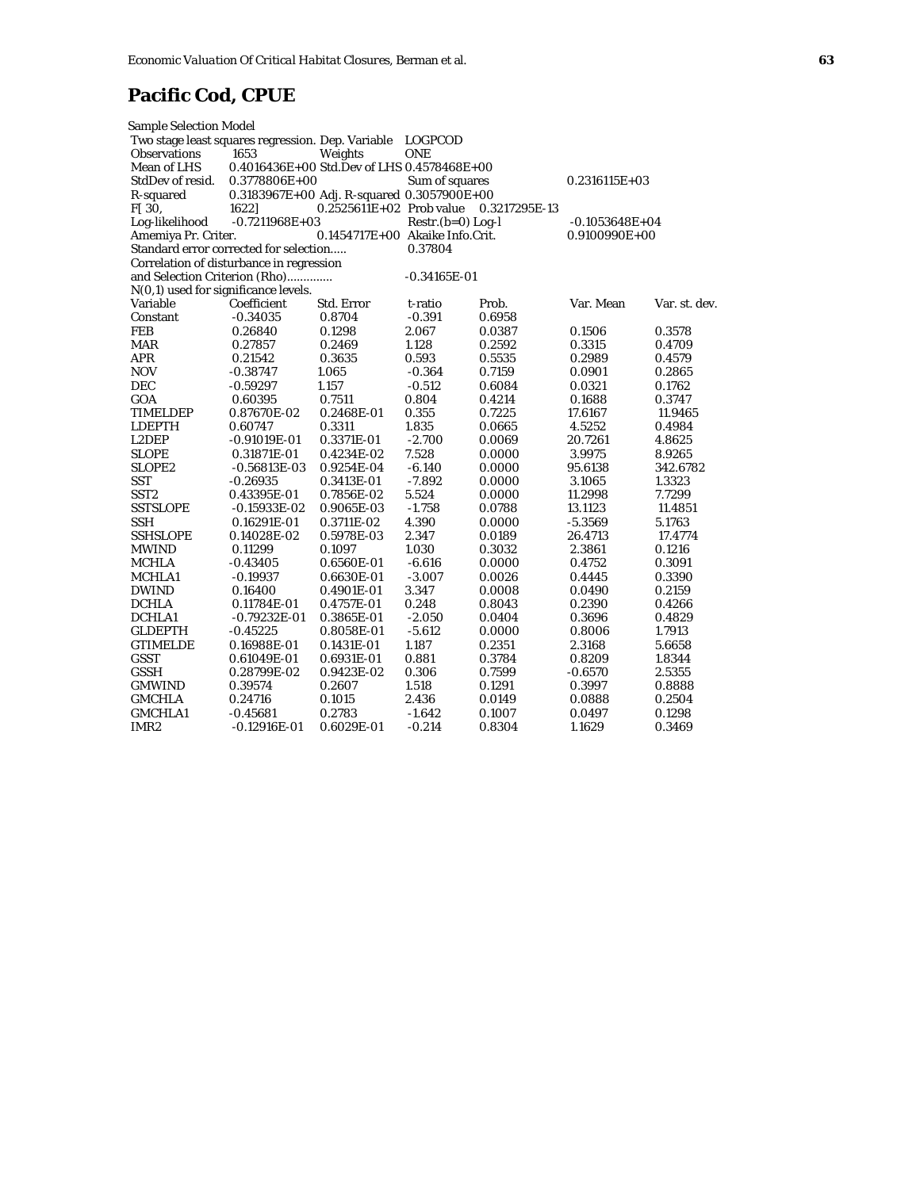## Pacific Cod, CPUE

Sample Selection Model

| | | | | | | |
|---|---|---|---|---|---|---|
| Two stage least squares regression. Dep. Variable | | | LOGPCOD | | | |
| Observations | 1653 | Weights | ONE | | | |
| Mean of LHS | 0.4016436E+00 | Std.Dev of LHS | 0.4578468E+00 | | | |
| StdDev of resid. | 0.3778806E+00 | | Sum of squares | | 0.2316115E+03 | |
| R-squared | 0.3183967E+00 | Adj. R-squared | 0.3057900E+00 | | | |
| F[ 30, | 1622] | 0.2525611E+02 | Prob value | 0.3217295E-13 | | |
| Log-likelihood | -0.7211968E+03 | | Restr.(b=0) Log-l | | -0.1053648E+04 | |
| Amemiya Pr. Criter. | | 0.1454717E+00 | Akaike Info.Crit. | | 0.9100990E+00 | |
| Standard error corrected for selection..... | | | 0.37804 | | | |
| Correlation of disturbance in regression | | | | | | |
| and Selection Criterion (Rho)............. | | | -0.34165E-01 | | | |
| N(0,1) used for significance levels. | | | | | | |
| **Variable** | **Coefficient** | **Std. Error** | **t-ratio** | **Prob.** | **Var. Mean** | **Var. st. dev.** |
| Constant | -0.34035 | 0.8704 | -0.391 | 0.6958 | | |
| FEB | 0.26840 | 0.1298 | 2.067 | 0.0387 | 0.1506 | 0.3578 |
| MAR | 0.27857 | 0.2469 | 1.128 | 0.2592 | 0.3315 | 0.4709 |
| APR | 0.21542 | 0.3635 | 0.593 | 0.5535 | 0.2989 | 0.4579 |
| NOV | -0.38747 | 1.065 | -0.364 | 0.7159 | 0.0901 | 0.2865 |
| DEC | -0.59297 | 1.157 | -0.512 | 0.6084 | 0.0321 | 0.1762 |
| GOA | 0.60395 | 0.7511 | 0.804 | 0.4214 | 0.1688 | 0.3747 |
| TIMELDEP | 0.87670E-02 | 0.2468E-01 | 0.355 | 0.7225 | 17.6167 | 11.9465 |
| LDEPTH | 0.60747 | 0.3311 | 1.835 | 0.0665 | 4.5252 | 0.4984 |
| L2DEP | -0.91019E-01 | 0.3371E-01 | -2.700 | 0.0069 | 20.7261 | 4.8625 |
| SLOPE | 0.31871E-01 | 0.4234E-02 | 7.528 | 0.0000 | 3.9975 | 8.9265 |
| SLOPE2 | -0.56813E-03 | 0.9254E-04 | -6.140 | 0.0000 | 95.6138 | 342.6782 |
| SST | -0.26935 | 0.3413E-01 | -7.892 | 0.0000 | 3.1065 | 1.3323 |
| SST2 | 0.43395E-01 | 0.7856E-02 | 5.524 | 0.0000 | 11.2998 | 7.7299 |
| SSTSLOPE | -0.15933E-02 | 0.9065E-03 | -1.758 | 0.0788 | 13.1123 | 11.4851 |
| SSH | 0.16291E-01 | 0.3711E-02 | 4.390 | 0.0000 | -5.3569 | 5.1763 |
| SSHSLOPE | 0.14028E-02 | 0.5978E-03 | 2.347 | 0.0189 | 26.4713 | 17.4774 |
| MWIND | 0.11299 | 0.1097 | 1.030 | 0.3032 | 2.3861 | 0.1216 |
| MCHLA | -0.43405 | 0.6560E-01 | -6.616 | 0.0000 | 0.4752 | 0.3091 |
| MCHLA1 | -0.19937 | 0.6630E-01 | -3.007 | 0.0026 | 0.4445 | 0.3390 |
| DWIND | 0.16400 | 0.4901E-01 | 3.347 | 0.0008 | 0.0490 | 0.2159 |
| DCHLA | 0.11784E-01 | 0.4757E-01 | 0.248 | 0.8043 | 0.2390 | 0.4266 |
| DCHLA1 | -0.79232E-01 | 0.3865E-01 | -2.050 | 0.0404 | 0.3696 | 0.4829 |
| GLDEPTH | -0.45225 | 0.8058E-01 | -5.612 | 0.0000 | 0.8006 | 1.7913 |
| GTIMELDE | 0.16988E-01 | 0.1431E-01 | 1.187 | 0.2351 | 2.3168 | 5.6658 |
| GSST | 0.61049E-01 | 0.6931E-01 | 0.881 | 0.3784 | 0.8209 | 1.8344 |
| GSSH | 0.28799E-02 | 0.9423E-02 | 0.306 | 0.7599 | -0.6570 | 2.5355 |
| GMWIND | 0.39574 | 0.2607 | 1.518 | 0.1291 | 0.3997 | 0.8888 |
| GMCHLA | 0.24716 | 0.1015 | 2.436 | 0.0149 | 0.0888 | 0.2504 |
| GMCHLA1 | -0.45681 | 0.2783 | -1.642 | 0.1007 | 0.0497 | 0.1298 |
| IMR2 | -0.12916E-01 | 0.6029E-01 | -0.214 | 0.8304 | 1.1629 | 0.3469 |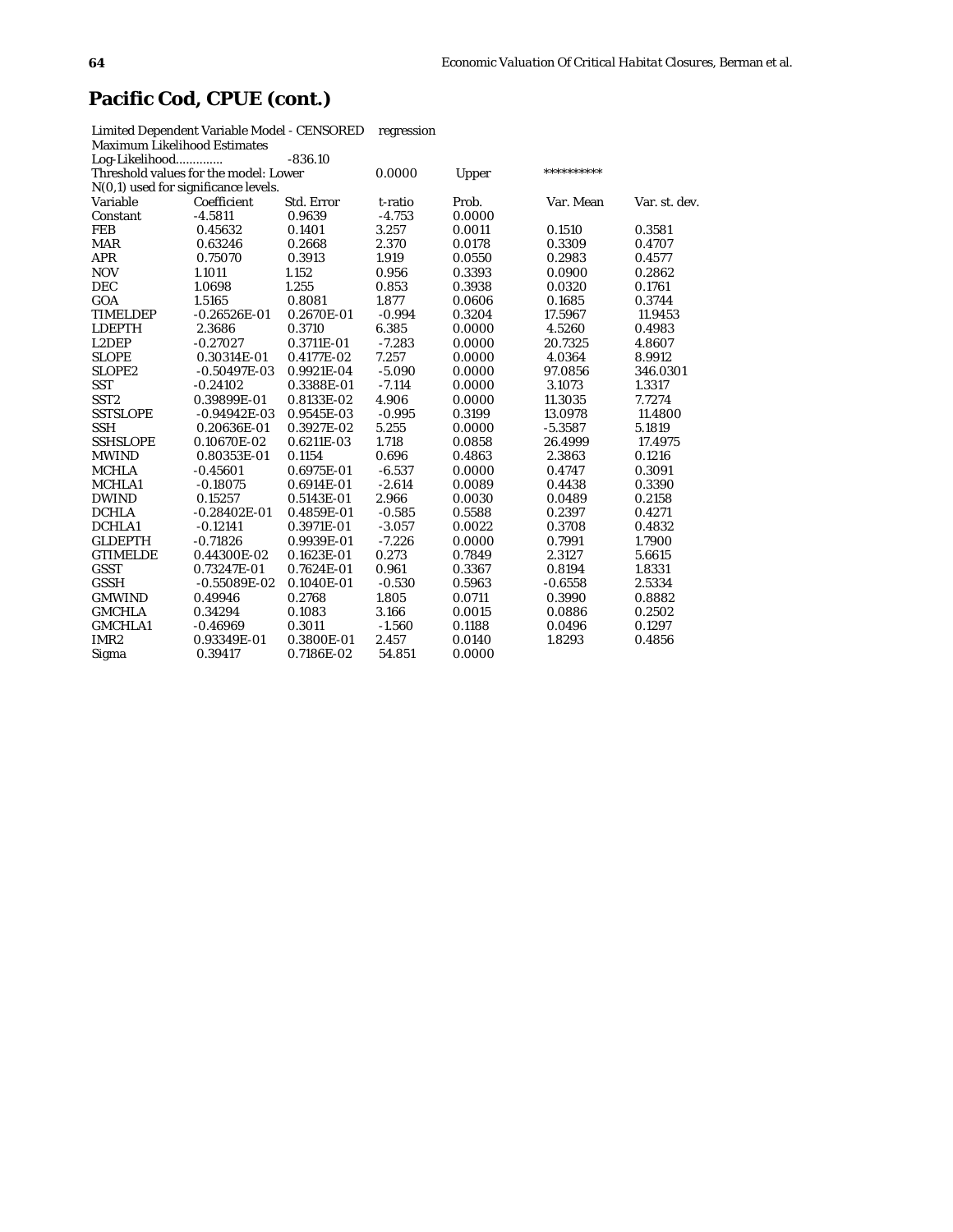## Pacific Cod, CPUE (cont.)

Limited Dependent Variable Model - CENSORED regression
Maximum Likelihood Estimates
Log-Likelihood............. -836.10
Threshold values for the model: Lower 0.0000 Upper **********
N(0,1) used for significance levels.

| Variable | Coefficient | Std. Error | t-ratio | Prob. | Var. Mean | Var. st. dev. |
|---|---|---|---|---|---|---|
| Constant | -4.5811 | 0.9639 | -4.753 | 0.0000 | | |
| FEB | 0.45632 | 0.1401 | 3.257 | 0.0011 | 0.1510 | 0.3581 |
| MAR | 0.63246 | 0.2668 | 2.370 | 0.0178 | 0.3309 | 0.4707 |
| APR | 0.75070 | 0.3913 | 1.919 | 0.0550 | 0.2983 | 0.4577 |
| NOV | 1.1011 | 1.152 | 0.956 | 0.3393 | 0.0900 | 0.2862 |
| DEC | 1.0698 | 1.255 | 0.853 | 0.3938 | 0.0320 | 0.1761 |
| GOA | 1.5165 | 0.8081 | 1.877 | 0.0606 | 0.1685 | 0.3744 |
| TIMELDEP | -0.26526E-01 | 0.2670E-01 | -0.994 | 0.3204 | 17.5967 | 11.9453 |
| LDEPTH | 2.3686 | 0.3710 | 6.385 | 0.0000 | 4.5260 | 0.4983 |
| L2DEP | -0.27027 | 0.3711E-01 | -7.283 | 0.0000 | 20.7325 | 4.8607 |
| SLOPE | 0.30314E-01 | 0.4177E-02 | 7.257 | 0.0000 | 4.0364 | 8.9912 |
| SLOPE2 | -0.50497E-03 | 0.9921E-04 | -5.090 | 0.0000 | 97.0856 | 346.0301 |
| SST | -0.24102 | 0.3388E-01 | -7.114 | 0.0000 | 3.1073 | 1.3317 |
| SST2 | 0.39899E-01 | 0.8133E-02 | 4.906 | 0.0000 | 11.3035 | 7.7274 |
| SSTSLOPE | -0.94942E-03 | 0.9545E-03 | -0.995 | 0.3199 | 13.0978 | 11.4800 |
| SSH | 0.20636E-01 | 0.3927E-02 | 5.255 | 0.0000 | -5.3587 | 5.1819 |
| SSHSLOPE | 0.10670E-02 | 0.6211E-03 | 1.718 | 0.0858 | 26.4999 | 17.4975 |
| MWIND | 0.80353E-01 | 0.1154 | 0.696 | 0.4863 | 2.3863 | 0.1216 |
| MCHLA | -0.45601 | 0.6975E-01 | -6.537 | 0.0000 | 0.4747 | 0.3091 |
| MCHLA1 | -0.18075 | 0.6914E-01 | -2.614 | 0.0089 | 0.4438 | 0.3390 |
| DWIND | 0.15257 | 0.5143E-01 | 2.966 | 0.0030 | 0.0489 | 0.2158 |
| DCHLA | -0.28402E-01 | 0.4859E-01 | -0.585 | 0.5588 | 0.2397 | 0.4271 |
| DCHLA1 | -0.12141 | 0.3971E-01 | -3.057 | 0.0022 | 0.3708 | 0.4832 |
| GLDEPTH | -0.71826 | 0.9939E-01 | -7.226 | 0.0000 | 0.7991 | 1.7900 |
| GTIMELDE | 0.44300E-02 | 0.1623E-01 | 0.273 | 0.7849 | 2.3127 | 5.6615 |
| GSST | 0.73247E-01 | 0.7624E-01 | 0.961 | 0.3367 | 0.8194 | 1.8331 |
| GSSH | -0.55089E-02 | 0.1040E-01 | -0.530 | 0.5963 | -0.6558 | 2.5334 |
| GMWIND | 0.49946 | 0.2768 | 1.805 | 0.0711 | 0.3990 | 0.8882 |
| GMCHLA | 0.34294 | 0.1083 | 3.166 | 0.0015 | 0.0886 | 0.2502 |
| GMCHLA1 | -0.46969 | 0.3011 | -1.560 | 0.1188 | 0.0496 | 0.1297 |
| IMR2 | 0.93349E-01 | 0.3800E-01 | 2.457 | 0.0140 | 1.8293 | 0.4856 |
| Sigma | 0.39417 | 0.7186E-02 | 54.851 | 0.0000 | | |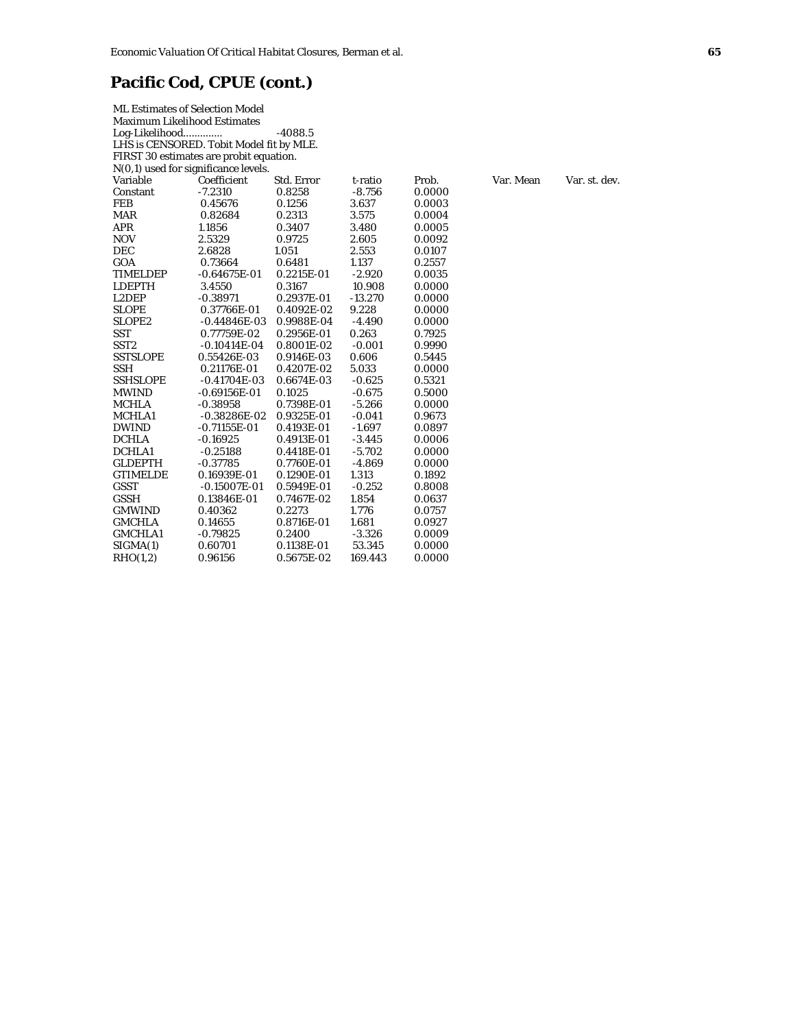## Pacific Cod, CPUE (cont.)

ML Estimates of Selection Model
Maximum Likelihood Estimates
Log-Likelihood............. -4088.5
LHS is CENSORED. Tobit Model fit by MLE.
FIRST 30 estimates are probit equation.
N(0,1) used for significance levels.

| Variable | Coefficient | Std. Error | t-ratio | Prob. | Var. Mean | Var. st. dev. |
|---|---|---|---|---|---|---|
| Constant | -7.2310 | 0.8258 | -8.756 | 0.0000 | | |
| FEB | 0.45676 | 0.1256 | 3.637 | 0.0003 | | |
| MAR | 0.82684 | 0.2313 | 3.575 | 0.0004 | | |
| APR | 1.1856 | 0.3407 | 3.480 | 0.0005 | | |
| NOV | 2.5329 | 0.9725 | 2.605 | 0.0092 | | |
| DEC | 2.6828 | 1.051 | 2.553 | 0.0107 | | |
| GOA | 0.73664 | 0.6481 | 1.137 | 0.2557 | | |
| TIMELDEP | -0.64675E-01 | 0.2215E-01 | -2.920 | 0.0035 | | |
| LDEPTH | 3.4550 | 0.3167 | 10.908 | 0.0000 | | |
| L2DEP | -0.38971 | 0.2937E-01 | -13.270 | 0.0000 | | |
| SLOPE | 0.37766E-01 | 0.4092E-02 | 9.228 | 0.0000 | | |
| SLOPE2 | -0.44846E-03 | 0.9988E-04 | -4.490 | 0.0000 | | |
| SST | 0.77759E-02 | 0.2956E-01 | 0.263 | 0.7925 | | |
| SST2 | -0.10414E-04 | 0.8001E-02 | -0.001 | 0.9990 | | |
| SSTSLOPE | 0.55426E-03 | 0.9146E-03 | 0.606 | 0.5445 | | |
| SSH | 0.21176E-01 | 0.4207E-02 | 5.033 | 0.0000 | | |
| SSHSLOPE | -0.41704E-03 | 0.6674E-03 | -0.625 | 0.5321 | | |
| MWIND | -0.69156E-01 | 0.1025 | -0.675 | 0.5000 | | |
| MCHLA | -0.38958 | 0.7398E-01 | -5.266 | 0.0000 | | |
| MCHLA1 | -0.38286E-02 | 0.9325E-01 | -0.041 | 0.9673 | | |
| DWIND | -0.71155E-01 | 0.4193E-01 | -1.697 | 0.0897 | | |
| DCHLA | -0.16925 | 0.4913E-01 | -3.445 | 0.0006 | | |
| DCHLA1 | -0.25188 | 0.4418E-01 | -5.702 | 0.0000 | | |
| GLDEPTH | -0.37785 | 0.7760E-01 | -4.869 | 0.0000 | | |
| GTIMELDE | 0.16939E-01 | 0.1290E-01 | 1.313 | 0.1892 | | |
| GSST | -0.15007E-01 | 0.5949E-01 | -0.252 | 0.8008 | | |
| GSSH | 0.13846E-01 | 0.7467E-02 | 1.854 | 0.0637 | | |
| GMWIND | 0.40362 | 0.2273 | 1.776 | 0.0757 | | |
| GMCHLA | 0.14655 | 0.8716E-01 | 1.681 | 0.0927 | | |
| GMCHLA1 | -0.79825 | 0.2400 | -3.326 | 0.0009 | | |
| SIGMA(1) | 0.60701 | 0.1138E-01 | 53.345 | 0.0000 | | |
| RHO(1,2) | 0.96156 | 0.5675E-02 | 169.443 | 0.0000 | | |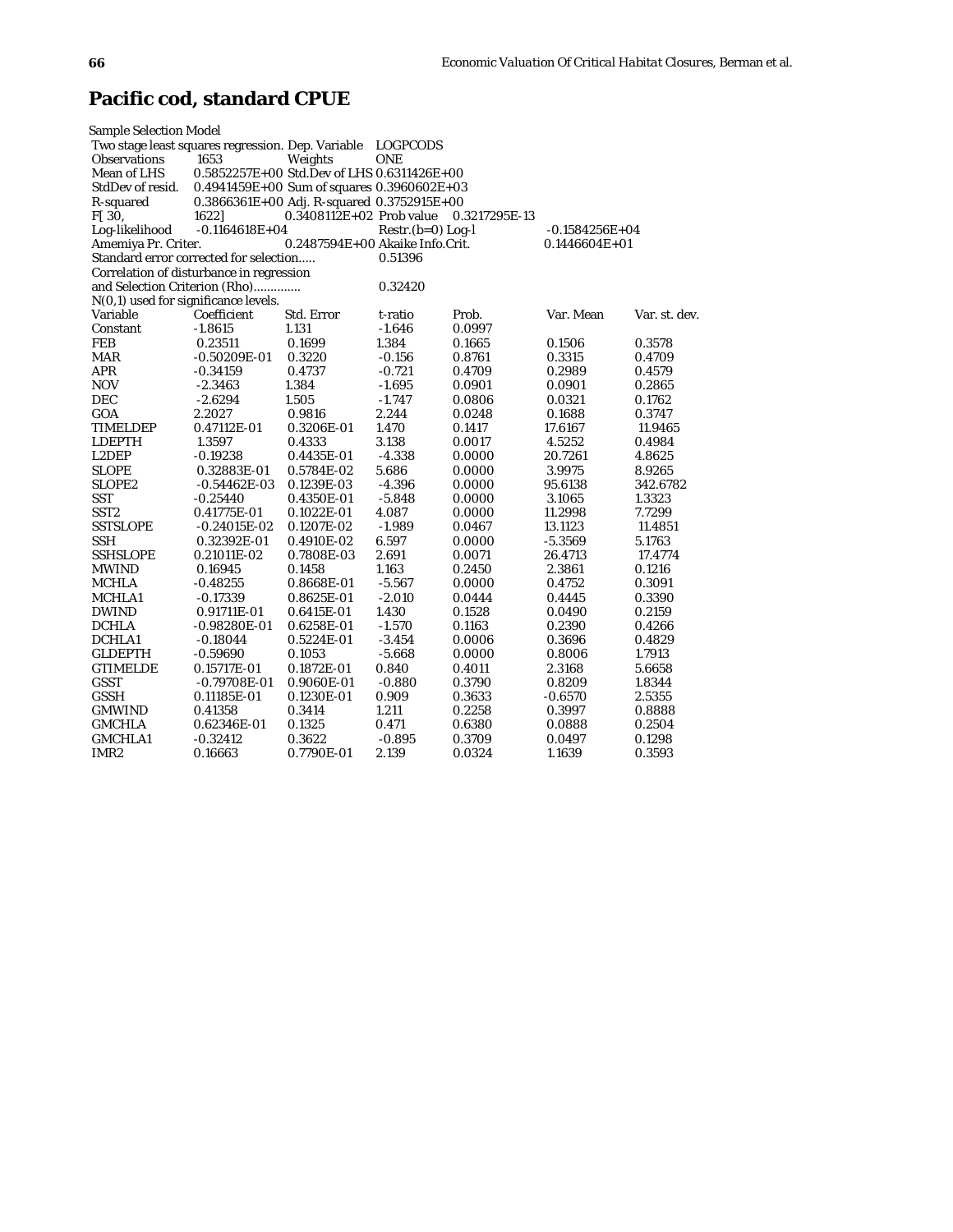# Pacific cod, standard CPUE

```
Sample Selection Model
 Two stage least squares regression. Dep. Variable   LOGPCODS
 Observations      1653          Weights             ONE
 Mean of LHS       0.5852257E+00  Std.Dev of LHS  0.6311426E+00
 StdDev of resid.  0.4941459E+00  Sum of squares  0.3960602E+03
 R-squared         0.3866361E+00  Adj. R-squared  0.3752915E+00
 F[ 30,            1622]         0.3408112E+02  Prob value   0.3217295E-13
 Log-likelihood    -0.1164618E+04               Restr.(b=0) Log-l      -0.1584256E+04
 Amemiya Pr. Criter.              0.2487594E+00 Akaike Info.Crit.      0.1446604E+01
 Standard error corrected for selection.....      0.51396
 Correlation of disturbance in regression
 and Selection Criterion (Rho).............       0.32420
 N(0,1) used for significance levels.
```

| Variable | Coefficient | Std. Error | t-ratio | Prob. | Var. Mean | Var. st. dev. |
|---|---|---|---|---|---|---|
| Constant | -1.8615 | 1.131 | -1.646 | 0.0997 | | |
| FEB | 0.23511 | 0.1699 | 1.384 | 0.1665 | 0.1506 | 0.3578 |
| MAR | -0.50209E-01 | 0.3220 | -0.156 | 0.8761 | 0.3315 | 0.4709 |
| APR | -0.34159 | 0.4737 | -0.721 | 0.4709 | 0.2989 | 0.4579 |
| NOV | -2.3463 | 1.384 | -1.695 | 0.0901 | 0.0901 | 0.2865 |
| DEC | -2.6294 | 1.505 | -1.747 | 0.0806 | 0.0321 | 0.1762 |
| GOA | 2.2027 | 0.9816 | 2.244 | 0.0248 | 0.1688 | 0.3747 |
| TIMELDEP | 0.47112E-01 | 0.3206E-01 | 1.470 | 0.1417 | 17.6167 | 11.9465 |
| LDEPTH | 1.3597 | 0.4333 | 3.138 | 0.0017 | 4.5252 | 0.4984 |
| L2DEP | -0.19238 | 0.4435E-01 | -4.338 | 0.0000 | 20.7261 | 4.8625 |
| SLOPE | 0.32883E-01 | 0.5784E-02 | 5.686 | 0.0000 | 3.9975 | 8.9265 |
| SLOPE2 | -0.54462E-03 | 0.1239E-03 | -4.396 | 0.0000 | 95.6138 | 342.6782 |
| SST | -0.25440 | 0.4350E-01 | -5.848 | 0.0000 | 3.1065 | 1.3323 |
| SST2 | 0.41775E-01 | 0.1022E-01 | 4.087 | 0.0000 | 11.2998 | 7.7299 |
| SSTSLOPE | -0.24015E-02 | 0.1207E-02 | -1.989 | 0.0467 | 13.1123 | 11.4851 |
| SSH | 0.32392E-01 | 0.4910E-02 | 6.597 | 0.0000 | -5.3569 | 5.1763 |
| SSHSLOPE | 0.21011E-02 | 0.7808E-03 | 2.691 | 0.0071 | 26.4713 | 17.4774 |
| MWIND | 0.16945 | 0.1458 | 1.163 | 0.2450 | 2.3861 | 0.1216 |
| MCHLA | -0.48255 | 0.8668E-01 | -5.567 | 0.0000 | 0.4752 | 0.3091 |
| MCHLA1 | -0.17339 | 0.8625E-01 | -2.010 | 0.0444 | 0.4445 | 0.3390 |
| DWIND | 0.91711E-01 | 0.6415E-01 | 1.430 | 0.1528 | 0.0490 | 0.2159 |
| DCHLA | -0.98280E-01 | 0.6258E-01 | -1.570 | 0.1163 | 0.2390 | 0.4266 |
| DCHLA1 | -0.18044 | 0.5224E-01 | -3.454 | 0.0006 | 0.3696 | 0.4829 |
| GLDEPTH | -0.59690 | 0.1053 | -5.668 | 0.0000 | 0.8006 | 1.7913 |
| GTIMELDE | 0.15717E-01 | 0.1872E-01 | 0.840 | 0.4011 | 2.3168 | 5.6658 |
| GSST | -0.79708E-01 | 0.9060E-01 | -0.880 | 0.3790 | 0.8209 | 1.8344 |
| GSSH | 0.11185E-01 | 0.1230E-01 | 0.909 | 0.3633 | -0.6570 | 2.5355 |
| GMWIND | 0.41358 | 0.3414 | 1.211 | 0.2258 | 0.3997 | 0.8888 |
| GMCHLA | 0.62346E-01 | 0.1325 | 0.471 | 0.6380 | 0.0888 | 0.2504 |
| GMCHLA1 | -0.32412 | 0.3622 | -0.895 | 0.3709 | 0.0497 | 0.1298 |
| IMR2 | 0.16663 | 0.7790E-01 | 2.139 | 0.0324 | 1.1639 | 0.3593 |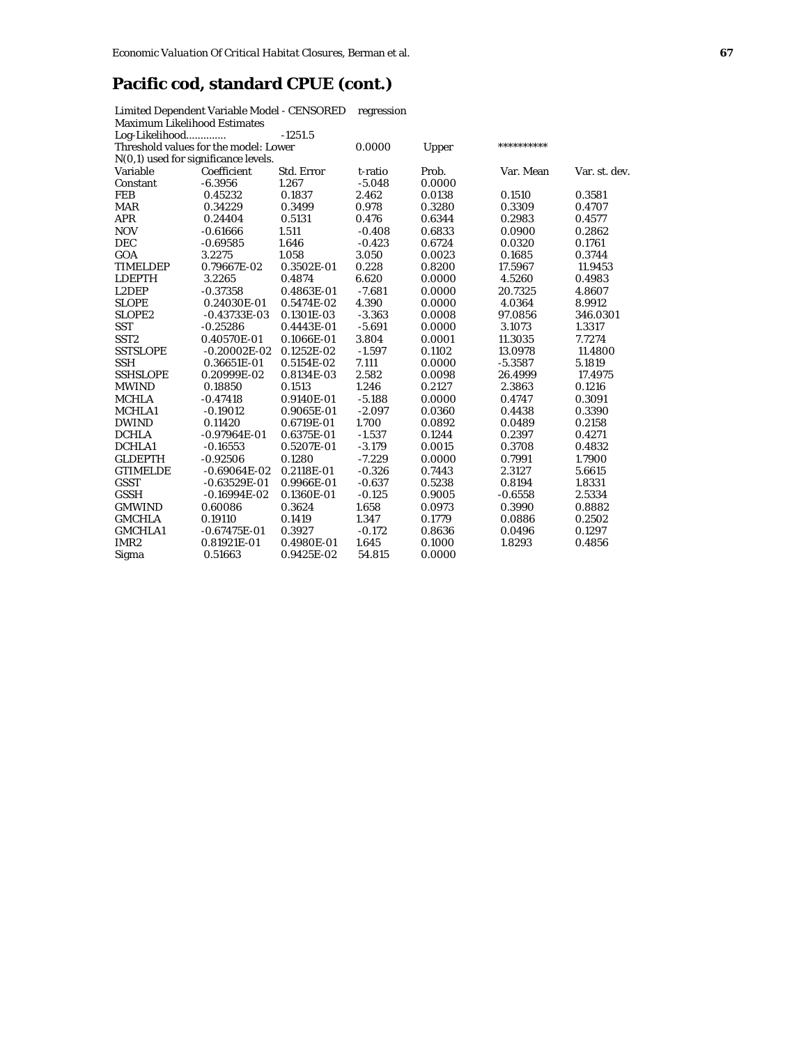## Pacific cod, standard CPUE (cont.)

Limited Dependent Variable Model - CENSORED regression
Maximum Likelihood Estimates
Log-Likelihood............. -1251.5
Threshold values for the model: Lower 0.0000 Upper **********
N(0,1) used for significance levels.

| Variable | Coefficient | Std. Error | t-ratio | Prob. | Var. Mean | Var. st. dev. |
|---|---|---|---|---|---|---|
| Constant | -6.3956 | 1.267 | -5.048 | 0.0000 | | |
| FEB | 0.45232 | 0.1837 | 2.462 | 0.0138 | 0.1510 | 0.3581 |
| MAR | 0.34229 | 0.3499 | 0.978 | 0.3280 | 0.3309 | 0.4707 |
| APR | 0.24404 | 0.5131 | 0.476 | 0.6344 | 0.2983 | 0.4577 |
| NOV | -0.61666 | 1.511 | -0.408 | 0.6833 | 0.0900 | 0.2862 |
| DEC | -0.69585 | 1.646 | -0.423 | 0.6724 | 0.0320 | 0.1761 |
| GOA | 3.2275 | 1.058 | 3.050 | 0.0023 | 0.1685 | 0.3744 |
| TIMELDEP | 0.79667E-02 | 0.3502E-01 | 0.228 | 0.8200 | 17.5967 | 11.9453 |
| LDEPTH | 3.2265 | 0.4874 | 6.620 | 0.0000 | 4.5260 | 0.4983 |
| L2DEP | -0.37358 | 0.4863E-01 | -7.681 | 0.0000 | 20.7325 | 4.8607 |
| SLOPE | 0.24030E-01 | 0.5474E-02 | 4.390 | 0.0000 | 4.0364 | 8.9912 |
| SLOPE2 | -0.43733E-03 | 0.1301E-03 | -3.363 | 0.0008 | 97.0856 | 346.0301 |
| SST | -0.25286 | 0.4443E-01 | -5.691 | 0.0000 | 3.1073 | 1.3317 |
| SST2 | 0.40570E-01 | 0.1066E-01 | 3.804 | 0.0001 | 11.3035 | 7.7274 |
| SSTSLOPE | -0.20002E-02 | 0.1252E-02 | -1.597 | 0.1102 | 13.0978 | 11.4800 |
| SSH | 0.36651E-01 | 0.5154E-02 | 7.111 | 0.0000 | -5.3587 | 5.1819 |
| SSHSLOPE | 0.20999E-02 | 0.8134E-03 | 2.582 | 0.0098 | 26.4999 | 17.4975 |
| MWIND | 0.18850 | 0.1513 | 1.246 | 0.2127 | 2.3863 | 0.1216 |
| MCHLA | -0.47418 | 0.9140E-01 | -5.188 | 0.0000 | 0.4747 | 0.3091 |
| MCHLA1 | -0.19012 | 0.9065E-01 | -2.097 | 0.0360 | 0.4438 | 0.3390 |
| DWIND | 0.11420 | 0.6719E-01 | 1.700 | 0.0892 | 0.0489 | 0.2158 |
| DCHLA | -0.97964E-01 | 0.6375E-01 | -1.537 | 0.1244 | 0.2397 | 0.4271 |
| DCHLA1 | -0.16553 | 0.5207E-01 | -3.179 | 0.0015 | 0.3708 | 0.4832 |
| GLDEPTH | -0.92506 | 0.1280 | -7.229 | 0.0000 | 0.7991 | 1.7900 |
| GTIMELDE | -0.69064E-02 | 0.2118E-01 | -0.326 | 0.7443 | 2.3127 | 5.6615 |
| GSST | -0.63529E-01 | 0.9966E-01 | -0.637 | 0.5238 | 0.8194 | 1.8331 |
| GSSH | -0.16994E-02 | 0.1360E-01 | -0.125 | 0.9005 | -0.6558 | 2.5334 |
| GMWIND | 0.60086 | 0.3624 | 1.658 | 0.0973 | 0.3990 | 0.8882 |
| GMCHLA | 0.19110 | 0.1419 | 1.347 | 0.1779 | 0.0886 | 0.2502 |
| GMCHLA1 | -0.67475E-01 | 0.3927 | -0.172 | 0.8636 | 0.0496 | 0.1297 |
| IMR2 | 0.81921E-01 | 0.4980E-01 | 1.645 | 0.1000 | 1.8293 | 0.4856 |
| Sigma | 0.51663 | 0.9425E-02 | 54.815 | 0.0000 | | |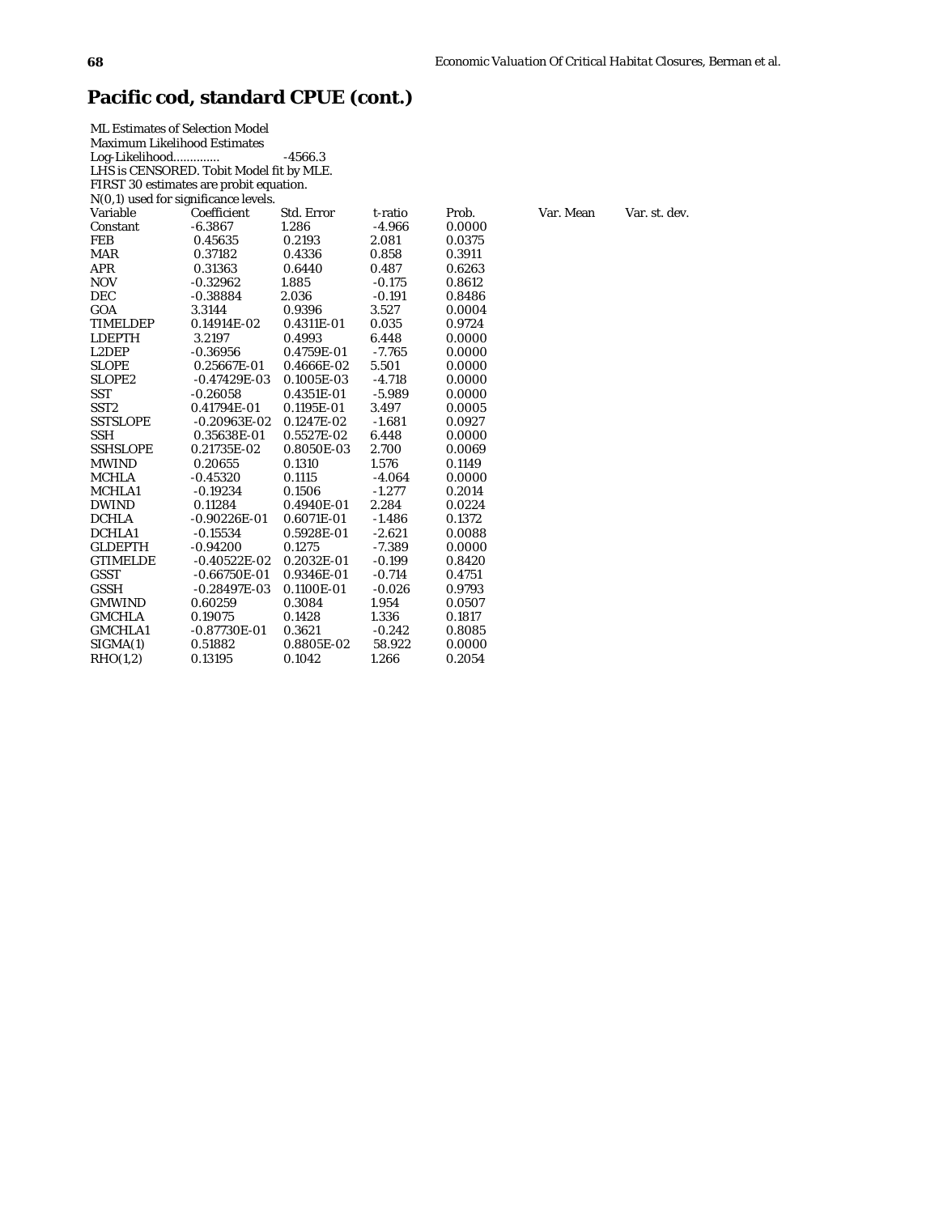# Pacific cod, standard CPUE (cont.)

ML Estimates of Selection Model
Maximum Likelihood Estimates
Log-Likelihood............. -4566.3
LHS is CENSORED. Tobit Model fit by MLE.
FIRST 30 estimates are probit equation.
N(0,1) used for significance levels.

| Variable | Coefficient | Std. Error | t-ratio | Prob. | Var. Mean | Var. st. dev. |
|---|---|---|---|---|---|---|
| Constant | -6.3867 | 1.286 | -4.966 | 0.0000 | | |
| FEB | 0.45635 | 0.2193 | 2.081 | 0.0375 | | |
| MAR | 0.37182 | 0.4336 | 0.858 | 0.3911 | | |
| APR | 0.31363 | 0.6440 | 0.487 | 0.6263 | | |
| NOV | -0.32962 | 1.885 | -0.175 | 0.8612 | | |
| DEC | -0.38884 | 2.036 | -0.191 | 0.8486 | | |
| GOA | 3.3144 | 0.9396 | 3.527 | 0.0004 | | |
| TIMELDEP | 0.14914E-02 | 0.4311E-01 | 0.035 | 0.9724 | | |
| LDEPTH | 3.2197 | 0.4993 | 6.448 | 0.0000 | | |
| L2DEP | -0.36956 | 0.4759E-01 | -7.765 | 0.0000 | | |
| SLOPE | 0.25667E-01 | 0.4666E-02 | 5.501 | 0.0000 | | |
| SLOPE2 | -0.47429E-03 | 0.1005E-03 | -4.718 | 0.0000 | | |
| SST | -0.26058 | 0.4351E-01 | -5.989 | 0.0000 | | |
| SST2 | 0.41794E-01 | 0.1195E-01 | 3.497 | 0.0005 | | |
| SSTSLOPE | -0.20963E-02 | 0.1247E-02 | -1.681 | 0.0927 | | |
| SSH | 0.35638E-01 | 0.5527E-02 | 6.448 | 0.0000 | | |
| SSHSLOPE | 0.21735E-02 | 0.8050E-03 | 2.700 | 0.0069 | | |
| MWIND | 0.20655 | 0.1310 | 1.576 | 0.1149 | | |
| MCHLA | -0.45320 | 0.1115 | -4.064 | 0.0000 | | |
| MCHLA1 | -0.19234 | 0.1506 | -1.277 | 0.2014 | | |
| DWIND | 0.11284 | 0.4940E-01 | 2.284 | 0.0224 | | |
| DCHLA | -0.90226E-01 | 0.6071E-01 | -1.486 | 0.1372 | | |
| DCHLA1 | -0.15534 | 0.5928E-01 | -2.621 | 0.0088 | | |
| GLDEPTH | -0.94200 | 0.1275 | -7.389 | 0.0000 | | |
| GTIMELDE | -0.40522E-02 | 0.2032E-01 | -0.199 | 0.8420 | | |
| GSST | -0.66750E-01 | 0.9346E-01 | -0.714 | 0.4751 | | |
| GSSH | -0.28497E-03 | 0.1100E-01 | -0.026 | 0.9793 | | |
| GMWIND | 0.60259 | 0.3084 | 1.954 | 0.0507 | | |
| GMCHLA | 0.19075 | 0.1428 | 1.336 | 0.1817 | | |
| GMCHLA1 | -0.87730E-01 | 0.3621 | -0.242 | 0.8085 | | |
| SIGMA(1) | 0.51882 | 0.8805E-02 | 58.922 | 0.0000 | | |
| RHO(1,2) | 0.13195 | 0.1042 | 1.266 | 0.2054 | | |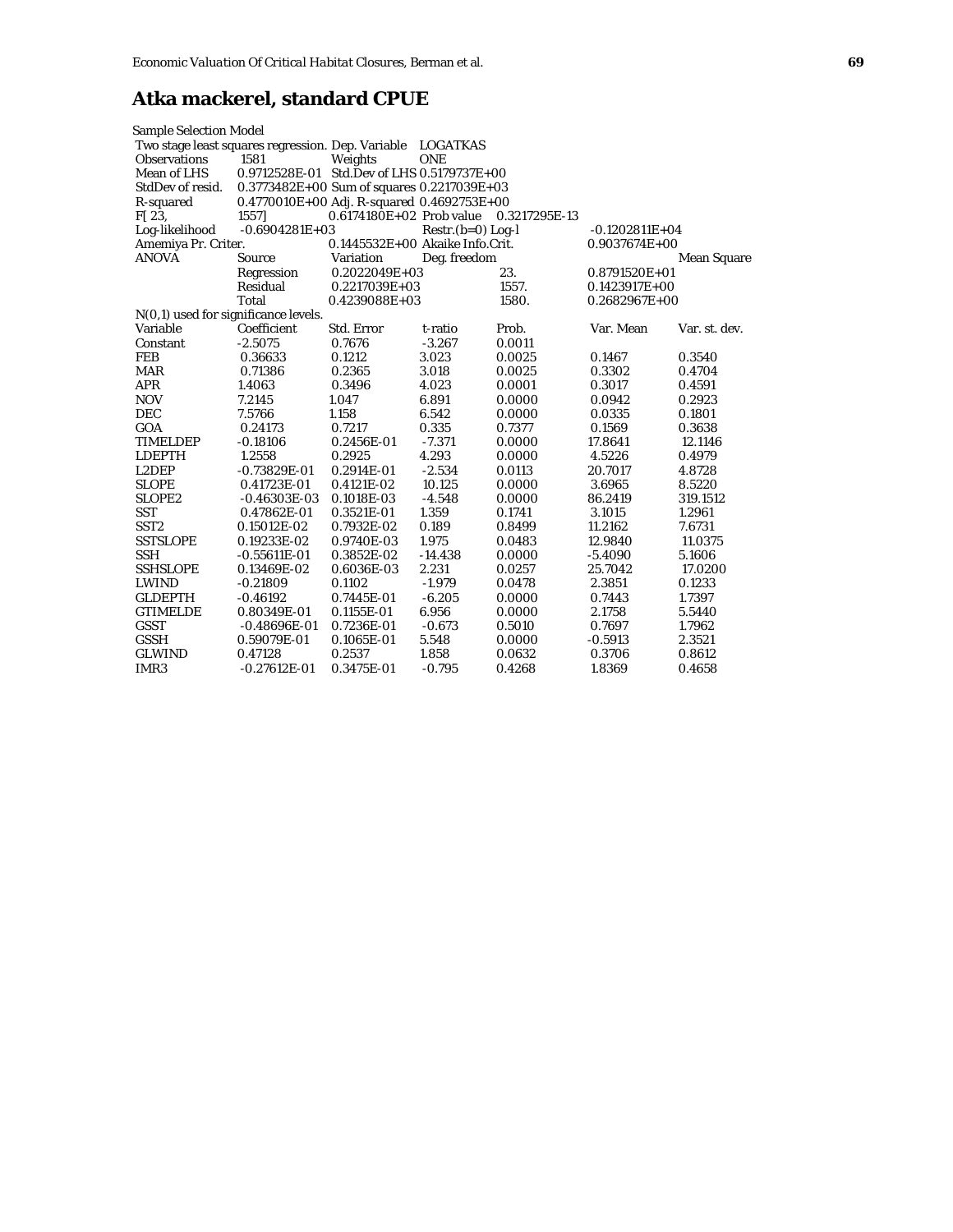# Atka mackerel, standard CPUE

Sample Selection Model

| Two stage least squares regression. | | Dep. Variable | LOGATKAS | | |
|---|---|---|---|---|---|
| Observations | 1581 | Weights | ONE | | |
| Mean of LHS | 0.9712528E-01 | Std.Dev of LHS | 0.5179737E+00 | | |
| StdDev of resid. | 0.3773482E+00 | Sum of squares | 0.2217039E+03 | | |
| R-squared | 0.4770010E+00 | Adj. R-squared | 0.4692753E+00 | | |
| F[ 23, | 1557] | 0.6174180E+02 | Prob value | 0.3217295E-13 | |
| Log-likelihood | -0.6904281E+03 | | Restr.(b=0) Log-l | | -0.1202811E+04 |
| Amemiya Pr. Criter. | | 0.1445532E+00 | Akaike Info.Crit. | | 0.9037674E+00 |
| ANOVA | Source | Variation | Deg. freedom | | Mean Square |
| | Regression | 0.2022049E+03 | | 23. | 0.8791520E+01 |
| | Residual | 0.2217039E+03 | | 1557. | 0.1423917E+00 |
| | Total | 0.4239088E+03 | | 1580. | 0.2682967E+00 |

N(0,1) used for significance levels.

| Variable | Coefficient | Std. Error | t-ratio | Prob. | Var. Mean | Var. st. dev. |
|---|---|---|---|---|---|---|
| Constant | -2.5075 | 0.7676 | -3.267 | 0.0011 | | |
| FEB | 0.36633 | 0.1212 | 3.023 | 0.0025 | 0.1467 | 0.3540 |
| MAR | 0.71386 | 0.2365 | 3.018 | 0.0025 | 0.3302 | 0.4704 |
| APR | 1.4063 | 0.3496 | 4.023 | 0.0001 | 0.3017 | 0.4591 |
| NOV | 7.2145 | 1.047 | 6.891 | 0.0000 | 0.0942 | 0.2923 |
| DEC | 7.5766 | 1.158 | 6.542 | 0.0000 | 0.0335 | 0.1801 |
| GOA | 0.24173 | 0.7217 | 0.335 | 0.7377 | 0.1569 | 0.3638 |
| TIMELDEP | -0.18106 | 0.2456E-01 | -7.371 | 0.0000 | 17.8641 | 12.1146 |
| LDEPTH | 1.2558 | 0.2925 | 4.293 | 0.0000 | 4.5226 | 0.4979 |
| L2DEP | -0.73829E-01 | 0.2914E-01 | -2.534 | 0.0113 | 20.7017 | 4.8728 |
| SLOPE | 0.41723E-01 | 0.4121E-02 | 10.125 | 0.0000 | 3.6965 | 8.5220 |
| SLOPE2 | -0.46303E-03 | 0.1018E-03 | -4.548 | 0.0000 | 86.2419 | 319.1512 |
| SST | 0.47862E-01 | 0.3521E-01 | 1.359 | 0.1741 | 3.1015 | 1.2961 |
| SST2 | 0.15012E-02 | 0.7932E-02 | 0.189 | 0.8499 | 11.2162 | 7.6731 |
| SSTSLOPE | 0.19233E-02 | 0.9740E-03 | 1.975 | 0.0483 | 12.9840 | 11.0375 |
| SSH | -0.55611E-01 | 0.3852E-02 | -14.438 | 0.0000 | -5.4090 | 5.1606 |
| SSHSLOPE | 0.13469E-02 | 0.6036E-03 | 2.231 | 0.0257 | 25.7042 | 17.0200 |
| LWIND | -0.21809 | 0.1102 | -1.979 | 0.0478 | 2.3851 | 0.1233 |
| GLDEPTH | -0.46192 | 0.7445E-01 | -6.205 | 0.0000 | 0.7443 | 1.7397 |
| GTIMELDE | 0.80349E-01 | 0.1155E-01 | 6.956 | 0.0000 | 2.1758 | 5.5440 |
| GSST | -0.48696E-01 | 0.7236E-01 | -0.673 | 0.5010 | 0.7697 | 1.7962 |
| GSSH | 0.59079E-01 | 0.1065E-01 | 5.548 | 0.0000 | -0.5913 | 2.3521 |
| GLWIND | 0.47128 | 0.2537 | 1.858 | 0.0632 | 0.3706 | 0.8612 |
| IMR3 | -0.27612E-01 | 0.3475E-01 | -0.795 | 0.4268 | 1.8369 | 0.4658 |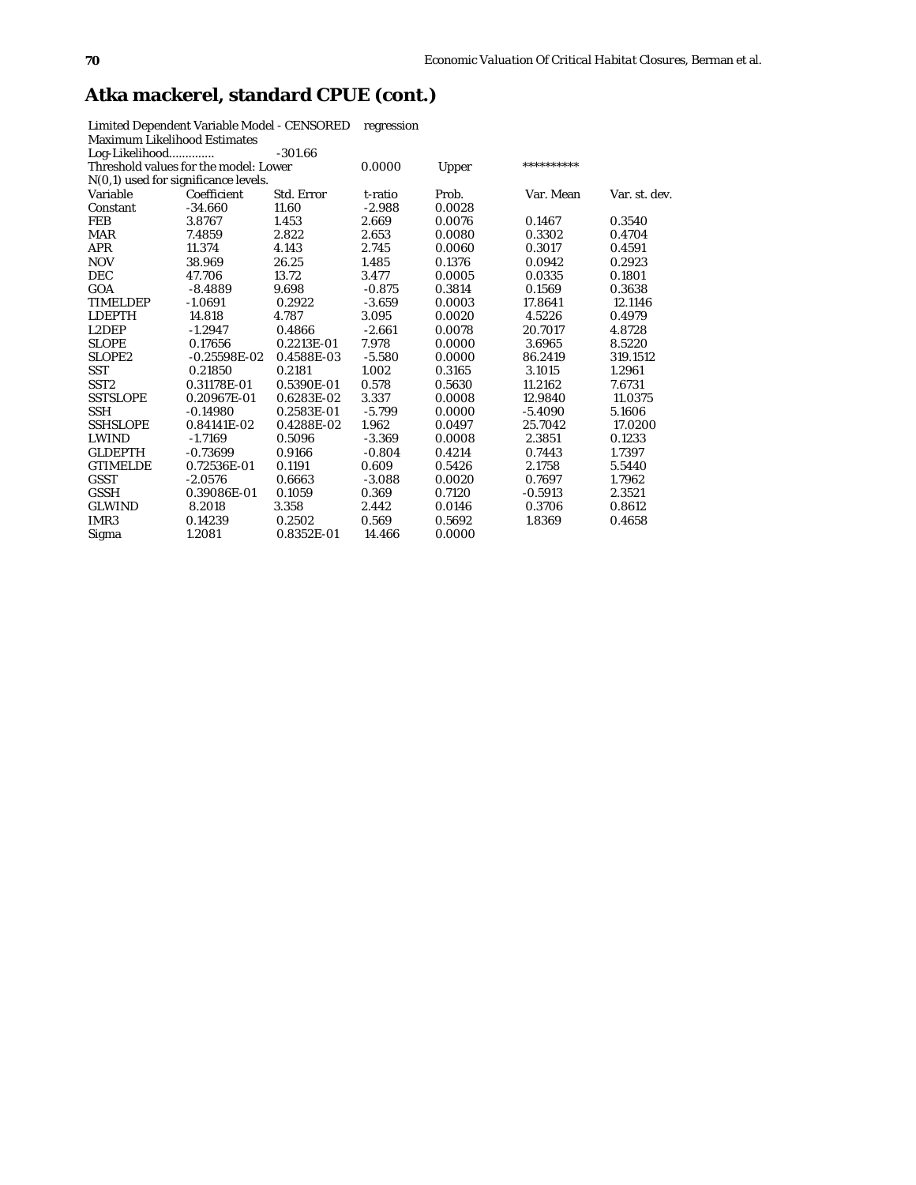# Atka mackerel, standard CPUE (cont.)

Limited Dependent Variable Model - CENSORED regression
Maximum Likelihood Estimates
Log-Likelihood............. -301.66
Threshold values for the model: Lower 0.0000 Upper **********
N(0,1) used for significance levels.

| Variable | Coefficient | Std. Error | t-ratio | Prob. | Var. Mean | Var. st. dev. |
|---|---|---|---|---|---|---|
| Constant | -34.660 | 11.60 | -2.988 | 0.0028 | | |
| FEB | 3.8767 | 1.453 | 2.669 | 0.0076 | 0.1467 | 0.3540 |
| MAR | 7.4859 | 2.822 | 2.653 | 0.0080 | 0.3302 | 0.4704 |
| APR | 11.374 | 4.143 | 2.745 | 0.0060 | 0.3017 | 0.4591 |
| NOV | 38.969 | 26.25 | 1.485 | 0.1376 | 0.0942 | 0.2923 |
| DEC | 47.706 | 13.72 | 3.477 | 0.0005 | 0.0335 | 0.1801 |
| GOA | -8.4889 | 9.698 | -0.875 | 0.3814 | 0.1569 | 0.3638 |
| TIMELDEP | -1.0691 | 0.2922 | -3.659 | 0.0003 | 17.8641 | 12.1146 |
| LDEPTH | 14.818 | 4.787 | 3.095 | 0.0020 | 4.5226 | 0.4979 |
| L2DEP | -1.2947 | 0.4866 | -2.661 | 0.0078 | 20.7017 | 4.8728 |
| SLOPE | 0.17656 | 0.2213E-01 | 7.978 | 0.0000 | 3.6965 | 8.5220 |
| SLOPE2 | -0.25598E-02 | 0.4588E-03 | -5.580 | 0.0000 | 86.2419 | 319.1512 |
| SST | 0.21850 | 0.2181 | 1.002 | 0.3165 | 3.1015 | 1.2961 |
| SST2 | 0.31178E-01 | 0.5390E-01 | 0.578 | 0.5630 | 11.2162 | 7.6731 |
| SSTSLOPE | 0.20967E-01 | 0.6283E-02 | 3.337 | 0.0008 | 12.9840 | 11.0375 |
| SSH | -0.14980 | 0.2583E-01 | -5.799 | 0.0000 | -5.4090 | 5.1606 |
| SSHSLOPE | 0.84141E-02 | 0.4288E-02 | 1.962 | 0.0497 | 25.7042 | 17.0200 |
| LWIND | -1.7169 | 0.5096 | -3.369 | 0.0008 | 2.3851 | 0.1233 |
| GLDEPTH | -0.73699 | 0.9166 | -0.804 | 0.4214 | 0.7443 | 1.7397 |
| GTIMELDE | 0.72536E-01 | 0.1191 | 0.609 | 0.5426 | 2.1758 | 5.5440 |
| GSST | -2.0576 | 0.6663 | -3.088 | 0.0020 | 0.7697 | 1.7962 |
| GSSH | 0.39086E-01 | 0.1059 | 0.369 | 0.7120 | -0.5913 | 2.3521 |
| GLWIND | 8.2018 | 3.358 | 2.442 | 0.0146 | 0.3706 | 0.8612 |
| IMR3 | 0.14239 | 0.2502 | 0.569 | 0.5692 | 1.8369 | 0.4658 |
| Sigma | 1.2081 | 0.8352E-01 | 14.466 | 0.0000 | | |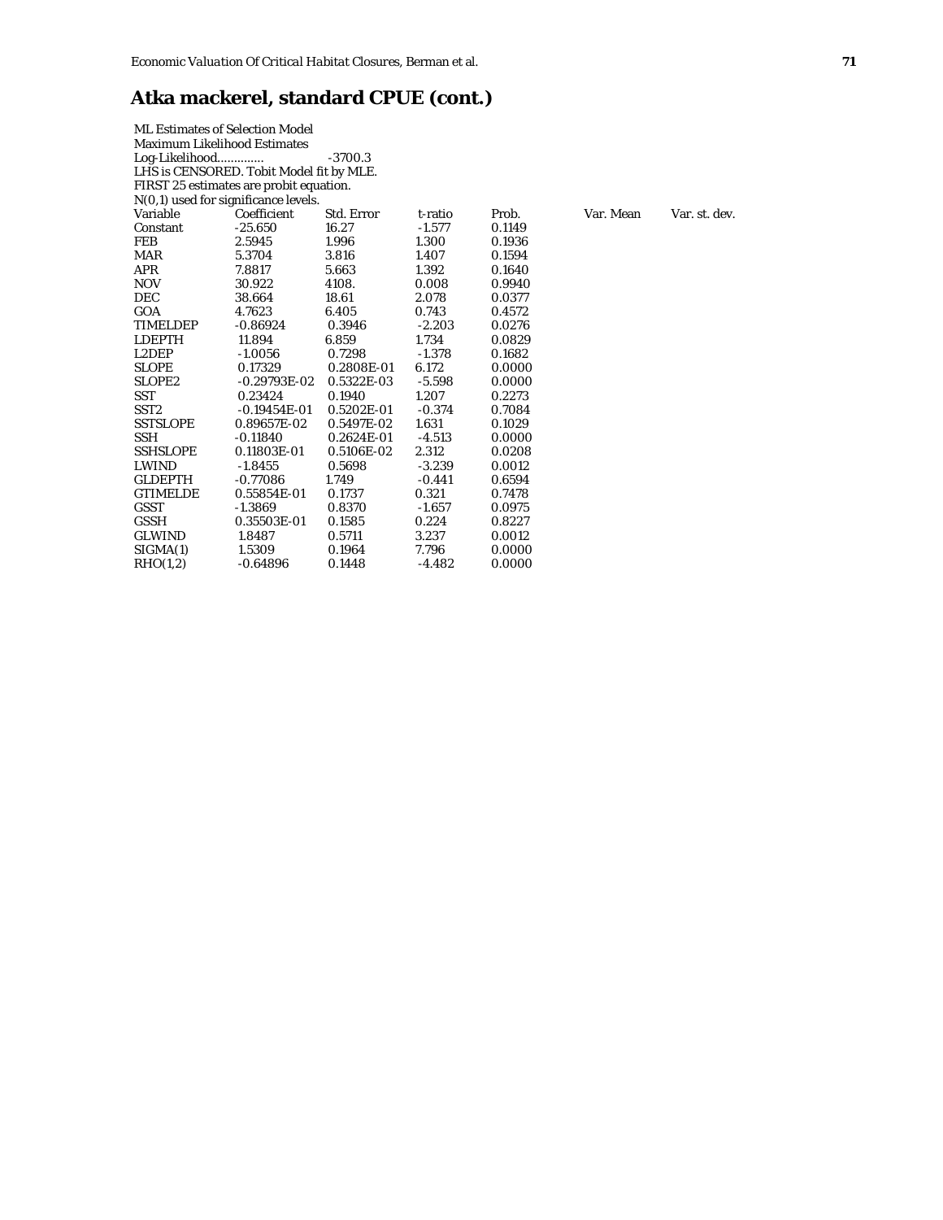# Atka mackerel, standard CPUE (cont.)

ML Estimates of Selection Model
Maximum Likelihood Estimates
Log-Likelihood............. -3700.3
LHS is CENSORED. Tobit Model fit by MLE.
FIRST 25 estimates are probit equation.
N(0,1) used for significance levels.

| Variable | Coefficient | Std. Error | t-ratio | Prob. | Var. Mean | Var. st. dev. |
|---|---|---|---|---|---|---|
| Constant | -25.650 | 16.27 | -1.577 | 0.1149 | | |
| FEB | 2.5945 | 1.996 | 1.300 | 0.1936 | | |
| MAR | 5.3704 | 3.816 | 1.407 | 0.1594 | | |
| APR | 7.8817 | 5.663 | 1.392 | 0.1640 | | |
| NOV | 30.922 | 4108. | 0.008 | 0.9940 | | |
| DEC | 38.664 | 18.61 | 2.078 | 0.0377 | | |
| GOA | 4.7623 | 6.405 | 0.743 | 0.4572 | | |
| TIMELDEP | -0.86924 | 0.3946 | -2.203 | 0.0276 | | |
| LDEPTH | 11.894 | 6.859 | 1.734 | 0.0829 | | |
| L2DEP | -1.0056 | 0.7298 | -1.378 | 0.1682 | | |
| SLOPE | 0.17329 | 0.2808E-01 | 6.172 | 0.0000 | | |
| SLOPE2 | -0.29793E-02 | 0.5322E-03 | -5.598 | 0.0000 | | |
| SST | 0.23424 | 0.1940 | 1.207 | 0.2273 | | |
| SST2 | -0.19454E-01 | 0.5202E-01 | -0.374 | 0.7084 | | |
| SSTSLOPE | 0.89657E-02 | 0.5497E-02 | 1.631 | 0.1029 | | |
| SSH | -0.11840 | 0.2624E-01 | -4.513 | 0.0000 | | |
| SSHSLOPE | 0.11803E-01 | 0.5106E-02 | 2.312 | 0.0208 | | |
| LWIND | -1.8455 | 0.5698 | -3.239 | 0.0012 | | |
| GLDEPTH | -0.77086 | 1.749 | -0.441 | 0.6594 | | |
| GTIMELDE | 0.55854E-01 | 0.1737 | 0.321 | 0.7478 | | |
| GSST | -1.3869 | 0.8370 | -1.657 | 0.0975 | | |
| GSSH | 0.35503E-01 | 0.1585 | 0.224 | 0.8227 | | |
| GLWIND | 1.8487 | 0.5711 | 3.237 | 0.0012 | | |
| SIGMA(1) | 1.5309 | 0.1964 | 7.796 | 0.0000 | | |
| RHO(1,2) | -0.64896 | 0.1448 | -4.482 | 0.0000 | | |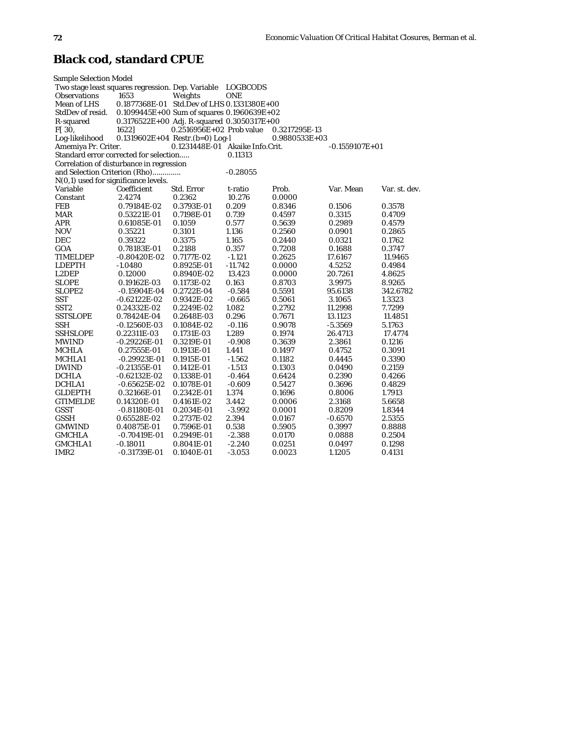## Black cod, standard CPUE

Sample Selection Model

| | | | | | |
|---|---|---|---|---|---|
| Two stage least squares regression. | | Dep. Variable | LOGBCODS | | |
| Observations | 1653 | Weights | ONE | | |
| Mean of LHS | 0.1877368E-01 | Std.Dev of LHS | 0.1331380E+00 | | |
| StdDev of resid. | 0.1099445E+00 | Sum of squares | 0.1960639E+02 | | |
| R-squared | 0.3176522E+00 | Adj. R-squared | 0.3050317E+00 | | |
| F[ 30, | 1622] | 0.2516956E+02 | Prob value | 0.3217295E-13 | |
| Log-likelihood | 0.1319602E+04 | Restr.(b=0) Log-l | | 0.9880533E+03 | |
| Amemiya Pr. Criter. | | 0.1231448E-01 | Akaike Info.Crit. | | -0.1559107E+01 |
| Standard error corrected for selection..... | | | 0.11313 | | |
| Correlation of disturbance in regression | | | | | |
| and Selection Criterion (Rho)............. | | | -0.28055 | | |
| N(0,1) used for significance levels. | | | | | |

| Variable | Coefficient | Std. Error | t-ratio | Prob. | Var. Mean | Var. st. dev. |
|---|---|---|---|---|---|---|
| Constant | 2.4274 | 0.2362 | 10.276 | 0.0000 | | |
| FEB | 0.79184E-02 | 0.3793E-01 | 0.209 | 0.8346 | 0.1506 | 0.3578 |
| MAR | 0.53221E-01 | 0.7198E-01 | 0.739 | 0.4597 | 0.3315 | 0.4709 |
| APR | 0.61085E-01 | 0.1059 | 0.577 | 0.5639 | 0.2989 | 0.4579 |
| NOV | 0.35221 | 0.3101 | 1.136 | 0.2560 | 0.0901 | 0.2865 |
| DEC | 0.39322 | 0.3375 | 1.165 | 0.2440 | 0.0321 | 0.1762 |
| GOA | 0.78183E-01 | 0.2188 | 0.357 | 0.7208 | 0.1688 | 0.3747 |
| TIMELDEP | -0.80420E-02 | 0.7177E-02 | -1.121 | 0.2625 | 17.6167 | 11.9465 |
| LDEPTH | -1.0480 | 0.8925E-01 | -11.742 | 0.0000 | 4.5252 | 0.4984 |
| L2DEP | 0.12000 | 0.8940E-02 | 13.423 | 0.0000 | 20.7261 | 4.8625 |
| SLOPE | 0.19162E-03 | 0.1173E-02 | 0.163 | 0.8703 | 3.9975 | 8.9265 |
| SLOPE2 | -0.15904E-04 | 0.2722E-04 | -0.584 | 0.5591 | 95.6138 | 342.6782 |
| SST | -0.62122E-02 | 0.9342E-02 | -0.665 | 0.5061 | 3.1065 | 1.3323 |
| SST2 | 0.24332E-02 | 0.2249E-02 | 1.082 | 0.2792 | 11.2998 | 7.7299 |
| SSTSLOPE | 0.78424E-04 | 0.2648E-03 | 0.296 | 0.7671 | 13.1123 | 11.4851 |
| SSH | -0.12560E-03 | 0.1084E-02 | -0.116 | 0.9078 | -5.3569 | 5.1763 |
| SSHSLOPE | 0.22311E-03 | 0.1731E-03 | 1.289 | 0.1974 | 26.4713 | 17.4774 |
| MWIND | -0.29226E-01 | 0.3219E-01 | -0.908 | 0.3639 | 2.3861 | 0.1216 |
| MCHLA | 0.27555E-01 | 0.1913E-01 | 1.441 | 0.1497 | 0.4752 | 0.3091 |
| MCHLA1 | -0.29923E-01 | 0.1915E-01 | -1.562 | 0.1182 | 0.4445 | 0.3390 |
| DWIND | -0.21355E-01 | 0.1412E-01 | -1.513 | 0.1303 | 0.0490 | 0.2159 |
| DCHLA | -0.62132E-02 | 0.1338E-01 | -0.464 | 0.6424 | 0.2390 | 0.4266 |
| DCHLA1 | -0.65625E-02 | 0.1078E-01 | -0.609 | 0.5427 | 0.3696 | 0.4829 |
| GLDEPTH | 0.32166E-01 | 0.2342E-01 | 1.374 | 0.1696 | 0.8006 | 1.7913 |
| GTIMELDE | 0.14320E-01 | 0.4161E-02 | 3.442 | 0.0006 | 2.3168 | 5.6658 |
| GSST | -0.81180E-01 | 0.2034E-01 | -3.992 | 0.0001 | 0.8209 | 1.8344 |
| GSSH | 0.65528E-02 | 0.2737E-02 | 2.394 | 0.0167 | -0.6570 | 2.5355 |
| GMWIND | 0.40875E-01 | 0.7596E-01 | 0.538 | 0.5905 | 0.3997 | 0.8888 |
| GMCHLA | -0.70419E-01 | 0.2949E-01 | -2.388 | 0.0170 | 0.0888 | 0.2504 |
| GMCHLA1 | -0.18011 | 0.8041E-01 | -2.240 | 0.0251 | 0.0497 | 0.1298 |
| IMR2 | -0.31739E-01 | 0.1040E-01 | -3.053 | 0.0023 | 1.1205 | 0.4131 |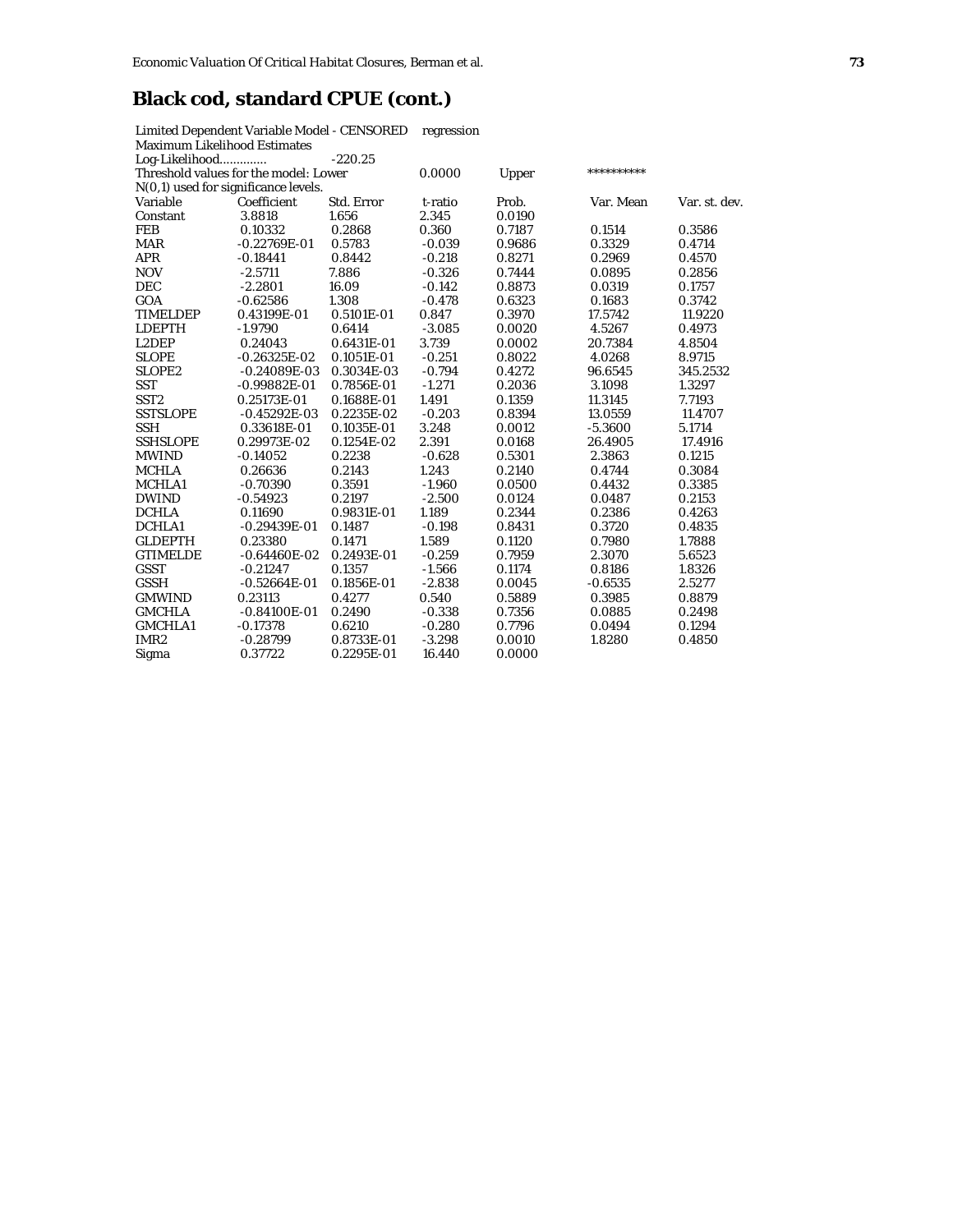# Black cod, standard CPUE (cont.)

Limited Dependent Variable Model - CENSORED regression
Maximum Likelihood Estimates
Log-Likelihood............. -220.25
Threshold values for the model: Lower 0.0000 Upper **********
N(0,1) used for significance levels.

| Variable | Coefficient | Std. Error | t-ratio | Prob. | Var. Mean | Var. st. dev. |
|---|---|---|---|---|---|---|
| Constant | 3.8818 | 1.656 | 2.345 | 0.0190 | | |
| FEB | 0.10332 | 0.2868 | 0.360 | 0.7187 | 0.1514 | 0.3586 |
| MAR | -0.22769E-01 | 0.5783 | -0.039 | 0.9686 | 0.3329 | 0.4714 |
| APR | -0.18441 | 0.8442 | -0.218 | 0.8271 | 0.2969 | 0.4570 |
| NOV | -2.5711 | 7.886 | -0.326 | 0.7444 | 0.0895 | 0.2856 |
| DEC | -2.2801 | 16.09 | -0.142 | 0.8873 | 0.0319 | 0.1757 |
| GOA | -0.62586 | 1.308 | -0.478 | 0.6323 | 0.1683 | 0.3742 |
| TIMELDEP | 0.43199E-01 | 0.5101E-01 | 0.847 | 0.3970 | 17.5742 | 11.9220 |
| LDEPTH | -1.9790 | 0.6414 | -3.085 | 0.0020 | 4.5267 | 0.4973 |
| L2DEP | 0.24043 | 0.6431E-01 | 3.739 | 0.0002 | 20.7384 | 4.8504 |
| SLOPE | -0.26325E-02 | 0.1051E-01 | -0.251 | 0.8022 | 4.0268 | 8.9715 |
| SLOPE2 | -0.24089E-03 | 0.3034E-03 | -0.794 | 0.4272 | 96.6545 | 345.2532 |
| SST | -0.99882E-01 | 0.7856E-01 | -1.271 | 0.2036 | 3.1098 | 1.3297 |
| SST2 | 0.25173E-01 | 0.1688E-01 | 1.491 | 0.1359 | 11.3145 | 7.7193 |
| SSTSLOPE | -0.45292E-03 | 0.2235E-02 | -0.203 | 0.8394 | 13.0559 | 11.4707 |
| SSH | 0.33618E-01 | 0.1035E-01 | 3.248 | 0.0012 | -5.3600 | 5.1714 |
| SSHSLOPE | 0.29973E-02 | 0.1254E-02 | 2.391 | 0.0168 | 26.4905 | 17.4916 |
| MWIND | -0.14052 | 0.2238 | -0.628 | 0.5301 | 2.3863 | 0.1215 |
| MCHLA | 0.26636 | 0.2143 | 1.243 | 0.2140 | 0.4744 | 0.3084 |
| MCHLA1 | -0.70390 | 0.3591 | -1.960 | 0.0500 | 0.4432 | 0.3385 |
| DWIND | -0.54923 | 0.2197 | -2.500 | 0.0124 | 0.0487 | 0.2153 |
| DCHLA | 0.11690 | 0.9831E-01 | 1.189 | 0.2344 | 0.2386 | 0.4263 |
| DCHLA1 | -0.29439E-01 | 0.1487 | -0.198 | 0.8431 | 0.3720 | 0.4835 |
| GLDEPTH | 0.23380 | 0.1471 | 1.589 | 0.1120 | 0.7980 | 1.7888 |
| GTIMELDE | -0.64460E-02 | 0.2493E-01 | -0.259 | 0.7959 | 2.3070 | 5.6523 |
| GSST | -0.21247 | 0.1357 | -1.566 | 0.1174 | 0.8186 | 1.8326 |
| GSSH | -0.52664E-01 | 0.1856E-01 | -2.838 | 0.0045 | -0.6535 | 2.5277 |
| GMWIND | 0.23113 | 0.4277 | 0.540 | 0.5889 | 0.3985 | 0.8879 |
| GMCHLA | -0.84100E-01 | 0.2490 | -0.338 | 0.7356 | 0.0885 | 0.2498 |
| GMCHLA1 | -0.17378 | 0.6210 | -0.280 | 0.7796 | 0.0494 | 0.1294 |
| IMR2 | -0.28799 | 0.8733E-01 | -3.298 | 0.0010 | 1.8280 | 0.4850 |
| Sigma | 0.37722 | 0.2295E-01 | 16.440 | 0.0000 | | |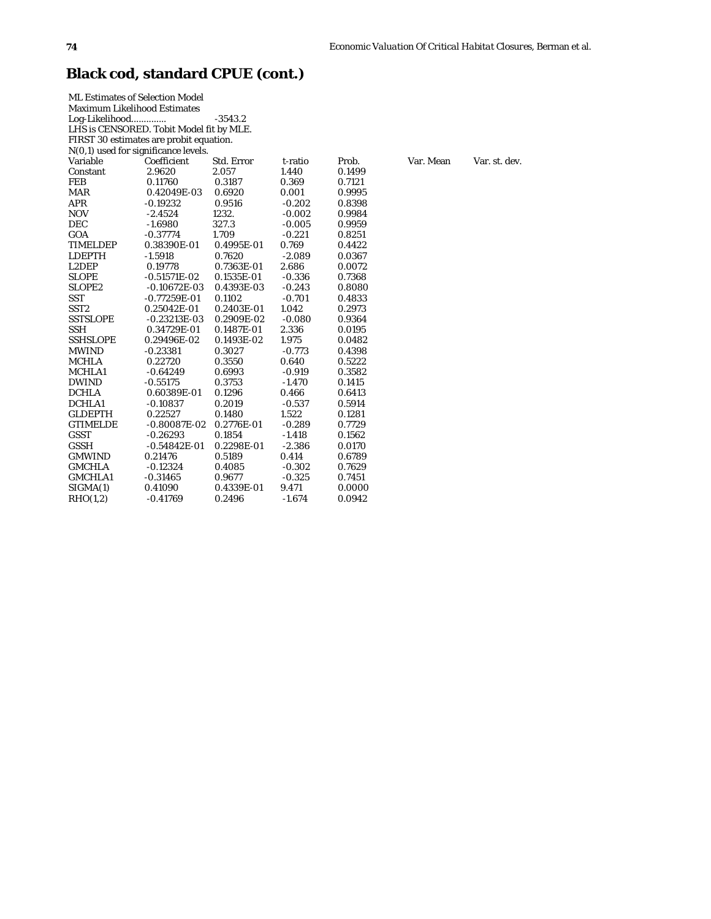## Black cod, standard CPUE (cont.)

ML Estimates of Selection Model
Maximum Likelihood Estimates
Log-Likelihood............. -3543.2
LHS is CENSORED. Tobit Model fit by MLE.
FIRST 30 estimates are probit equation.
N(0,1) used for significance levels.

| Variable | Coefficient | Std. Error | t-ratio | Prob. | Var. Mean | Var. st. dev. |
|---|---|---|---|---|---|---|
| Constant | 2.9620 | 2.057 | 1.440 | 0.1499 | | |
| FEB | 0.11760 | 0.3187 | 0.369 | 0.7121 | | |
| MAR | 0.42049E-03 | 0.6920 | 0.001 | 0.9995 | | |
| APR | -0.19232 | 0.9516 | -0.202 | 0.8398 | | |
| NOV | -2.4524 | 1232. | -0.002 | 0.9984 | | |
| DEC | -1.6980 | 327.3 | -0.005 | 0.9959 | | |
| GOA | -0.37774 | 1.709 | -0.221 | 0.8251 | | |
| TIMELDEP | 0.38390E-01 | 0.4995E-01 | 0.769 | 0.4422 | | |
| LDEPTH | -1.5918 | 0.7620 | -2.089 | 0.0367 | | |
| L2DEP | 0.19778 | 0.7363E-01 | 2.686 | 0.0072 | | |
| SLOPE | -0.51571E-02 | 0.1535E-01 | -0.336 | 0.7368 | | |
| SLOPE2 | -0.10672E-03 | 0.4393E-03 | -0.243 | 0.8080 | | |
| SST | -0.77259E-01 | 0.1102 | -0.701 | 0.4833 | | |
| SST2 | 0.25042E-01 | 0.2403E-01 | 1.042 | 0.2973 | | |
| SSTSLOPE | -0.23213E-03 | 0.2909E-02 | -0.080 | 0.9364 | | |
| SSH | 0.34729E-01 | 0.1487E-01 | 2.336 | 0.0195 | | |
| SSHSLOPE | 0.29496E-02 | 0.1493E-02 | 1.975 | 0.0482 | | |
| MWIND | -0.23381 | 0.3027 | -0.773 | 0.4398 | | |
| MCHLA | 0.22720 | 0.3550 | 0.640 | 0.5222 | | |
| MCHLA1 | -0.64249 | 0.6993 | -0.919 | 0.3582 | | |
| DWIND | -0.55175 | 0.3753 | -1.470 | 0.1415 | | |
| DCHLA | 0.60389E-01 | 0.1296 | 0.466 | 0.6413 | | |
| DCHLA1 | -0.10837 | 0.2019 | -0.537 | 0.5914 | | |
| GLDEPTH | 0.22527 | 0.1480 | 1.522 | 0.1281 | | |
| GTIMELDE | -0.80087E-02 | 0.2776E-01 | -0.289 | 0.7729 | | |
| GSST | -0.26293 | 0.1854 | -1.418 | 0.1562 | | |
| GSSH | -0.54842E-01 | 0.2298E-01 | -2.386 | 0.0170 | | |
| GMWIND | 0.21476 | 0.5189 | 0.414 | 0.6789 | | |
| GMCHLA | -0.12324 | 0.4085 | -0.302 | 0.7629 | | |
| GMCHLA1 | -0.31465 | 0.9677 | -0.325 | 0.7451 | | |
| SIGMA(1) | 0.41090 | 0.4339E-01 | 9.471 | 0.0000 | | |
| RHO(1,2) | -0.41769 | 0.2496 | -1.674 | 0.0942 | | |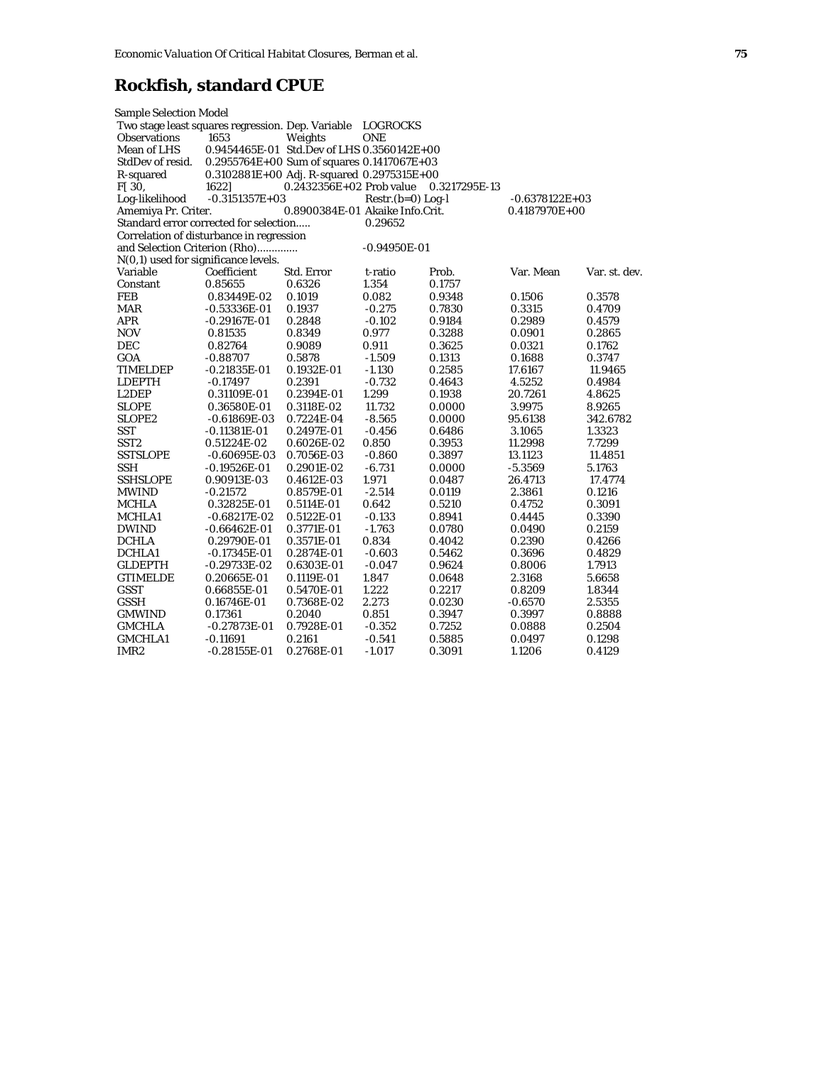# Rockfish, standard CPUE

Sample Selection Model

```
Two stage least squares regression. Dep. Variable    LOGROCKS
Observations       1653          Weights           ONE
Mean of LHS        0.9454465E-01  Std.Dev of LHS 0.3560142E+00
StdDev of resid.   0.2955764E+00  Sum of squares 0.1417067E+03
R-squared          0.3102881E+00  Adj. R-squared 0.2975315E+00
F[ 30,             1622]         0.2432356E+02 Prob value    0.3217295E-13
Log-likelihood     -0.3151357E+03              Restr.(b=0) Log-l       -0.6378122E+03
Amemiya Pr. Criter.              0.8900384E-01 Akaike Info.Crit.       0.4187970E+00
Standard error corrected for selection.....     0.29652
Correlation of disturbance in regression
and Selection Criterion (Rho).............     -0.94950E-01
N(0,1) used for significance levels.
```

| Variable | Coefficient | Std. Error | t-ratio | Prob. | Var. Mean | Var. st. dev. |
|---|---|---|---|---|---|---|
| Constant | 0.85655 | 0.6326 | 1.354 | 0.1757 | | |
| FEB | 0.83449E-02 | 0.1019 | 0.082 | 0.9348 | 0.1506 | 0.3578 |
| MAR | -0.53336E-01 | 0.1937 | -0.275 | 0.7830 | 0.3315 | 0.4709 |
| APR | -0.29167E-01 | 0.2848 | -0.102 | 0.9184 | 0.2989 | 0.4579 |
| NOV | 0.81535 | 0.8349 | 0.977 | 0.3288 | 0.0901 | 0.2865 |
| DEC | 0.82764 | 0.9089 | 0.911 | 0.3625 | 0.0321 | 0.1762 |
| GOA | -0.88707 | 0.5878 | -1.509 | 0.1313 | 0.1688 | 0.3747 |
| TIMELDEP | -0.21835E-01 | 0.1932E-01 | -1.130 | 0.2585 | 17.6167 | 11.9465 |
| LDEPTH | -0.17497 | 0.2391 | -0.732 | 0.4643 | 4.5252 | 0.4984 |
| L2DEP | 0.31109E-01 | 0.2394E-01 | 1.299 | 0.1938 | 20.7261 | 4.8625 |
| SLOPE | 0.36580E-01 | 0.3118E-02 | 11.732 | 0.0000 | 3.9975 | 8.9265 |
| SLOPE2 | -0.61869E-03 | 0.7224E-04 | -8.565 | 0.0000 | 95.6138 | 342.6782 |
| SST | -0.11381E-01 | 0.2497E-01 | -0.456 | 0.6486 | 3.1065 | 1.3323 |
| SST2 | 0.51224E-02 | 0.6026E-02 | 0.850 | 0.3953 | 11.2998 | 7.7299 |
| SSTSLOPE | -0.60695E-03 | 0.7056E-03 | -0.860 | 0.3897 | 13.1123 | 11.4851 |
| SSH | -0.19526E-01 | 0.2901E-02 | -6.731 | 0.0000 | -5.3569 | 5.1763 |
| SSHSLOPE | 0.90913E-03 | 0.4612E-03 | 1.971 | 0.0487 | 26.4713 | 17.4774 |
| MWIND | -0.21572 | 0.8579E-01 | -2.514 | 0.0119 | 2.3861 | 0.1216 |
| MCHLA | 0.32825E-01 | 0.5114E-01 | 0.642 | 0.5210 | 0.4752 | 0.3091 |
| MCHLA1 | -0.68217E-02 | 0.5122E-01 | -0.133 | 0.8941 | 0.4445 | 0.3390 |
| DWIND | -0.66462E-01 | 0.3771E-01 | -1.763 | 0.0780 | 0.0490 | 0.2159 |
| DCHLA | 0.29790E-01 | 0.3571E-01 | 0.834 | 0.4042 | 0.2390 | 0.4266 |
| DCHLA1 | -0.17345E-01 | 0.2874E-01 | -0.603 | 0.5462 | 0.3696 | 0.4829 |
| GLDEPTH | -0.29733E-02 | 0.6303E-01 | -0.047 | 0.9624 | 0.8006 | 1.7913 |
| GTIMELDE | 0.20665E-01 | 0.1119E-01 | 1.847 | 0.0648 | 2.3168 | 5.6658 |
| GSST | 0.66855E-01 | 0.5470E-01 | 1.222 | 0.2217 | 0.8209 | 1.8344 |
| GSSH | 0.16746E-01 | 0.7368E-02 | 2.273 | 0.0230 | -0.6570 | 2.5355 |
| GMWIND | 0.17361 | 0.2040 | 0.851 | 0.3947 | 0.3997 | 0.8888 |
| GMCHLA | -0.27873E-01 | 0.7928E-01 | -0.352 | 0.7252 | 0.0888 | 0.2504 |
| GMCHLA1 | -0.11691 | 0.2161 | -0.541 | 0.5885 | 0.0497 | 0.1298 |
| IMR2 | -0.28155E-01 | 0.2768E-01 | -1.017 | 0.3091 | 1.1206 | 0.4129 |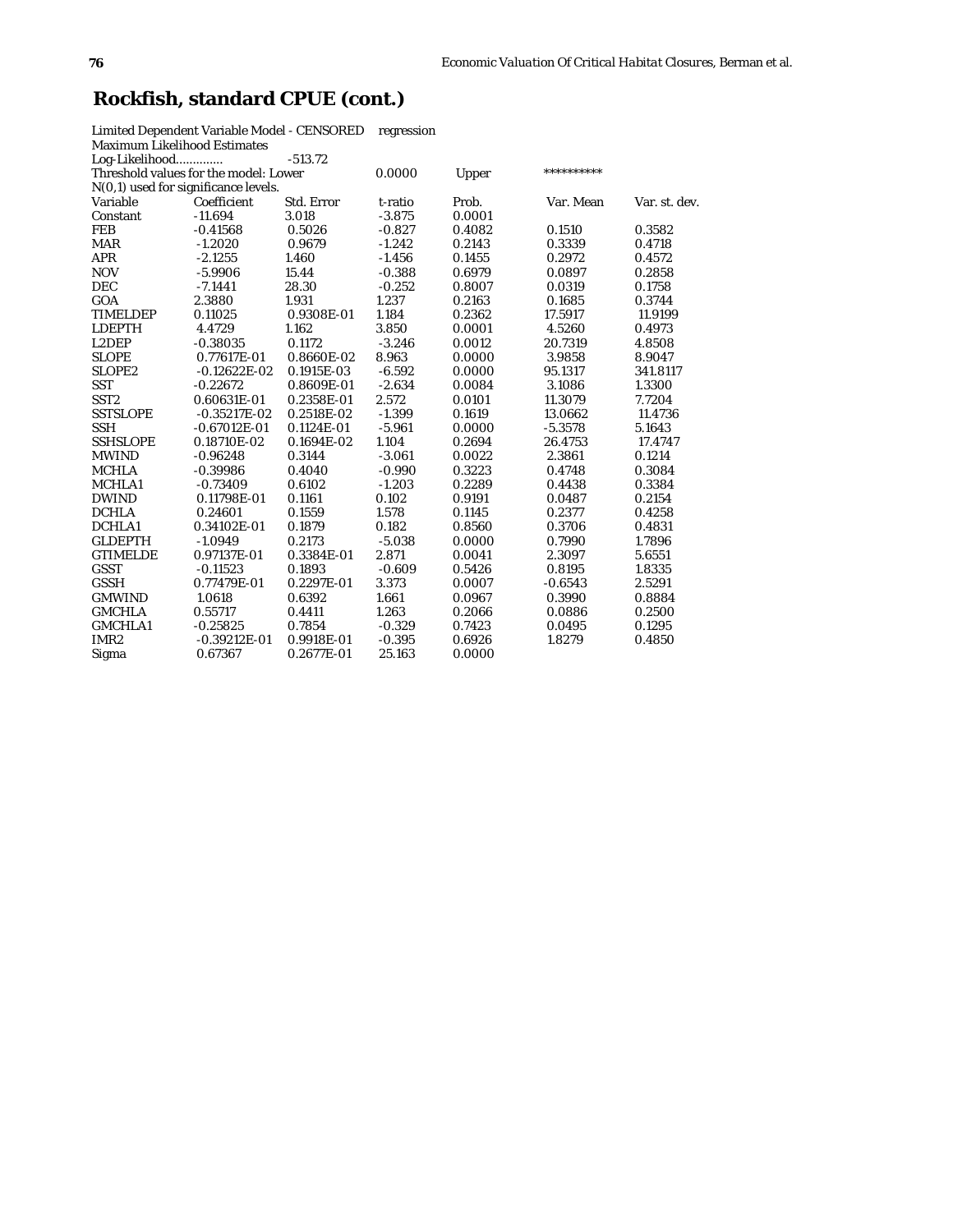## Rockfish, standard CPUE (cont.)

Limited Dependent Variable Model - CENSORED regression
Maximum Likelihood Estimates
Log-Likelihood............. -513.72
Threshold values for the model: Lower 0.0000 Upper **********
N(0,1) used for significance levels.

| Variable | Coefficient | Std. Error | t-ratio | Prob. | Var. Mean | Var. st. dev. |
|---|---|---|---|---|---|---|
| Constant | -11.694 | 3.018 | -3.875 | 0.0001 | | |
| FEB | -0.41568 | 0.5026 | -0.827 | 0.4082 | 0.1510 | 0.3582 |
| MAR | -1.2020 | 0.9679 | -1.242 | 0.2143 | 0.3339 | 0.4718 |
| APR | -2.1255 | 1.460 | -1.456 | 0.1455 | 0.2972 | 0.4572 |
| NOV | -5.9906 | 15.44 | -0.388 | 0.6979 | 0.0897 | 0.2858 |
| DEC | -7.1441 | 28.30 | -0.252 | 0.8007 | 0.0319 | 0.1758 |
| GOA | 2.3880 | 1.931 | 1.237 | 0.2163 | 0.1685 | 0.3744 |
| TIMELDEP | 0.11025 | 0.9308E-01 | 1.184 | 0.2362 | 17.5917 | 11.9199 |
| LDEPTH | 4.4729 | 1.162 | 3.850 | 0.0001 | 4.5260 | 0.4973 |
| L2DEP | -0.38035 | 0.1172 | -3.246 | 0.0012 | 20.7319 | 4.8508 |
| SLOPE | 0.77617E-01 | 0.8660E-02 | 8.963 | 0.0000 | 3.9858 | 8.9047 |
| SLOPE2 | -0.12622E-02 | 0.1915E-03 | -6.592 | 0.0000 | 95.1317 | 341.8117 |
| SST | -0.22672 | 0.8609E-01 | -2.634 | 0.0084 | 3.1086 | 1.3300 |
| SST2 | 0.60631E-01 | 0.2358E-01 | 2.572 | 0.0101 | 11.3079 | 7.7204 |
| SSTSLOPE | -0.35217E-02 | 0.2518E-02 | -1.399 | 0.1619 | 13.0662 | 11.4736 |
| SSH | -0.67012E-01 | 0.1124E-01 | -5.961 | 0.0000 | -5.3578 | 5.1643 |
| SSHSLOPE | 0.18710E-02 | 0.1694E-02 | 1.104 | 0.2694 | 26.4753 | 17.4747 |
| MWIND | -0.96248 | 0.3144 | -3.061 | 0.0022 | 2.3861 | 0.1214 |
| MCHLA | -0.39986 | 0.4040 | -0.990 | 0.3223 | 0.4748 | 0.3084 |
| MCHLA1 | -0.73409 | 0.6102 | -1.203 | 0.2289 | 0.4438 | 0.3384 |
| DWIND | 0.11798E-01 | 0.1161 | 0.102 | 0.9191 | 0.0487 | 0.2154 |
| DCHLA | 0.24601 | 0.1559 | 1.578 | 0.1145 | 0.2377 | 0.4258 |
| DCHLA1 | 0.34102E-01 | 0.1879 | 0.182 | 0.8560 | 0.3706 | 0.4831 |
| GLDEPTH | -1.0949 | 0.2173 | -5.038 | 0.0000 | 0.7990 | 1.7896 |
| GTIMELDE | 0.97137E-01 | 0.3384E-01 | 2.871 | 0.0041 | 2.3097 | 5.6551 |
| GSST | -0.11523 | 0.1893 | -0.609 | 0.5426 | 0.8195 | 1.8335 |
| GSSH | 0.77479E-01 | 0.2297E-01 | 3.373 | 0.0007 | -0.6543 | 2.5291 |
| GMWIND | 1.0618 | 0.6392 | 1.661 | 0.0967 | 0.3990 | 0.8884 |
| GMCHLA | 0.55717 | 0.4411 | 1.263 | 0.2066 | 0.0886 | 0.2500 |
| GMCHLA1 | -0.25825 | 0.7854 | -0.329 | 0.7423 | 0.0495 | 0.1295 |
| IMR2 | -0.39212E-01 | 0.9918E-01 | -0.395 | 0.6926 | 1.8279 | 0.4850 |
| Sigma | 0.67367 | 0.2677E-01 | 25.163 | 0.0000 | | |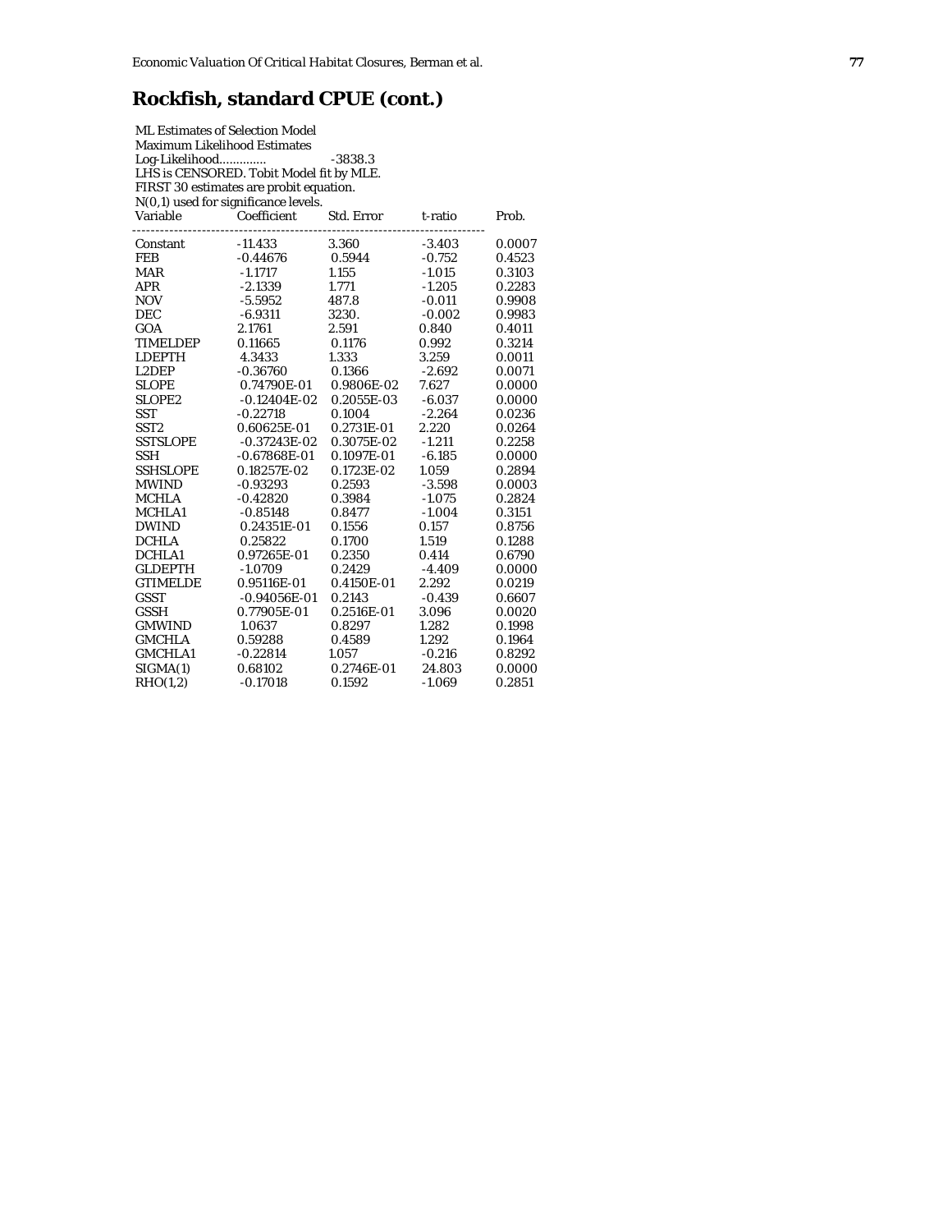## Rockfish, standard CPUE (cont.)

ML Estimates of Selection Model
Maximum Likelihood Estimates
Log-Likelihood.............. -3838.3
LHS is CENSORED. Tobit Model fit by MLE.
FIRST 30 estimates are probit equation.
N(0,1) used for significance levels.

| Variable | Coefficient | Std. Error | t-ratio | Prob. |
|---|---|---|---|---|
| Constant | -11.433 | 3.360 | -3.403 | 0.0007 |
| FEB | -0.44676 | 0.5944 | -0.752 | 0.4523 |
| MAR | -1.1717 | 1.155 | -1.015 | 0.3103 |
| APR | -2.1339 | 1.771 | -1.205 | 0.2283 |
| NOV | -5.5952 | 487.8 | -0.011 | 0.9908 |
| DEC | -6.9311 | 3230. | -0.002 | 0.9983 |
| GOA | 2.1761 | 2.591 | 0.840 | 0.4011 |
| TIMELDEP | 0.11665 | 0.1176 | 0.992 | 0.3214 |
| LDEPTH | 4.3433 | 1.333 | 3.259 | 0.0011 |
| L2DEP | -0.36760 | 0.1366 | -2.692 | 0.0071 |
| SLOPE | 0.74790E-01 | 0.9806E-02 | 7.627 | 0.0000 |
| SLOPE2 | -0.12404E-02 | 0.2055E-03 | -6.037 | 0.0000 |
| SST | -0.22718 | 0.1004 | -2.264 | 0.0236 |
| SST2 | 0.60625E-01 | 0.2731E-01 | 2.220 | 0.0264 |
| SSTSLOPE | -0.37243E-02 | 0.3075E-02 | -1.211 | 0.2258 |
| SSH | -0.67868E-01 | 0.1097E-01 | -6.185 | 0.0000 |
| SSHSLOPE | 0.18257E-02 | 0.1723E-02 | 1.059 | 0.2894 |
| MWIND | -0.93293 | 0.2593 | -3.598 | 0.0003 |
| MCHLA | -0.42820 | 0.3984 | -1.075 | 0.2824 |
| MCHLA1 | -0.85148 | 0.8477 | -1.004 | 0.3151 |
| DWIND | 0.24351E-01 | 0.1556 | 0.157 | 0.8756 |
| DCHLA | 0.25822 | 0.1700 | 1.519 | 0.1288 |
| DCHLA1 | 0.97265E-01 | 0.2350 | 0.414 | 0.6790 |
| GLDEPTH | -1.0709 | 0.2429 | -4.409 | 0.0000 |
| GTIMELDE | 0.95116E-01 | 0.4150E-01 | 2.292 | 0.0219 |
| GSST | -0.94056E-01 | 0.2143 | -0.439 | 0.6607 |
| GSSH | 0.77905E-01 | 0.2516E-01 | 3.096 | 0.0020 |
| GMWIND | 1.0637 | 0.8297 | 1.282 | 0.1998 |
| GMCHLA | 0.59288 | 0.4589 | 1.292 | 0.1964 |
| GMCHLA1 | -0.22814 | 1.057 | -0.216 | 0.8292 |
| SIGMA(1) | 0.68102 | 0.2746E-01 | 24.803 | 0.0000 |
| RHO(1,2) | -0.17018 | 0.1592 | -1.069 | 0.2851 |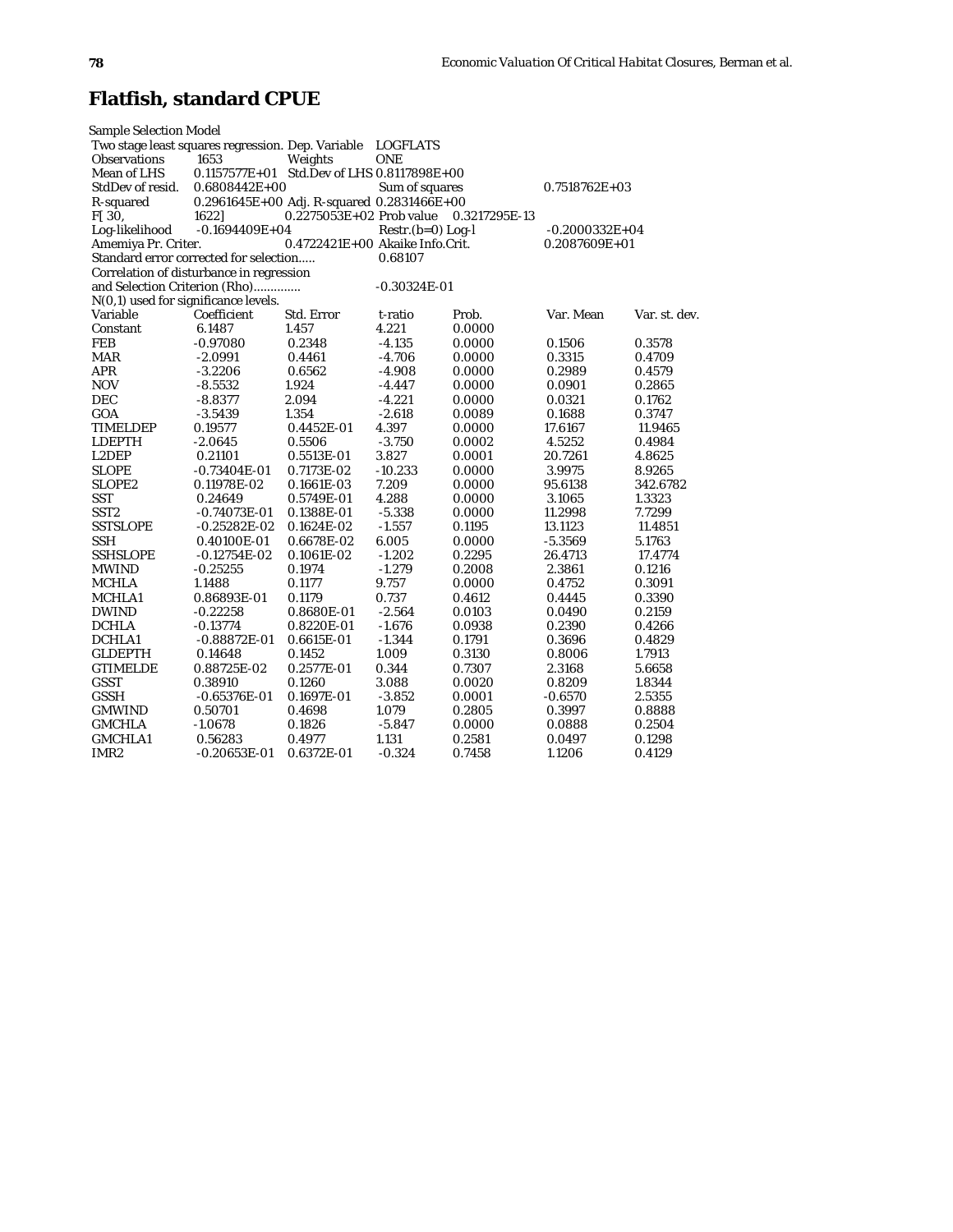# Flatfish, standard CPUE

Sample Selection Model

| | | | | | | |
|---|---|---|---|---|---|---|
| Two stage least squares regression. Dep. Variable | | | LOGFLATS | | | |
| Observations | 1653 | Weights | ONE | | | |
| Mean of LHS | 0.1157577E+01 | Std.Dev of LHS | 0.8117898E+00 | | | |
| StdDev of resid. | 0.6808442E+00 | | Sum of squares | | 0.7518762E+03 | |
| R-squared | 0.2961645E+00 | Adj. R-squared | 0.2831466E+00 | | | |
| F[ 30, | 1622] | 0.2275053E+02 | Prob value | 0.3217295E-13 | | |
| Log-likelihood | -0.1694409E+04 | | Restr.(b=0) Log-l | | -0.2000332E+04 | |
| Amemiya Pr. Criter. | | 0.4722421E+00 | Akaike Info.Crit. | | 0.2087609E+01 | |
| Standard error corrected for selection..... | | | 0.68107 | | | |
| Correlation of disturbance in regression | | | | | | |
| and Selection Criterion (Rho)............. | | | -0.30324E-01 | | | |
| N(0,1) used for significance levels. | | | | | | |

| Variable | Coefficient | Std. Error | t-ratio | Prob. | Var. Mean | Var. st. dev. |
|---|---|---|---|---|---|---|
| Constant | 6.1487 | 1.457 | 4.221 | 0.0000 | | |
| FEB | -0.97080 | 0.2348 | -4.135 | 0.0000 | 0.1506 | 0.3578 |
| MAR | -2.0991 | 0.4461 | -4.706 | 0.0000 | 0.3315 | 0.4709 |
| APR | -3.2206 | 0.6562 | -4.908 | 0.0000 | 0.2989 | 0.4579 |
| NOV | -8.5532 | 1.924 | -4.447 | 0.0000 | 0.0901 | 0.2865 |
| DEC | -8.8377 | 2.094 | -4.221 | 0.0000 | 0.0321 | 0.1762 |
| GOA | -3.5439 | 1.354 | -2.618 | 0.0089 | 0.1688 | 0.3747 |
| TIMELDEP | 0.19577 | 0.4452E-01 | 4.397 | 0.0000 | 17.6167 | 11.9465 |
| LDEPTH | -2.0645 | 0.5506 | -3.750 | 0.0002 | 4.5252 | 0.4984 |
| L2DEP | 0.21101 | 0.5513E-01 | 3.827 | 0.0001 | 20.7261 | 4.8625 |
| SLOPE | -0.73404E-01 | 0.7173E-02 | -10.233 | 0.0000 | 3.9975 | 8.9265 |
| SLOPE2 | 0.11978E-02 | 0.1661E-03 | 7.209 | 0.0000 | 95.6138 | 342.6782 |
| SST | 0.24649 | 0.5749E-01 | 4.288 | 0.0000 | 3.1065 | 1.3323 |
| SST2 | -0.74073E-01 | 0.1388E-01 | -5.338 | 0.0000 | 11.2998 | 7.7299 |
| SSTSLOPE | -0.25282E-02 | 0.1624E-02 | -1.557 | 0.1195 | 13.1123 | 11.4851 |
| SSH | 0.40100E-01 | 0.6678E-02 | 6.005 | 0.0000 | -5.3569 | 5.1763 |
| SSHSLOPE | -0.12754E-02 | 0.1061E-02 | -1.202 | 0.2295 | 26.4713 | 17.4774 |
| MWIND | -0.25255 | 0.1974 | -1.279 | 0.2008 | 2.3861 | 0.1216 |
| MCHLA | 1.1488 | 0.1177 | 9.757 | 0.0000 | 0.4752 | 0.3091 |
| MCHLA1 | 0.86893E-01 | 0.1179 | 0.737 | 0.4612 | 0.4445 | 0.3390 |
| DWIND | -0.22258 | 0.8680E-01 | -2.564 | 0.0103 | 0.0490 | 0.2159 |
| DCHLA | -0.13774 | 0.8220E-01 | -1.676 | 0.0938 | 0.2390 | 0.4266 |
| DCHLA1 | -0.88872E-01 | 0.6615E-01 | -1.344 | 0.1791 | 0.3696 | 0.4829 |
| GLDEPTH | 0.14648 | 0.1452 | 1.009 | 0.3130 | 0.8006 | 1.7913 |
| GTIMELDE | 0.88725E-02 | 0.2577E-01 | 0.344 | 0.7307 | 2.3168 | 5.6658 |
| GSST | 0.38910 | 0.1260 | 3.088 | 0.0020 | 0.8209 | 1.8344 |
| GSSH | -0.65376E-01 | 0.1697E-01 | -3.852 | 0.0001 | -0.6570 | 2.5355 |
| GMWIND | 0.50701 | 0.4698 | 1.079 | 0.2805 | 0.3997 | 0.8888 |
| GMCHLA | -1.0678 | 0.1826 | -5.847 | 0.0000 | 0.0888 | 0.2504 |
| GMCHLA1 | 0.56283 | 0.4977 | 1.131 | 0.2581 | 0.0497 | 0.1298 |
| IMR2 | -0.20653E-01 | 0.6372E-01 | -0.324 | 0.7458 | 1.1206 | 0.4129 |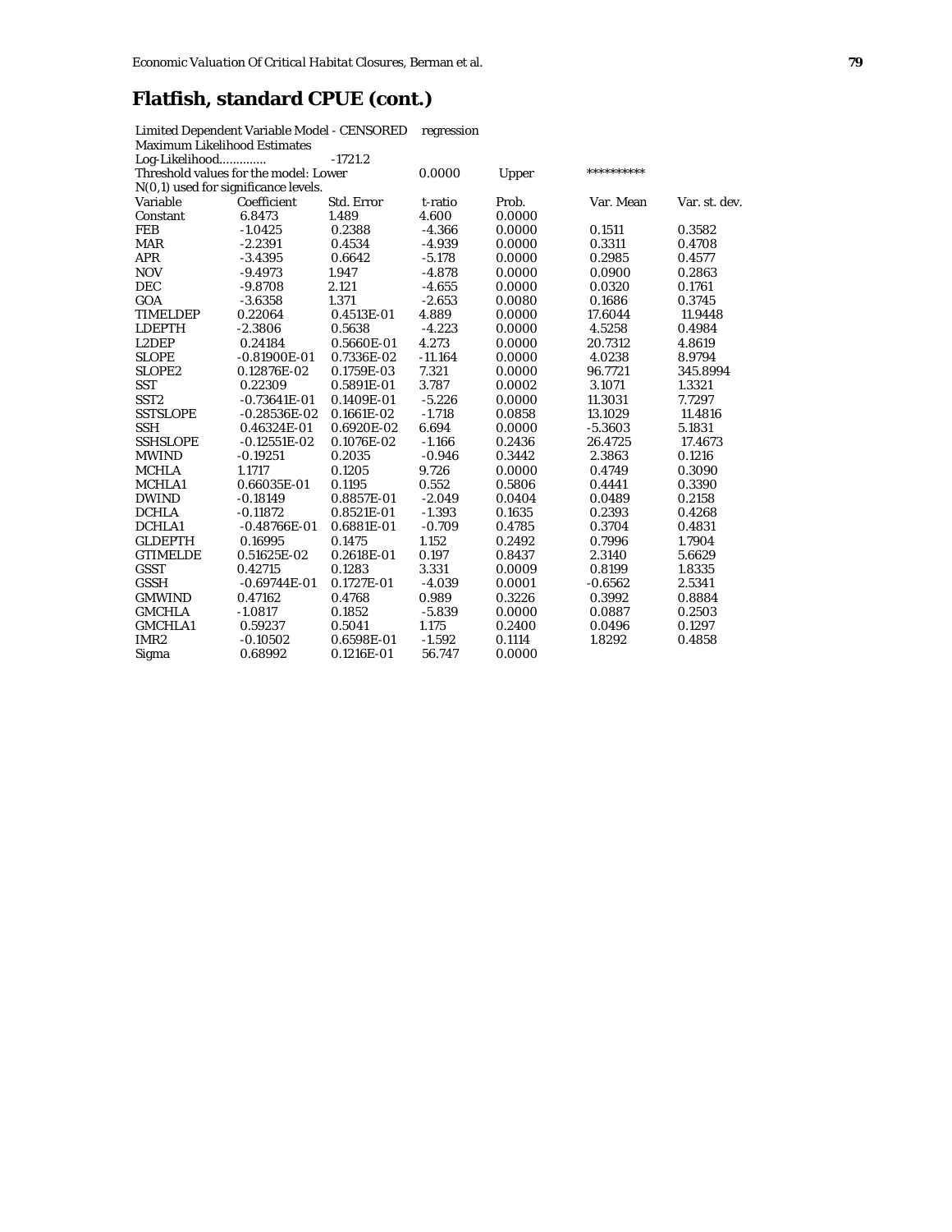## Flatfish, standard CPUE (cont.)

Limited Dependent Variable Model - CENSORED regression
Maximum Likelihood Estimates
Log-Likelihood............. -1721.2
Threshold values for the model: Lower 0.0000 Upper **********
N(0,1) used for significance levels.

| Variable | Coefficient | Std. Error | t-ratio | Prob. | Var. Mean | Var. st. dev. |
|---|---|---|---|---|---|---|
| Constant | 6.8473 | 1.489 | 4.600 | 0.0000 | | |
| FEB | -1.0425 | 0.2388 | -4.366 | 0.0000 | 0.1511 | 0.3582 |
| MAR | -2.2391 | 0.4534 | -4.939 | 0.0000 | 0.3311 | 0.4708 |
| APR | -3.4395 | 0.6642 | -5.178 | 0.0000 | 0.2985 | 0.4577 |
| NOV | -9.4973 | 1.947 | -4.878 | 0.0000 | 0.0900 | 0.2863 |
| DEC | -9.8708 | 2.121 | -4.655 | 0.0000 | 0.0320 | 0.1761 |
| GOA | -3.6358 | 1.371 | -2.653 | 0.0080 | 0.1686 | 0.3745 |
| TIMELDEP | 0.22064 | 0.4513E-01 | 4.889 | 0.0000 | 17.6044 | 11.9448 |
| LDEPTH | -2.3806 | 0.5638 | -4.223 | 0.0000 | 4.5258 | 0.4984 |
| L2DEP | 0.24184 | 0.5660E-01 | 4.273 | 0.0000 | 20.7312 | 4.8619 |
| SLOPE | -0.81900E-01 | 0.7336E-02 | -11.164 | 0.0000 | 4.0238 | 8.9794 |
| SLOPE2 | 0.12876E-02 | 0.1759E-03 | 7.321 | 0.0000 | 96.7721 | 345.8994 |
| SST | 0.22309 | 0.5891E-01 | 3.787 | 0.0002 | 3.1071 | 1.3321 |
| SST2 | -0.73641E-01 | 0.1409E-01 | -5.226 | 0.0000 | 11.3031 | 7.7297 |
| SSTSLOPE | -0.28536E-02 | 0.1661E-02 | -1.718 | 0.0858 | 13.1029 | 11.4816 |
| SSH | 0.46324E-01 | 0.6920E-02 | 6.694 | 0.0000 | -5.3603 | 5.1831 |
| SSHSLOPE | -0.12551E-02 | 0.1076E-02 | -1.166 | 0.2436 | 26.4725 | 17.4673 |
| MWIND | -0.19251 | 0.2035 | -0.946 | 0.3442 | 2.3863 | 0.1216 |
| MCHLA | 1.1717 | 0.1205 | 9.726 | 0.0000 | 0.4749 | 0.3090 |
| MCHLA1 | 0.66035E-01 | 0.1195 | 0.552 | 0.5806 | 0.4441 | 0.3390 |
| DWIND | -0.18149 | 0.8857E-01 | -2.049 | 0.0404 | 0.0489 | 0.2158 |
| DCHLA | -0.11872 | 0.8521E-01 | -1.393 | 0.1635 | 0.2393 | 0.4268 |
| DCHLA1 | -0.48766E-01 | 0.6881E-01 | -0.709 | 0.4785 | 0.3704 | 0.4831 |
| GLDEPTH | 0.16995 | 0.1475 | 1.152 | 0.2492 | 0.7996 | 1.7904 |
| GTIMELDE | 0.51625E-02 | 0.2618E-01 | 0.197 | 0.8437 | 2.3140 | 5.6629 |
| GSST | 0.42715 | 0.1283 | 3.331 | 0.0009 | 0.8199 | 1.8335 |
| GSSH | -0.69744E-01 | 0.1727E-01 | -4.039 | 0.0001 | -0.6562 | 2.5341 |
| GMWIND | 0.47162 | 0.4768 | 0.989 | 0.3226 | 0.3992 | 0.8884 |
| GMCHLA | -1.0817 | 0.1852 | -5.839 | 0.0000 | 0.0887 | 0.2503 |
| GMCHLA1 | 0.59237 | 0.5041 | 1.175 | 0.2400 | 0.0496 | 0.1297 |
| IMR2 | -0.10502 | 0.6598E-01 | -1.592 | 0.1114 | 1.8292 | 0.4858 |
| Sigma | 0.68992 | 0.1216E-01 | 56.747 | 0.0000 | | |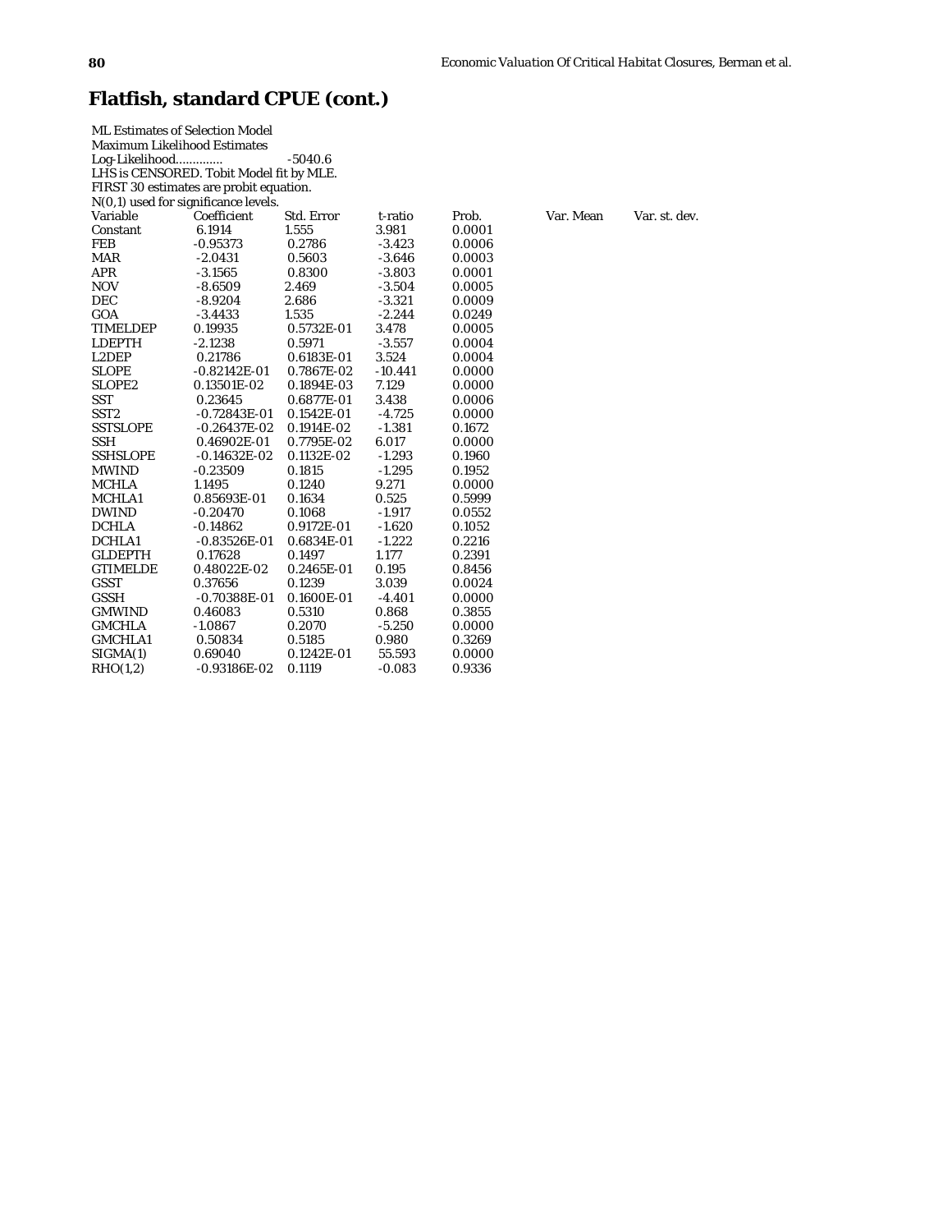## Flatfish, standard CPUE (cont.)

ML Estimates of Selection Model
Maximum Likelihood Estimates
Log-Likelihood............. -5040.6
LHS is CENSORED. Tobit Model fit by MLE.
FIRST 30 estimates are probit equation.
N(0,1) used for significance levels.

| Variable | Coefficient | Std. Error | t-ratio | Prob. | Var. Mean | Var. st. dev. |
|---|---|---|---|---|---|---|
| Constant | 6.1914 | 1.555 | 3.981 | 0.0001 | | |
| FEB | -0.95373 | 0.2786 | -3.423 | 0.0006 | | |
| MAR | -2.0431 | 0.5603 | -3.646 | 0.0003 | | |
| APR | -3.1565 | 0.8300 | -3.803 | 0.0001 | | |
| NOV | -8.6509 | 2.469 | -3.504 | 0.0005 | | |
| DEC | -8.9204 | 2.686 | -3.321 | 0.0009 | | |
| GOA | -3.4433 | 1.535 | -2.244 | 0.0249 | | |
| TIMELDEP | 0.19935 | 0.5732E-01 | 3.478 | 0.0005 | | |
| LDEPTH | -2.1238 | 0.5971 | -3.557 | 0.0004 | | |
| L2DEP | 0.21786 | 0.6183E-01 | 3.524 | 0.0004 | | |
| SLOPE | -0.82142E-01 | 0.7867E-02 | -10.441 | 0.0000 | | |
| SLOPE2 | 0.13501E-02 | 0.1894E-03 | 7.129 | 0.0000 | | |
| SST | 0.23645 | 0.6877E-01 | 3.438 | 0.0006 | | |
| SST2 | -0.72843E-01 | 0.1542E-01 | -4.725 | 0.0000 | | |
| SSTSLOPE | -0.26437E-02 | 0.1914E-02 | -1.381 | 0.1672 | | |
| SSH | 0.46902E-01 | 0.7795E-02 | 6.017 | 0.0000 | | |
| SSHSLOPE | -0.14632E-02 | 0.1132E-02 | -1.293 | 0.1960 | | |
| MWIND | -0.23509 | 0.1815 | -1.295 | 0.1952 | | |
| MCHLA | 1.1495 | 0.1240 | 9.271 | 0.0000 | | |
| MCHLA1 | 0.85693E-01 | 0.1634 | 0.525 | 0.5999 | | |
| DWIND | -0.20470 | 0.1068 | -1.917 | 0.0552 | | |
| DCHLA | -0.14862 | 0.9172E-01 | -1.620 | 0.1052 | | |
| DCHLA1 | -0.83526E-01 | 0.6834E-01 | -1.222 | 0.2216 | | |
| GLDEPTH | 0.17628 | 0.1497 | 1.177 | 0.2391 | | |
| GTIMELDE | 0.48022E-02 | 0.2465E-01 | 0.195 | 0.8456 | | |
| GSST | 0.37656 | 0.1239 | 3.039 | 0.0024 | | |
| GSSH | -0.70388E-01 | 0.1600E-01 | -4.401 | 0.0000 | | |
| GMWIND | 0.46083 | 0.5310 | 0.868 | 0.3855 | | |
| GMCHLA | -1.0867 | 0.2070 | -5.250 | 0.0000 | | |
| GMCHLA1 | 0.50834 | 0.5185 | 0.980 | 0.3269 | | |
| SIGMA(1) | 0.69040 | 0.1242E-01 | 55.593 | 0.0000 | | |
| RHO(1,2) | -0.93186E-02 | 0.1119 | -0.083 | 0.9336 | | |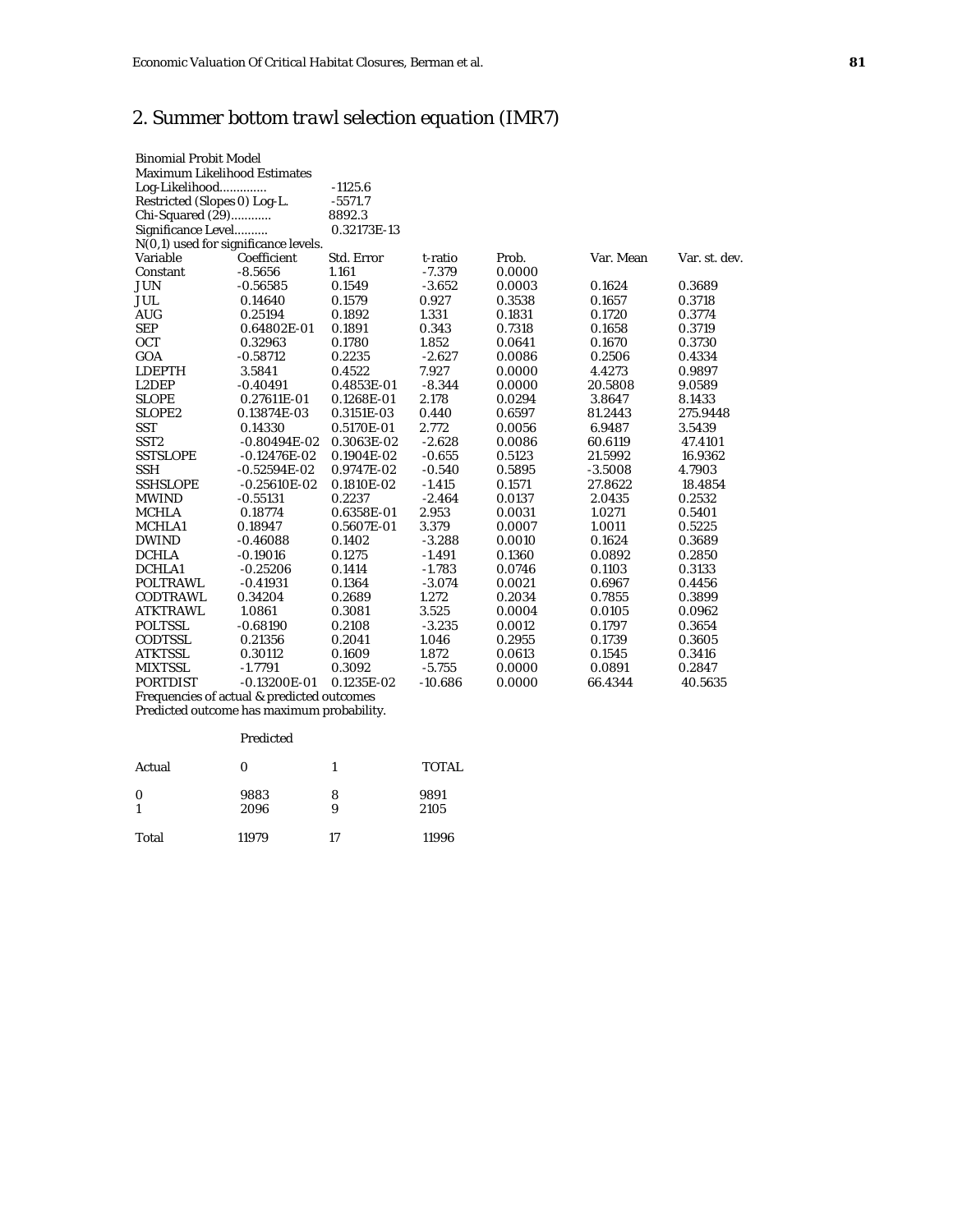## 2. Summer bottom trawl selection equation (IMR7)

Binomial Probit Model
Maximum Likelihood Estimates

| | |
|---|---|
| Log-Likelihood............. | -1125.6 |
| Restricted (Slopes 0) Log-L. | -5571.7 |
| Chi-Squared (29)............ | 8892.3 |
| Significance Level.......... | 0.32173E-13 |

N(0,1) used for significance levels.

| Variable | Coefficient | Std. Error | t-ratio | Prob. | Var. Mean | Var. st. dev. |
|---|---|---|---|---|---|---|
| Constant | -8.5656 | 1.161 | -7.379 | 0.0000 | | |
| JUN | -0.56585 | 0.1549 | -3.652 | 0.0003 | 0.1624 | 0.3689 |
| JUL | 0.14640 | 0.1579 | 0.927 | 0.3538 | 0.1657 | 0.3718 |
| AUG | 0.25194 | 0.1892 | 1.331 | 0.1831 | 0.1720 | 0.3774 |
| SEP | 0.64802E-01 | 0.1891 | 0.343 | 0.7318 | 0.1658 | 0.3719 |
| OCT | 0.32963 | 0.1780 | 1.852 | 0.0641 | 0.1670 | 0.3730 |
| GOA | -0.58712 | 0.2235 | -2.627 | 0.0086 | 0.2506 | 0.4334 |
| LDEPTH | 3.5841 | 0.4522 | 7.927 | 0.0000 | 4.4273 | 0.9897 |
| L2DEP | -0.40491 | 0.4853E-01 | -8.344 | 0.0000 | 20.5808 | 9.0589 |
| SLOPE | 0.27611E-01 | 0.1268E-01 | 2.178 | 0.0294 | 3.8647 | 8.1433 |
| SLOPE2 | 0.13874E-03 | 0.3151E-03 | 0.440 | 0.6597 | 81.2443 | 275.9448 |
| SST | 0.14330 | 0.5170E-01 | 2.772 | 0.0056 | 6.9487 | 3.5439 |
| SST2 | -0.80494E-02 | 0.3063E-02 | -2.628 | 0.0086 | 60.6119 | 47.4101 |
| SSTSLOPE | -0.12476E-02 | 0.1904E-02 | -0.655 | 0.5123 | 21.5992 | 16.9362 |
| SSH | -0.52594E-02 | 0.9747E-02 | -0.540 | 0.5895 | -3.5008 | 4.7903 |
| SSHSLOPE | -0.25610E-02 | 0.1810E-02 | -1.415 | 0.1571 | 27.8622 | 18.4854 |
| MWIND | -0.55131 | 0.2237 | -2.464 | 0.0137 | 2.0435 | 0.2532 |
| MCHLA | 0.18774 | 0.6358E-01 | 2.953 | 0.0031 | 1.0271 | 0.5401 |
| MCHLA1 | 0.18947 | 0.5607E-01 | 3.379 | 0.0007 | 1.0011 | 0.5225 |
| DWIND | -0.46088 | 0.1402 | -3.288 | 0.0010 | 0.1624 | 0.3689 |
| DCHLA | -0.19016 | 0.1275 | -1.491 | 0.1360 | 0.0892 | 0.2850 |
| DCHLA1 | -0.25206 | 0.1414 | -1.783 | 0.0746 | 0.1103 | 0.3133 |
| POLTRAWL | -0.41931 | 0.1364 | -3.074 | 0.0021 | 0.6967 | 0.4456 |
| CODTRAWL | 0.34204 | 0.2689 | 1.272 | 0.2034 | 0.7855 | 0.3899 |
| ATKTRAWL | 1.0861 | 0.3081 | 3.525 | 0.0004 | 0.0105 | 0.0962 |
| POLTSSL | -0.68190 | 0.2108 | -3.235 | 0.0012 | 0.1797 | 0.3654 |
| CODTSSL | 0.21356 | 0.2041 | 1.046 | 0.2955 | 0.1739 | 0.3605 |
| ATKTSSL | 0.30112 | 0.1609 | 1.872 | 0.0613 | 0.1545 | 0.3416 |
| MIXTSSL | -1.7791 | 0.3092 | -5.755 | 0.0000 | 0.0891 | 0.2847 |
| PORTDIST | -0.13200E-01 | 0.1235E-02 | -10.686 | 0.0000 | 66.4344 | 40.5635 |

Frequencies of actual & predicted outcomes
Predicted outcome has maximum probability.

| | Predicted | | |
|---|---|---|---|
| Actual | 0 | 1 | TOTAL |
| 0 | 9883 | 8 | 9891 |
| 1 | 2096 | 9 | 2105 |
| Total | 11979 | 17 | 11996 |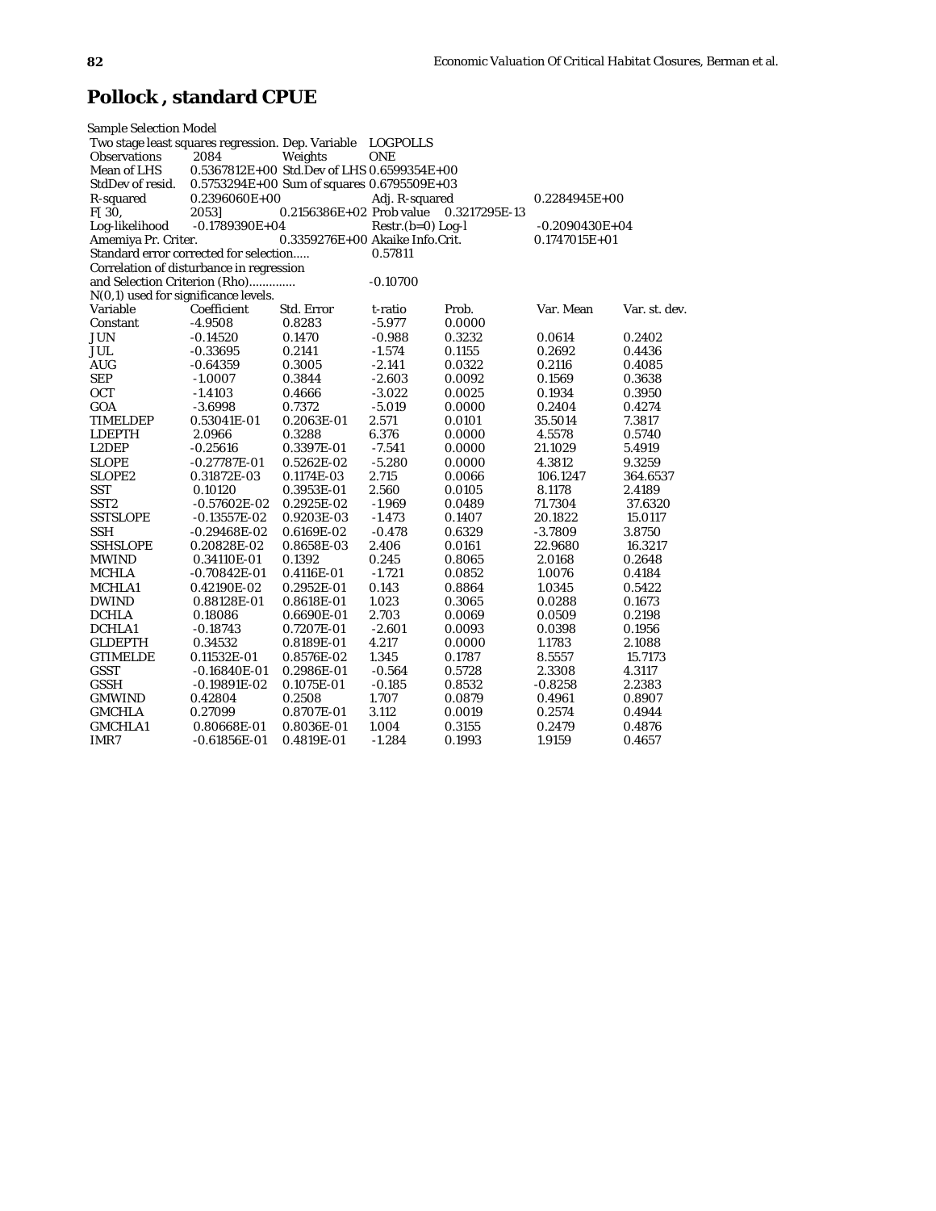# Pollock , standard CPUE

Sample Selection Model

| | | | | | |
|---|---|---|---|---|---|
| Two stage least squares regression. | Dep. Variable | LOGPOLLS | | | |
| Observations | 2084 | Weights | ONE | | |
| Mean of LHS | 0.5367812E+00 | Std.Dev of LHS | 0.6599354E+00 | | |
| StdDev of resid. | 0.5753294E+00 | Sum of squares | 0.6795509E+03 | | |
| R-squared | 0.2396060E+00 | Adj. R-squared | | 0.2284945E+00 | |
| F[ 30, | 2053] | 0.2156386E+02 | Prob value | 0.3217295E-13 | |
| Log-likelihood | -0.1789390E+04 | Restr.(b=0) Log-l | | -0.2090430E+04 | |
| Amemiya Pr. Criter. | | 0.3359276E+00 | Akaike Info.Crit. | 0.1747015E+01 | |
| Standard error corrected for selection..... | | | 0.57811 | | |
| Correlation of disturbance in regression and Selection Criterion (Rho)............. | | | -0.10700 | | |
| N(0,1) used for significance levels. | | | | | |

| Variable | Coefficient | Std. Error | t-ratio | Prob. | Var. Mean | Var. st. dev. |
|---|---|---|---|---|---|---|
| Constant | -4.9508 | 0.8283 | -5.977 | 0.0000 | | |
| JUN | -0.14520 | 0.1470 | -0.988 | 0.3232 | 0.0614 | 0.2402 |
| JUL | -0.33695 | 0.2141 | -1.574 | 0.1155 | 0.2692 | 0.4436 |
| AUG | -0.64359 | 0.3005 | -2.141 | 0.0322 | 0.2116 | 0.4085 |
| SEP | -1.0007 | 0.3844 | -2.603 | 0.0092 | 0.1569 | 0.3638 |
| OCT | -1.4103 | 0.4666 | -3.022 | 0.0025 | 0.1934 | 0.3950 |
| GOA | -3.6998 | 0.7372 | -5.019 | 0.0000 | 0.2404 | 0.4274 |
| TIMELDEP | 0.53041E-01 | 0.2063E-01 | 2.571 | 0.0101 | 35.5014 | 7.3817 |
| LDEPTH | 2.0966 | 0.3288 | 6.376 | 0.0000 | 4.5578 | 0.5740 |
| L2DEP | -0.25616 | 0.3397E-01 | -7.541 | 0.0000 | 21.1029 | 5.4919 |
| SLOPE | -0.27787E-01 | 0.5262E-02 | -5.280 | 0.0000 | 4.3812 | 9.3259 |
| SLOPE2 | 0.31872E-03 | 0.1174E-03 | 2.715 | 0.0066 | 106.1247 | 364.6537 |
| SST | 0.10120 | 0.3953E-01 | 2.560 | 0.0105 | 8.1178 | 2.4189 |
| SST2 | -0.57602E-02 | 0.2925E-02 | -1.969 | 0.0489 | 71.7304 | 37.6320 |
| SSTSLOPE | -0.13557E-02 | 0.9203E-03 | -1.473 | 0.1407 | 20.1822 | 15.0117 |
| SSH | -0.29468E-02 | 0.6169E-02 | -0.478 | 0.6329 | -3.7809 | 3.8750 |
| SSHSLOPE | 0.20828E-02 | 0.8658E-03 | 2.406 | 0.0161 | 22.9680 | 16.3217 |
| MWIND | 0.34110E-01 | 0.1392 | 0.245 | 0.8065 | 2.0168 | 0.2648 |
| MCHLA | -0.70842E-01 | 0.4116E-01 | -1.721 | 0.0852 | 1.0076 | 0.4184 |
| MCHLA1 | 0.42190E-02 | 0.2952E-01 | 0.143 | 0.8864 | 1.0345 | 0.5422 |
| DWIND | 0.88128E-01 | 0.8618E-01 | 1.023 | 0.3065 | 0.0288 | 0.1673 |
| DCHLA | 0.18086 | 0.6690E-01 | 2.703 | 0.0069 | 0.0509 | 0.2198 |
| DCHLA1 | -0.18743 | 0.7207E-01 | -2.601 | 0.0093 | 0.0398 | 0.1956 |
| GLDEPTH | 0.34532 | 0.8189E-01 | 4.217 | 0.0000 | 1.1783 | 2.1088 |
| GTIMELDE | 0.11532E-01 | 0.8576E-02 | 1.345 | 0.1787 | 8.5557 | 15.7173 |
| GSST | -0.16840E-01 | 0.2986E-01 | -0.564 | 0.5728 | 2.3308 | 4.3117 |
| GSSH | -0.19891E-02 | 0.1075E-01 | -0.185 | 0.8532 | -0.8258 | 2.2383 |
| GMWIND | 0.42804 | 0.2508 | 1.707 | 0.0879 | 0.4961 | 0.8907 |
| GMCHLA | 0.27099 | 0.8707E-01 | 3.112 | 0.0019 | 0.2574 | 0.4944 |
| GMCHLA1 | 0.80668E-01 | 0.8036E-01 | 1.004 | 0.3155 | 0.2479 | 0.4876 |
| IMR7 | -0.61856E-01 | 0.4819E-01 | -1.284 | 0.1993 | 1.9159 | 0.4657 |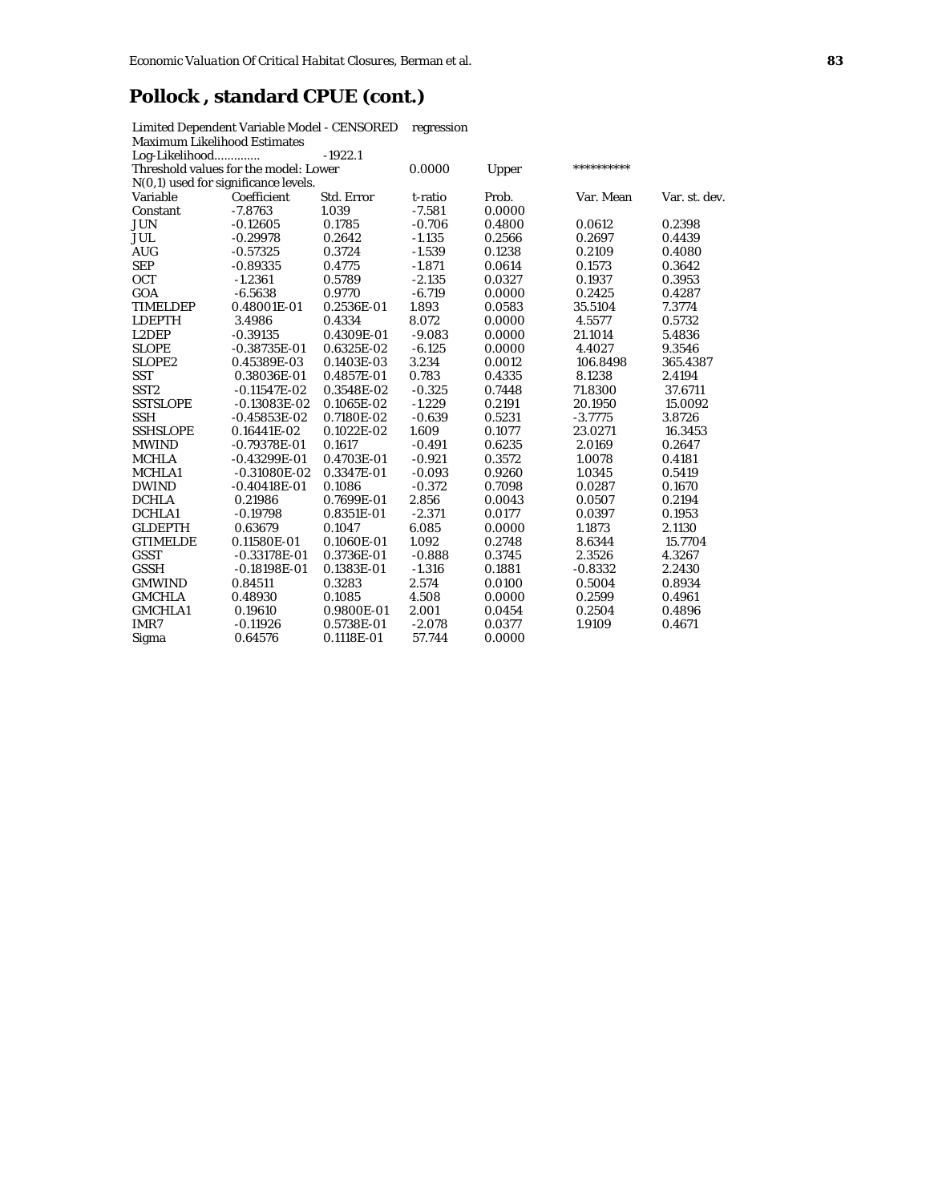# Pollock , standard CPUE (cont.)

Limited Dependent Variable Model - CENSORED regression
Maximum Likelihood Estimates
Log-Likelihood............. -1922.1
Threshold values for the model: Lower 0.0000 Upper **********
N(0,1) used for significance levels.

| Variable | Coefficient | Std. Error | t-ratio | Prob. | Var. Mean | Var. st. dev. |
|---|---|---|---|---|---|---|
| Constant | -7.8763 | 1.039 | -7.581 | 0.0000 | | |
| JUN | -0.12605 | 0.1785 | -0.706 | 0.4800 | 0.0612 | 0.2398 |
| JUL | -0.29978 | 0.2642 | -1.135 | 0.2566 | 0.2697 | 0.4439 |
| AUG | -0.57325 | 0.3724 | -1.539 | 0.1238 | 0.2109 | 0.4080 |
| SEP | -0.89335 | 0.4775 | -1.871 | 0.0614 | 0.1573 | 0.3642 |
| OCT | -1.2361 | 0.5789 | -2.135 | 0.0327 | 0.1937 | 0.3953 |
| GOA | -6.5638 | 0.9770 | -6.719 | 0.0000 | 0.2425 | 0.4287 |
| TIMELDEP | 0.48001E-01 | 0.2536E-01 | 1.893 | 0.0583 | 35.5104 | 7.3774 |
| LDEPTH | 3.4986 | 0.4334 | 8.072 | 0.0000 | 4.5577 | 0.5732 |
| L2DEP | -0.39135 | 0.4309E-01 | -9.083 | 0.0000 | 21.1014 | 5.4836 |
| SLOPE | -0.38735E-01 | 0.6325E-02 | -6.125 | 0.0000 | 4.4027 | 9.3546 |
| SLOPE2 | 0.45389E-03 | 0.1403E-03 | 3.234 | 0.0012 | 106.8498 | 365.4387 |
| SST | 0.38036E-01 | 0.4857E-01 | 0.783 | 0.4335 | 8.1238 | 2.4194 |
| SST2 | -0.11547E-02 | 0.3548E-02 | -0.325 | 0.7448 | 71.8300 | 37.6711 |
| SSTSLOPE | -0.13083E-02 | 0.1065E-02 | -1.229 | 0.2191 | 20.1950 | 15.0092 |
| SSH | -0.45853E-02 | 0.7180E-02 | -0.639 | 0.5231 | -3.7775 | 3.8726 |
| SSHSLOPE | 0.16441E-02 | 0.1022E-02 | 1.609 | 0.1077 | 23.0271 | 16.3453 |
| MWIND | -0.79378E-01 | 0.1617 | -0.491 | 0.6235 | 2.0169 | 0.2647 |
| MCHLA | -0.43299E-01 | 0.4703E-01 | -0.921 | 0.3572 | 1.0078 | 0.4181 |
| MCHLA1 | -0.31080E-02 | 0.3347E-01 | -0.093 | 0.9260 | 1.0345 | 0.5419 |
| DWIND | -0.40418E-01 | 0.1086 | -0.372 | 0.7098 | 0.0287 | 0.1670 |
| DCHLA | 0.21986 | 0.7699E-01 | 2.856 | 0.0043 | 0.0507 | 0.2194 |
| DCHLA1 | -0.19798 | 0.8351E-01 | -2.371 | 0.0177 | 0.0397 | 0.1953 |
| GLDEPTH | 0.63679 | 0.1047 | 6.085 | 0.0000 | 1.1873 | 2.1130 |
| GTIMELDE | 0.11580E-01 | 0.1060E-01 | 1.092 | 0.2748 | 8.6344 | 15.7704 |
| GSST | -0.33178E-01 | 0.3736E-01 | -0.888 | 0.3745 | 2.3526 | 4.3267 |
| GSSH | -0.18198E-01 | 0.1383E-01 | -1.316 | 0.1881 | -0.8332 | 2.2430 |
| GMWIND | 0.84511 | 0.3283 | 2.574 | 0.0100 | 0.5004 | 0.8934 |
| GMCHLA | 0.48930 | 0.1085 | 4.508 | 0.0000 | 0.2599 | 0.4961 |
| GMCHLA1 | 0.19610 | 0.9800E-01 | 2.001 | 0.0454 | 0.2504 | 0.4896 |
| IMR7 | -0.11926 | 0.5738E-01 | -2.078 | 0.0377 | 1.9109 | 0.4671 |
| Sigma | 0.64576 | 0.1118E-01 | 57.744 | 0.0000 | | |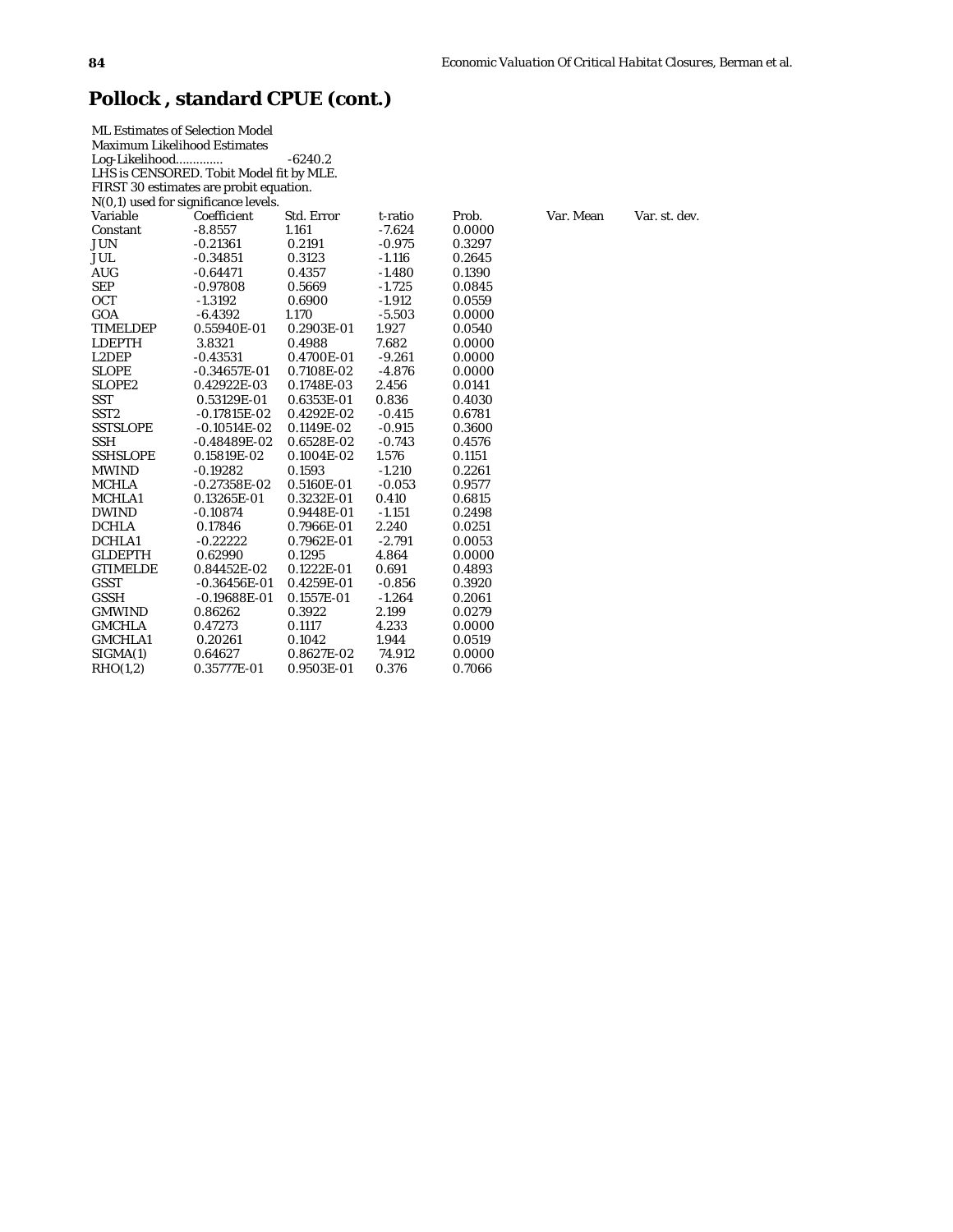## Pollock , standard CPUE (cont.)

ML Estimates of Selection Model
Maximum Likelihood Estimates
Log-Likelihood............. -6240.2
LHS is CENSORED. Tobit Model fit by MLE.
FIRST 30 estimates are probit equation.
N(0,1) used for significance levels.

| Variable | Coefficient | Std. Error | t-ratio | Prob. | Var. Mean | Var. st. dev. |
|---|---|---|---|---|---|---|
| Constant | -8.8557 | 1.161 | -7.624 | 0.0000 | | |
| JUN | -0.21361 | 0.2191 | -0.975 | 0.3297 | | |
| JUL | -0.34851 | 0.3123 | -1.116 | 0.2645 | | |
| AUG | -0.64471 | 0.4357 | -1.480 | 0.1390 | | |
| SEP | -0.97808 | 0.5669 | -1.725 | 0.0845 | | |
| OCT | -1.3192 | 0.6900 | -1.912 | 0.0559 | | |
| GOA | -6.4392 | 1.170 | -5.503 | 0.0000 | | |
| TIMELDEP | 0.55940E-01 | 0.2903E-01 | 1.927 | 0.0540 | | |
| LDEPTH | 3.8321 | 0.4988 | 7.682 | 0.0000 | | |
| L2DEP | -0.43531 | 0.4700E-01 | -9.261 | 0.0000 | | |
| SLOPE | -0.34657E-01 | 0.7108E-02 | -4.876 | 0.0000 | | |
| SLOPE2 | 0.42922E-03 | 0.1748E-03 | 2.456 | 0.0141 | | |
| SST | 0.53129E-01 | 0.6353E-01 | 0.836 | 0.4030 | | |
| SST2 | -0.17815E-02 | 0.4292E-02 | -0.415 | 0.6781 | | |
| SSTSLOPE | -0.10514E-02 | 0.1149E-02 | -0.915 | 0.3600 | | |
| SSH | -0.48489E-02 | 0.6528E-02 | -0.743 | 0.4576 | | |
| SSHSLOPE | 0.15819E-02 | 0.1004E-02 | 1.576 | 0.1151 | | |
| MWIND | -0.19282 | 0.1593 | -1.210 | 0.2261 | | |
| MCHLA | -0.27358E-02 | 0.5160E-01 | -0.053 | 0.9577 | | |
| MCHLA1 | 0.13265E-01 | 0.3232E-01 | 0.410 | 0.6815 | | |
| DWIND | -0.10874 | 0.9448E-01 | -1.151 | 0.2498 | | |
| DCHLA | 0.17846 | 0.7966E-01 | 2.240 | 0.0251 | | |
| DCHLA1 | -0.22222 | 0.7962E-01 | -2.791 | 0.0053 | | |
| GLDEPTH | 0.62990 | 0.1295 | 4.864 | 0.0000 | | |
| GTIMELDE | 0.84452E-02 | 0.1222E-01 | 0.691 | 0.4893 | | |
| GSST | -0.36456E-01 | 0.4259E-01 | -0.856 | 0.3920 | | |
| GSSH | -0.19688E-01 | 0.1557E-01 | -1.264 | 0.2061 | | |
| GMWIND | 0.86262 | 0.3922 | 2.199 | 0.0279 | | |
| GMCHLA | 0.47273 | 0.1117 | 4.233 | 0.0000 | | |
| GMCHLA1 | 0.20261 | 0.1042 | 1.944 | 0.0519 | | |
| SIGMA(1) | 0.64627 | 0.8627E-02 | 74.912 | 0.0000 | | |
| RHO(1,2) | 0.35777E-01 | 0.9503E-01 | 0.376 | 0.7066 | | |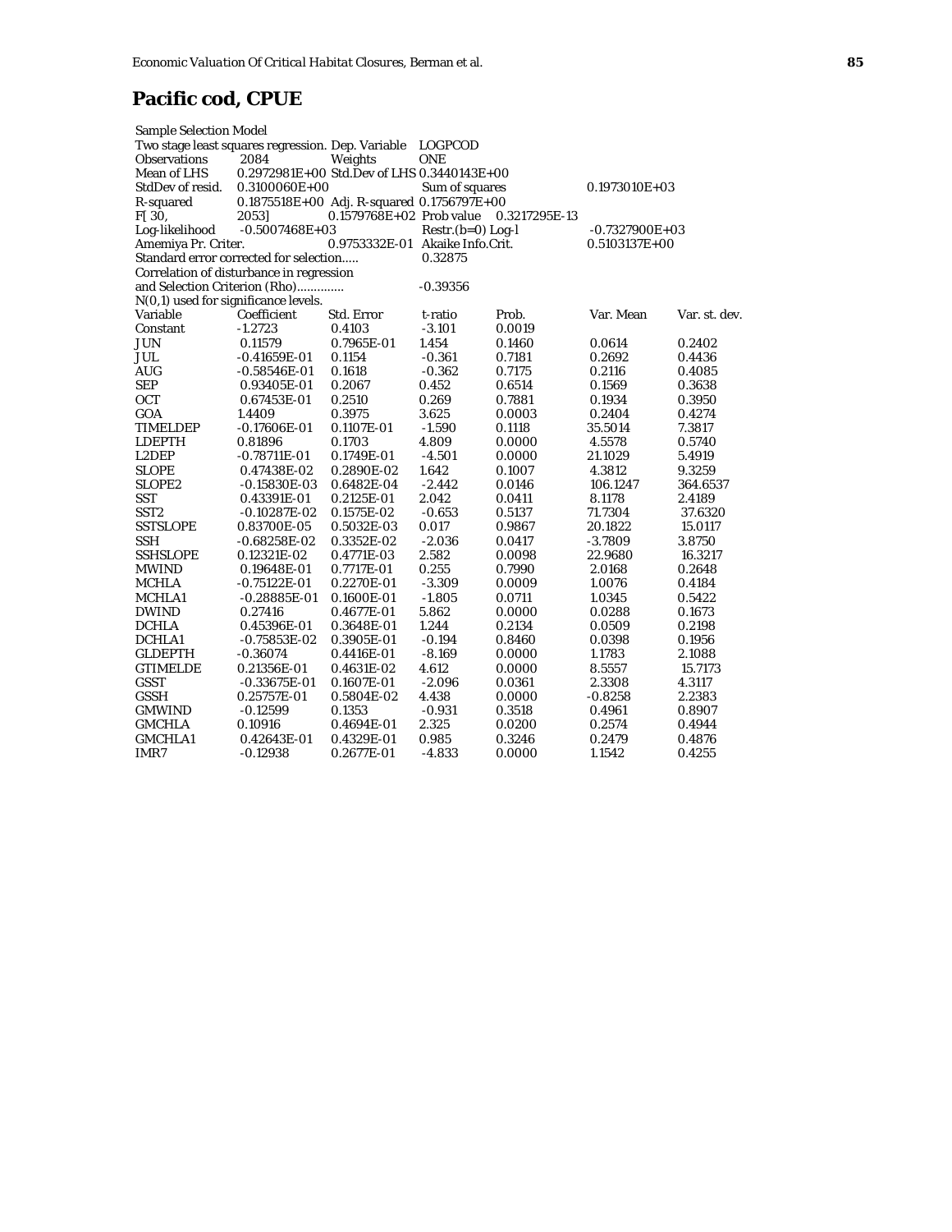## Pacific cod, CPUE

| Sample Selection Model | | | | | | |
|---|---|---|---|---|---|---|
| Two stage least squares regression. | | Dep. Variable | LOGPCOD | | | |
| Observations | 2084 | Weights | ONE | | | |
| Mean of LHS | 0.2972981E+00 | Std.Dev of LHS | 0.3440143E+00 | | | |
| StdDev of resid. | 0.3100060E+00 | | Sum of squares | | 0.1973010E+03 | |
| R-squared | 0.1875518E+00 | Adj. R-squared | 0.1756797E+00 | | | |
| F[ 30, | 2053] | 0.1579768E+02 | Prob value | 0.3217295E-13 | | |
| Log-likelihood | -0.5007468E+03 | | Restr.(b=0) Log-l | | -0.7327900E+03 | |
| Amemiya Pr. Criter. | | 0.9753332E-01 | Akaike Info.Crit. | | 0.5103137E+00 | |
| Standard error corrected for selection..... | | | 0.32875 | | | |
| Correlation of disturbance in regression | | | | | | |
| and Selection Criterion (Rho)............. | | | -0.39356 | | | |
| N(0,1) used for significance levels. | | | | | | |

| Variable | Coefficient | Std. Error | t-ratio | Prob. | Var. Mean | Var. st. dev. |
|---|---|---|---|---|---|---|
| Constant | -1.2723 | 0.4103 | -3.101 | 0.0019 | | |
| JUN | 0.11579 | 0.7965E-01 | 1.454 | 0.1460 | 0.0614 | 0.2402 |
| JUL | -0.41659E-01 | 0.1154 | -0.361 | 0.7181 | 0.2692 | 0.4436 |
| AUG | -0.58546E-01 | 0.1618 | -0.362 | 0.7175 | 0.2116 | 0.4085 |
| SEP | 0.93405E-01 | 0.2067 | 0.452 | 0.6514 | 0.1569 | 0.3638 |
| OCT | 0.67453E-01 | 0.2510 | 0.269 | 0.7881 | 0.1934 | 0.3950 |
| GOA | 1.4409 | 0.3975 | 3.625 | 0.0003 | 0.2404 | 0.4274 |
| TIMELDEP | -0.17606E-01 | 0.1107E-01 | -1.590 | 0.1118 | 35.5014 | 7.3817 |
| LDEPTH | 0.81896 | 0.1703 | 4.809 | 0.0000 | 4.5578 | 0.5740 |
| L2DEP | -0.78711E-01 | 0.1749E-01 | -4.501 | 0.0000 | 21.1029 | 5.4919 |
| SLOPE | 0.47438E-02 | 0.2890E-02 | 1.642 | 0.1007 | 4.3812 | 9.3259 |
| SLOPE2 | -0.15830E-03 | 0.6482E-04 | -2.442 | 0.0146 | 106.1247 | 364.6537 |
| SST | 0.43391E-01 | 0.2125E-01 | 2.042 | 0.0411 | 8.1178 | 2.4189 |
| SST2 | -0.10287E-02 | 0.1575E-02 | -0.653 | 0.5137 | 71.7304 | 37.6320 |
| SSTSLOPE | 0.83700E-05 | 0.5032E-03 | 0.017 | 0.9867 | 20.1822 | 15.0117 |
| SSH | -0.68258E-02 | 0.3352E-02 | -2.036 | 0.0417 | -3.7809 | 3.8750 |
| SSHSLOPE | 0.12321E-02 | 0.4771E-03 | 2.582 | 0.0098 | 22.9680 | 16.3217 |
| MWIND | 0.19648E-01 | 0.7717E-01 | 0.255 | 0.7990 | 2.0168 | 0.2648 |
| MCHLA | -0.75122E-01 | 0.2270E-01 | -3.309 | 0.0009 | 1.0076 | 0.4184 |
| MCHLA1 | -0.28885E-01 | 0.1600E-01 | -1.805 | 0.0711 | 1.0345 | 0.5422 |
| DWIND | 0.27416 | 0.4677E-01 | 5.862 | 0.0000 | 0.0288 | 0.1673 |
| DCHLA | 0.45396E-01 | 0.3648E-01 | 1.244 | 0.2134 | 0.0509 | 0.2198 |
| DCHLA1 | -0.75853E-02 | 0.3905E-01 | -0.194 | 0.8460 | 0.0398 | 0.1956 |
| GLDEPTH | -0.36074 | 0.4416E-01 | -8.169 | 0.0000 | 1.1783 | 2.1088 |
| GTIMELDE | 0.21356E-01 | 0.4631E-02 | 4.612 | 0.0000 | 8.5557 | 15.7173 |
| GSST | -0.33675E-01 | 0.1607E-01 | -2.096 | 0.0361 | 2.3308 | 4.3117 |
| GSSH | 0.25757E-01 | 0.5804E-02 | 4.438 | 0.0000 | -0.8258 | 2.2383 |
| GMWIND | -0.12599 | 0.1353 | -0.931 | 0.3518 | 0.4961 | 0.8907 |
| GMCHLA | 0.10916 | 0.4694E-01 | 2.325 | 0.0200 | 0.2574 | 0.4944 |
| GMCHLA1 | 0.42643E-01 | 0.4329E-01 | 0.985 | 0.3246 | 0.2479 | 0.4876 |
| IMR7 | -0.12938 | 0.2677E-01 | -4.833 | 0.0000 | 1.1542 | 0.4255 |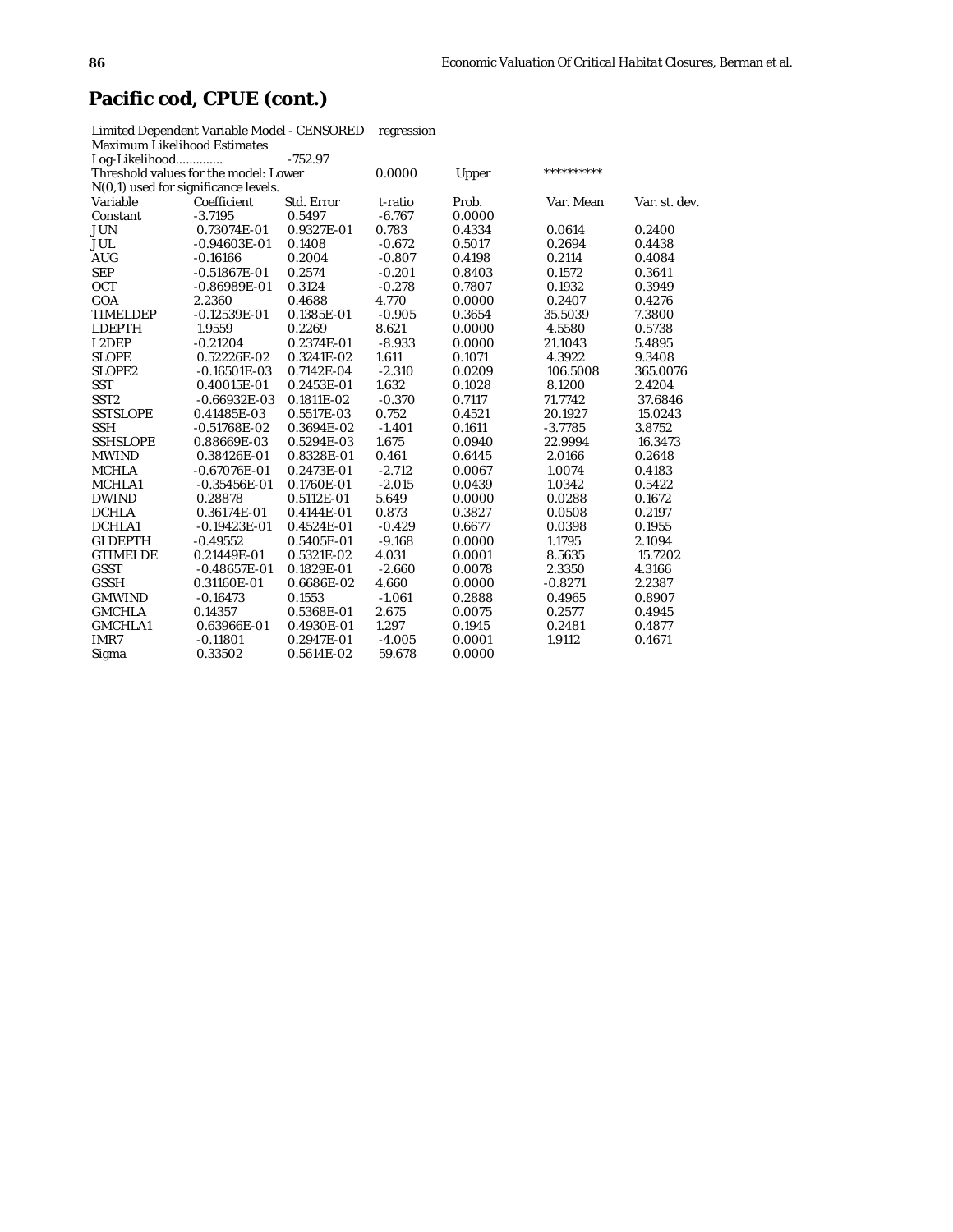## Pacific cod, CPUE (cont.)

Limited Dependent Variable Model - CENSORED regression
Maximum Likelihood Estimates
Log-Likelihood............. -752.97
Threshold values for the model: Lower 0.0000 Upper **********
N(0,1) used for significance levels.

| Variable | Coefficient | Std. Error | t-ratio | Prob. | Var. Mean | Var. st. dev. |
|---|---|---|---|---|---|---|
| Constant | -3.7195 | 0.5497 | -6.767 | 0.0000 | | |
| JUN | 0.73074E-01 | 0.9327E-01 | 0.783 | 0.4334 | 0.0614 | 0.2400 |
| JUL | -0.94603E-01 | 0.1408 | -0.672 | 0.5017 | 0.2694 | 0.4438 |
| AUG | -0.16166 | 0.2004 | -0.807 | 0.4198 | 0.2114 | 0.4084 |
| SEP | -0.51867E-01 | 0.2574 | -0.201 | 0.8403 | 0.1572 | 0.3641 |
| OCT | -0.86989E-01 | 0.3124 | -0.278 | 0.7807 | 0.1932 | 0.3949 |
| GOA | 2.2360 | 0.4688 | 4.770 | 0.0000 | 0.2407 | 0.4276 |
| TIMELDEP | -0.12539E-01 | 0.1385E-01 | -0.905 | 0.3654 | 35.5039 | 7.3800 |
| LDEPTH | 1.9559 | 0.2269 | 8.621 | 0.0000 | 4.5580 | 0.5738 |
| L2DEP | -0.21204 | 0.2374E-01 | -8.933 | 0.0000 | 21.1043 | 5.4895 |
| SLOPE | 0.52226E-02 | 0.3241E-02 | 1.611 | 0.1071 | 4.3922 | 9.3408 |
| SLOPE2 | -0.16501E-03 | 0.7142E-04 | -2.310 | 0.0209 | 106.5008 | 365.0076 |
| SST | 0.40015E-01 | 0.2453E-01 | 1.632 | 0.1028 | 8.1200 | 2.4204 |
| SST2 | -0.66932E-03 | 0.1811E-02 | -0.370 | 0.7117 | 71.7742 | 37.6846 |
| SSTSLOPE | 0.41485E-03 | 0.5517E-03 | 0.752 | 0.4521 | 20.1927 | 15.0243 |
| SSH | -0.51768E-02 | 0.3694E-02 | -1.401 | 0.1611 | -3.7785 | 3.8752 |
| SSHSLOPE | 0.88669E-03 | 0.5294E-03 | 1.675 | 0.0940 | 22.9994 | 16.3473 |
| MWIND | 0.38426E-01 | 0.8328E-01 | 0.461 | 0.6445 | 2.0166 | 0.2648 |
| MCHLA | -0.67076E-01 | 0.2473E-01 | -2.712 | 0.0067 | 1.0074 | 0.4183 |
| MCHLA1 | -0.35456E-01 | 0.1760E-01 | -2.015 | 0.0439 | 1.0342 | 0.5422 |
| DWIND | 0.28878 | 0.5112E-01 | 5.649 | 0.0000 | 0.0288 | 0.1672 |
| DCHLA | 0.36174E-01 | 0.4144E-01 | 0.873 | 0.3827 | 0.0508 | 0.2197 |
| DCHLA1 | -0.19423E-01 | 0.4524E-01 | -0.429 | 0.6677 | 0.0398 | 0.1955 |
| GLDEPTH | -0.49552 | 0.5405E-01 | -9.168 | 0.0000 | 1.1795 | 2.1094 |
| GTIMELDE | 0.21449E-01 | 0.5321E-02 | 4.031 | 0.0001 | 8.5635 | 15.7202 |
| GSST | -0.48657E-01 | 0.1829E-01 | -2.660 | 0.0078 | 2.3350 | 4.3166 |
| GSSH | 0.31160E-01 | 0.6686E-02 | 4.660 | 0.0000 | -0.8271 | 2.2387 |
| GMWIND | -0.16473 | 0.1553 | -1.061 | 0.2888 | 0.4965 | 0.8907 |
| GMCHLA | 0.14357 | 0.5368E-01 | 2.675 | 0.0075 | 0.2577 | 0.4945 |
| GMCHLA1 | 0.63966E-01 | 0.4930E-01 | 1.297 | 0.1945 | 0.2481 | 0.4877 |
| IMR7 | -0.11801 | 0.2947E-01 | -4.005 | 0.0001 | 1.9112 | 0.4671 |
| Sigma | 0.33502 | 0.5614E-02 | 59.678 | 0.0000 | | |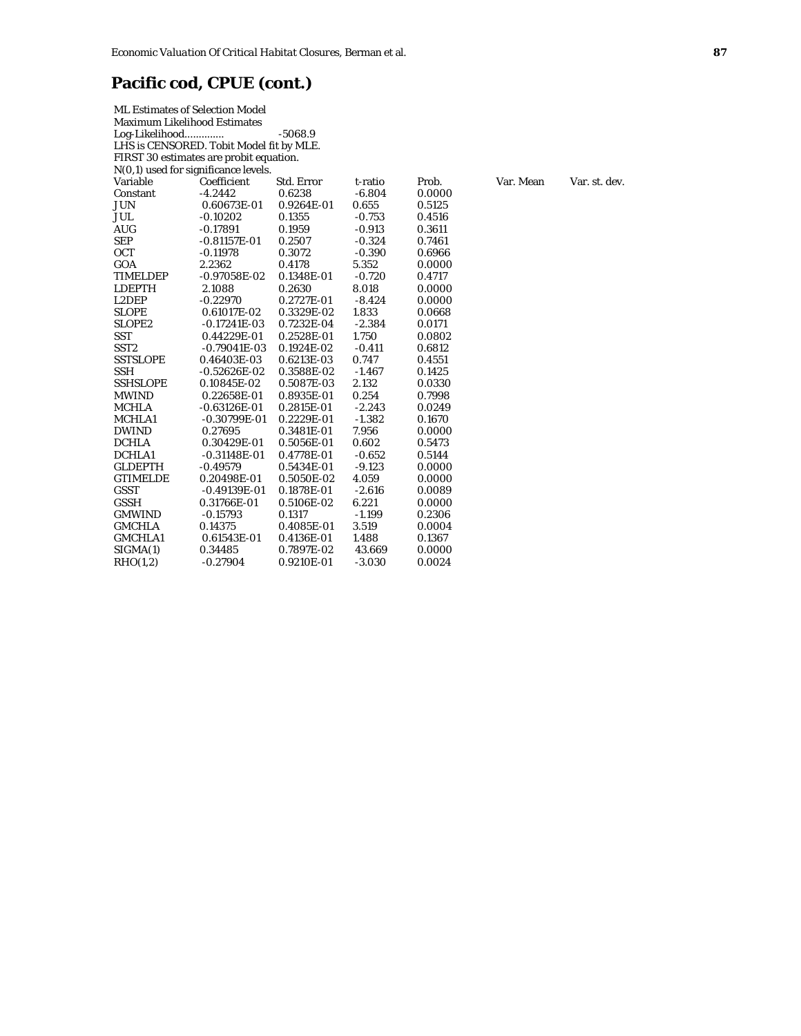## Pacific cod, CPUE (cont.)

ML Estimates of Selection Model
Maximum Likelihood Estimates
Log-Likelihood............. -5068.9
LHS is CENSORED. Tobit Model fit by MLE.
FIRST 30 estimates are probit equation.
N(0,1) used for significance levels.

| Variable | Coefficient | Std. Error | t-ratio | Prob. | Var. Mean | Var. st. dev. |
|---|---|---|---|---|---|---|
| Constant | -4.2442 | 0.6238 | -6.804 | 0.0000 | | |
| JUN | 0.60673E-01 | 0.9264E-01 | 0.655 | 0.5125 | | |
| JUL | -0.10202 | 0.1355 | -0.753 | 0.4516 | | |
| AUG | -0.17891 | 0.1959 | -0.913 | 0.3611 | | |
| SEP | -0.81157E-01 | 0.2507 | -0.324 | 0.7461 | | |
| OCT | -0.11978 | 0.3072 | -0.390 | 0.6966 | | |
| GOA | 2.2362 | 0.4178 | 5.352 | 0.0000 | | |
| TIMELDEP | -0.97058E-02 | 0.1348E-01 | -0.720 | 0.4717 | | |
| LDEPTH | 2.1088 | 0.2630 | 8.018 | 0.0000 | | |
| L2DEP | -0.22970 | 0.2727E-01 | -8.424 | 0.0000 | | |
| SLOPE | 0.61017E-02 | 0.3329E-02 | 1.833 | 0.0668 | | |
| SLOPE2 | -0.17241E-03 | 0.7232E-04 | -2.384 | 0.0171 | | |
| SST | 0.44229E-01 | 0.2528E-01 | 1.750 | 0.0802 | | |
| SST2 | -0.79041E-03 | 0.1924E-02 | -0.411 | 0.6812 | | |
| SSTSLOPE | 0.46403E-03 | 0.6213E-03 | 0.747 | 0.4551 | | |
| SSH | -0.52626E-02 | 0.3588E-02 | -1.467 | 0.1425 | | |
| SSHSLOPE | 0.10845E-02 | 0.5087E-03 | 2.132 | 0.0330 | | |
| MWIND | 0.22658E-01 | 0.8935E-01 | 0.254 | 0.7998 | | |
| MCHLA | -0.63126E-01 | 0.2815E-01 | -2.243 | 0.0249 | | |
| MCHLA1 | -0.30799E-01 | 0.2229E-01 | -1.382 | 0.1670 | | |
| DWIND | 0.27695 | 0.3481E-01 | 7.956 | 0.0000 | | |
| DCHLA | 0.30429E-01 | 0.5056E-01 | 0.602 | 0.5473 | | |
| DCHLA1 | -0.31148E-01 | 0.4778E-01 | -0.652 | 0.5144 | | |
| GLDEPTH | -0.49579 | 0.5434E-01 | -9.123 | 0.0000 | | |
| GTIMELDE | 0.20498E-01 | 0.5050E-02 | 4.059 | 0.0000 | | |
| GSST | -0.49139E-01 | 0.1878E-01 | -2.616 | 0.0089 | | |
| GSSH | 0.31766E-01 | 0.5106E-02 | 6.221 | 0.0000 | | |
| GMWIND | -0.15793 | 0.1317 | -1.199 | 0.2306 | | |
| GMCHLA | 0.14375 | 0.4085E-01 | 3.519 | 0.0004 | | |
| GMCHLA1 | 0.61543E-01 | 0.4136E-01 | 1.488 | 0.1367 | | |
| SIGMA(1) | 0.34485 | 0.7897E-02 | 43.669 | 0.0000 | | |
| RHO(1,2) | -0.27904 | 0.9210E-01 | -3.030 | 0.0024 | | |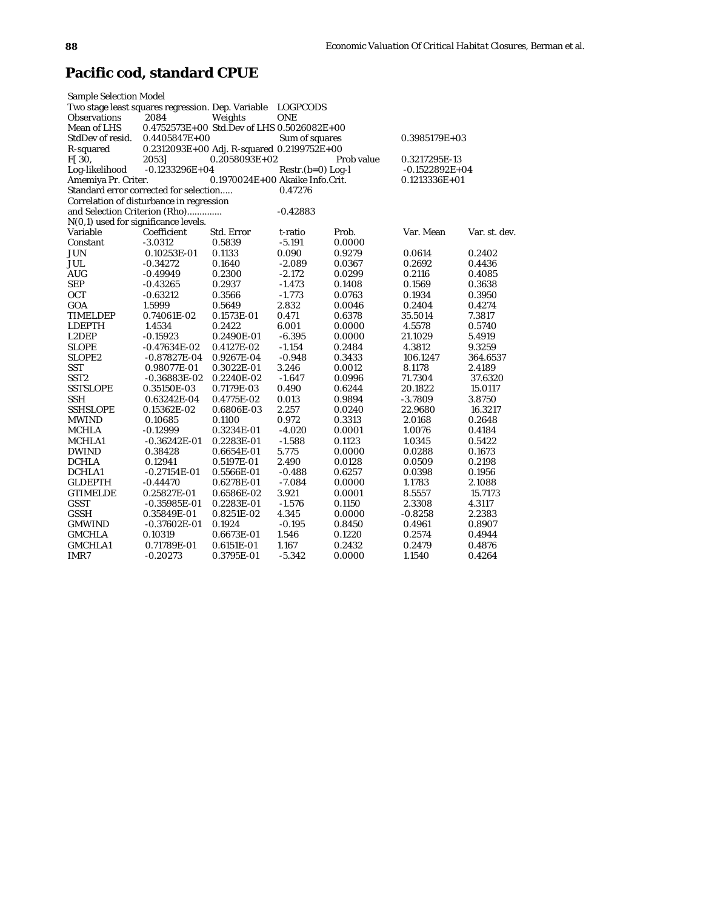# Pacific cod, standard CPUE

| | | | | | |
|---|---|---|---|---|---|
| Sample Selection Model | | | | | |
| Two stage least squares regression. Dep. Variable | | LOGPCODS | | | |
| Observations | 2084 | Weights | ONE | | |
| Mean of LHS | 0.4752573E+00 | Std.Dev of LHS | 0.5026082E+00 | | |
| StdDev of resid. | 0.4405847E+00 | Sum of squares | | 0.3985179E+03 | |
| R-squared | 0.2312093E+00 | Adj. R-squared | 0.2199752E+00 | | |
| F[ 30, | 2053] | 0.2058093E+02 | Prob value | 0.3217295E-13 | |
| Log-likelihood | -0.1233296E+04 | Restr.(b=0) Log-l | | -0.1522892E+04 | |
| Amemiya Pr. Criter. | | 0.1970024E+00 | Akaike Info.Crit. | 0.1213336E+01 | |
| Standard error corrected for selection..... | | | 0.47276 | | |
| Correlation of disturbance in regression | | | | | |
| and Selection Criterion (Rho)............. | | | -0.42883 | | |
| N(0,1) used for significance levels. | | | | | |

| Variable | Coefficient | Std. Error | t-ratio | Prob. | Var. Mean | Var. st. dev. |
|---|---|---|---|---|---|---|
| Constant | -3.0312 | 0.5839 | -5.191 | 0.0000 | | |
| JUN | 0.10253E-01 | 0.1133 | 0.090 | 0.9279 | 0.0614 | 0.2402 |
| JUL | -0.34272 | 0.1640 | -2.089 | 0.0367 | 0.2692 | 0.4436 |
| AUG | -0.49949 | 0.2300 | -2.172 | 0.0299 | 0.2116 | 0.4085 |
| SEP | -0.43265 | 0.2937 | -1.473 | 0.1408 | 0.1569 | 0.3638 |
| OCT | -0.63212 | 0.3566 | -1.773 | 0.0763 | 0.1934 | 0.3950 |
| GOA | 1.5999 | 0.5649 | 2.832 | 0.0046 | 0.2404 | 0.4274 |
| TIMELDEP | 0.74061E-02 | 0.1573E-01 | 0.471 | 0.6378 | 35.5014 | 7.3817 |
| LDEPTH | 1.4534 | 0.2422 | 6.001 | 0.0000 | 4.5578 | 0.5740 |
| L2DEP | -0.15923 | 0.2490E-01 | -6.395 | 0.0000 | 21.1029 | 5.4919 |
| SLOPE | -0.47634E-02 | 0.4127E-02 | -1.154 | 0.2484 | 4.3812 | 9.3259 |
| SLOPE2 | -0.87827E-04 | 0.9267E-04 | -0.948 | 0.3433 | 106.1247 | 364.6537 |
| SST | 0.98077E-01 | 0.3022E-01 | 3.246 | 0.0012 | 8.1178 | 2.4189 |
| SST2 | -0.36883E-02 | 0.2240E-02 | -1.647 | 0.0996 | 71.7304 | 37.6320 |
| SSTSLOPE | 0.35150E-03 | 0.7179E-03 | 0.490 | 0.6244 | 20.1822 | 15.0117 |
| SSH | 0.63242E-04 | 0.4775E-02 | 0.013 | 0.9894 | -3.7809 | 3.8750 |
| SSHSLOPE | 0.15362E-02 | 0.6806E-03 | 2.257 | 0.0240 | 22.9680 | 16.3217 |
| MWIND | 0.10685 | 0.1100 | 0.972 | 0.3313 | 2.0168 | 0.2648 |
| MCHLA | -0.12999 | 0.3234E-01 | -4.020 | 0.0001 | 1.0076 | 0.4184 |
| MCHLA1 | -0.36242E-01 | 0.2283E-01 | -1.588 | 0.1123 | 1.0345 | 0.5422 |
| DWIND | 0.38428 | 0.6654E-01 | 5.775 | 0.0000 | 0.0288 | 0.1673 |
| DCHLA | 0.12941 | 0.5197E-01 | 2.490 | 0.0128 | 0.0509 | 0.2198 |
| DCHLA1 | -0.27154E-01 | 0.5566E-01 | -0.488 | 0.6257 | 0.0398 | 0.1956 |
| GLDEPTH | -0.44470 | 0.6278E-01 | -7.084 | 0.0000 | 1.1783 | 2.1088 |
| GTIMELDE | 0.25827E-01 | 0.6586E-02 | 3.921 | 0.0001 | 8.5557 | 15.7173 |
| GSST | -0.35985E-01 | 0.2283E-01 | -1.576 | 0.1150 | 2.3308 | 4.3117 |
| GSSH | 0.35849E-01 | 0.8251E-02 | 4.345 | 0.0000 | -0.8258 | 2.2383 |
| GMWIND | -0.37602E-01 | 0.1924 | -0.195 | 0.8450 | 0.4961 | 0.8907 |
| GMCHLA | 0.10319 | 0.6673E-01 | 1.546 | 0.1220 | 0.2574 | 0.4944 |
| GMCHLA1 | 0.71789E-01 | 0.6151E-01 | 1.167 | 0.2432 | 0.2479 | 0.4876 |
| IMR7 | -0.20273 | 0.3795E-01 | -5.342 | 0.0000 | 1.1540 | 0.4264 |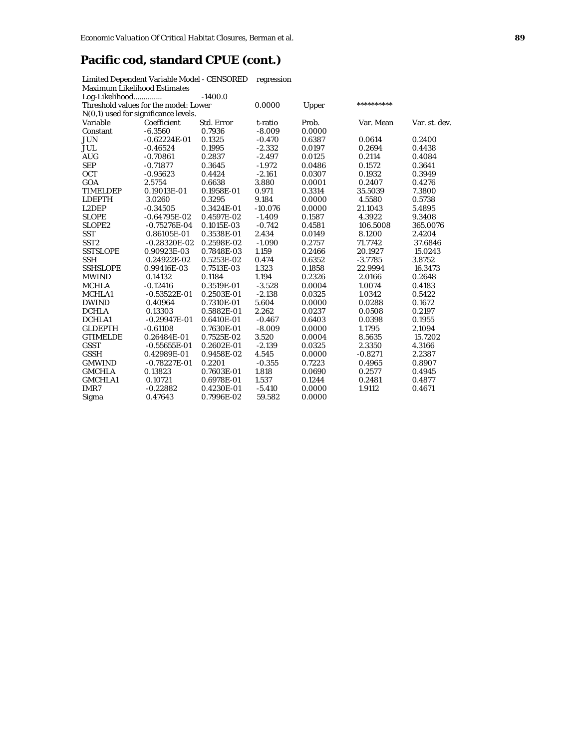## Pacific cod, standard CPUE (cont.)

Limited Dependent Variable Model - CENSORED regression
Maximum Likelihood Estimates
Log-Likelihood............. -1400.0
Threshold values for the model: Lower 0.0000 Upper **********
N(0,1) used for significance levels.

| Variable | Coefficient | Std. Error | t-ratio | Prob. | Var. Mean | Var. st. dev. |
|---|---|---|---|---|---|---|
| Constant | -6.3560 | 0.7936 | -8.009 | 0.0000 | | |
| JUN | -0.62224E-01 | 0.1325 | -0.470 | 0.6387 | 0.0614 | 0.2400 |
| JUL | -0.46524 | 0.1995 | -2.332 | 0.0197 | 0.2694 | 0.4438 |
| AUG | -0.70861 | 0.2837 | -2.497 | 0.0125 | 0.2114 | 0.4084 |
| SEP | -0.71877 | 0.3645 | -1.972 | 0.0486 | 0.1572 | 0.3641 |
| OCT | -0.95623 | 0.4424 | -2.161 | 0.0307 | 0.1932 | 0.3949 |
| GOA | 2.5754 | 0.6638 | 3.880 | 0.0001 | 0.2407 | 0.4276 |
| TIMELDEP | 0.19013E-01 | 0.1958E-01 | 0.971 | 0.3314 | 35.5039 | 7.3800 |
| LDEPTH | 3.0260 | 0.3295 | 9.184 | 0.0000 | 4.5580 | 0.5738 |
| L2DEP | -0.34505 | 0.3424E-01 | -10.076 | 0.0000 | 21.1043 | 5.4895 |
| SLOPE | -0.64795E-02 | 0.4597E-02 | -1.409 | 0.1587 | 4.3922 | 9.3408 |
| SLOPE2 | -0.75276E-04 | 0.1015E-03 | -0.742 | 0.4581 | 106.5008 | 365.0076 |
| SST | 0.86105E-01 | 0.3538E-01 | 2.434 | 0.0149 | 8.1200 | 2.4204 |
| SST2 | -0.28320E-02 | 0.2598E-02 | -1.090 | 0.2757 | 71.7742 | 37.6846 |
| SSTSLOPE | 0.90923E-03 | 0.7848E-03 | 1.159 | 0.2466 | 20.1927 | 15.0243 |
| SSH | 0.24922E-02 | 0.5253E-02 | 0.474 | 0.6352 | -3.7785 | 3.8752 |
| SSHSLOPE | 0.99416E-03 | 0.7513E-03 | 1.323 | 0.1858 | 22.9994 | 16.3473 |
| MWIND | 0.14132 | 0.1184 | 1.194 | 0.2326 | 2.0166 | 0.2648 |
| MCHLA | -0.12416 | 0.3519E-01 | -3.528 | 0.0004 | 1.0074 | 0.4183 |
| MCHLA1 | -0.53522E-01 | 0.2503E-01 | -2.138 | 0.0325 | 1.0342 | 0.5422 |
| DWIND | 0.40964 | 0.7310E-01 | 5.604 | 0.0000 | 0.0288 | 0.1672 |
| DCHLA | 0.13303 | 0.5882E-01 | 2.262 | 0.0237 | 0.0508 | 0.2197 |
| DCHLA1 | -0.29947E-01 | 0.6410E-01 | -0.467 | 0.6403 | 0.0398 | 0.1955 |
| GLDEPTH | -0.61108 | 0.7630E-01 | -8.009 | 0.0000 | 1.1795 | 2.1094 |
| GTIMELDE | 0.26484E-01 | 0.7525E-02 | 3.520 | 0.0004 | 8.5635 | 15.7202 |
| GSST | -0.55655E-01 | 0.2602E-01 | -2.139 | 0.0325 | 2.3350 | 4.3166 |
| GSSH | 0.42989E-01 | 0.9458E-02 | 4.545 | 0.0000 | -0.8271 | 2.2387 |
| GMWIND | -0.78227E-01 | 0.2201 | -0.355 | 0.7223 | 0.4965 | 0.8907 |
| GMCHLA | 0.13823 | 0.7603E-01 | 1.818 | 0.0690 | 0.2577 | 0.4945 |
| GMCHLA1 | 0.10721 | 0.6978E-01 | 1.537 | 0.1244 | 0.2481 | 0.4877 |
| IMR7 | -0.22882 | 0.4230E-01 | -5.410 | 0.0000 | 1.9112 | 0.4671 |
| Sigma | 0.47643 | 0.7996E-02 | 59.582 | 0.0000 | | |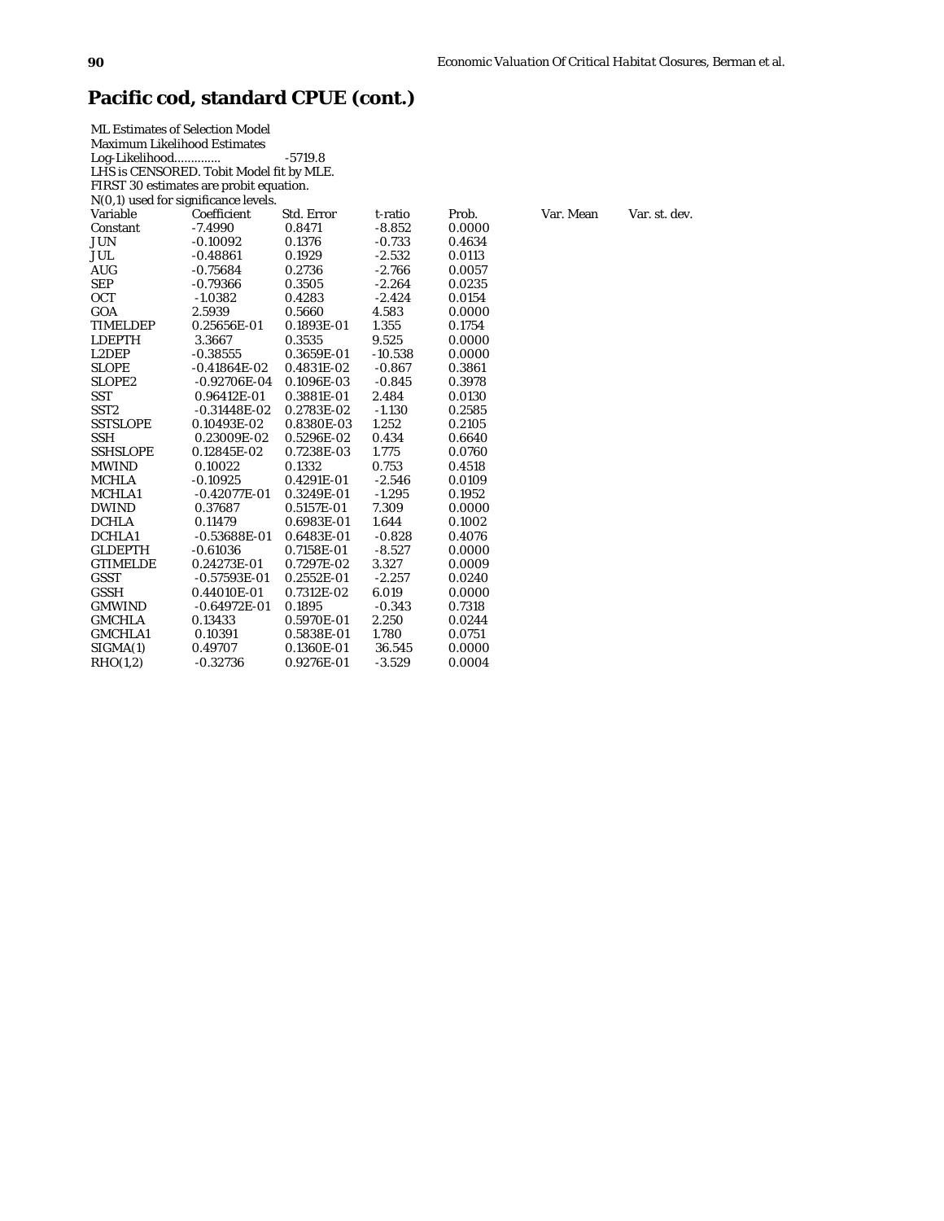## Pacific cod, standard CPUE (cont.)

ML Estimates of Selection Model
Maximum Likelihood Estimates
Log-Likelihood............. -5719.8
LHS is CENSORED. Tobit Model fit by MLE.
FIRST 30 estimates are probit equation.
N(0,1) used for significance levels.

| Variable | Coefficient | Std. Error | t-ratio | Prob. | Var. Mean | Var. st. dev. |
|---|---|---|---|---|---|---|
| Constant | -7.4990 | 0.8471 | -8.852 | 0.0000 | | |
| JUN | -0.10092 | 0.1376 | -0.733 | 0.4634 | | |
| JUL | -0.48861 | 0.1929 | -2.532 | 0.0113 | | |
| AUG | -0.75684 | 0.2736 | -2.766 | 0.0057 | | |
| SEP | -0.79366 | 0.3505 | -2.264 | 0.0235 | | |
| OCT | -1.0382 | 0.4283 | -2.424 | 0.0154 | | |
| GOA | 2.5939 | 0.5660 | 4.583 | 0.0000 | | |
| TIMELDEP | 0.25656E-01 | 0.1893E-01 | 1.355 | 0.1754 | | |
| LDEPTH | 3.3667 | 0.3535 | 9.525 | 0.0000 | | |
| L2DEP | -0.38555 | 0.3659E-01 | -10.538 | 0.0000 | | |
| SLOPE | -0.41864E-02 | 0.4831E-02 | -0.867 | 0.3861 | | |
| SLOPE2 | -0.92706E-04 | 0.1096E-03 | -0.845 | 0.3978 | | |
| SST | 0.96412E-01 | 0.3881E-01 | 2.484 | 0.0130 | | |
| SST2 | -0.31448E-02 | 0.2783E-02 | -1.130 | 0.2585 | | |
| SSTSLOPE | 0.10493E-02 | 0.8380E-03 | 1.252 | 0.2105 | | |
| SSH | 0.23009E-02 | 0.5296E-02 | 0.434 | 0.6640 | | |
| SSHSLOPE | 0.12845E-02 | 0.7238E-03 | 1.775 | 0.0760 | | |
| MWIND | 0.10022 | 0.1332 | 0.753 | 0.4518 | | |
| MCHLA | -0.10925 | 0.4291E-01 | -2.546 | 0.0109 | | |
| MCHLA1 | -0.42077E-01 | 0.3249E-01 | -1.295 | 0.1952 | | |
| DWIND | 0.37687 | 0.5157E-01 | 7.309 | 0.0000 | | |
| DCHLA | 0.11479 | 0.6983E-01 | 1.644 | 0.1002 | | |
| DCHLA1 | -0.53688E-01 | 0.6483E-01 | -0.828 | 0.4076 | | |
| GLDEPTH | -0.61036 | 0.7158E-01 | -8.527 | 0.0000 | | |
| GTIMELDE | 0.24273E-01 | 0.7297E-02 | 3.327 | 0.0009 | | |
| GSST | -0.57593E-01 | 0.2552E-01 | -2.257 | 0.0240 | | |
| GSSH | 0.44010E-01 | 0.7312E-02 | 6.019 | 0.0000 | | |
| GMWIND | -0.64972E-01 | 0.1895 | -0.343 | 0.7318 | | |
| GMCHLA | 0.13433 | 0.5970E-01 | 2.250 | 0.0244 | | |
| GMCHLA1 | 0.10391 | 0.5838E-01 | 1.780 | 0.0751 | | |
| SIGMA(1) | 0.49707 | 0.1360E-01 | 36.545 | 0.0000 | | |
| RHO(1,2) | -0.32736 | 0.9276E-01 | -3.529 | 0.0004 | | |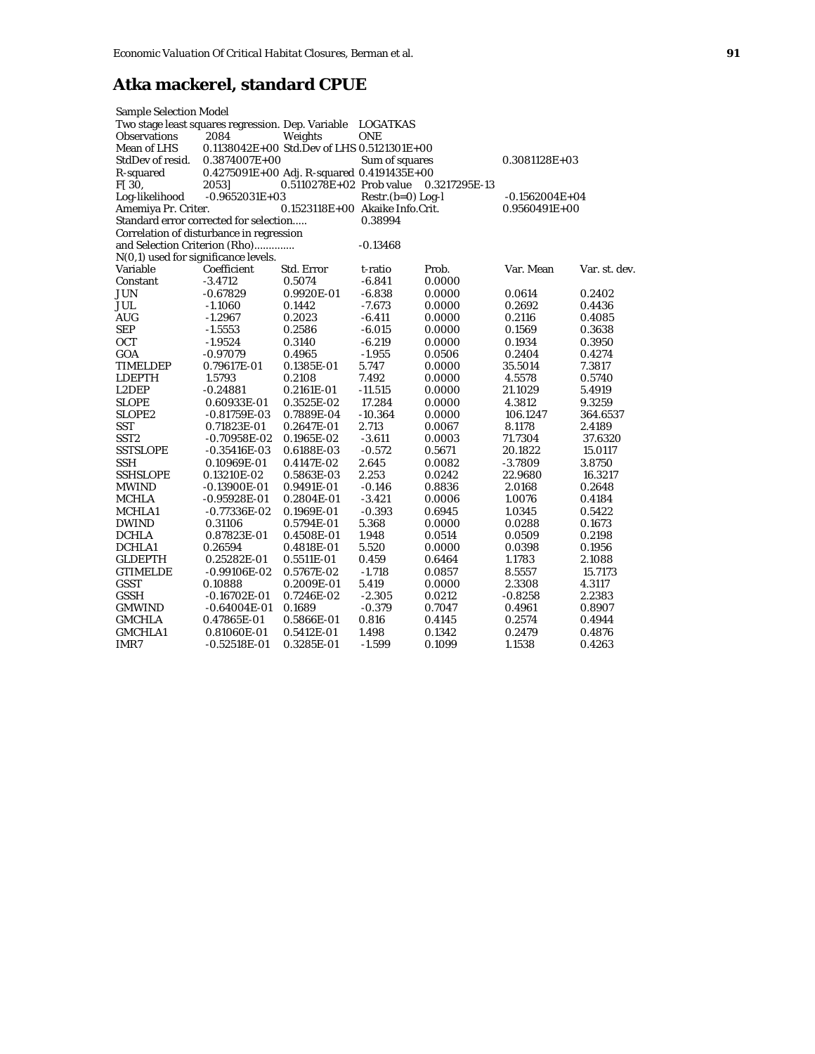# Atka mackerel, standard CPUE

Sample Selection Model
Two stage least squares regression. Dep. Variable LOGATKAS

| | | | | | | |
|---|---|---|---|---|---|---|
| Observations | 2084 | Weights | ONE | | | |
| Mean of LHS | 0.1138042E+00 | Std.Dev of LHS | 0.5121301E+00 | | | |
| StdDev of resid. | 0.3874007E+00 | | Sum of squares | | 0.3081128E+03 | |
| R-squared | 0.4275091E+00 | Adj. R-squared | 0.4191435E+00 | | | |
| F[ 30, | 2053] | 0.5110278E+02 | Prob value | 0.3217295E-13 | | |
| Log-likelihood | -0.9652031E+03 | | Restr.(b=0) Log-l | | -0.1562004E+04 | |
| Amemiya Pr. Criter. | | 0.1523118E+00 | Akaike Info.Crit. | | 0.9560491E+00 | |
| Standard error corrected for selection..... | | | 0.38994 | | | |
| Correlation of disturbance in regression | | | | | | |
| and Selection Criterion (Rho)............. | | | -0.13468 | | | |
| N(0,1) used for significance levels. | | | | | | |

| Variable | Coefficient | Std. Error | t-ratio | Prob. | Var. Mean | Var. st. dev. |
|---|---|---|---|---|---|---|
| Constant | -3.4712 | 0.5074 | -6.841 | 0.0000 | | |
| JUN | -0.67829 | 0.9920E-01 | -6.838 | 0.0000 | 0.0614 | 0.2402 |
| JUL | -1.1060 | 0.1442 | -7.673 | 0.0000 | 0.2692 | 0.4436 |
| AUG | -1.2967 | 0.2023 | -6.411 | 0.0000 | 0.2116 | 0.4085 |
| SEP | -1.5553 | 0.2586 | -6.015 | 0.0000 | 0.1569 | 0.3638 |
| OCT | -1.9524 | 0.3140 | -6.219 | 0.0000 | 0.1934 | 0.3950 |
| GOA | -0.97079 | 0.4965 | -1.955 | 0.0506 | 0.2404 | 0.4274 |
| TIMELDEP | 0.79617E-01 | 0.1385E-01 | 5.747 | 0.0000 | 35.5014 | 7.3817 |
| LDEPTH | 1.5793 | 0.2108 | 7.492 | 0.0000 | 4.5578 | 0.5740 |
| L2DEP | -0.24881 | 0.2161E-01 | -11.515 | 0.0000 | 21.1029 | 5.4919 |
| SLOPE | 0.60933E-01 | 0.3525E-02 | 17.284 | 0.0000 | 4.3812 | 9.3259 |
| SLOPE2 | -0.81759E-03 | 0.7889E-04 | -10.364 | 0.0000 | 106.1247 | 364.6537 |
| SST | 0.71823E-01 | 0.2647E-01 | 2.713 | 0.0067 | 8.1178 | 2.4189 |
| SST2 | -0.70958E-02 | 0.1965E-02 | -3.611 | 0.0003 | 71.7304 | 37.6320 |
| SSTSLOPE | -0.35416E-03 | 0.6188E-03 | -0.572 | 0.5671 | 20.1822 | 15.0117 |
| SSH | 0.10969E-01 | 0.4147E-02 | 2.645 | 0.0082 | -3.7809 | 3.8750 |
| SSHSLOPE | 0.13210E-02 | 0.5863E-03 | 2.253 | 0.0242 | 22.9680 | 16.3217 |
| MWIND | -0.13900E-01 | 0.9491E-01 | -0.146 | 0.8836 | 2.0168 | 0.2648 |
| MCHLA | -0.95928E-01 | 0.2804E-01 | -3.421 | 0.0006 | 1.0076 | 0.4184 |
| MCHLA1 | -0.77336E-02 | 0.1969E-01 | -0.393 | 0.6945 | 1.0345 | 0.5422 |
| DWIND | 0.31106 | 0.5794E-01 | 5.368 | 0.0000 | 0.0288 | 0.1673 |
| DCHLA | 0.87823E-01 | 0.4508E-01 | 1.948 | 0.0514 | 0.0509 | 0.2198 |
| DCHLA1 | 0.26594 | 0.4818E-01 | 5.520 | 0.0000 | 0.0398 | 0.1956 |
| GLDEPTH | 0.25282E-01 | 0.5511E-01 | 0.459 | 0.6464 | 1.1783 | 2.1088 |
| GTIMELDE | -0.99106E-02 | 0.5767E-02 | -1.718 | 0.0857 | 8.5557 | 15.7173 |
| GSST | 0.10888 | 0.2009E-01 | 5.419 | 0.0000 | 2.3308 | 4.3117 |
| GSSH | -0.16702E-01 | 0.7246E-02 | -2.305 | 0.0212 | -0.8258 | 2.2383 |
| GMWIND | -0.64004E-01 | 0.1689 | -0.379 | 0.7047 | 0.4961 | 0.8907 |
| GMCHLA | 0.47865E-01 | 0.5866E-01 | 0.816 | 0.4145 | 0.2574 | 0.4944 |
| GMCHLA1 | 0.81060E-01 | 0.5412E-01 | 1.498 | 0.1342 | 0.2479 | 0.4876 |
| IMR7 | -0.52518E-01 | 0.3285E-01 | -1.599 | 0.1099 | 1.1538 | 0.4263 |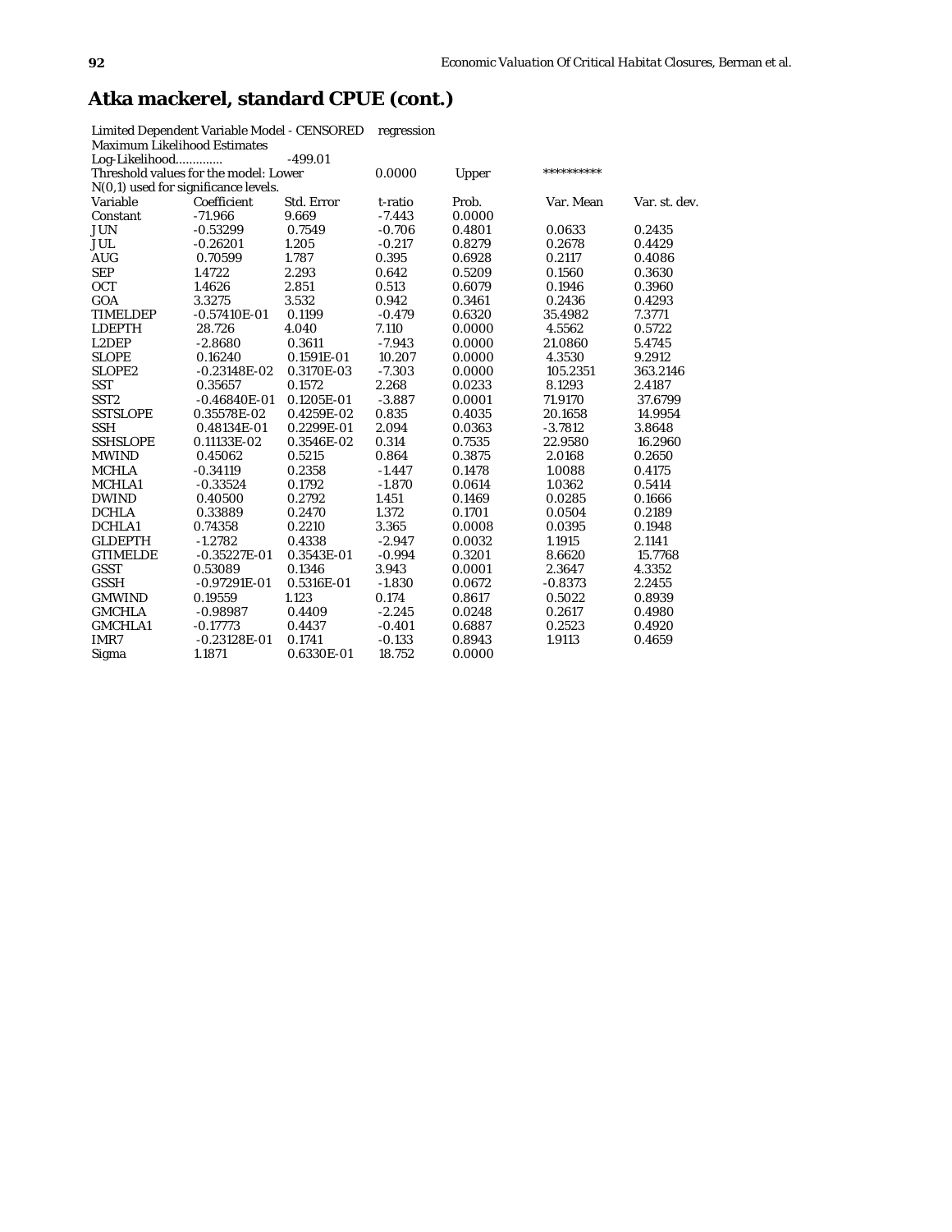# Atka mackerel, standard CPUE (cont.)

Limited Dependent Variable Model - CENSORED regression
Maximum Likelihood Estimates
Log-Likelihood............. -499.01
Threshold values for the model: Lower 0.0000 Upper **********
N(0,1) used for significance levels.

| Variable | Coefficient | Std. Error | t-ratio | Prob. | Var. Mean | Var. st. dev. |
|---|---|---|---|---|---|---|
| Constant | -71.966 | 9.669 | -7.443 | 0.0000 | | |
| JUN | -0.53299 | 0.7549 | -0.706 | 0.4801 | 0.0633 | 0.2435 |
| JUL | -0.26201 | 1.205 | -0.217 | 0.8279 | 0.2678 | 0.4429 |
| AUG | 0.70599 | 1.787 | 0.395 | 0.6928 | 0.2117 | 0.4086 |
| SEP | 1.4722 | 2.293 | 0.642 | 0.5209 | 0.1560 | 0.3630 |
| OCT | 1.4626 | 2.851 | 0.513 | 0.6079 | 0.1946 | 0.3960 |
| GOA | 3.3275 | 3.532 | 0.942 | 0.3461 | 0.2436 | 0.4293 |
| TIMELDEP | -0.57410E-01 | 0.1199 | -0.479 | 0.6320 | 35.4982 | 7.3771 |
| LDEPTH | 28.726 | 4.040 | 7.110 | 0.0000 | 4.5562 | 0.5722 |
| L2DEP | -2.8680 | 0.3611 | -7.943 | 0.0000 | 21.0860 | 5.4745 |
| SLOPE | 0.16240 | 0.1591E-01 | 10.207 | 0.0000 | 4.3530 | 9.2912 |
| SLOPE2 | -0.23148E-02 | 0.3170E-03 | -7.303 | 0.0000 | 105.2351 | 363.2146 |
| SST | 0.35657 | 0.1572 | 2.268 | 0.0233 | 8.1293 | 2.4187 |
| SST2 | -0.46840E-01 | 0.1205E-01 | -3.887 | 0.0001 | 71.9170 | 37.6799 |
| SSTSLOPE | 0.35578E-02 | 0.4259E-02 | 0.835 | 0.4035 | 20.1658 | 14.9954 |
| SSH | 0.48134E-01 | 0.2299E-01 | 2.094 | 0.0363 | -3.7812 | 3.8648 |
| SSHSLOPE | 0.11133E-02 | 0.3546E-02 | 0.314 | 0.7535 | 22.9580 | 16.2960 |
| MWIND | 0.45062 | 0.5215 | 0.864 | 0.3875 | 2.0168 | 0.2650 |
| MCHLA | -0.34119 | 0.2358 | -1.447 | 0.1478 | 1.0088 | 0.4175 |
| MCHLA1 | -0.33524 | 0.1792 | -1.870 | 0.0614 | 1.0362 | 0.5414 |
| DWIND | 0.40500 | 0.2792 | 1.451 | 0.1469 | 0.0285 | 0.1666 |
| DCHLA | 0.33889 | 0.2470 | 1.372 | 0.1701 | 0.0504 | 0.2189 |
| DCHLA1 | 0.74358 | 0.2210 | 3.365 | 0.0008 | 0.0395 | 0.1948 |
| GLDEPTH | -1.2782 | 0.4338 | -2.947 | 0.0032 | 1.1915 | 2.1141 |
| GTIMELDE | -0.35227E-01 | 0.3543E-01 | -0.994 | 0.3201 | 8.6620 | 15.7768 |
| GSST | 0.53089 | 0.1346 | 3.943 | 0.0001 | 2.3647 | 4.3352 |
| GSSH | -0.97291E-01 | 0.5316E-01 | -1.830 | 0.0672 | -0.8373 | 2.2455 |
| GMWIND | 0.19559 | 1.123 | 0.174 | 0.8617 | 0.5022 | 0.8939 |
| GMCHLA | -0.98987 | 0.4409 | -2.245 | 0.0248 | 0.2617 | 0.4980 |
| GMCHLA1 | -0.17773 | 0.4437 | -0.401 | 0.6887 | 0.2523 | 0.4920 |
| IMR7 | -0.23128E-01 | 0.1741 | -0.133 | 0.8943 | 1.9113 | 0.4659 |
| Sigma | 1.1871 | 0.6330E-01 | 18.752 | 0.0000 | | |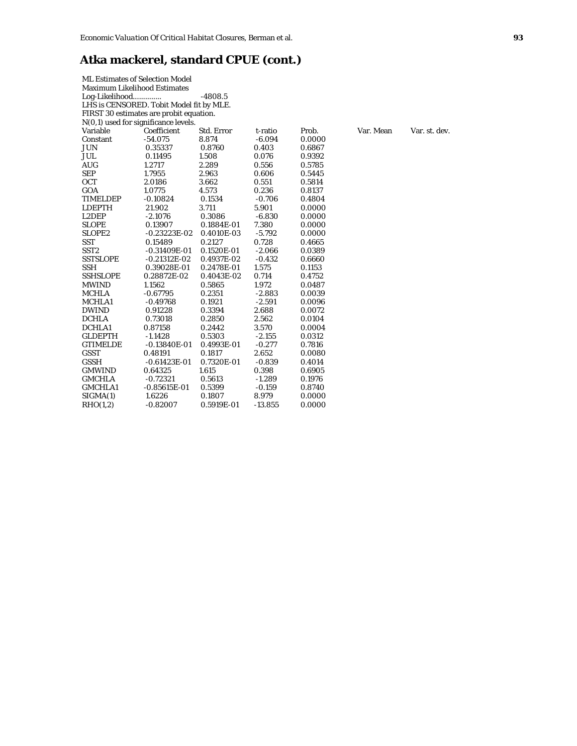# Atka mackerel, standard CPUE (cont.)

ML Estimates of Selection Model
Maximum Likelihood Estimates
Log-Likelihood............. -4808.5
LHS is CENSORED. Tobit Model fit by MLE.
FIRST 30 estimates are probit equation.
N(0,1) used for significance levels.

| Variable | Coefficient | Std. Error | t-ratio | Prob. | Var. Mean | Var. st. dev. |
|---|---|---|---|---|---|---|
| Constant | -54.075 | 8.874 | -6.094 | 0.0000 | | |
| JUN | 0.35337 | 0.8760 | 0.403 | 0.6867 | | |
| JUL | 0.11495 | 1.508 | 0.076 | 0.9392 | | |
| AUG | 1.2717 | 2.289 | 0.556 | 0.5785 | | |
| SEP | 1.7955 | 2.963 | 0.606 | 0.5445 | | |
| OCT | 2.0186 | 3.662 | 0.551 | 0.5814 | | |
| GOA | 1.0775 | 4.573 | 0.236 | 0.8137 | | |
| TIMELDEP | -0.10824 | 0.1534 | -0.706 | 0.4804 | | |
| LDEPTH | 21.902 | 3.711 | 5.901 | 0.0000 | | |
| L2DEP | -2.1076 | 0.3086 | -6.830 | 0.0000 | | |
| SLOPE | 0.13907 | 0.1884E-01 | 7.380 | 0.0000 | | |
| SLOPE2 | -0.23223E-02 | 0.4010E-03 | -5.792 | 0.0000 | | |
| SST | 0.15489 | 0.2127 | 0.728 | 0.4665 | | |
| SST2 | -0.31409E-01 | 0.1520E-01 | -2.066 | 0.0389 | | |
| SSTSLOPE | -0.21312E-02 | 0.4937E-02 | -0.432 | 0.6660 | | |
| SSH | 0.39028E-01 | 0.2478E-01 | 1.575 | 0.1153 | | |
| SSHSLOPE | 0.28872E-02 | 0.4043E-02 | 0.714 | 0.4752 | | |
| MWIND | 1.1562 | 0.5865 | 1.972 | 0.0487 | | |
| MCHLA | -0.67795 | 0.2351 | -2.883 | 0.0039 | | |
| MCHLA1 | -0.49768 | 0.1921 | -2.591 | 0.0096 | | |
| DWIND | 0.91228 | 0.3394 | 2.688 | 0.0072 | | |
| DCHLA | 0.73018 | 0.2850 | 2.562 | 0.0104 | | |
| DCHLA1 | 0.87158 | 0.2442 | 3.570 | 0.0004 | | |
| GLDEPTH | -1.1428 | 0.5303 | -2.155 | 0.0312 | | |
| GTIMELDE | -0.13840E-01 | 0.4993E-01 | -0.277 | 0.7816 | | |
| GSST | 0.48191 | 0.1817 | 2.652 | 0.0080 | | |
| GSSH | -0.61423E-01 | 0.7320E-01 | -0.839 | 0.4014 | | |
| GMWIND | 0.64325 | 1.615 | 0.398 | 0.6905 | | |
| GMCHLA | -0.72321 | 0.5613 | -1.289 | 0.1976 | | |
| GMCHLA1 | -0.85615E-01 | 0.5399 | -0.159 | 0.8740 | | |
| SIGMA(1) | 1.6226 | 0.1807 | 8.979 | 0.0000 | | |
| RHO(1,2) | -0.82007 | 0.5919E-01 | -13.855 | 0.0000 | | |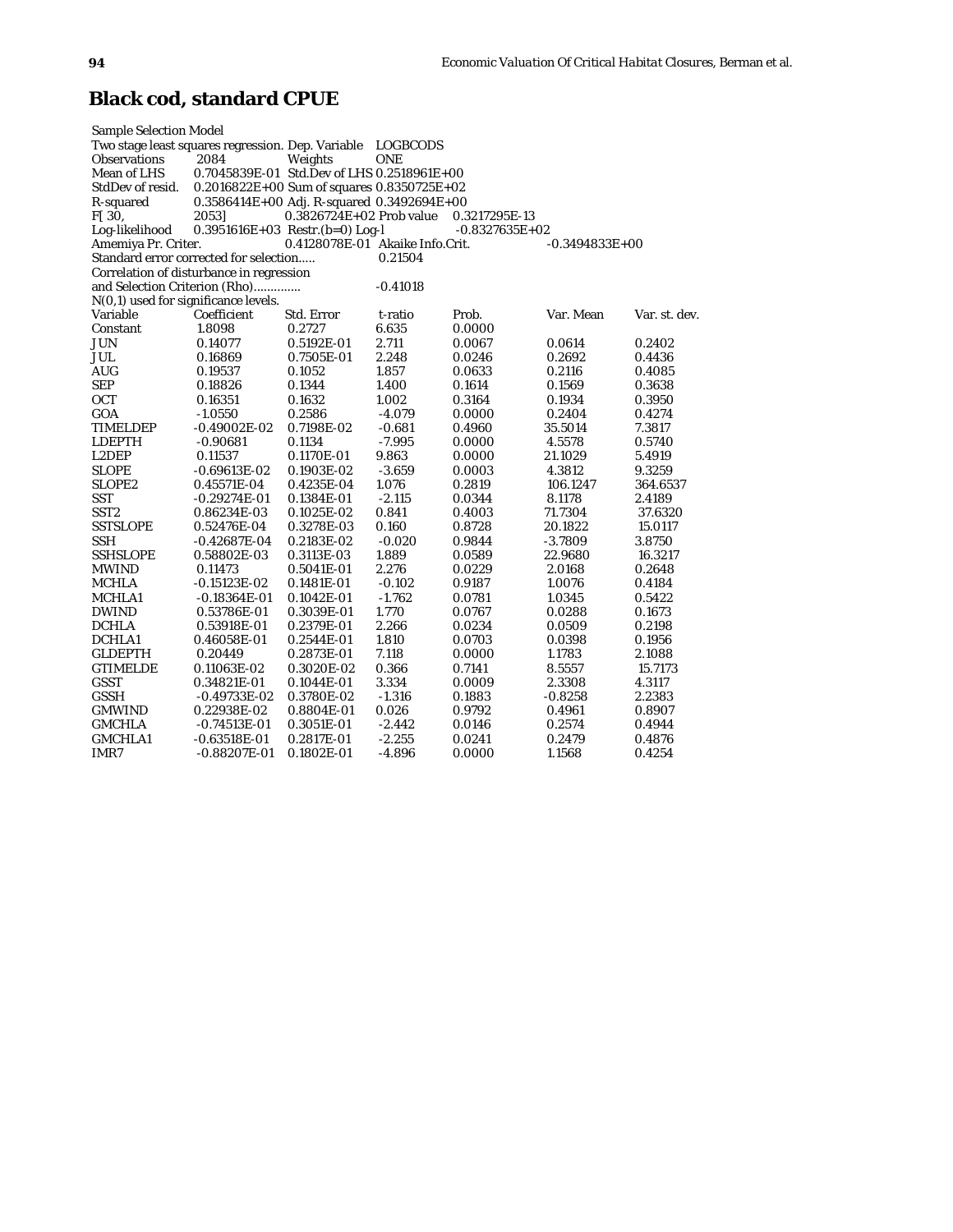## Black cod, standard CPUE

```
Sample Selection Model
Two stage least squares regression. Dep. Variable   LOGBCODS
Observations      2084          Weights          ONE
Mean of LHS       0.7045839E-01  Std.Dev of LHS 0.2518961E+00
StdDev of resid.  0.2016822E+00 Sum of squares 0.8350725E+02
R-squared         0.3586414E+00 Adj. R-squared 0.3492694E+00
F[ 30,            2053]         0.3826724E+02 Prob value    0.3217295E-13
Log-likelihood    0.3951616E+03 Restr.(b=0) Log-l          -0.8327635E+02
Amemiya Pr. Criter.             0.4128078E-01 Akaike Info.Crit.          -0.3494833E+00
Standard error corrected for selection.....      0.21504
Correlation of disturbance in regression
and Selection Criterion (Rho)..............      -0.41018
N(0,1) used for significance levels.
```

| Variable | Coefficient | Std. Error | t-ratio | Prob. | Var. Mean | Var. st. dev. |
|---|---|---|---|---|---|---|
| Constant | 1.8098 | 0.2727 | 6.635 | 0.0000 | | |
| JUN | 0.14077 | 0.5192E-01 | 2.711 | 0.0067 | 0.0614 | 0.2402 |
| JUL | 0.16869 | 0.7505E-01 | 2.248 | 0.0246 | 0.2692 | 0.4436 |
| AUG | 0.19537 | 0.1052 | 1.857 | 0.0633 | 0.2116 | 0.4085 |
| SEP | 0.18826 | 0.1344 | 1.400 | 0.1614 | 0.1569 | 0.3638 |
| OCT | 0.16351 | 0.1632 | 1.002 | 0.3164 | 0.1934 | 0.3950 |
| GOA | -1.0550 | 0.2586 | -4.079 | 0.0000 | 0.2404 | 0.4274 |
| TIMELDEP | -0.49002E-02 | 0.7198E-02 | -0.681 | 0.4960 | 35.5014 | 7.3817 |
| LDEPTH | -0.90681 | 0.1134 | -7.995 | 0.0000 | 4.5578 | 0.5740 |
| L2DEP | 0.11537 | 0.1170E-01 | 9.863 | 0.0000 | 21.1029 | 5.4919 |
| SLOPE | -0.69613E-02 | 0.1903E-02 | -3.659 | 0.0003 | 4.3812 | 9.3259 |
| SLOPE2 | 0.45571E-04 | 0.4235E-04 | 1.076 | 0.2819 | 106.1247 | 364.6537 |
| SST | -0.29274E-01 | 0.1384E-01 | -2.115 | 0.0344 | 8.1178 | 2.4189 |
| SST2 | 0.86234E-03 | 0.1025E-02 | 0.841 | 0.4003 | 71.7304 | 37.6320 |
| SSTSLOPE | 0.52476E-04 | 0.3278E-03 | 0.160 | 0.8728 | 20.1822 | 15.0117 |
| SSH | -0.42687E-04 | 0.2183E-02 | -0.020 | 0.9844 | -3.7809 | 3.8750 |
| SSHSLOPE | 0.58802E-03 | 0.3113E-03 | 1.889 | 0.0589 | 22.9680 | 16.3217 |
| MWIND | 0.11473 | 0.5041E-01 | 2.276 | 0.0229 | 2.0168 | 0.2648 |
| MCHLA | -0.15123E-02 | 0.1481E-01 | -0.102 | 0.9187 | 1.0076 | 0.4184 |
| MCHLA1 | -0.18364E-01 | 0.1042E-01 | -1.762 | 0.0781 | 1.0345 | 0.5422 |
| DWIND | 0.53786E-01 | 0.3039E-01 | 1.770 | 0.0767 | 0.0288 | 0.1673 |
| DCHLA | 0.53918E-01 | 0.2379E-01 | 2.266 | 0.0234 | 0.0509 | 0.2198 |
| DCHLA1 | 0.46058E-01 | 0.2544E-01 | 1.810 | 0.0703 | 0.0398 | 0.1956 |
| GLDEPTH | 0.20449 | 0.2873E-01 | 7.118 | 0.0000 | 1.1783 | 2.1088 |
| GTIMELDE | 0.11063E-02 | 0.3020E-02 | 0.366 | 0.7141 | 8.5557 | 15.7173 |
| GSST | 0.34821E-01 | 0.1044E-01 | 3.334 | 0.0009 | 2.3308 | 4.3117 |
| GSSH | -0.49733E-02 | 0.3780E-02 | -1.316 | 0.1883 | -0.8258 | 2.2383 |
| GMWIND | 0.22938E-02 | 0.8804E-01 | 0.026 | 0.9792 | 0.4961 | 0.8907 |
| GMCHLA | -0.74513E-01 | 0.3051E-01 | -2.442 | 0.0146 | 0.2574 | 0.4944 |
| GMCHLA1 | -0.63518E-01 | 0.2817E-01 | -2.255 | 0.0241 | 0.2479 | 0.4876 |
| IMR7 | -0.88207E-01 | 0.1802E-01 | -4.896 | 0.0000 | 1.1568 | 0.4254 |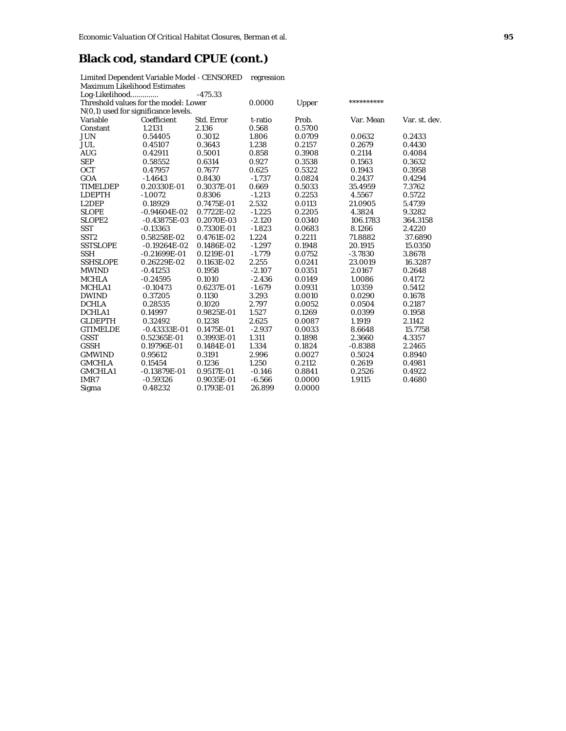## Black cod, standard CPUE (cont.)

Limited Dependent Variable Model - CENSORED regression
Maximum Likelihood Estimates
Log-Likelihood............. -475.33
Threshold values for the model: Lower 0.0000 Upper **********
N(0,1) used for significance levels.

| Variable | Coefficient | Std. Error | t-ratio | Prob. | Var. Mean | Var. st. dev. |
|---|---|---|---|---|---|---|
| Constant | 1.2131 | 2.136 | 0.568 | 0.5700 | | |
| JUN | 0.54405 | 0.3012 | 1.806 | 0.0709 | 0.0632 | 0.2433 |
| JUL | 0.45107 | 0.3643 | 1.238 | 0.2157 | 0.2679 | 0.4430 |
| AUG | 0.42911 | 0.5001 | 0.858 | 0.3908 | 0.2114 | 0.4084 |
| SEP | 0.58552 | 0.6314 | 0.927 | 0.3538 | 0.1563 | 0.3632 |
| OCT | 0.47957 | 0.7677 | 0.625 | 0.5322 | 0.1943 | 0.3958 |
| GOA | -1.4643 | 0.8430 | -1.737 | 0.0824 | 0.2437 | 0.4294 |
| TIMELDEP | 0.20330E-01 | 0.3037E-01 | 0.669 | 0.5033 | 35.4959 | 7.3762 |
| LDEPTH | -1.0072 | 0.8306 | -1.213 | 0.2253 | 4.5567 | 0.5722 |
| L2DEP | 0.18929 | 0.7475E-01 | 2.532 | 0.0113 | 21.0905 | 5.4739 |
| SLOPE | -0.94604E-02 | 0.7722E-02 | -1.225 | 0.2205 | 4.3824 | 9.3282 |
| SLOPE2 | -0.43875E-03 | 0.2070E-03 | -2.120 | 0.0340 | 106.1783 | 364.3158 |
| SST | -0.13363 | 0.7330E-01 | -1.823 | 0.0683 | 8.1266 | 2.4220 |
| SST2 | 0.58258E-02 | 0.4761E-02 | 1.224 | 0.2211 | 71.8882 | 37.6890 |
| SSTSLOPE | -0.19264E-02 | 0.1486E-02 | -1.297 | 0.1948 | 20.1915 | 15.0350 |
| SSH | -0.21699E-01 | 0.1219E-01 | -1.779 | 0.0752 | -3.7830 | 3.8678 |
| SSHSLOPE | 0.26229E-02 | 0.1163E-02 | 2.255 | 0.0241 | 23.0019 | 16.3287 |
| MWIND | -0.41253 | 0.1958 | -2.107 | 0.0351 | 2.0167 | 0.2648 |
| MCHLA | -0.24595 | 0.1010 | -2.436 | 0.0149 | 1.0086 | 0.4172 |
| MCHLA1 | -0.10473 | 0.6237E-01 | -1.679 | 0.0931 | 1.0359 | 0.5412 |
| DWIND | 0.37205 | 0.1130 | 3.293 | 0.0010 | 0.0290 | 0.1678 |
| DCHLA | 0.28535 | 0.1020 | 2.797 | 0.0052 | 0.0504 | 0.2187 |
| DCHLA1 | 0.14997 | 0.9825E-01 | 1.527 | 0.1269 | 0.0399 | 0.1958 |
| GLDEPTH | 0.32492 | 0.1238 | 2.625 | 0.0087 | 1.1919 | 2.1142 |
| GTIMELDE | -0.43333E-01 | 0.1475E-01 | -2.937 | 0.0033 | 8.6648 | 15.7758 |
| GSST | 0.52365E-01 | 0.3993E-01 | 1.311 | 0.1898 | 2.3660 | 4.3357 |
| GSSH | 0.19796E-01 | 0.1484E-01 | 1.334 | 0.1824 | -0.8388 | 2.2465 |
| GMWIND | 0.95612 | 0.3191 | 2.996 | 0.0027 | 0.5024 | 0.8940 |
| GMCHLA | 0.15454 | 0.1236 | 1.250 | 0.2112 | 0.2619 | 0.4981 |
| GMCHLA1 | -0.13879E-01 | 0.9517E-01 | -0.146 | 0.8841 | 0.2526 | 0.4922 |
| IMR7 | -0.59326 | 0.9035E-01 | -6.566 | 0.0000 | 1.9115 | 0.4680 |
| Sigma | 0.48232 | 0.1793E-01 | 26.899 | 0.0000 | | |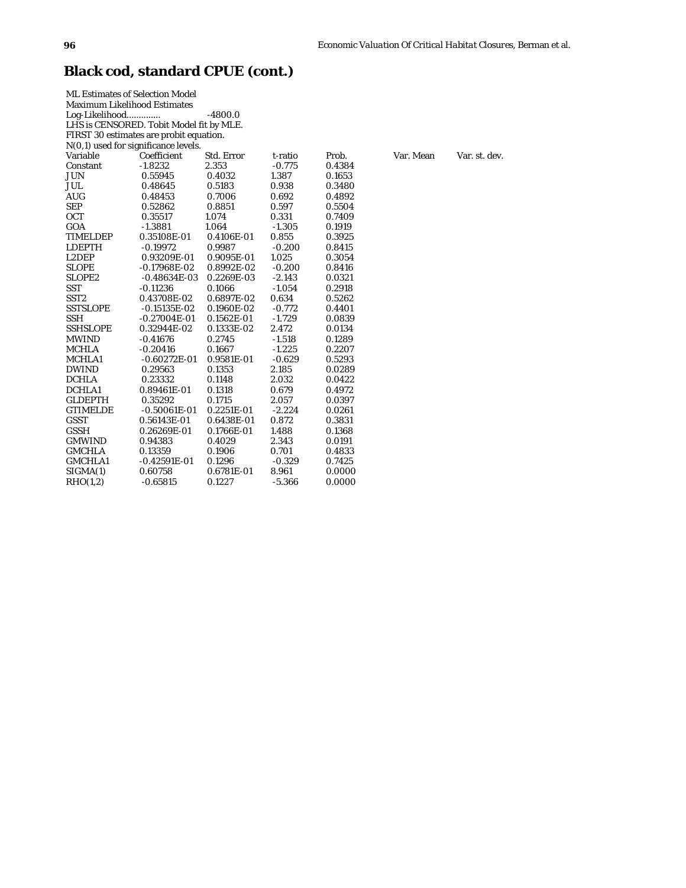# Black cod, standard CPUE (cont.)

ML Estimates of Selection Model
Maximum Likelihood Estimates
Log-Likelihood............. -4800.0
LHS is CENSORED. Tobit Model fit by MLE.
FIRST 30 estimates are probit equation.
N(0,1) used for significance levels.

| Variable | Coefficient | Std. Error | t-ratio | Prob. | Var. Mean | Var. st. dev. |
|---|---|---|---|---|---|---|
| Constant | -1.8232 | 2.353 | -0.775 | 0.4384 | | |
| JUN | 0.55945 | 0.4032 | 1.387 | 0.1653 | | |
| JUL | 0.48645 | 0.5183 | 0.938 | 0.3480 | | |
| AUG | 0.48453 | 0.7006 | 0.692 | 0.4892 | | |
| SEP | 0.52862 | 0.8851 | 0.597 | 0.5504 | | |
| OCT | 0.35517 | 1.074 | 0.331 | 0.7409 | | |
| GOA | -1.3881 | 1.064 | -1.305 | 0.1919 | | |
| TIMELDEP | 0.35108E-01 | 0.4106E-01 | 0.855 | 0.3925 | | |
| LDEPTH | -0.19972 | 0.9987 | -0.200 | 0.8415 | | |
| L2DEP | 0.93209E-01 | 0.9095E-01 | 1.025 | 0.3054 | | |
| SLOPE | -0.17968E-02 | 0.8992E-02 | -0.200 | 0.8416 | | |
| SLOPE2 | -0.48634E-03 | 0.2269E-03 | -2.143 | 0.0321 | | |
| SST | -0.11236 | 0.1066 | -1.054 | 0.2918 | | |
| SST2 | 0.43708E-02 | 0.6897E-02 | 0.634 | 0.5262 | | |
| SSTSLOPE | -0.15135E-02 | 0.1960E-02 | -0.772 | 0.4401 | | |
| SSH | -0.27004E-01 | 0.1562E-01 | -1.729 | 0.0839 | | |
| SSHSLOPE | 0.32944E-02 | 0.1333E-02 | 2.472 | 0.0134 | | |
| MWIND | -0.41676 | 0.2745 | -1.518 | 0.1289 | | |
| MCHLA | -0.20416 | 0.1667 | -1.225 | 0.2207 | | |
| MCHLA1 | -0.60272E-01 | 0.9581E-01 | -0.629 | 0.5293 | | |
| DWIND | 0.29563 | 0.1353 | 2.185 | 0.0289 | | |
| DCHLA | 0.23332 | 0.1148 | 2.032 | 0.0422 | | |
| DCHLA1 | 0.89461E-01 | 0.1318 | 0.679 | 0.4972 | | |
| GLDEPTH | 0.35292 | 0.1715 | 2.057 | 0.0397 | | |
| GTIMELDE | -0.50061E-01 | 0.2251E-01 | -2.224 | 0.0261 | | |
| GSST | 0.56143E-01 | 0.6438E-01 | 0.872 | 0.3831 | | |
| GSSH | 0.26269E-01 | 0.1766E-01 | 1.488 | 0.1368 | | |
| GMWIND | 0.94383 | 0.4029 | 2.343 | 0.0191 | | |
| GMCHLA | 0.13359 | 0.1906 | 0.701 | 0.4833 | | |
| GMCHLA1 | -0.42591E-01 | 0.1296 | -0.329 | 0.7425 | | |
| SIGMA(1) | 0.60758 | 0.6781E-01 | 8.961 | 0.0000 | | |
| RHO(1,2) | -0.65815 | 0.1227 | -5.366 | 0.0000 | | |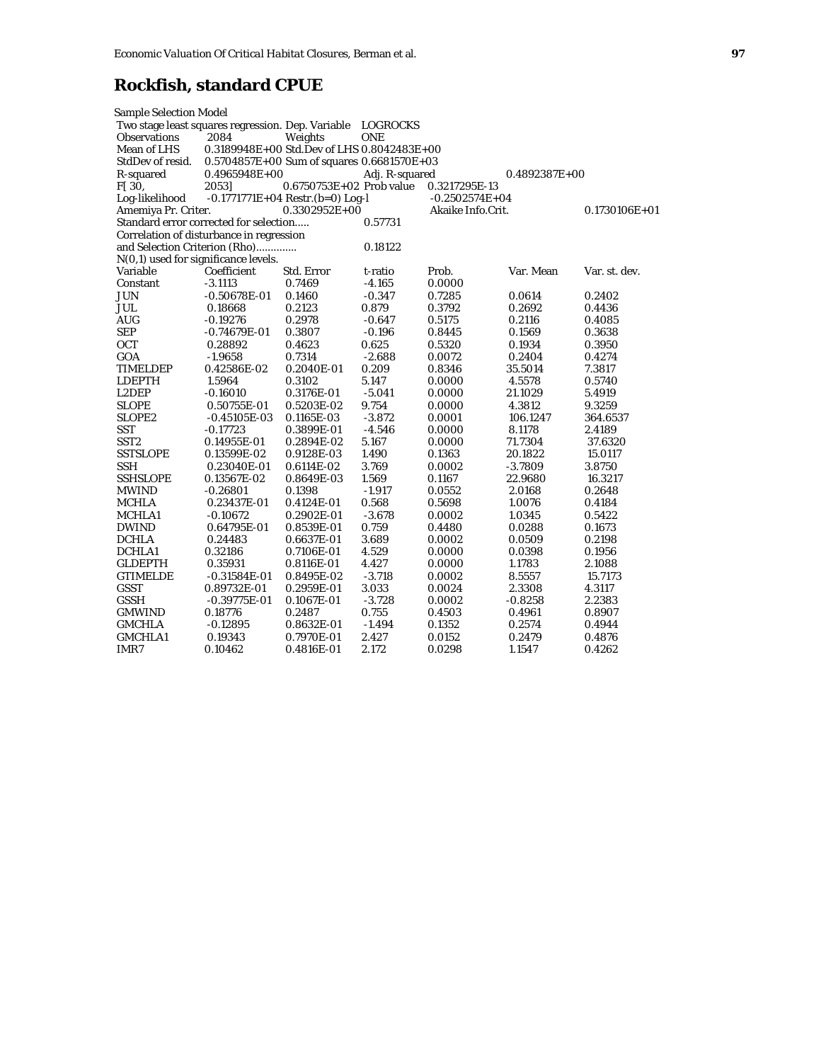## Rockfish, standard CPUE

Sample Selection Model

Two stage least squares regression. Dep. Variable LOGROCKS

| | | | | | |
|---|---|---|---|---|---|
| Observations | 2084 | Weights | ONE | | |
| Mean of LHS | 0.3189948E+00 | Std.Dev of LHS | 0.8042483E+00 | | |
| StdDev of resid. | 0.5704857E+00 | Sum of squares | 0.6681570E+03 | | |
| R-squared | 0.4965948E+00 | | Adj. R-squared | | 0.4892387E+00 |
| F[ 30, 2053] | | 0.6750753E+02 | Prob value | 0.3217295E-13 | |
| Log-likelihood | -0.1771771E+04 | Restr.(b=0) Log-l | | -0.2502574E+04 | |
| Amemiya Pr. Criter. | | 0.3302952E+00 | | Akaike Info.Crit. | 0.1730106E+01 |

Standard error corrected for selection..... 0.57731

Correlation of disturbance in regression and Selection Criterion (Rho)............. 0.18122

N(0,1) used for significance levels.

| Variable | Coefficient | Std. Error | t-ratio | Prob. | Var. Mean | Var. st. dev. |
|---|---|---|---|---|---|---|
| Constant | -3.1113 | 0.7469 | -4.165 | 0.0000 | | |
| JUN | -0.50678E-01 | 0.1460 | -0.347 | 0.7285 | 0.0614 | 0.2402 |
| JUL | 0.18668 | 0.2123 | 0.879 | 0.3792 | 0.2692 | 0.4436 |
| AUG | -0.19276 | 0.2978 | -0.647 | 0.5175 | 0.2116 | 0.4085 |
| SEP | -0.74679E-01 | 0.3807 | -0.196 | 0.8445 | 0.1569 | 0.3638 |
| OCT | 0.28892 | 0.4623 | 0.625 | 0.5320 | 0.1934 | 0.3950 |
| GOA | -1.9658 | 0.7314 | -2.688 | 0.0072 | 0.2404 | 0.4274 |
| TIMELDEP | 0.42586E-02 | 0.2040E-01 | 0.209 | 0.8346 | 35.5014 | 7.3817 |
| LDEPTH | 1.5964 | 0.3102 | 5.147 | 0.0000 | 4.5578 | 0.5740 |
| L2DEP | -0.16010 | 0.3176E-01 | -5.041 | 0.0000 | 21.1029 | 5.4919 |
| SLOPE | 0.50755E-01 | 0.5203E-02 | 9.754 | 0.0000 | 4.3812 | 9.3259 |
| SLOPE2 | -0.45105E-03 | 0.1165E-03 | -3.872 | 0.0001 | 106.1247 | 364.6537 |
| SST | -0.17723 | 0.3899E-01 | -4.546 | 0.0000 | 8.1178 | 2.4189 |
| SST2 | 0.14955E-01 | 0.2894E-02 | 5.167 | 0.0000 | 71.7304 | 37.6320 |
| SSTSLOPE | 0.13599E-02 | 0.9128E-03 | 1.490 | 0.1363 | 20.1822 | 15.0117 |
| SSH | 0.23040E-01 | 0.6114E-02 | 3.769 | 0.0002 | -3.7809 | 3.8750 |
| SSHSLOPE | 0.13567E-02 | 0.8649E-03 | 1.569 | 0.1167 | 22.9680 | 16.3217 |
| MWIND | -0.26801 | 0.1398 | -1.917 | 0.0552 | 2.0168 | 0.2648 |
| MCHLA | 0.23437E-01 | 0.4124E-01 | 0.568 | 0.5698 | 1.0076 | 0.4184 |
| MCHLA1 | -0.10672 | 0.2902E-01 | -3.678 | 0.0002 | 1.0345 | 0.5422 |
| DWIND | 0.64795E-01 | 0.8539E-01 | 0.759 | 0.4480 | 0.0288 | 0.1673 |
| DCHLA | 0.24483 | 0.6637E-01 | 3.689 | 0.0002 | 0.0509 | 0.2198 |
| DCHLA1 | 0.32186 | 0.7106E-01 | 4.529 | 0.0000 | 0.0398 | 0.1956 |
| GLDEPTH | 0.35931 | 0.8116E-01 | 4.427 | 0.0000 | 1.1783 | 2.1088 |
| GTIMELDE | -0.31584E-01 | 0.8495E-02 | -3.718 | 0.0002 | 8.5557 | 15.7173 |
| GSST | 0.89732E-01 | 0.2959E-01 | 3.033 | 0.0024 | 2.3308 | 4.3117 |
| GSSH | -0.39775E-01 | 0.1067E-01 | -3.728 | 0.0002 | -0.8258 | 2.2383 |
| GMWIND | 0.18776 | 0.2487 | 0.755 | 0.4503 | 0.4961 | 0.8907 |
| GMCHLA | -0.12895 | 0.8632E-01 | -1.494 | 0.1352 | 0.2574 | 0.4944 |
| GMCHLA1 | 0.19343 | 0.7970E-01 | 2.427 | 0.0152 | 0.2479 | 0.4876 |
| IMR7 | 0.10462 | 0.4816E-01 | 2.172 | 0.0298 | 1.1547 | 0.4262 |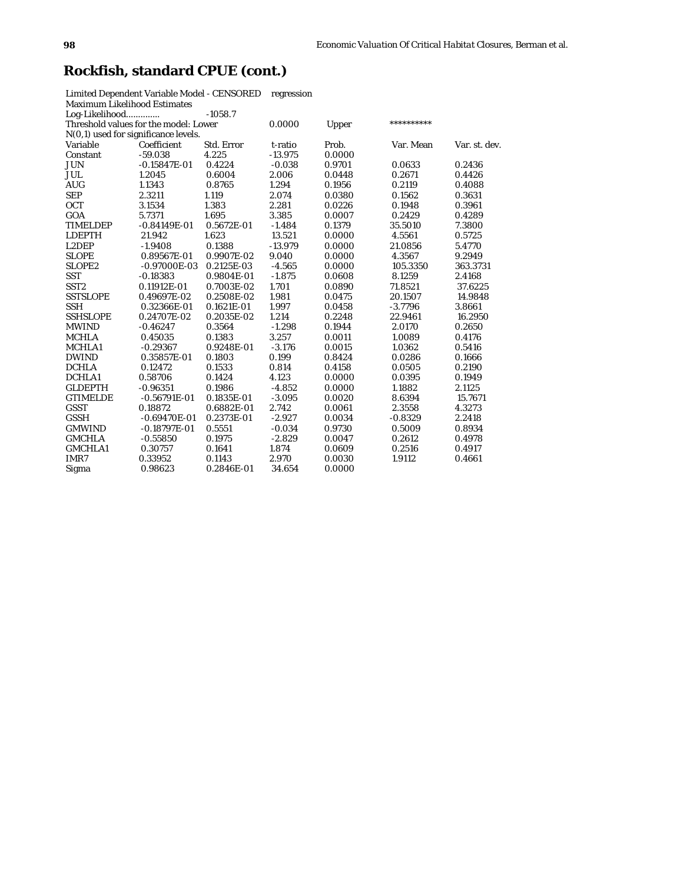## Rockfish, standard CPUE (cont.)

Limited Dependent Variable Model - CENSORED regression
Maximum Likelihood Estimates
Log-Likelihood............. -1058.7
Threshold values for the model: Lower 0.0000 Upper **********
N(0,1) used for significance levels.

| Variable | Coefficient | Std. Error | t-ratio | Prob. | Var. Mean | Var. st. dev. |
|---|---|---|---|---|---|---|
| Constant | -59.038 | 4.225 | -13.975 | 0.0000 | | |
| JUN | -0.15847E-01 | 0.4224 | -0.038 | 0.9701 | 0.0633 | 0.2436 |
| JUL | 1.2045 | 0.6004 | 2.006 | 0.0448 | 0.2671 | 0.4426 |
| AUG | 1.1343 | 0.8765 | 1.294 | 0.1956 | 0.2119 | 0.4088 |
| SEP | 2.3211 | 1.119 | 2.074 | 0.0380 | 0.1562 | 0.3631 |
| OCT | 3.1534 | 1.383 | 2.281 | 0.0226 | 0.1948 | 0.3961 |
| GOA | 5.7371 | 1.695 | 3.385 | 0.0007 | 0.2429 | 0.4289 |
| TIMELDEP | -0.84149E-01 | 0.5672E-01 | -1.484 | 0.1379 | 35.5010 | 7.3800 |
| LDEPTH | 21.942 | 1.623 | 13.521 | 0.0000 | 4.5561 | 0.5725 |
| L2DEP | -1.9408 | 0.1388 | -13.979 | 0.0000 | 21.0856 | 5.4770 |
| SLOPE | 0.89567E-01 | 0.9907E-02 | 9.040 | 0.0000 | 4.3567 | 9.2949 |
| SLOPE2 | -0.97000E-03 | 0.2125E-03 | -4.565 | 0.0000 | 105.3350 | 363.3731 |
| SST | -0.18383 | 0.9804E-01 | -1.875 | 0.0608 | 8.1259 | 2.4168 |
| SST2 | 0.11912E-01 | 0.7003E-02 | 1.701 | 0.0890 | 71.8521 | 37.6225 |
| SSTSLOPE | 0.49697E-02 | 0.2508E-02 | 1.981 | 0.0475 | 20.1507 | 14.9848 |
| SSH | 0.32366E-01 | 0.1621E-01 | 1.997 | 0.0458 | -3.7796 | 3.8661 |
| SSHSLOPE | 0.24707E-02 | 0.2035E-02 | 1.214 | 0.2248 | 22.9461 | 16.2950 |
| MWIND | -0.46247 | 0.3564 | -1.298 | 0.1944 | 2.0170 | 0.2650 |
| MCHLA | 0.45035 | 0.1383 | 3.257 | 0.0011 | 1.0089 | 0.4176 |
| MCHLA1 | -0.29367 | 0.9248E-01 | -3.176 | 0.0015 | 1.0362 | 0.5416 |
| DWIND | 0.35857E-01 | 0.1803 | 0.199 | 0.8424 | 0.0286 | 0.1666 |
| DCHLA | 0.12472 | 0.1533 | 0.814 | 0.4158 | 0.0505 | 0.2190 |
| DCHLA1 | 0.58706 | 0.1424 | 4.123 | 0.0000 | 0.0395 | 0.1949 |
| GLDEPTH | -0.96351 | 0.1986 | -4.852 | 0.0000 | 1.1882 | 2.1125 |
| GTIMELDE | -0.56791E-01 | 0.1835E-01 | -3.095 | 0.0020 | 8.6394 | 15.7671 |
| GSST | 0.18872 | 0.6882E-01 | 2.742 | 0.0061 | 2.3558 | 4.3273 |
| GSSH | -0.69470E-01 | 0.2373E-01 | -2.927 | 0.0034 | -0.8329 | 2.2418 |
| GMWIND | -0.18797E-01 | 0.5551 | -0.034 | 0.9730 | 0.5009 | 0.8934 |
| GMCHLA | -0.55850 | 0.1975 | -2.829 | 0.0047 | 0.2612 | 0.4978 |
| GMCHLA1 | 0.30757 | 0.1641 | 1.874 | 0.0609 | 0.2516 | 0.4917 |
| IMR7 | 0.33952 | 0.1143 | 2.970 | 0.0030 | 1.9112 | 0.4661 |
| Sigma | 0.98623 | 0.2846E-01 | 34.654 | 0.0000 | | |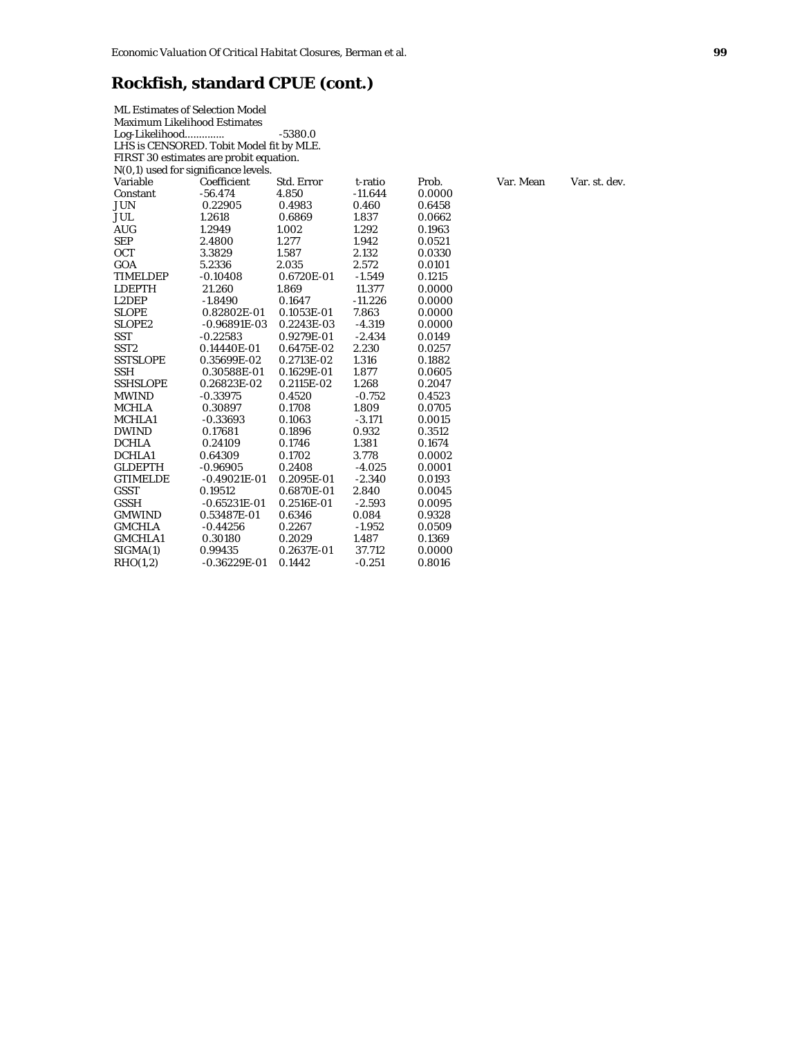# Rockfish, standard CPUE (cont.)

ML Estimates of Selection Model
Maximum Likelihood Estimates
Log-Likelihood............. -5380.0
LHS is CENSORED. Tobit Model fit by MLE.
FIRST 30 estimates are probit equation.
N(0,1) used for significance levels.

| Variable | Coefficient | Std. Error | t-ratio | Prob. | Var. Mean | Var. st. dev. |
|---|---|---|---|---|---|---|
| Constant | -56.474 | 4.850 | -11.644 | 0.0000 | | |
| JUN | 0.22905 | 0.4983 | 0.460 | 0.6458 | | |
| JUL | 1.2618 | 0.6869 | 1.837 | 0.0662 | | |
| AUG | 1.2949 | 1.002 | 1.292 | 0.1963 | | |
| SEP | 2.4800 | 1.277 | 1.942 | 0.0521 | | |
| OCT | 3.3829 | 1.587 | 2.132 | 0.0330 | | |
| GOA | 5.2336 | 2.035 | 2.572 | 0.0101 | | |
| TIMELDEP | -0.10408 | 0.6720E-01 | -1.549 | 0.1215 | | |
| LDEPTH | 21.260 | 1.869 | 11.377 | 0.0000 | | |
| L2DEP | -1.8490 | 0.1647 | -11.226 | 0.0000 | | |
| SLOPE | 0.82802E-01 | 0.1053E-01 | 7.863 | 0.0000 | | |
| SLOPE2 | -0.96891E-03 | 0.2243E-03 | -4.319 | 0.0000 | | |
| SST | -0.22583 | 0.9279E-01 | -2.434 | 0.0149 | | |
| SST2 | 0.14440E-01 | 0.6475E-02 | 2.230 | 0.0257 | | |
| SSTSLOPE | 0.35699E-02 | 0.2713E-02 | 1.316 | 0.1882 | | |
| SSH | 0.30588E-01 | 0.1629E-01 | 1.877 | 0.0605 | | |
| SSHSLOPE | 0.26823E-02 | 0.2115E-02 | 1.268 | 0.2047 | | |
| MWIND | -0.33975 | 0.4520 | -0.752 | 0.4523 | | |
| MCHLA | 0.30897 | 0.1708 | 1.809 | 0.0705 | | |
| MCHLA1 | -0.33693 | 0.1063 | -3.171 | 0.0015 | | |
| DWIND | 0.17681 | 0.1896 | 0.932 | 0.3512 | | |
| DCHLA | 0.24109 | 0.1746 | 1.381 | 0.1674 | | |
| DCHLA1 | 0.64309 | 0.1702 | 3.778 | 0.0002 | | |
| GLDEPTH | -0.96905 | 0.2408 | -4.025 | 0.0001 | | |
| GTIMELDE | -0.49021E-01 | 0.2095E-01 | -2.340 | 0.0193 | | |
| GSST | 0.19512 | 0.6870E-01 | 2.840 | 0.0045 | | |
| GSSH | -0.65231E-01 | 0.2516E-01 | -2.593 | 0.0095 | | |
| GMWIND | 0.53487E-01 | 0.6346 | 0.084 | 0.9328 | | |
| GMCHLA | -0.44256 | 0.2267 | -1.952 | 0.0509 | | |
| GMCHLA1 | 0.30180 | 0.2029 | 1.487 | 0.1369 | | |
| SIGMA(1) | 0.99435 | 0.2637E-01 | 37.712 | 0.0000 | | |
| RHO(1,2) | -0.36229E-01 | 0.1442 | -0.251 | 0.8016 | | |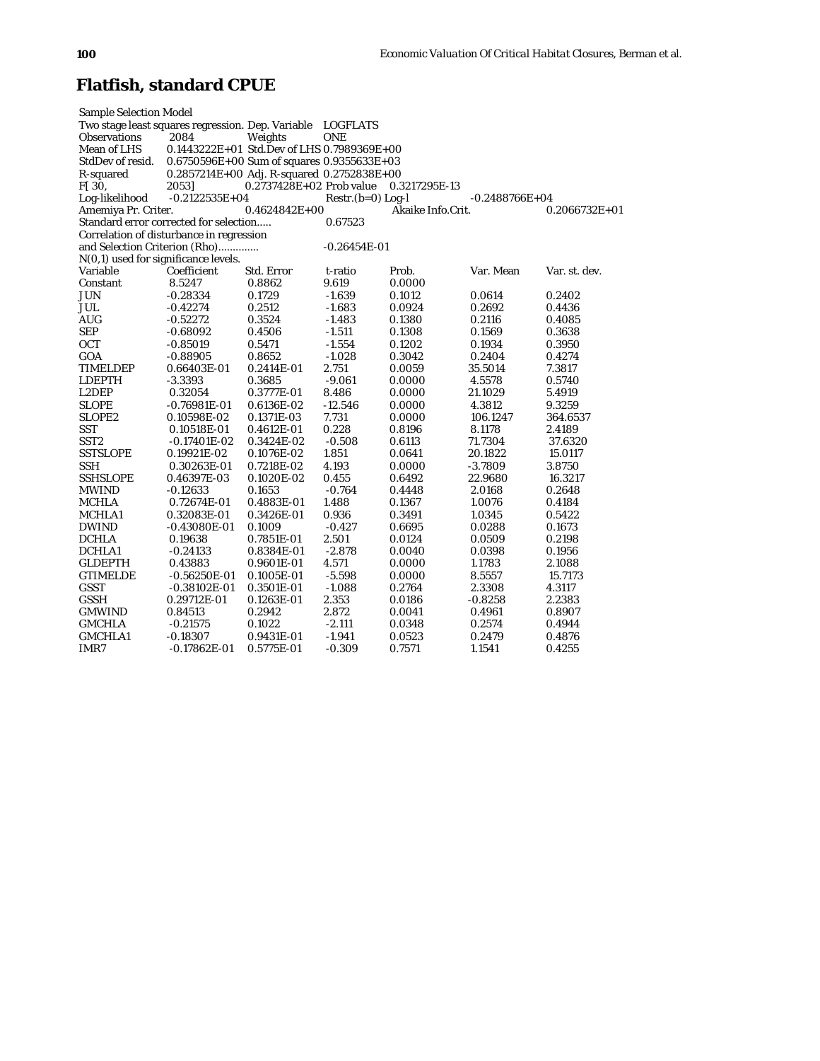# Flatfish, standard CPUE

Sample Selection Model
Two stage least squares regression. Dep. Variable LOGFLATS
Observations 2084 Weights ONE
Mean of LHS 0.1443222E+01 Std.Dev of LHS 0.7989369E+00
StdDev of resid. 0.6750596E+00 Sum of squares 0.9355633E+03
R-squared 0.2857214E+00 Adj. R-squared 0.2752838E+00
F[ 30, 2053] 0.2737428E+02 Prob value 0.3217295E-13
Log-likelihood -0.2122535E+04 Restr.(b=0) Log-l -0.2488766E+04
Amemiya Pr. Criter. 0.4624842E+00 Akaike Info.Crit. 0.2066732E+01
Standard error corrected for selection..... 0.67523
Correlation of disturbance in regression
and Selection Criterion (Rho)............. -0.26454E-01
N(0,1) used for significance levels.

| Variable | Coefficient | Std. Error | t-ratio | Prob. | Var. Mean | Var. st. dev. |
|---|---|---|---|---|---|---|
| Constant | 8.5247 | 0.8862 | 9.619 | 0.0000 | | |
| JUN | -0.28334 | 0.1729 | -1.639 | 0.1012 | 0.0614 | 0.2402 |
| JUL | -0.42274 | 0.2512 | -1.683 | 0.0924 | 0.2692 | 0.4436 |
| AUG | -0.52272 | 0.3524 | -1.483 | 0.1380 | 0.2116 | 0.4085 |
| SEP | -0.68092 | 0.4506 | -1.511 | 0.1308 | 0.1569 | 0.3638 |
| OCT | -0.85019 | 0.5471 | -1.554 | 0.1202 | 0.1934 | 0.3950 |
| GOA | -0.88905 | 0.8652 | -1.028 | 0.3042 | 0.2404 | 0.4274 |
| TIMELDEP | 0.66403E-01 | 0.2414E-01 | 2.751 | 0.0059 | 35.5014 | 7.3817 |
| LDEPTH | -3.3393 | 0.3685 | -9.061 | 0.0000 | 4.5578 | 0.5740 |
| L2DEP | 0.32054 | 0.3777E-01 | 8.486 | 0.0000 | 21.1029 | 5.4919 |
| SLOPE | -0.76981E-01 | 0.6136E-02 | -12.546 | 0.0000 | 4.3812 | 9.3259 |
| SLOPE2 | 0.10598E-02 | 0.1371E-03 | 7.731 | 0.0000 | 106.1247 | 364.6537 |
| SST | 0.10518E-01 | 0.4612E-01 | 0.228 | 0.8196 | 8.1178 | 2.4189 |
| SST2 | -0.17401E-02 | 0.3424E-02 | -0.508 | 0.6113 | 71.7304 | 37.6320 |
| SSTSLOPE | 0.19921E-02 | 0.1076E-02 | 1.851 | 0.0641 | 20.1822 | 15.0117 |
| SSH | 0.30263E-01 | 0.7218E-02 | 4.193 | 0.0000 | -3.7809 | 3.8750 |
| SSHSLOPE | 0.46397E-03 | 0.1020E-02 | 0.455 | 0.6492 | 22.9680 | 16.3217 |
| MWIND | -0.12633 | 0.1653 | -0.764 | 0.4448 | 2.0168 | 0.2648 |
| MCHLA | 0.72674E-01 | 0.4883E-01 | 1.488 | 0.1367 | 1.0076 | 0.4184 |
| MCHLA1 | 0.32083E-01 | 0.3426E-01 | 0.936 | 0.3491 | 1.0345 | 0.5422 |
| DWIND | -0.43080E-01 | 0.1009 | -0.427 | 0.6695 | 0.0288 | 0.1673 |
| DCHLA | 0.19638 | 0.7851E-01 | 2.501 | 0.0124 | 0.0509 | 0.2198 |
| DCHLA1 | -0.24133 | 0.8384E-01 | -2.878 | 0.0040 | 0.0398 | 0.1956 |
| GLDEPTH | 0.43883 | 0.9601E-01 | 4.571 | 0.0000 | 1.1783 | 2.1088 |
| GTIMELDE | -0.56250E-01 | 0.1005E-01 | -5.598 | 0.0000 | 8.5557 | 15.7173 |
| GSST | -0.38102E-01 | 0.3501E-01 | -1.088 | 0.2764 | 2.3308 | 4.3117 |
| GSSH | 0.29712E-01 | 0.1263E-01 | 2.353 | 0.0186 | -0.8258 | 2.2383 |
| GMWIND | 0.84513 | 0.2942 | 2.872 | 0.0041 | 0.4961 | 0.8907 |
| GMCHLA | -0.21575 | 0.1022 | -2.111 | 0.0348 | 0.2574 | 0.4944 |
| GMCHLA1 | -0.18307 | 0.9431E-01 | -1.941 | 0.0523 | 0.2479 | 0.4876 |
| IMR7 | -0.17862E-01 | 0.5775E-01 | -0.309 | 0.7571 | 1.1541 | 0.4255 |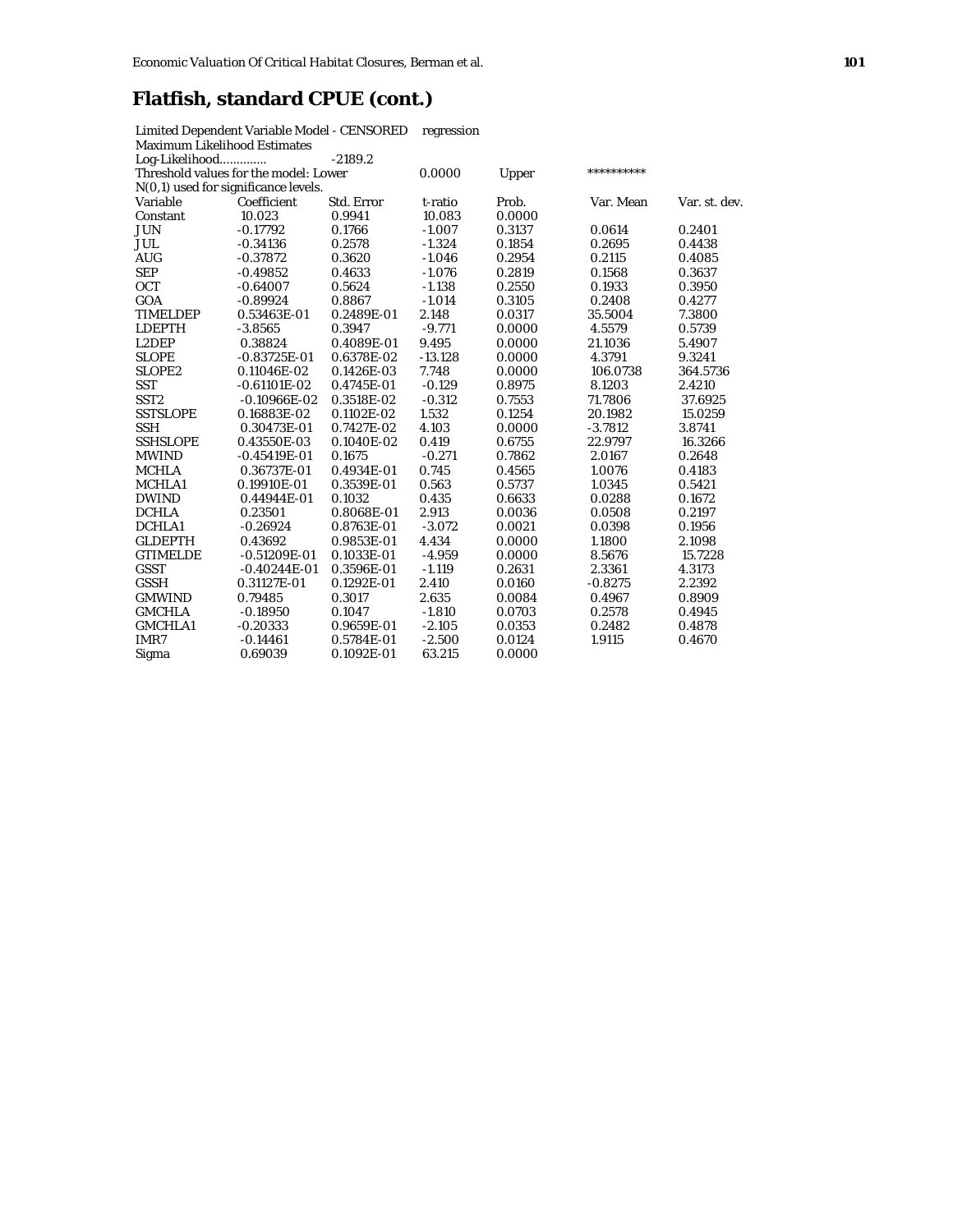# Flatfish, standard CPUE (cont.)

Limited Dependent Variable Model - CENSORED regression
Maximum Likelihood Estimates
Log-Likelihood............. -2189.2
Threshold values for the model: Lower 0.0000 Upper **********
N(0,1) used for significance levels.

| Variable | Coefficient | Std. Error | t-ratio | Prob. | Var. Mean | Var. st. dev. |
|---|---|---|---|---|---|---|
| Constant | 10.023 | 0.9941 | 10.083 | 0.0000 | | |
| JUN | -0.17792 | 0.1766 | -1.007 | 0.3137 | 0.0614 | 0.2401 |
| JUL | -0.34136 | 0.2578 | -1.324 | 0.1854 | 0.2695 | 0.4438 |
| AUG | -0.37872 | 0.3620 | -1.046 | 0.2954 | 0.2115 | 0.4085 |
| SEP | -0.49852 | 0.4633 | -1.076 | 0.2819 | 0.1568 | 0.3637 |
| OCT | -0.64007 | 0.5624 | -1.138 | 0.2550 | 0.1933 | 0.3950 |
| GOA | -0.89924 | 0.8867 | -1.014 | 0.3105 | 0.2408 | 0.4277 |
| TIMELDEP | 0.53463E-01 | 0.2489E-01 | 2.148 | 0.0317 | 35.5004 | 7.3800 |
| LDEPTH | -3.8565 | 0.3947 | -9.771 | 0.0000 | 4.5579 | 0.5739 |
| L2DEP | 0.38824 | 0.4089E-01 | 9.495 | 0.0000 | 21.1036 | 5.4907 |
| SLOPE | -0.83725E-01 | 0.6378E-02 | -13.128 | 0.0000 | 4.3791 | 9.3241 |
| SLOPE2 | 0.11046E-02 | 0.1426E-03 | 7.748 | 0.0000 | 106.0738 | 364.5736 |
| SST | -0.61101E-02 | 0.4745E-01 | -0.129 | 0.8975 | 8.1203 | 2.4210 |
| SST2 | -0.10966E-02 | 0.3518E-02 | -0.312 | 0.7553 | 71.7806 | 37.6925 |
| SSTSLOPE | 0.16883E-02 | 0.1102E-02 | 1.532 | 0.1254 | 20.1982 | 15.0259 |
| SSH | 0.30473E-01 | 0.7427E-02 | 4.103 | 0.0000 | -3.7812 | 3.8741 |
| SSHSLOPE | 0.43550E-03 | 0.1040E-02 | 0.419 | 0.6755 | 22.9797 | 16.3266 |
| MWIND | -0.45419E-01 | 0.1675 | -0.271 | 0.7862 | 2.0167 | 0.2648 |
| MCHLA | 0.36737E-01 | 0.4934E-01 | 0.745 | 0.4565 | 1.0076 | 0.4183 |
| MCHLA1 | 0.19910E-01 | 0.3539E-01 | 0.563 | 0.5737 | 1.0345 | 0.5421 |
| DWIND | 0.44944E-01 | 0.1032 | 0.435 | 0.6633 | 0.0288 | 0.1672 |
| DCHLA | 0.23501 | 0.8068E-01 | 2.913 | 0.0036 | 0.0508 | 0.2197 |
| DCHLA1 | -0.26924 | 0.8763E-01 | -3.072 | 0.0021 | 0.0398 | 0.1956 |
| GLDEPTH | 0.43692 | 0.9853E-01 | 4.434 | 0.0000 | 1.1800 | 2.1098 |
| GTIMELDE | -0.51209E-01 | 0.1033E-01 | -4.959 | 0.0000 | 8.5676 | 15.7228 |
| GSST | -0.40244E-01 | 0.3596E-01 | -1.119 | 0.2631 | 2.3361 | 4.3173 |
| GSSH | 0.31127E-01 | 0.1292E-01 | 2.410 | 0.0160 | -0.8275 | 2.2392 |
| GMWIND | 0.79485 | 0.3017 | 2.635 | 0.0084 | 0.4967 | 0.8909 |
| GMCHLA | -0.18950 | 0.1047 | -1.810 | 0.0703 | 0.2578 | 0.4945 |
| GMCHLA1 | -0.20333 | 0.9659E-01 | -2.105 | 0.0353 | 0.2482 | 0.4878 |
| IMR7 | -0.14461 | 0.5784E-01 | -2.500 | 0.0124 | 1.9115 | 0.4670 |
| Sigma | 0.69039 | 0.1092E-01 | 63.215 | 0.0000 | | |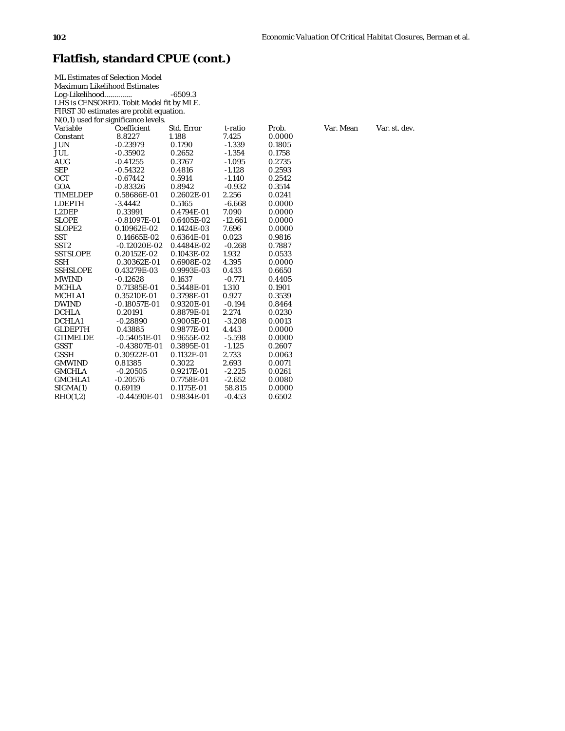## Flatfish, standard CPUE (cont.)

ML Estimates of Selection Model
Maximum Likelihood Estimates
Log-Likelihood............. -6509.3
LHS is CENSORED. Tobit Model fit by MLE.
FIRST 30 estimates are probit equation.
N(0,1) used for significance levels.

| Variable | Coefficient | Std. Error | t-ratio | Prob. | Var. Mean | Var. st. dev. |
|---|---|---|---|---|---|---|
| Constant | 8.8227 | 1.188 | 7.425 | 0.0000 | | |
| JUN | -0.23979 | 0.1790 | -1.339 | 0.1805 | | |
| JUL | -0.35902 | 0.2652 | -1.354 | 0.1758 | | |
| AUG | -0.41255 | 0.3767 | -1.095 | 0.2735 | | |
| SEP | -0.54322 | 0.4816 | -1.128 | 0.2593 | | |
| OCT | -0.67442 | 0.5914 | -1.140 | 0.2542 | | |
| GOA | -0.83326 | 0.8942 | -0.932 | 0.3514 | | |
| TIMELDEP | 0.58686E-01 | 0.2602E-01 | 2.256 | 0.0241 | | |
| LDEPTH | -3.4442 | 0.5165 | -6.668 | 0.0000 | | |
| L2DEP | 0.33991 | 0.4794E-01 | 7.090 | 0.0000 | | |
| SLOPE | -0.81097E-01 | 0.6405E-02 | -12.661 | 0.0000 | | |
| SLOPE2 | 0.10962E-02 | 0.1424E-03 | 7.696 | 0.0000 | | |
| SST | 0.14665E-02 | 0.6364E-01 | 0.023 | 0.9816 | | |
| SST2 | -0.12020E-02 | 0.4484E-02 | -0.268 | 0.7887 | | |
| SSTSLOPE | 0.20152E-02 | 0.1043E-02 | 1.932 | 0.0533 | | |
| SSH | 0.30362E-01 | 0.6908E-02 | 4.395 | 0.0000 | | |
| SSHSLOPE | 0.43279E-03 | 0.9993E-03 | 0.433 | 0.6650 | | |
| MWIND | -0.12628 | 0.1637 | -0.771 | 0.4405 | | |
| MCHLA | 0.71385E-01 | 0.5448E-01 | 1.310 | 0.1901 | | |
| MCHLA1 | 0.35210E-01 | 0.3798E-01 | 0.927 | 0.3539 | | |
| DWIND | -0.18057E-01 | 0.9320E-01 | -0.194 | 0.8464 | | |
| DCHLA | 0.20191 | 0.8879E-01 | 2.274 | 0.0230 | | |
| DCHLA1 | -0.28890 | 0.9005E-01 | -3.208 | 0.0013 | | |
| GLDEPTH | 0.43885 | 0.9877E-01 | 4.443 | 0.0000 | | |
| GTIMELDE | -0.54051E-01 | 0.9655E-02 | -5.598 | 0.0000 | | |
| GSST | -0.43807E-01 | 0.3895E-01 | -1.125 | 0.2607 | | |
| GSSH | 0.30922E-01 | 0.1132E-01 | 2.733 | 0.0063 | | |
| GMWIND | 0.81385 | 0.3022 | 2.693 | 0.0071 | | |
| GMCHLA | -0.20505 | 0.9217E-01 | -2.225 | 0.0261 | | |
| GMCHLA1 | -0.20576 | 0.7758E-01 | -2.652 | 0.0080 | | |
| SIGMA(1) | 0.69119 | 0.1175E-01 | 58.815 | 0.0000 | | |
| RHO(1,2) | -0.44590E-01 | 0.9834E-01 | -0.453 | 0.6502 | | |